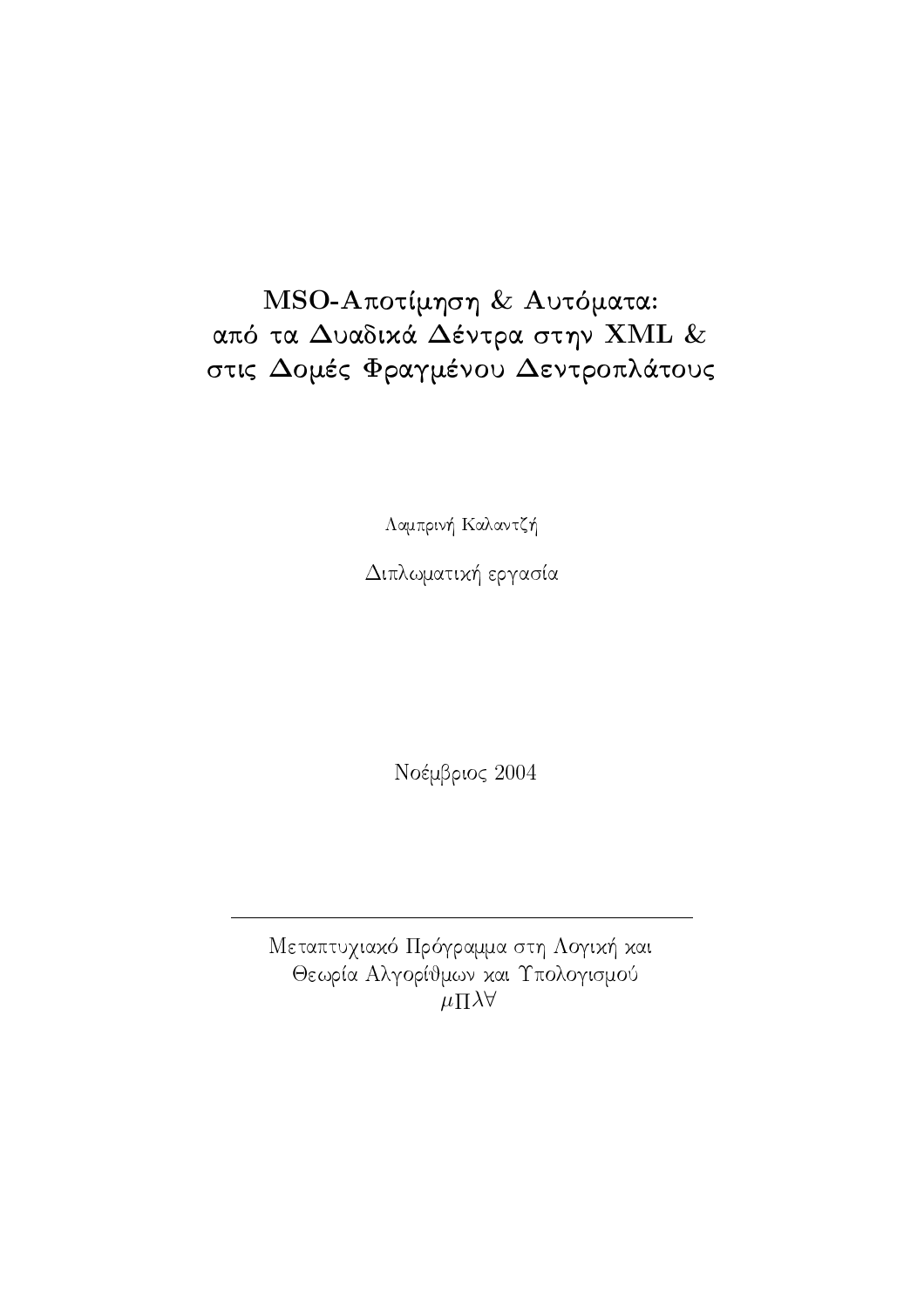# MSO-Αποτίμηση & Αυτόματα: από τα Δυαδικά Δέντρα στην XML & στις Δομές Φραγμένου Δεντροπλάτους

Λαμπρινή Καλαντζή

Διπλωματική εργασία

Νοέμβριος 2004

---

Μεταπτυχιακό Πρόγραμμα στη Λογική και Θεωρία Αλγορίθμων και Υπολογισμού

$\mu\Pi\lambda\forall$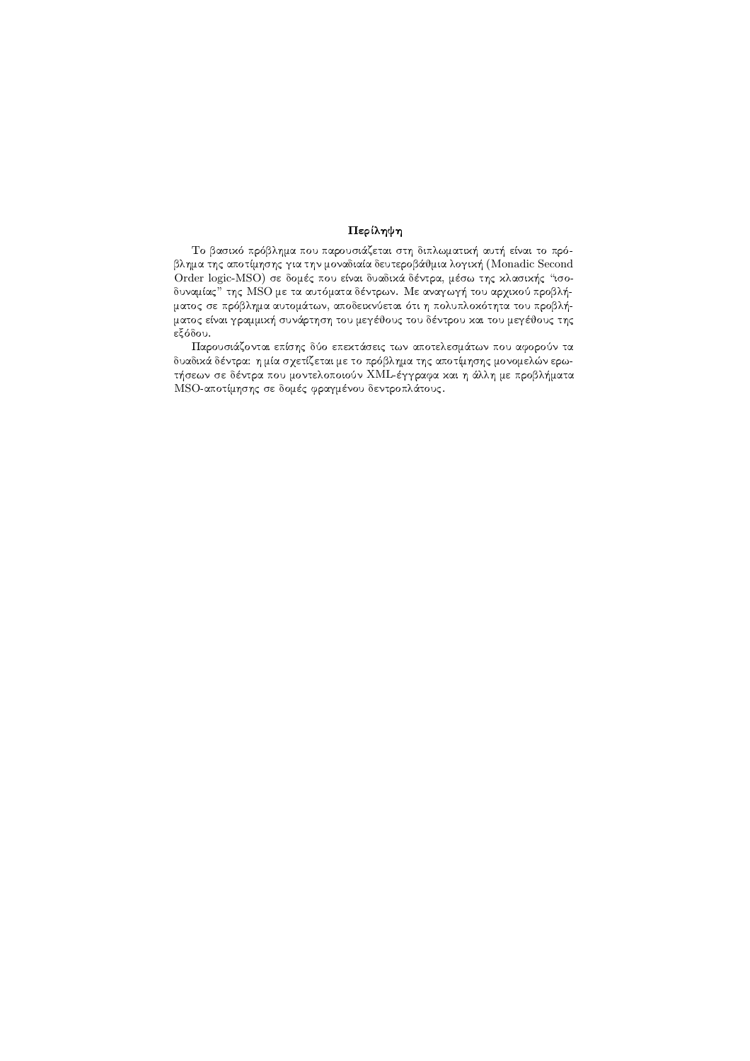# Περίληψη

Το βασικό πρόβλημα που παρουσιάζεται στη διπλωματική αυτή είναι το πρόβλημα της αποτίμησης για την μοναδιαία δευτεροβάθμια λογική (Monadic Second Order logic-MSO) σε δομές που είναι δυαδικά δέντρα, μέσω της κλασικής "ισοδυναμίας" της MSO με τα αυτόματα δέντρων. Με αναγωγή του αρχικού προβλήματος σε πρόβλημα αυτομάτων, αποδεικνύεται ότι η πολυπλοκότητα του προβλήματος είναι γραμμική συνάρτηση του μεγέθους του δέντρου και του μεγέθους της εξόδου.

Παρουσιάζονται επίσης δύο επεκτάσεις των αποτελεσμάτων που αφορούν τα δυαδικά δέντρα: η μία σχετίζεται με το πρόβλημα της αποτίμησης μονομελών ερωτήσεων σε δέντρα που μοντελοποιούν XML-έγγραφα και η άλλη με προβλήματα MSO-αποτίμησης σε δομές φραγμένου δεντροπλάτους.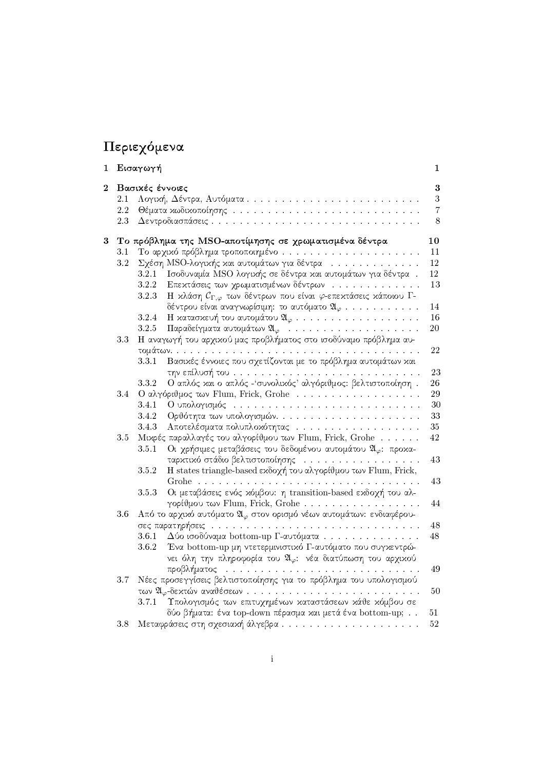# Περιεχόμενα

1 **Εισαγωγή** **1**

2 **Βασικές έννοιες** **3**
- 2.1 Λογική, Δέντρα, Αυτόματα . . . 3
- 2.2 Θέματα κωδικοποίησης . . . 7
- 2.3 Δεντροδιασπάσεις . . . 8

3 **Το πρόβλημα της MSO-αποτίμησης σε χρωματισμένα δέντρα** **10**
- 3.1 Το αρχικό πρόβλημα τροποποιημένο . . . 11
- 3.2 Σχέση MSO-λογικής και αυτομάτων για δέντρα . . . 12
  - 3.2.1 Ισοδυναμία MSO λογικής σε δέντρα και αυτομάτων για δέντρα . 12
  - 3.2.2 Επεκτάσεις των χρωματισμένων δέντρων . . . 13
  - 3.2.3 Η κλάση $\mathcal{C}_{\Gamma,\varphi}$ των δέντρων που είναι $\varphi$-επεκτάσεις κάποιου Γ-δέντρου είναι αναγνωρίσιμη: το αυτόματο $\mathfrak{A}_\varphi$ . . . 14
  - 3.2.4 Η κατασκευή του αυτομάτου $\mathfrak{A}_\varphi$ . . . 16
  - 3.2.5 Παραδείγματα αυτομάτων $\mathfrak{A}_\varphi$ . . . 20
- 3.3 Η αναγωγή του αρχικού μας προβλήματος στο ισοδύναμο πρόβλημα αυτομάτων. . . . 22
  - 3.3.1 Βασικές έννοιες που σχετίζονται με το πρόβλημα αυτομάτων και την επίλυσή του . . . 23
  - 3.3.2 Ο απλός και ο απλός -'συνολικός' αλγόριθμος: βελτιστοποίηση . 26
- 3.4 Ο αλγόριθμος των Flum, Frick, Grohe . . . 29
  - 3.4.1 Ο υπολογισμός . . . 30
  - 3.4.2 Ορθότητα των υπολογισμών. . . . 33
  - 3.4.3 Αποτελέσματα πολυπλοκότητας . . . 35
- 3.5 Μικρές παραλλαγές του αλγορίθμου των Flum, Frick, Grohe . . . 42
  - 3.5.1 Οι χρήσιμες μεταβάσεις του δεδομένου αυτομάτου $\mathfrak{A}_\varphi$: προκαταρκτικό στάδιο βελτιστοποίησης . . . 43
  - 3.5.2 Η states triangle-based εκδοχή του αλγορίθμου των Flum, Frick, Grohe . . . 43
  - 3.5.3 Οι μεταβάσεις ενός κόμβου: η transition-based εκδοχή του αλγορίθμου των Flum, Frick, Grohe . . . 44
- 3.6 Από το αρχικό αυτόματο $\mathfrak{A}_\varphi$ στον ορισμό νέων αυτομάτων: ενδιαφέρουσες παρατηρήσεις . . . 48
  - 3.6.1 Δύο ισοδύναμα bottom-up Γ-αυτόματα . . . 48
  - 3.6.2 Ένα bottom-up μη ντετερμινιστικό Γ-αυτόματο που συγκεντρώνει όλη την πληροφορία του $\mathfrak{A}_\varphi$: νέα διατύπωση του αρχικού προβλήματος . . . 49
- 3.7 Νέες προσεγγίσεις βελτιστοποίησης για το πρόβλημα του υπολογισμού των $\mathfrak{A}_\varphi$-δεκτών αναθέσεων . . . 50
  - 3.7.1 Υπολογισμός των επιτυχημένων καταστάσεων κάθε κόμβου σε δύο βήματα: ένα top-down πέρασμα και μετά ένα bottom-up; . . 51
- 3.8 Μεταφράσεις στη σχεσιακή άλγεβρα . . . 52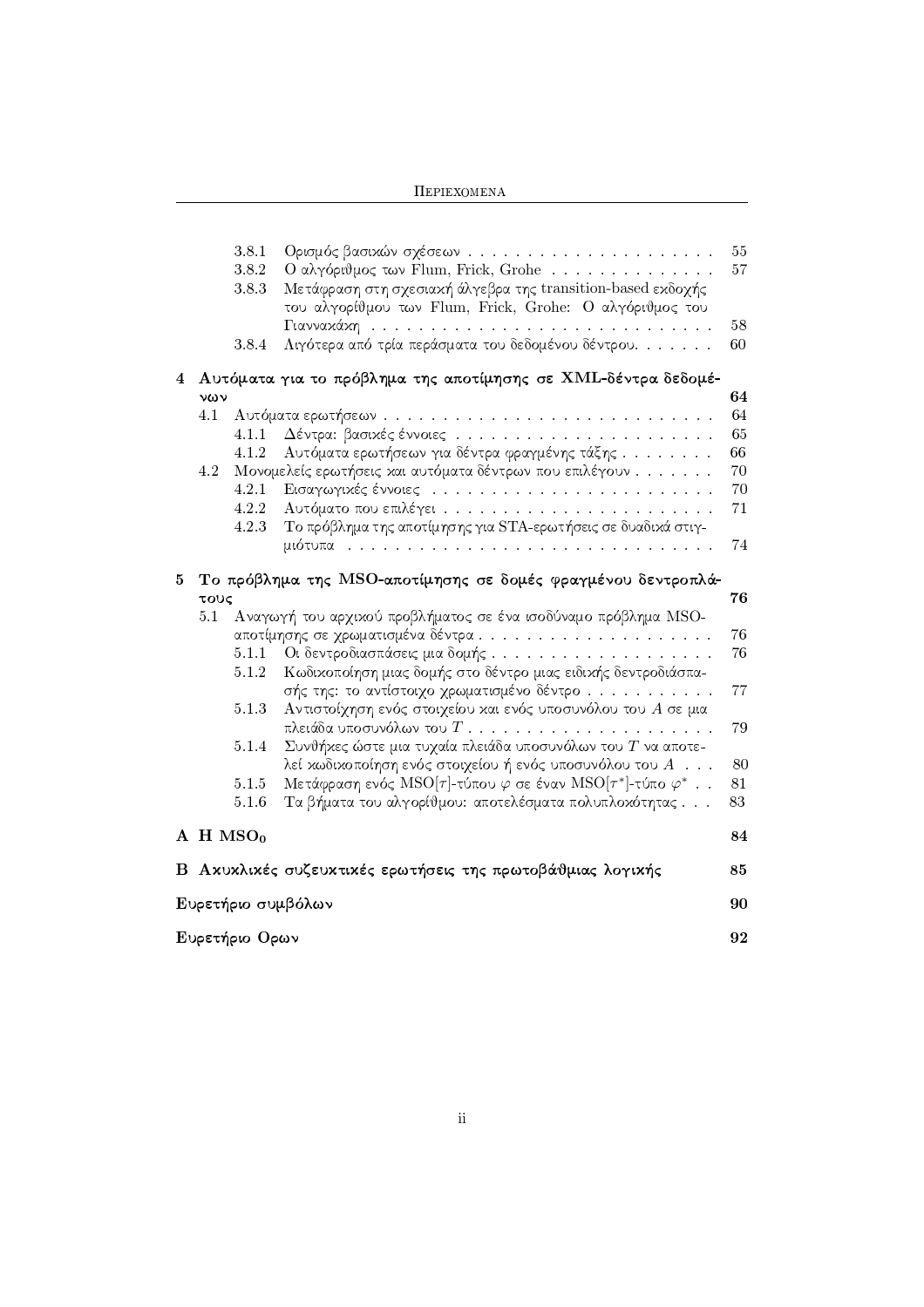- 3.8.1 Ορισμός βασικών σχέσεων . . . . . 55
- 3.8.2 Ο αλγόριθμος των Flum, Frick, Grohe . . . . . 57
- 3.8.3 Μετάφραση στη σχεσιακή άλγεβρα της transition-based εκδοχής του αλγορίθμου των Flum, Frick, Grohe: Ο αλγόριθμος του Γιαννακάκη . . . . . 58
- 3.8.4 Λιγότερα από τρία περάσματα του δεδομένου δέντρου. . . . . 60

**4 Αυτόματα για το πρόβλημα της αποτίμησης σε XML-δέντρα δεδομένων** **64**

- 4.1 Αυτόματα ερωτήσεων . . . . . 64
  - 4.1.1 Δέντρα: βασικές έννοιες . . . . . 65
  - 4.1.2 Αυτόματα ερωτήσεων για δέντρα φραγμένης τάξης . . . . . 66
- 4.2 Μονομελείς ερωτήσεις και αυτόματα δέντρων που επιλέγουν . . . . . 70
  - 4.2.1 Εισαγωγικές έννοιες . . . . . 70
  - 4.2.2 Αυτόματο που επιλέγει . . . . . 71
  - 4.2.3 Το πρόβλημα της αποτίμησης για STA-ερωτήσεις σε δυαδικά στιγμιότυπα . . . . . 74

**5 Το πρόβλημα της MSO-αποτίμησης σε δομές φραγμένου δεντροπλάτους** **76**

- 5.1 Αναγωγή του αρχικού προβλήματος σε ένα ισοδύναμο πρόβλημα MSO-αποτίμησης σε χρωματισμένα δέντρα . . . . . 76
  - 5.1.1 Οι δεντροδιασπάσεις μια δομής . . . . . 76
  - 5.1.2 Κωδικοποίηση μιας δομής στο δέντρο μιας ειδικής δεντροδιάσπασής της: το αντίστοιχο χρωματισμένο δέντρο . . . . . 77
  - 5.1.3 Αντιστοίχηση ενός στοιχείου και ενός υποσυνόλου του $A$ σε μια πλειάδα υποσυνόλων του $T$ . . . . . 79
  - 5.1.4 Συνθήκες ώστε μια τυχαία πλειάδα υποσυνόλων του $T$ να αποτελεί κωδικοποίηση ενός στοιχείου ή ενός υποσυνόλου του $A$ . . . 80
  - 5.1.5 Μετάφραση ενός MSO[$\tau$]-τύπου $\varphi$ σε έναν MSO[$\tau^*$]-τύπο $\varphi^*$ . . 81
  - 5.1.6 Τα βήματα του αλγορίθμου: αποτελέσματα πολυπλοκότητας . . . 83

**A Η $\mathbf{MSO_0}$** **84**

**B Ακυκλικές συζευκτικές ερωτήσεις της πρωτοβάθμιας λογικής** **85**

**Ευρετήριο συμβόλων** **90**

**Ευρετήριο Ορων** **92**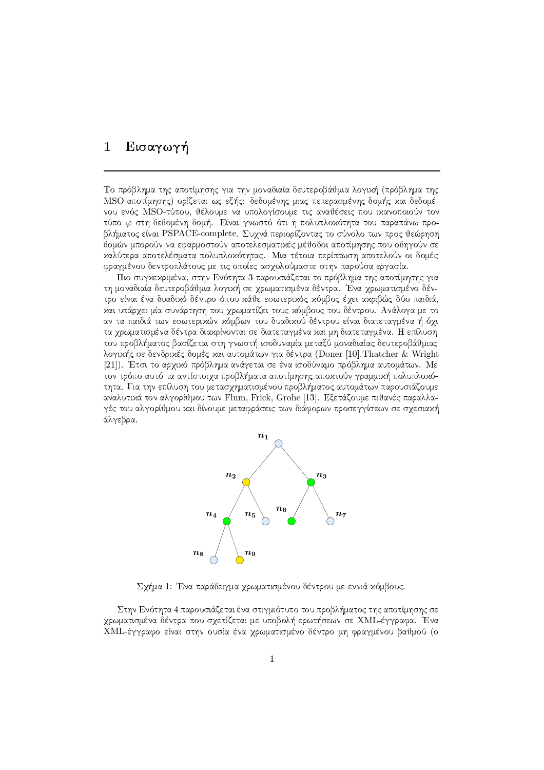// 1 Εισαγωγή

Το πρόβλημα της αποτίμησης για την μοναδιαία δευτεροβάθμια λογική (πρόβλημα της MSO-αποτίμησης) ορίζεται ως εξής: δεδομένης μιας πεπερασμένης δομής και δεδομένου ενός MSO-τύπου, θέλουμε να υπολογίσουμε τις αναθέσεις που ικανοποιούν τον τύπο $\varphi$ στη δεδομένη δομή. Είναι γνωστό ότι η πολυπλοκότητα του παραπάνω προβλήματος είναι PSPACE-complete. Συχνά περιορίζοντας το σύνολο των προς θεώρηση δομών μπορούν να εφαρμοστούν αποτελεσματικές μέθοδοι αποτίμησης που οδηγούν σε καλύτερα αποτελέσματα πολυπλοκότητας. Μια τέτοια περίπτωση αποτελούν οι δομές φραγμένου δεντροπλάτους με τις οποίες ασχολούμαστε στην παρούσα εργασία.

Πιο συγκεκριμένα, στην Ενότητα 3 παρουσιάζεται το πρόβλημα της αποτίμησης για τη μοναδιαία δευτεροβάθμια λογική σε χρωματισμένα δέντρα. Ένα χρωματισμένο δέντρο είναι ένα δυαδικό δέντρο όπου κάθε εσωτερικός κόμβος έχει ακριβώς δύο παιδιά, και υπάρχει μία συνάρτηση που χρωματίζει τους κόμβους του δέντρου. Ανάλογα με το αν τα παιδιά των εσωτερικών κόμβων του δυαδικού δέντρου είναι διατεταγμένα ή όχι τα χρωματισμένα δέντρα διακρίνονται σε διατεταγμένα και μη διατεταγμένα. Η επίλυση του προβλήματος βασίζεται στη γνωστή ισοδυναμία μεταξύ μοναδιαίας δευτεροβάθμιας λογικής σε δενδρικές δομές και αυτομάτων για δέντρα (Doner [10],Thatcher & Wright [21]). Έτσι το αρχικό πρόβλημα ανάγεται σε ένα ισοδύναμο πρόβλημα αυτομάτων. Με τον τρόπο αυτό τα αντίστοιχα προβλήματα αποτίμησης αποκτούν γραμμική πολυπλοκότητα. Για την επίλυση του μετασχηματισμένου προβλήματος αυτομάτων παρουσιάζουμε αναλυτικά τον αλγορίθμου των Flum, Frick, Grohe [13]. Εξετάζουμε πιθανές παραλλαγές του αλγορίθμου και δίνουμε μεταφράσεις των διάφορων προσεγγίσεων σε σχεσιακή άλγεβρα.

Σχήμα 1: Ένα παράδειγμα χρωματισμένου δέντρου με εννιά κόμβους.

Στην Ενότητα 4 παρουσιάζεται ένα στιγμιότυπο του προβλήματος της αποτίμησης σε χρωματισμένα δέντρα που σχετίζεται με υποβολή ερωτήσεων σε XML-έγγραφα. Ένα XML-έγγραφο είναι στην ουσία ένα χρωματισμένο δέντρο μη φραγμένου βαθμού (ο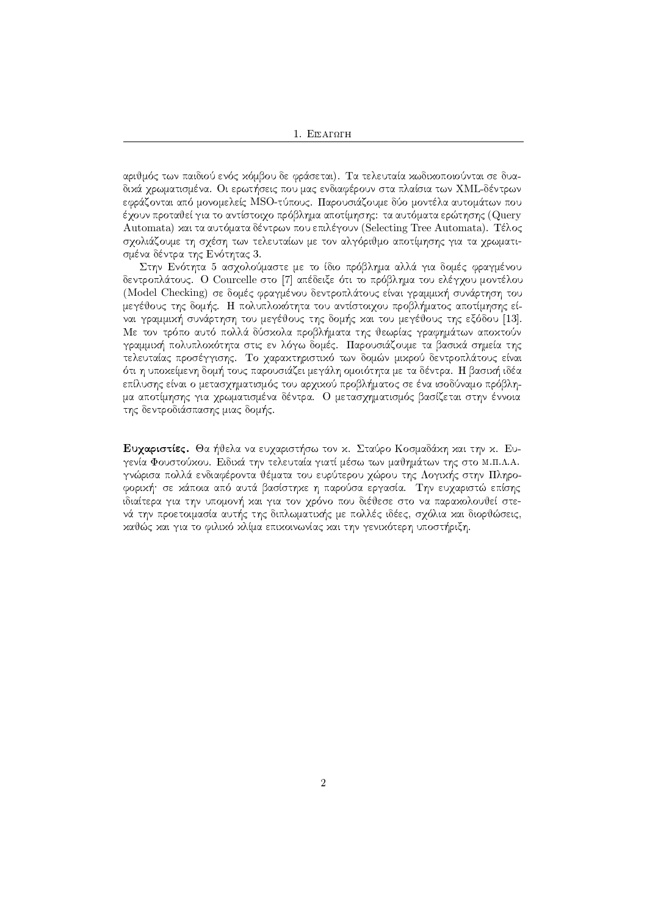αριθμός των παιδιού ενός κόμβου δε φράσεται). Τα τελευταία κωδικοποιούνται σε δυαδικά χρωματισμένα. Οι ερωτήσεις που μας ενδιαφέρουν στα πλαίσια των XML-δέντρων εφράζονται από μονομελείς MSO-τύπους. Παρουσιάζουμε δύο μοντέλα αυτομάτων που έχουν προταθεί για το αντίστοιχο πρόβλημα αποτίμησης: τα αυτόματα ερώτησης (Query Automata) και τα αυτόματα δέντρων που επιλέγουν (Selecting Tree Automata). Τέλος σχολιάζουμε τη σχέση των τελευταίων με τον αλγόριθμο αποτίμησης για τα χρωματισμένα δέντρα της Ενότητας 3.

Στην Ενότητα 5 ασχολούμαστε με το ίδιο πρόβλημα αλλά για δομές φραγμένου δεντροπλάτους. Ο Courcelle στο [7] απέδειξε ότι το πρόβλημα του ελέγχου μοντέλου (Model Checking) σε δομές φραγμένου δεντροπλάτους είναι γραμμική συνάρτηση του μεγέθους της δομής. Η πολυπλοκότητα του αντίστοιχου προβλήματος αποτίμησης είναι γραμμική συνάρτηση του μεγέθους της δομής και του μεγέθους της εξόδου [13]. Με τον τρόπο αυτό πολλά δύσκολα προβλήματα της θεωρίας γραφημάτων αποκτούν γραμμική πολυπλοκότητα στις εν λόγω δομές. Παρουσιάζουμε τα βασικά σημεία της τελευταίας προσέγγισης. Το χαρακτηριστικό των δομών μικρού δεντροπλάτους είναι ότι η υποκείμενη δομή τους παρουσιάζει μεγάλη ομοιότητα με τα δέντρα. Η βασική ιδέα επίλυσης είναι ο μετασχηματισμός του αρχικού προβλήματος σε ένα ισοδύναμο πρόβλημα αποτίμησης για χρωματισμένα δέντρα. Ο μετασχηματισμός βασίζεται στην έννοια της δεντροδιάσπασης μιας δομής.

**Ευχαριστίες.** Θα ήθελα να ευχαριστήσω τον κ. Σταύρο Κοσμαδάκη και την κ. Ευγενία Φουστούκου. Ειδικά την τελευταία γιατί μέσω των μαθημάτων της στο Μ.Π.Λ.Α. γνώρισα πολλά ενδιαφέροντα θέματα του ευρύτερου χώρου της Λογικής στην Πληροφορική· σε κάποια από αυτά βασίστηκε η παρούσα εργασία. Την ευχαριστώ επίσης ιδιαίτερα για την υπομονή και για τον χρόνο που διέθεσε στο να παρακολουθεί στενά την προετοιμασία αυτής της διπλωματικής με πολλές ιδέες, σχόλια και διορθώσεις, καθώς και για το φιλικό κλίμα επικοινωνίας και την γενικότερη υποστήριξη.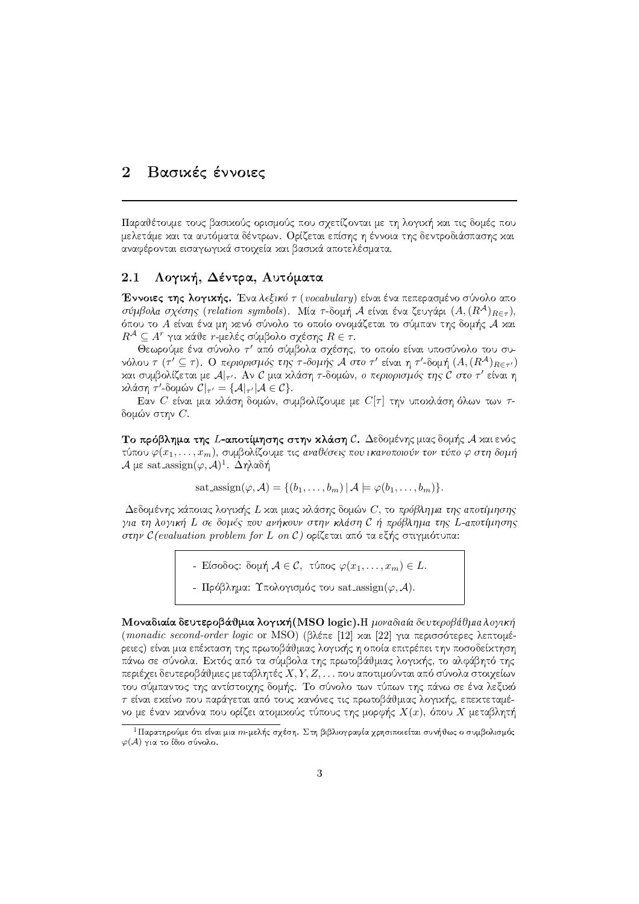# 2 Βασικές έννοιες

Παραθέτουμε τους βασικούς ορισμούς που σχετίζονται με τη λογική και τις δομές που μελετάμε και τα αυτόματα δέντρων. Ορίζεται επίσης η έννοια της δεντροδιάσπασης και αναφέρονται εισαγωγικά στοιχεία και βασικά αποτελέσματα.

## 2.1 Λογική, Δέντρα, Αυτόματα

**Έννοιες της λογικής.** Ένα *λεξικό* $\tau$ (*vocabulary*) είναι ένα πεπερασμένο σύνολο απο *σύμβολα σχέσης* (*relation symbols*). Μία $\tau$-δομή $\mathcal{A}$ είναι ένα ζευγάρι $(A, (R^{\mathcal{A}})_{R\in\tau})$, όπου το $A$ είναι ένα μη κενό σύνολο το οποίο ονομάζεται το σύμπαν της δομής $\mathcal{A}$ και $R^{\mathcal{A}} \subseteq A^r$ για κάθε $r$-μελές σύμβολο σχέσης $R \in \tau$.

Θεωρούμε ένα σύνολο $\tau'$ από σύμβολα σχέσης, το οποίο είναι υποσύνολο του συνόλου $\tau$ ($\tau' \subseteq \tau$). Ο *περιορισμός της $\tau$-δομής $\mathcal{A}$ στο $\tau'$* είναι η $\tau'$-δομή $(A, (R^{\mathcal{A}})_{R\in\tau'})$ και συμβολίζεται με $\mathcal{A}|_{\tau'}$. Αν $\mathcal{C}$ μια κλάση $\tau$-δομών, *ο περιορισμός της $\mathcal{C}$ στο $\tau'$* είναι η κλάση $\tau'$-δομών $\mathcal{C}|_{\tau'} = \{\mathcal{A}|_{\tau'} | \mathcal{A} \in \mathcal{C}\}$.

Εαν $C$ είναι μια κλάση δομών, συμβολίζουμε με $C[\tau]$ την υποκλάση όλων των $\tau$-δομών στην $C$.

**Το πρόβλημα της $L$-αποτίμησης στην κλάση $\mathcal{C}$.** Δεδομένης μιας δομής $\mathcal{A}$ και ενός τύπου $\varphi(x_1, \ldots, x_m)$, συμβολίζουμε τις *αναθέσεις που ικανοποιούν τον τύπο $\varphi$ στη δομή $\mathcal{A}$* με $\text{sat\_assign}(\varphi, \mathcal{A})$[1]. Δηλαδή

$$\text{sat\_assign}(\varphi, \mathcal{A}) = \{(b_1, \ldots, b_m) \,|\, \mathcal{A} \models \varphi(b_1, \ldots, b_m)\}.$$

Δεδομένης κάποιας λογικής $L$ και μιας κλάσης δομών $C$, το *πρόβλημα της αποτίμησης για τη λογική $L$ σε δομές που ανήκουν στην κλάση $\mathcal{C}$* ή *πρόβλημα της $L$-αποτίμησης στην $\mathcal{C}$* (*evaluation problem for $L$ on $\mathcal{C}$*) ορίζεται από τα εξής στιγμιότυπα:

- Είσοδος: δομή $\mathcal{A} \in \mathcal{C}$, τύπος $\varphi(x_1, \ldots, x_m) \in L$.
- Πρόβλημα: Υπολογισμός του $\text{sat\_assign}(\varphi, \mathcal{A})$.

**Μοναδιαία δευτεροβάθμια λογική(MSO logic).** Η *μοναδιαία δευτεροβάθμια λογική* (*monadic second-order logic* or MSO) (βλέπε [12] και [22] για περισσότερες λεπτομέρειες) είναι μια επέκταση της πρωτοβάθμιας λογικής η οποία επιτρέπει την ποσοδείκτηση πάνω σε σύνολα. Εκτός από τα σύμβολα της πρωτοβάθμιας λογικής, το αλφάβητό της περιέχει δευτεροβάθμιες μεταβλητές $X, Y, Z, \ldots$ που αποτιμούνται από σύνολα στοιχείων του σύμπαντος της αντίστοιχης δομής. Το σύνολο των τύπων της πάνω σε ένα λεξικό $\tau$ είναι εκείνο που παράγεται από τους κανόνες τις πρωτοβάθμιας λογικής, επεκτεταμένο με έναν κανόνα που ορίζει ατομικούς τύπους της μορφής $X(x)$, όπου $X$ μεταβλητή

[1] Παρατηρούμε ότι είναι μια $m$-μελής σχέση. Στη βιβλιογραφία χρησιποιείται συνήθως ο συμβολισμός $\varphi(\mathcal{A})$ για το ίδιο σύνολο.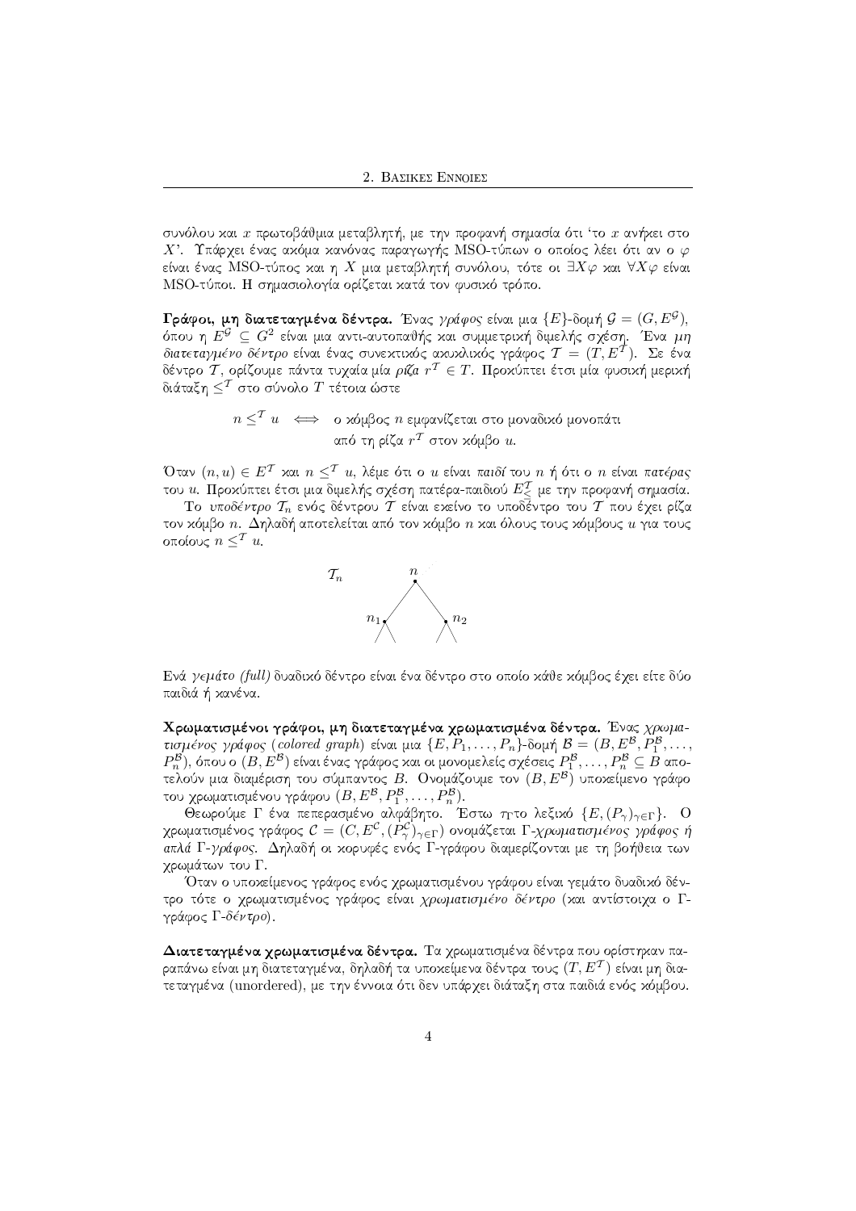συνόλου και $x$ πρωτοβάθμια μεταβλητή, με την προφανή σημασία ότι 'το $x$ ανήκει στο $X$'. Υπάρχει ένας ακόμα κανόνας παραγωγής MSO-τύπων ο οποίος λέει ότι αν ο $\varphi$ είναι ένας MSO-τύπος και η $X$ μια μεταβλητή συνόλου, τότε οι $\exists X\varphi$ και $\forall X\varphi$ είναι MSO-τύποι. Η σημασιολογία ορίζεται κατά τον φυσικό τρόπο.

**Γράφοι, μη διατεταγμένα δέντρα.** Ένας *γράφος* είναι μια $\{E\}$-δομή $\mathcal{G} = (G, E^{\mathcal{G}})$, όπου η $E^{\mathcal{G}} \subseteq G^2$ είναι μια αντι-αυτοπαθής και συμμετρική διμελής σχέση. Ένα *μη διατεταγμένο δέντρο* είναι ένας συνεκτικός ακυκλικός γράφος $\mathcal{T} = (T, E^{\mathcal{T}})$. Σε ένα δέντρο $\mathcal{T}$, ορίζουμε πάντα τυχαία μία *ρίζα* $r^{\mathcal{T}} \in T$. Προκύπτει έτσι μία φυσική μερική διάταξη $\leq^{\mathcal{T}}$ στο σύνολο $T$ τέτοια ώστε

$$n \leq^{\mathcal{T}} u \iff \text{ο κόμβος } n \text{ εμφανίζεται στο μοναδικό μονοπάτι από τη ρίζα } r^{\mathcal{T}} \text{ στον κόμβο } u.$$

Όταν $(n, u) \in E^{\mathcal{T}}$ και $n \leq^{\mathcal{T}} u$, λέμε ότι ο $u$ είναι *παιδί* του $n$ ή ότι ο $n$ είναι *πατέρας* του $u$. Προκύπτει έτσι μια διμελής σχέση πατέρα-παιδιού $E^{\mathcal{T}}_{\leq}$ με την προφανή σημασία.

Το *υποδέντρο* $\mathcal{T}_n$ ενός δέντρου $\mathcal{T}$ είναι εκείνο το υποδέντρο του $\mathcal{T}$ που έχει ρίζα τον κόμβο $n$. Δηλαδή αποτελείται από τον κόμβο $n$ και όλους τους κόμβους $u$ για τους οποίους $n \leq^{\mathcal{T}} u$.

Ενά *γεμάτο (full)* δυαδικό δέντρο είναι ένα δέντρο στο οποίο κάθε κόμβος έχει είτε δύο παιδιά ή κανένα.

**Χρωματισμένοι γράφοι, μη διατεταγμένα χρωματισμένα δέντρα.** Ένας *χρωματισμένος γράφος* (*colored graph*) είναι μια $\{E, P_1, \ldots, P_n\}$-δομή $\mathcal{B} = (B, E^{\mathcal{B}}, P_1^{\mathcal{B}}, \ldots, P_n^{\mathcal{B}})$, όπου ο $(B, E^{\mathcal{B}})$ είναι ένας γράφος και οι μονομελείς σχέσεις $P_1^{\mathcal{B}}, \ldots, P_n^{\mathcal{B}} \subseteq B$ αποτελούν μια διαμέριση του σύμπαντος $B$. Ονομάζουμε τον $(B, E^{\mathcal{B}})$ υποκείμενο γράφο του χρωματισμένου γράφου $(B, E^{\mathcal{B}}, P_1^{\mathcal{B}}, \ldots, P_n^{\mathcal{B}})$.

Θεωρούμε Γ ένα πεπερασμένο αλφάβητο. Έστω $\tau_\Gamma$ το λεξικό $\{E, (P_\gamma)_{\gamma\in\Gamma}\}$. Ο χρωματισμένος γράφος $\mathcal{C} = (C, E^{\mathcal{C}}, (P_\gamma^{\mathcal{C}})_{\gamma\in\Gamma})$ ονομάζεται *Γ-χρωματισμένος γράφος* ή απλά *Γ-γράφος*. Δηλαδή οι κορυφές ενός Γ-γράφου διαμερίζονται με τη βοήθεια των χρωμάτων του Γ.

Όταν ο υποκείμενος γράφος ενός χρωματισμένου γράφου είναι γεμάτο δυαδικό δέντρο τότε ο χρωματισμένος γράφος είναι *χρωματισμένο δέντρο* (και αντίστοιχα ο Γ-γράφος *Γ-δέντρο*).

**Διατεταγμένα χρωματισμένα δέντρα.** Τα χρωματισμένα δέντρα που ορίστηκαν παραπάνω είναι μη διατεταγμένα, δηλαδή τα υποκείμενα δέντρα τους $(T, E^{\mathcal{T}})$ είναι μη διατεταγμένα (unordered), με την έννοια ότι δεν υπάρχει διάταξη στα παιδιά ενός κόμβου.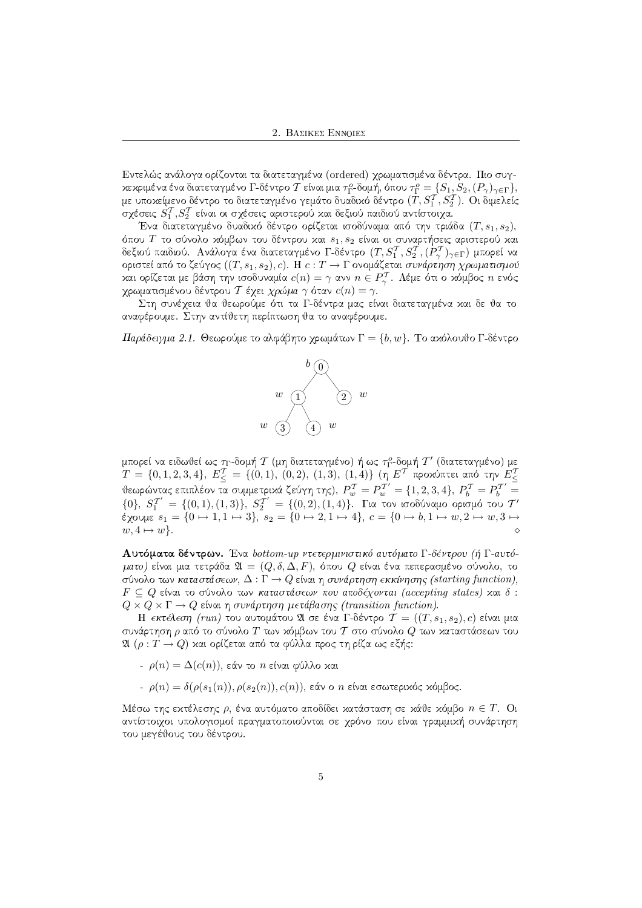Εντελώς ανάλογα ορίζονται τα διατεταγμένα (ordered) χρωματισμένα δέντρα. Πιο συγκεκριμένα ένα διατεταγμένο Γ-δέντρο $\mathcal{T}$ είναι μια $\tau_\Gamma^o$-δομή, όπου $\tau_\Gamma^o = \{S_1, S_2, (P_\gamma)_{\gamma\in\Gamma}\}$, με υποκείμενο δέντρο το διατεταγμένο γεμάτο δυαδικό δέντρο $(T, S_1^\mathcal{T}, S_2^\mathcal{T})$. Οι διμελείς σχέσεις $S_1^\mathcal{T}$,$S_2^\mathcal{T}$ είναι οι σχέσεις αριστερού και δεξιού παιδιού αντίστοιχα.

Ένα διατεταγμένο δυαδικό δέντρο ορίζεται ισοδύναμα από την τριάδα $(T, s_1, s_2)$, όπου $T$ το σύνολο κόμβων του δέντρου και $s_1, s_2$ είναι οι συναρτήσεις αριστερού και δεξιού παιδιού. Ανάλογα ένα διατεταγμένο Γ-δέντρο $(T, S_1^\mathcal{T}, S_2^\mathcal{T}, (P_\gamma^\mathcal{T})_{\gamma\in\Gamma})$ μπορεί να οριστεί από το ζεύγος $((T, s_1, s_2), c)$. Η $c : T \to \Gamma$ ονομάζεται *συνάρτηση χρωματισμού* και ορίζεται με βάση την ισοδυναμία $c(n) = \gamma$ ανν $n \in P_\gamma^\mathcal{T}$. Λέμε ότι ο κόμβος $n$ ενός χρωματισμένου δέντρου $\mathcal{T}$ έχει *χρώμα* $\gamma$ όταν $c(n) = \gamma$.

Στη συνέχεια θα θεωρούμε ότι τα Γ-δέντρα μας είναι διατεταγμένα και δε θα το αναφέρουμε. Στην αντίθετη περίπτωση θα το αναφέρουμε.

*Παράδειγμα 2.1.* Θεωρούμε το αλφάβητο χρωμάτων $\Gamma = \{b, w\}$. Το ακόλουθο Γ-δέντρο

μπορεί να ειδωθεί ως $\tau_\Gamma$-δομή $\mathcal{T}$ (μη διατεταγμένο) ή ως $\tau_\Gamma^o$-δομή $\mathcal{T}'$ (διατεταγμένο) με $T = \{0, 1, 2, 3, 4\}$, $E_\leq^\mathcal{T} = \{(0, 1), (0, 2), (1, 3), (1, 4)\}$ (η $E^\mathcal{T}$ προκύπτει από την $E_\leq^\mathcal{T}$ θεωρώντας επιπλέον τα συμμετρικά ζεύγη της), $P_w^\mathcal{T} = P_w^{\mathcal{T}'} = \{1, 2, 3, 4\}$, $P_b^\mathcal{T} = P_b^{\mathcal{T}'} = \{0\}$, $S_1^{\mathcal{T}'} = \{(0, 1), (1, 3)\}$, $S_2^{\mathcal{T}'} = \{(0, 2), (1, 4)\}$. Για τον ισοδύναμο ορισμό του $\mathcal{T}'$ έχουμε $s_1 = \{0 \mapsto 1, 1 \mapsto 3\}$, $s_2 = \{0 \mapsto 2, 1 \mapsto 4\}$, $c = \{0 \mapsto b, 1 \mapsto w, 2 \mapsto w, 3 \mapsto w, 4 \mapsto w\}$. ◇

**Αυτόματα δέντρων.** Ένα *bottom-up ντετερμινιστικό αυτόματο Γ-δέντρου (ή Γ-αυτόματο)* είναι μια τετράδα $\mathfrak{A} = (Q, \delta, \Delta, F)$, όπου $Q$ είναι ένα πεπερασμένο σύνολο, το σύνολο των *καταστάσεων*, $\Delta : \Gamma \to Q$ είναι η *συνάρτηση εκκίνησης (starting function)*, $F \subseteq Q$ είναι το σύνολο των *καταστάσεων που αποδέχονται (accepting states)* και $\delta : Q \times Q \times \Gamma \to Q$ είναι η *συνάρτηση μετάβασης (transition function)*.

Η *εκτέλεση (run)* του αυτομάτου $\mathfrak{A}$ σε ένα Γ-δέντρο $\mathcal{T} = ((T, s_1, s_2), c)$ είναι μια συνάρτηση $\rho$ από το σύνολο $T$ των κόμβων του $\mathcal{T}$ στο σύνολο $Q$ των καταστάσεων του $\mathfrak{A}$ ($\rho : T \to Q$) και ορίζεται από τα φύλλα προς τη ρίζα ως εξής:

- $\rho(n) = \Delta(c(n))$, εάν το $n$ είναι φύλλο και
- $\rho(n) = \delta(\rho(s_1(n)), \rho(s_2(n)), c(n))$, εάν ο $n$ είναι εσωτερικός κόμβος.

Μέσω της εκτέλεσης $\rho$, ένα αυτόματο αποδίδει κατάσταση σε κάθε κόμβο $n \in T$. Οι αντίστοιχοι υπολογισμοί πραγματοποιούνται σε χρόνο που είναι γραμμική συνάρτηση του μεγέθους του δέντρου.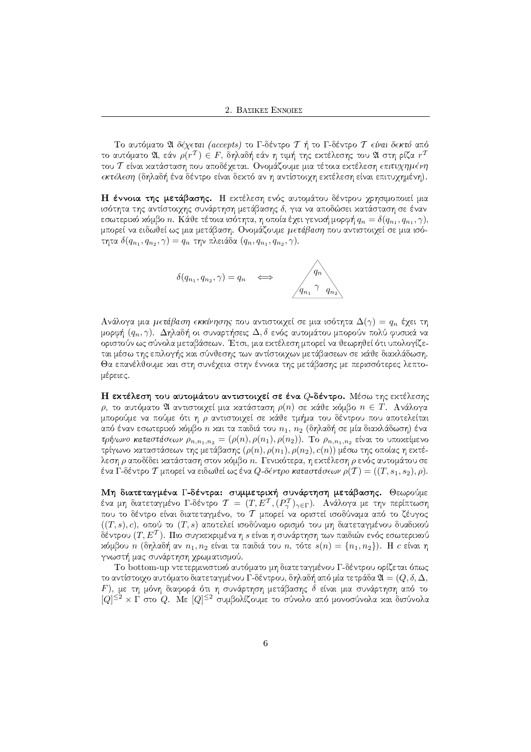Το αυτόματο $\mathfrak{A}$ *δέχεται (accepts)* το Γ-δέντρο $\mathcal{T}$ ή το Γ-δέντρο $\mathcal{T}$ **είναι δεκτό** από το αυτόματο $\mathfrak{A}$, εάν $\rho(r^{\mathcal{T}}) \in F$, δηλαδή εάν η τιμή της εκτέλεσης του $\mathfrak{A}$ στη ρίζα $r^{\mathcal{T}}$ του $\mathcal{T}$ είναι κατάσταση που αποδέχεται. Ονομάζουμε μια τέτοια εκτέλεση *επιτυχημένη εκτέλεση* (δηλαδή ένα δέντρο είναι δεκτό αν η αντίστοιχη εκτέλεση είναι επιτυχημένη).

**Η έννοια της μετάβασης.** Η εκτέλεση ενός αυτομάτου δέντρου χρησιμοποιεί μια ισότητα της αντίστοιχης συνάρτηση μετάβασης $\delta$, για να αποδώσει κατάσταση σε έναν εσωτερικό κόμβο $n$. Κάθε τέτοια ισότητα, η οποία έχει γενική μορφή $q_n = \delta(q_{n_1}, q_{n_1}, \gamma)$, μπορεί να ειδωθεί ως μια μετάβαση. Ονομάζουμε *μετάβαση* που αντιστοιχεί σε μια ισότητα $\delta(q_{n_1}, q_{n_2}, \gamma) = q_n$ την πλειάδα $(q_n, q_{n_1}, q_{n_2}, \gamma)$.

$$\delta(q_{n_1}, q_{n_2}, \gamma) = q_n \quad \Longleftrightarrow \quad \begin{array}{c} q_n \\ q_{n_1} \;\; \gamma \;\; q_{n_2} \end{array}$$

Ανάλογα μια *μετάβαση εκκίνησης* που αντιστοιχεί σε μια ισότητα $\Delta(\gamma) = q_n$ έχει τη μορφή $(q_n, \gamma)$. Δηλαδή οι συναρτήσεις $\Delta, \delta$ ενός αυτομάτου μπορούν πολύ φυσικά να οριστούν ως σύνολα μεταβάσεων. Έτσι, μια εκτέλεση μπορεί να θεωρηθεί ότι υπολογίζεται μέσω της επιλογής και σύνθεσης των αντίστοιχων μεταβάσεων σε κάθε διακλάδωση. Θα επανέλθουμε και στη συνέχεια στην έννοια της μετάβασης με περισσότερες λεπτομέρειες.

**Η εκτέλεση του αυτομάτου αντιστοιχεί σε ένα $Q$-δέντρο.** Μέσω της εκτέλεσης $\rho$, το αυτόματο $\mathfrak{A}$ αντιστοιχεί μια κατάσταση $\rho(n)$ σε κάθε κόμβο $n \in T$. Ανάλογα μπορούμε να πούμε ότι η $\rho$ αντιστοιχεί σε κάθε τμήμα του δέντρου που αποτελείται από έναν εσωτερικό κόμβο $n$ και τα παιδιά του $n_1$, $n_2$ (δηλαδή σε μία διακλάδωση) ένα *τρίγωνο καταστάσεων* $\rho_{n,n_1,n_2} = (\rho(n), \rho(n_1), \rho(n_2))$. Το $\rho_{n,n_1,n_2}$ είναι το υποκείμενο τρίγωνο καταστάσεων της μετάβασης $(\rho(n), \rho(n_1), \rho(n_2), c(n))$ μέσω της οποίας η εκτέλεση $\rho$ αποδίδει κατάσταση στον κόμβο $n$. Γενικότερα, η εκτέλεση $\rho$ ενός αυτομάτου σε ένα Γ-δέντρο $\mathcal{T}$ μπορεί να ειδωθεί ως ένα *$Q$-δέντρο καταστάσεων* $\rho(\mathcal{T}) = ((T, s_1, s_2), \rho)$.

**Μη διατεταγμένα Γ-δέντρα: συμμετρική συνάρτηση μετάβασης.** Θεωρούμε ένα μη διατεταγμένο Γ-δέντρο $\mathcal{T} = (T, E^{\mathcal{T}}, (P_\gamma^{\mathcal{T}})_{\gamma \in \Gamma})$. Ανάλογα με την περίπτωση που το δέντρο είναι διατεταγμένο, το $\mathcal{T}$ μπορεί να οριστεί ισοδύναμα από το ζεύγος $((T, s), c)$, οπού το $(T, s)$ αποτελεί ισοδύναμο ορισμό του μη διατεταγμένου δυαδικού δέντρου $(T, E^{\mathcal{T}})$. Πιο συγκεκριμένα η $s$ είναι η συνάρτηση των παιδιών ενός εσωτερικού κόμβου $n$ (δηλαδή αν $n_1, n_2$ είναι τα παιδιά του $n$, τότε $s(n) = \{n_1, n_2\}$). Η $c$ είναι η γνωστή μας συνάρτηση χρωματισμού.

Το bottom-up ντετερμινιστικό αυτόματο μη διατεταγμένου Γ-δέντρου ορίζεται όπως το αντίστοιχο αυτόματο διατεταγμένου Γ-δέντρου, δηλαδή από μία τετράδα $\mathfrak{A} = (Q, \delta, \Delta, F)$, με τη μόνη διαφορά ότι η συνάρτηση μετάβασης $\delta$ είναι μια συνάρτηση από το $[Q]^{\leq 2} \times \Gamma$ στο $Q$. Με $[Q]^{\leq 2}$ συμβολίζουμε το σύνολο από μονοσύνολα και δισύνολα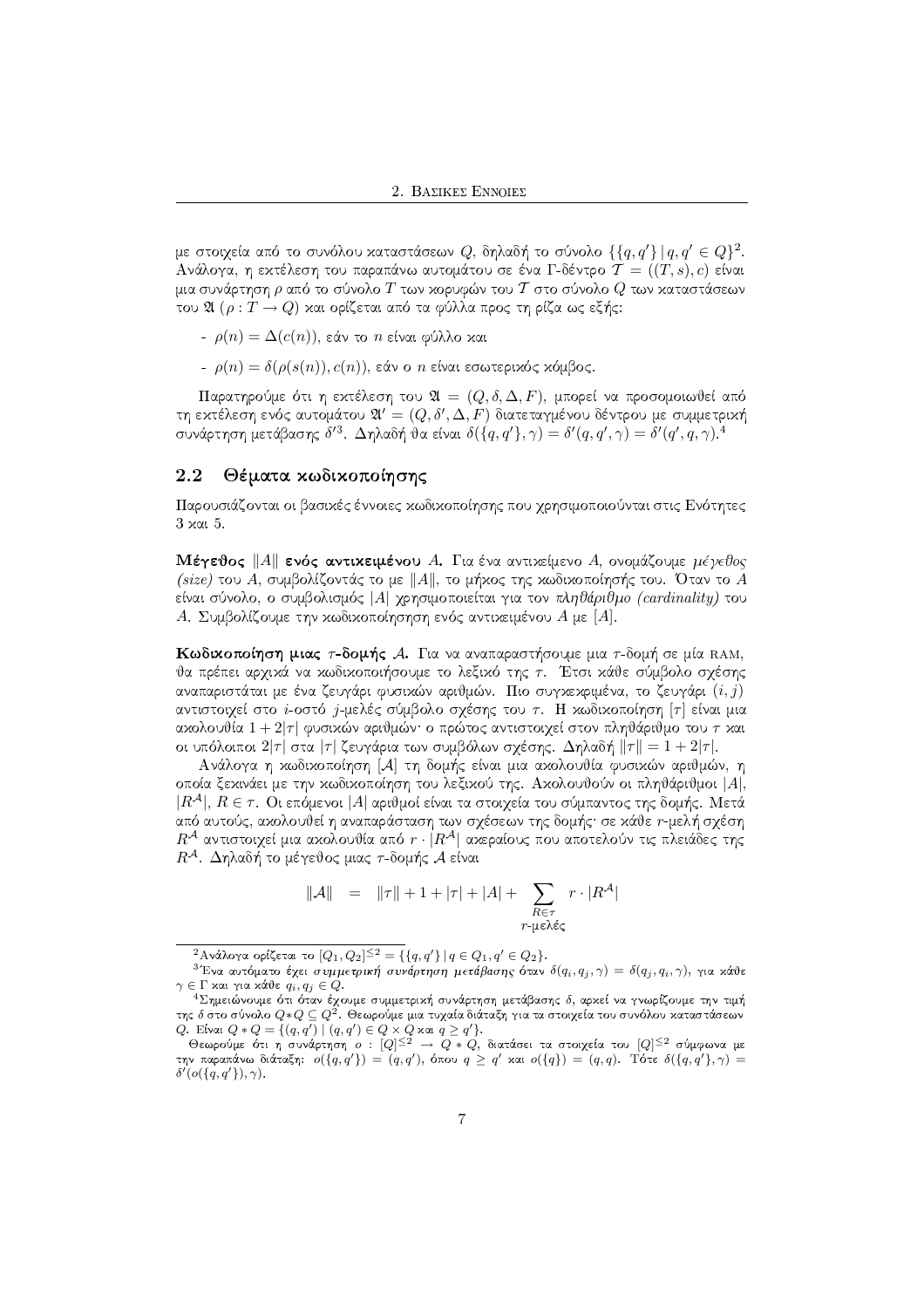με στοιχεία από το συνόλου καταστάσεων $Q$, δηλαδή το σύνολο $\{\{q,q'\} \,|\, q,q' \in Q\}^2$. Ανάλογα, η εκτέλεση του παραπάνω αυτομάτου σε ένα Γ-δέντρο $\mathcal{T} = ((T,s),c)$ είναι μια συνάρτηση $\rho$ από το σύνολο $T$ των κορυφών του $\mathcal{T}$ στο σύνολο $Q$ των καταστάσεων του $\mathfrak{A}$ ($\rho : T \to Q$) και ορίζεται από τα φύλλα προς τη ρίζα ως εξής:

- $\rho(n) = \Delta(c(n))$, εάν το $n$ είναι φύλλο και
- $\rho(n) = \delta(\rho(s(n)), c(n))$, εάν ο $n$ είναι εσωτερικός κόμβος.

Παρατηρούμε ότι η εκτέλεση του $\mathfrak{A} = (Q, \delta, \Delta, F)$, μπορεί να προσομοιωθεί από τη εκτέλεση ενός αυτομάτου $\mathfrak{A}' = (Q, \delta', \Delta, F)$ διατεταγμένου δέντρου με συμμετρική συνάρτηση μετάβασης $\delta'$[3]. Δηλαδή θα είναι $\delta(\{q,q'\},\gamma) = \delta'(q,q',\gamma) = \delta'(q',q,\gamma)$.[4]

## 2.2 Θέματα κωδικοποίησης

Παρουσιάζονται οι βασικές έννοιες κωδικοποίησης που χρησιμοποιούνται στις Ενότητες 3 και 5.

**Μέγεθος $\|A\|$ ενός αντικειμένου $A$.** Για ένα αντικείμενο $A$, ονομάζουμε *μέγεθος (size)* του $A$, συμβολίζοντάς το με $\|A\|$, το μήκος της κωδικοποίησής του. Όταν το $A$ είναι σύνολο, ο συμβολισμός $|A|$ χρησιμοποιείται για τον *πληθάριθμο (cardinality)* του $A$. Συμβολίζουμε την κωδικοποίηση ενός αντικειμένου $A$ με $[A]$.

**Κωδικοποίηση μιας $\tau$-δομής $\mathcal{A}$.** Για να αναπαραστήσουμε μια $\tau$-δομή σε μία RAM, θα πρέπει αρχικά να κωδικοποιήσουμε το λεξικό της $\tau$. Έτσι κάθε σύμβολο σχέσης αναπαριστάται με ένα ζευγάρι φυσικών αριθμών. Πιο συγκεκριμένα, το ζευγάρι $(i,j)$ αντιστοιχεί στο $i$-οστό $j$-μελές σύμβολο σχέσης του $\tau$. Η κωδικοποίηση $[\tau]$ είναι μια ακολουθία $1+2|\tau|$ φυσικών αριθμών· ο πρώτος αντιστοιχεί στον πληθάριθμο του $\tau$ και οι υπόλοιποι $2|\tau|$ στα $|\tau|$ ζευγάρια των συμβόλων σχέσης. Δηλαδή $\|\tau\| = 1+2|\tau|$.

Ανάλογα η κωδικοποίηση $[\mathcal{A}]$ τη δομής είναι μια ακολουθία φυσικών αριθμών, η οποία ξεκινάει με την κωδικοποίηση του λεξικού της. Ακολουθούν οι πληθάριθμοι $|A|$, $|R^{\mathcal{A}}|$, $R \in \tau$. Οι επόμενοι $|A|$ αριθμοί είναι τα στοιχεία του σύμπαντος της δομής. Μετά από αυτούς, ακολουθεί η αναπαράσταση των σχέσεων της δομής· σε κάθε $r$-μελή σχέση $R^{\mathcal{A}}$ αντιστοιχεί μια ακολουθία από $r \cdot |R^{\mathcal{A}}|$ ακεραίους που αποτελούν τις πλειάδες της $R^{\mathcal{A}}$. Δηλαδή το μέγεθος μιας $\tau$-δομής $\mathcal{A}$ είναι

$$\|\mathcal{A}\| \quad = \quad \|\tau\| + 1 + |\tau| + |A| + \sum_{\substack{R\in\tau \\ r\text{-μελές}}} r \cdot |R^{\mathcal{A}}|$$

---

[2] Ανάλογα ορίζεται το $[Q_1,Q_2]^{\leq 2} = \{\{q,q'\} \,|\, q \in Q_1, q' \in Q_2\}$.

[3] Ένα αυτόματο έχει *συμμετρική συνάρτηση μετάβασης* όταν $\delta(q_i,q_j,\gamma) = \delta(q_j,q_i,\gamma)$, για κάθε $\gamma \in \Gamma$ και για κάθε $q_i,q_j \in Q$.

[4] Σημειώνουμε ότι όταν έχουμε συμμετρική συνάρτηση μετάβασης $\delta$, αρκεί να γνωρίζουμε την τιμή της $\delta$ στο σύνολο $Q*Q \subseteq Q^2$. Θεωρούμε μια τυχαία διάταξη για τα στοιχεία του συνόλου καταστάσεων $Q$. Είναι $Q*Q = \{(q,q') \,|\, (q,q') \in Q \times Q \text{ και } q \geq q'\}$.

Θεωρούμε ότι η συνάρτηση $o : [Q]^{\leq 2} \to Q*Q$, διατάσει τα στοιχεία του $[Q]^{\leq 2}$ σύμφωνα με την παραπάνω διάταξη: $o(\{q,q'\}) = (q,q')$, όπου $q \geq q'$ και $o(\{q\}) = (q,q)$. Τότε $\delta(\{q,q'\},\gamma) = \delta'(o(\{q,q'\}),\gamma)$.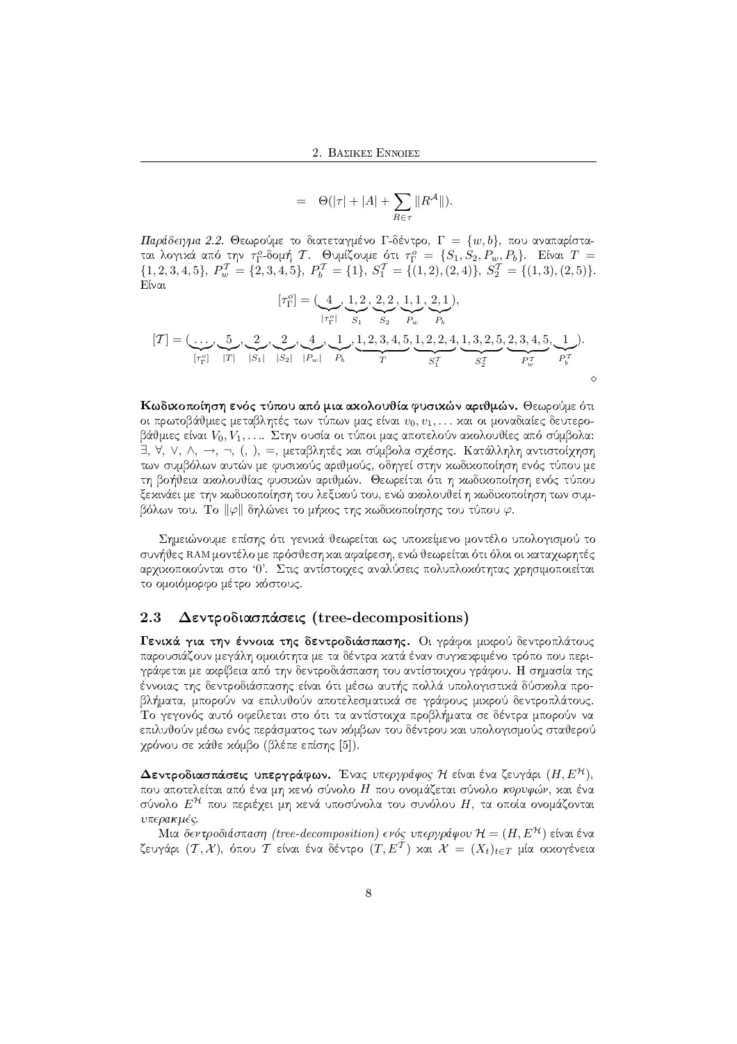$$= \quad \Theta(|\tau| + |A| + \sum_{R \in \tau} \|R^{\mathcal{A}}\|).$$

*Παράδειγμα 2.2.* Θεωρούμε το διατεταγμένο Γ-δέντρο, $\Gamma = \{w, b\}$, που αναπαρίσταται λογικά από την $\tau_\Gamma^o$-δομή $\mathcal{T}$. Θυμίζουμε ότι $\tau_\Gamma^o = \{S_1, S_2, P_w, P_b\}$. Είναι $T = \{1, 2, 3, 4, 5\}$, $P_w^{\mathcal{T}} = \{2, 3, 4, 5\}$, $P_b^{\mathcal{T}} = \{1\}$, $S_1^{\mathcal{T}} = \{(1, 2), (2, 4)\}$, $S_2^{\mathcal{T}} = \{(1, 3), (2, 5)\}$. Είναι

$$[\tau_\Gamma^o] = (\underbrace{4}_{|\tau_\Gamma^o|}, \underbrace{1, 2}_{S_1}, \underbrace{2, 2}_{S_2}, \underbrace{1, 1}_{P_w}, \underbrace{2, 1}_{P_b}),$$

$$[\mathcal{T}] = (\underbrace{\ldots}_{[\tau_\Gamma^o]}, \underbrace{5}_{|T|}, \underbrace{2}_{|S_1|}, \underbrace{2}_{|S_2|}, \underbrace{4}_{|P_w|}, \underbrace{1}_{P_b}, \underbrace{1, 2, 3, 4, 5}_{T}, \underbrace{1, 2, 2, 4}_{S_1^{\mathcal{T}}}, \underbrace{1, 3, 2, 5}_{S_2^{\mathcal{T}}}, \underbrace{2, 3, 4, 5}_{P_w^{\mathcal{T}}}, \underbrace{1}_{P_b^{\mathcal{T}}}).$$

◇

**Κωδικοποίηση ενός τύπου από μια ακολουθία φυσικών αριθμών.** Θεωρούμε ότι οι πρωτοβάθμιες μεταβλητές των τύπων μας είναι $v_0, v_1, \ldots$ και οι μοναδιαίες δευτεροβάθμιες είναι $V_0, V_1, \ldots$. Στην ουσία οι τύποι μας αποτελούν ακολουθίες από σύμβολα: $\exists$, $\forall$, $\vee$, $\wedge$, $\rightarrow$, $\neg$, (, ), =, μεταβλητές και σύμβολα σχέσης. Κατάλληλη αντιστοίχηση των συμβόλων αυτών με φυσικούς αριθμούς, οδηγεί στην κωδικοποίηση ενός τύπου με τη βοήθεια ακολουθίας φυσικών αριθμών. Θεωρείται ότι η κωδικοποίηση ενός τύπου ξεκινάει με την κωδικοποίηση του λεξικού του, ενώ ακολουθεί η κωδικοποίηση των συμβόλων του. Το $\|\varphi\|$ δηλώνει το μήκος της κωδικοποίησης του τύπου $\varphi$.

Σημειώνουμε επίσης ότι γενικά θεωρείται ως υποκείμενο μοντέλο υπολογισμού το συνήθες RAM μοντέλο με πρόσθεση και αφαίρεση, ενώ θεωρείται ότι όλοι οι καταχωρητές αρχικοποιούνται στο '0'. Στις αντίστοιχες αναλύσεις πολυπλοκότητας χρησιμοποιείται το ομοιόμορφο μέτρο κόστους.

## 2.3 Δεντροδιασπάσεις (tree-decompositions)

**Γενικά για την έννοια της δεντροδιάσπασης.** Οι γράφοι μικρού δεντροπλάτους παρουσιάζουν μεγάλη ομοιότητα με τα δέντρα κατά έναν συγκεκριμένο τρόπο που περιγράφεται με ακρίβεια από την δεντροδιάσπαση του αντίστοιχου γράφου. Η σημασία της έννοιας της δεντροδιάσπασης είναι ότι μέσω αυτής πολλά υπολογιστικά δύσκολα προβλήματα, μπορούν να επιλυθούν αποτελεσματικά σε γράφους μικρού δεντροπλάτους. Το γεγονός αυτό οφείλεται στο ότι τα αντίστοιχα προβλήματα σε δέντρα μπορούν να επιλυθούν μέσω ενός περάσματος των κόμβων του δέντρου και υπολογισμούς σταθερού χρόνου σε κάθε κόμβο (βλέπε επίσης [5]).

**Δεντροδιασπάσεις υπεργράφων.** Ένας *υπεργράφος* $\mathcal{H}$ είναι ένα ζευγάρι $(H, E^{\mathcal{H}})$, που αποτελείται από ένα μη κενό σύνολο $H$ που ονομάζεται σύνολο *κορυφών*, και ένα σύνολο $E^{\mathcal{H}}$ που περιέχει μη κενά υποσύνολα του συνόλου $H$, τα οποία ονομάζονται *υπερακμές*.

Μια *δεντροδιάσπαση (tree-decomposition) ενός υπεργράφου* $\mathcal{H} = (H, E^{\mathcal{H}})$ είναι ένα ζευγάρι $(\mathcal{T}, \mathcal{X})$, όπου $\mathcal{T}$ είναι ένα δέντρο $(T, E^{\mathcal{T}})$ και $\mathcal{X} = (X_t)_{t \in T}$ μία οικογένεια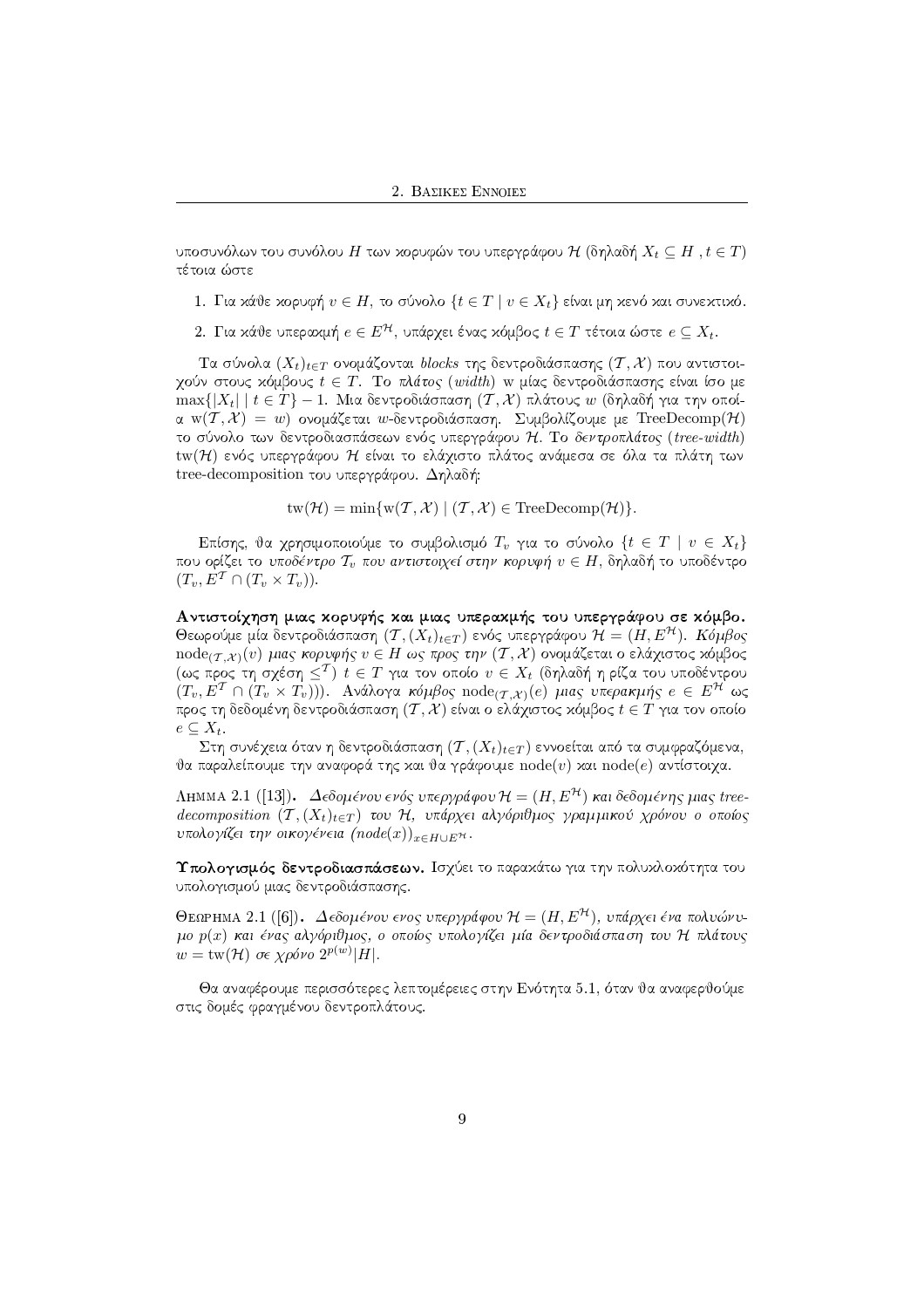υποσυνόλων του συνόλου $H$ των κορυφών του υπεργράφου $\mathcal{H}$ (δηλαδή $X_t \subseteq H$ , $t \in T$) τέτοια ώστε

1. Για κάθε κορυφή $v \in H$, το σύνολο $\{t \in T \mid v \in X_t\}$ είναι μη κενό και συνεκτικό.
2. Για κάθε υπεραχμή $e \in E^{\mathcal{H}}$, υπάρχει ένας κόμβος $t \in T$ τέτοια ώστε $e \subseteq X_t$.

Τα σύνολα $(X_t)_{t\in T}$ ονομάζονται *blocks* της δεντροδιάσπασης $(\mathcal{T}, \mathcal{X})$ που αντιστοιχούν στους κόμβους $t \in T$. Το *πλάτος* (*width*) w μίας δεντροδιάσπασης είναι ίσο με $\max\{|X_t| \mid t \in T\} - 1$. Μια δεντροδιάσπαση $(\mathcal{T}, \mathcal{X})$ πλάτους $w$ (δηλαδή για την οποία $\mathrm{w}(\mathcal{T}, \mathcal{X}) = w$) ονομάζεται $w$-δεντροδιάσπαση. Συμβολίζουμε με $\mathrm{TreeDecomp}(\mathcal{H})$ το σύνολο των δεντροδιασπάσεων ενός υπεργράφου $\mathcal{H}$. Το *δεντροπλάτος* (*tree-width*) $\mathrm{tw}(\mathcal{H})$ ενός υπεργράφου $\mathcal{H}$ είναι το ελάχιστο πλάτος ανάμεσα σε όλα τα πλάτη των tree-decomposition του υπεργράφου. Δηλαδή:

$$\mathrm{tw}(\mathcal{H}) = \min\{\mathrm{w}(\mathcal{T}, \mathcal{X}) \mid (\mathcal{T}, \mathcal{X}) \in \mathrm{TreeDecomp}(\mathcal{H})\}.$$

Επίσης, θα χρησιμοποιούμε το συμβολισμό $T_v$ για το σύνολο $\{t \in T \mid v \in X_t\}$ που ορίζει το *υποδέντρο* $\mathcal{T}_v$ *που αντιστοιχεί στην κορυφή* $v \in H$, δηλαδή το υποδέντρο $(T_v, E^{\mathcal{T}} \cap (T_v \times T_v))$.

**Αντιστοίχηση μιας κορυφής και μιας υπεραχμής του υπεργράφου σε κόμβο.** Θεωρούμε μία δεντροδιάσπαση $(\mathcal{T}, (X_t)_{t\in T})$ ενός υπεργράφου $\mathcal{H} = (H, E^{\mathcal{H}})$. *Κόμβος* $\mathrm{node}_{(\mathcal{T},\mathcal{X})}(v)$ *μιας κορυφής* $v \in H$ *ως προς την* $(\mathcal{T}, \mathcal{X})$ ονομάζεται ο ελάχιστος κόμβος (ως προς τη σχέση $\leq^{\mathcal{T}}$) $t \in T$ για τον οποίο $v \in X_t$ (δηλαδή η ρίζα του υποδέντρου $(T_v, E^{\mathcal{T}} \cap (T_v \times T_v))$). Ανάλογα *κόμβος* $\mathrm{node}_{(\mathcal{T},\mathcal{X})}(e)$ *μιας υπεραχμής* $e \in E^{\mathcal{H}}$ ως προς τη δεδομένη δεντροδιάσπαση $(\mathcal{T}, \mathcal{X})$ είναι ο ελάχιστος κόμβος $t \in T$ για τον οποίο $e \subseteq X_t$.

Στη συνέχεια όταν η δεντροδιάσπαση $(\mathcal{T}, (X_t)_{t\in T})$ εννοείται από τα συμφραζόμενα, θα παραλείπουμε την αναφορά της και θα γράφουμε $\mathrm{node}(v)$ και $\mathrm{node}(e)$ αντίστοιχα.

Λημμα 2.1 ([13]). *Δεδομένου ενός υπεργράφου* $\mathcal{H} = (H, E^{\mathcal{H}})$ *και δεδομένης μιας tree-decomposition* $(\mathcal{T}, (X_t)_{t\in T})$ *του* $\mathcal{H}$*, υπάρχει αλγόριθμος γραμμικού χρόνου ο οποίος υπολογίζει την οικογένεια* $(node(x))_{x\in H\cup E^{\mathcal{H}}}$*.*

**Υπολογισμός δεντροδιασπάσεων.** Ισχύει το παρακάτω για την πολυκλοκότητα του υπολογισμού μιας δεντροδιάσπασης.

Θεωρημα 2.1 ([6]). *Δεδομένου ενος υπεργράφου* $\mathcal{H} = (H, E^{\mathcal{H}})$*, υπάρχει ένα πολυώνυμο* $p(x)$ *και ένας αλγόριθμος, ο οποίος υπολογίζει μία δεντροδιάσπαση του* $\mathcal{H}$ *πλάτους* $w = \mathrm{tw}(\mathcal{H})$ *σε χρόνο* $2^{p(w)}|H|$*.*

Θα αναφέρουμε περισσότερες λεπτομέρειες στην Ενότητα 5.1, όταν θα αναφερθούμε στις δομές φραγμένου δεντροπλάτους.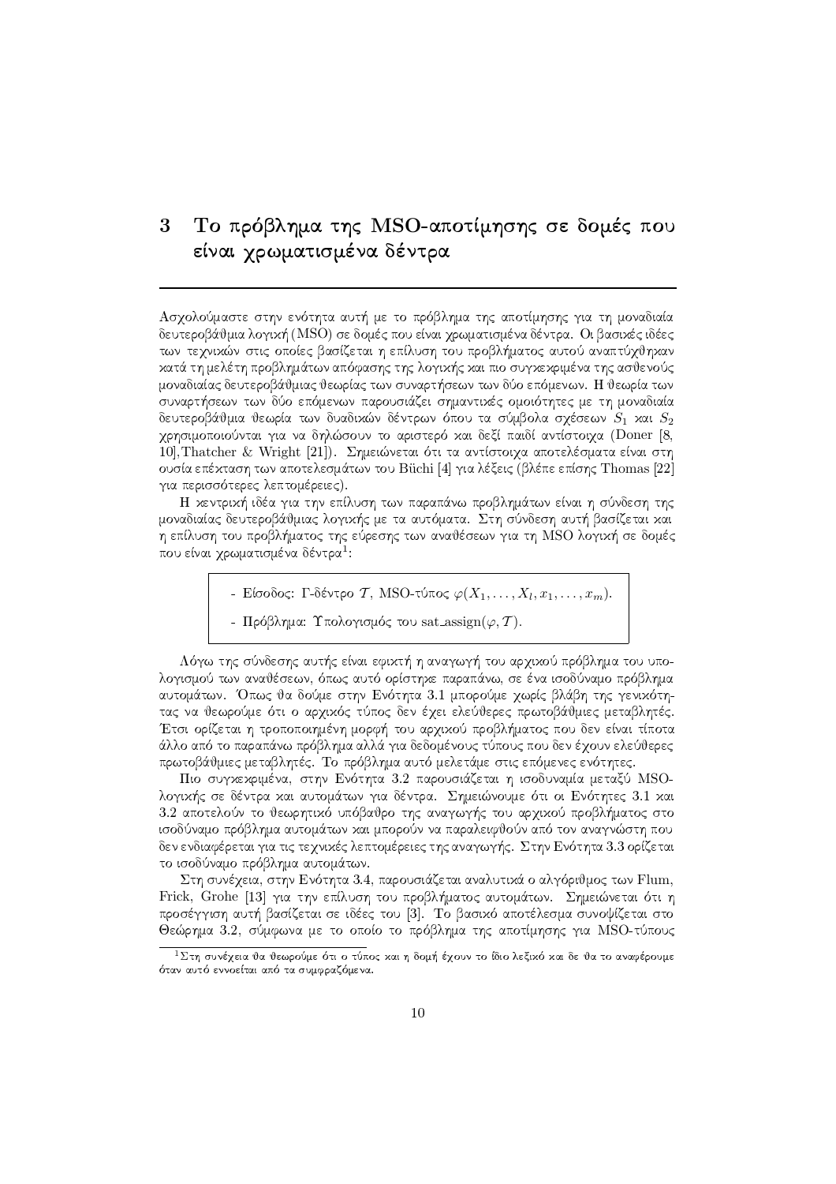# 3 Το πρόβλημα της MSO-αποτίμησης σε δομές που είναι χρωματισμένα δέντρα

Ασχολούμαστε στην ενότητα αυτή με το πρόβλημα της αποτίμησης για τη μοναδιαία δευτεροβάθμια λογική (MSO) σε δομές που είναι χρωματισμένα δέντρα. Οι βασικές ιδέες των τεχνικών στις οποίες βασίζεται η επίλυση του προβλήματος αυτού αναπτύχθηκαν κατά τη μελέτη προβλημάτων απόφασης της λογικής και πιο συγκεκριμένα της ασθενούς μοναδιαίας δευτεροβάθμιας θεωρίας των συναρτήσεων των δύο επόμενων. Η θεωρία των συναρτήσεων των δύο επόμενων παρουσιάζει σημαντικές ομοιότητες με τη μοναδιαία δευτεροβάθμια θεωρία των δυαδικών δέντρων όπου τα σύμβολα σχέσεων $S_1$ και $S_2$ χρησιμοποιούνται για να δηλώσουν το αριστερό και δεξί παιδί αντίστοιχα (Doner [8, 10],Thatcher & Wright [21]). Σημειώνεται ότι τα αντίστοιχα αποτελέσματα είναι στη ουσία επέκταση των αποτελεσμάτων του Büchi [4] για λέξεις (βλέπε επίσης Thomas [22] για περισσότερες λεπτομέρειες).

Η κεντρική ιδέα για την επίλυση των παραπάνω προβλημάτων είναι η σύνδεση της μοναδιαίας δευτεροβάθμιας λογικής με τα αυτόματα. Στη σύνδεση αυτή βασίζεται και η επίλυση του προβλήματος της εύρεσης των αναθέσεων για τη MSO λογική σε δομές που είναι χρωματισμένα δέντρα[1]:

> - Είσοδος: Γ-δέντρο $\mathcal{T}$, MSO-τύπος $\varphi(X_1, \dots, X_l, x_1, \dots, x_m)$.
>
> - Πρόβλημα: Υπολογισμός του sat_assign$(\varphi, \mathcal{T})$.

Λόγω της σύνδεσης αυτής είναι εφικτή η αναγωγή του αρχικού πρόβλημα του υπολογισμού των αναθέσεων, όπως αυτό ορίστηκε παραπάνω, σε ένα ισοδύναμο πρόβλημα αυτομάτων. Όπως θα δούμε στην Ενότητα 3.1 μπορούμε χωρίς βλάβη της γενικότητας να θεωρούμε ότι ο αρχικός τύπος δεν έχει ελεύθερες πρωτοβάθμιες μεταβλητές. Έτσι ορίζεται η τροποποιημένη μορφή του αρχικού προβλήματος που δεν είναι τίποτα άλλο από το παραπάνω πρόβλημα αλλά για δεδομένους τύπους που δεν έχουν ελεύθερες πρωτοβάθμιες μεταβλητές. Το πρόβλημα αυτό μελετάμε στις επόμενες ενότητες.

Πιο συγκεκριμένα, στην Ενότητα 3.2 παρουσιάζεται η ισοδυναμία μεταξύ MSO-λογικής σε δέντρα και αυτομάτων για δέντρα. Σημειώνουμε ότι οι Ενότητες 3.1 και 3.2 αποτελούν το θεωρητικό υπόβαθρο της αναγωγής του αρχικού προβλήματος στο ισοδύναμο πρόβλημα αυτομάτων και μπορούν να παραλειφθούν από τον αναγνώστη που δεν ενδιαφέρεται για τις τεχνικές λεπτομέρειες της αναγωγής. Στην Ενότητα 3.3 ορίζεται το ισοδύναμο πρόβλημα αυτομάτων.

Στη συνέχεια, στην Ενότητα 3.4, παρουσιάζεται αναλυτικά ο αλγόριθμος των Flum, Frick, Grohe [13] για την επίλυση του προβλήματος αυτομάτων. Σημειώνεται ότι η προσέγγιση αυτή βασίζεται σε ιδέες του [3]. Το βασικό αποτέλεσμα συνοψίζεται στο Θεώρημα 3.2, σύμφωνα με το οποίο το πρόβλημα της αποτίμησης για MSO-τύπους

---

[1] Στη συνέχεια θα θεωρούμε ότι ο τύπος και η δομή έχουν το ίδιο λεξικό και δε θα το αναφέρουμε όταν αυτό εννοείται από τα συμφραζόμενα.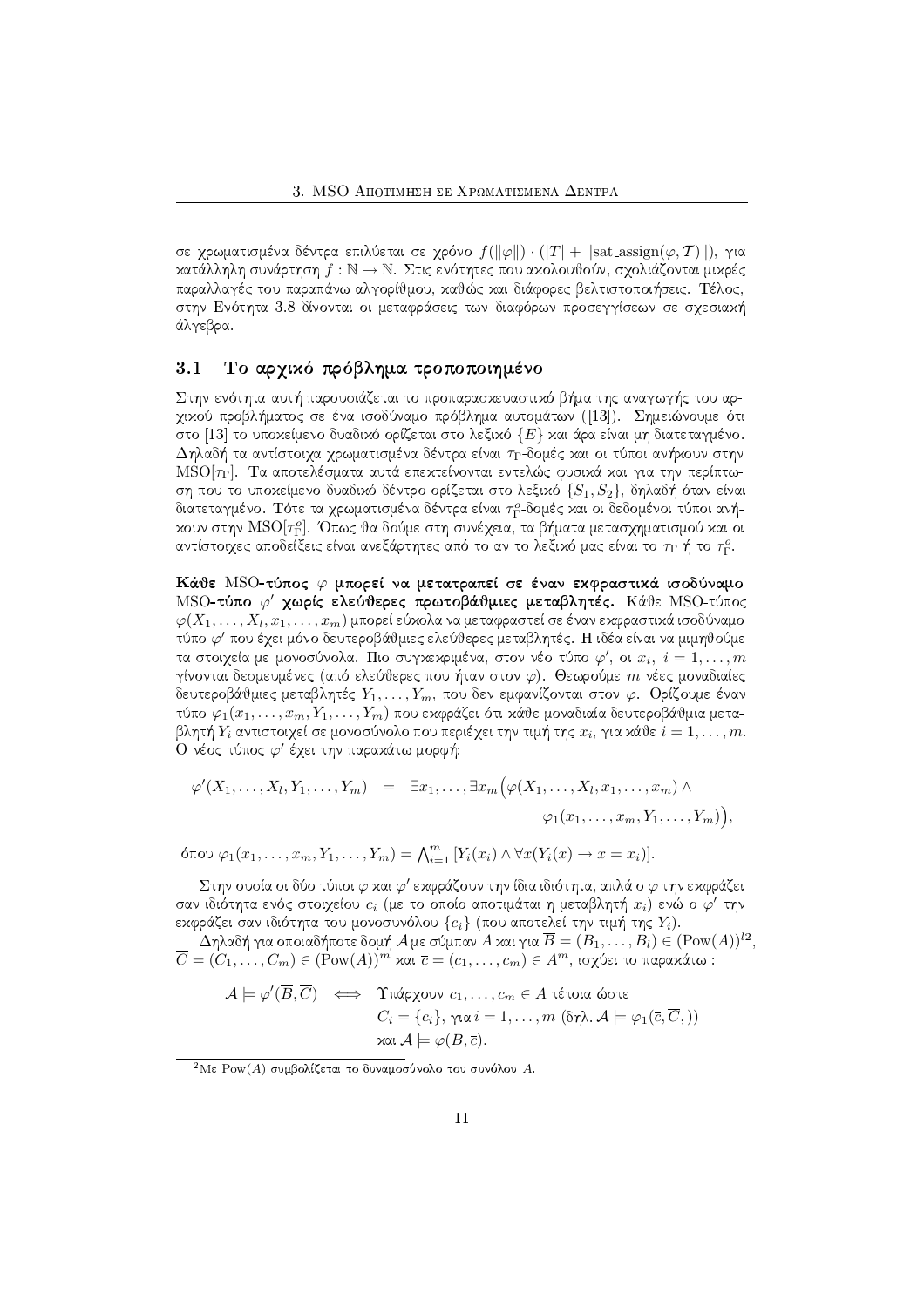σε χρωματισμένα δέντρα επιλύεται σε χρόνο $f(\|\varphi\|) \cdot (|T| + \|\text{sat\_assign}(\varphi, \mathcal{T})\|)$, για κατάλληλη συνάρτηση $f : \mathbb{N} \to \mathbb{N}$. Στις ενότητες που ακολουθούν, σχολιάζονται μικρές παραλλαγές του παραπάνω αλγορίθμου, καθώς και διάφορες βελτιστοποιήσεις. Τέλος, στην Ενότητα 3.8 δίνονται οι μεταφράσεις των διαφόρων προσεγγίσεων σε σχεσιακή άλγεβρα.

## 3.1 Το αρχικό πρόβλημα τροποποιημένο

Στην ενότητα αυτή παρουσιάζεται το προπαρασκευαστικό βήμα της αναγωγής του αρχικού προβλήματος σε ένα ισοδύναμο πρόβλημα αυτομάτων ([13]). Σημειώνουμε ότι στο [13] το υποκείμενο δυαδικό ορίζεται στο λεξικό $\{E\}$ και άρα είναι μη διατεταγμένο. Δηλαδή τα αντίστοιχα χρωματισμένα δέντρα είναι $\tau_\Gamma$-δομές και οι τύποι ανήκουν στην $\text{MSO}[\tau_\Gamma]$. Τα αποτελέσματα αυτά επεκτείνονται εντελώς φυσικά και για την περίπτωση που το υποκείμενο δυαδικό δέντρο ορίζεται στο λεξικό $\{S_1, S_2\}$, δηλαδή όταν είναι διατεταγμένο. Τότε τα χρωματισμένα δέντρα είναι $\tau_\Gamma^o$-δομές και οι δεδομένοι τύποι ανήκουν στην $\text{MSO}[\tau_\Gamma^o]$. Όπως θα δούμε στη συνέχεια, τα βήματα μετασχηματισμού και οι αντίστοιχες αποδείξεις είναι ανεξάρτητες από το αν το λεξικό μας είναι το $\tau_\Gamma$ ή το $\tau_\Gamma^o$.

**Κάθε MSO-τύπος $\varphi$ μπορεί να μετατραπεί σε έναν εκφραστικά ισοδύναμο MSO-τύπο $\varphi'$ χωρίς ελεύθερες πρωτοβάθμιες μεταβλητές.** Κάθε MSO-τύπος $\varphi(X_1, \ldots, X_l, x_1, \ldots, x_m)$ μπορεί εύκολα να μεταφραστεί σε έναν εκφραστικά ισοδύναμο τύπο $\varphi'$ που έχει μόνο δευτεροβάθμιες ελεύθερες μεταβλητές. Η ιδέα είναι να μιμηθούμε τα στοιχεία με μονοσύνολα. Πιο συγκεκριμένα, στον νέο τύπο $\varphi'$, οι $x_i$, $i = 1, \ldots, m$ γίνονται δεσμευμένες (από ελεύθερες που ήταν στον $\varphi$). Θεωρούμε $m$ νέες μοναδιαίες δευτεροβάθμιες μεταβλητές $Y_1, \ldots, Y_m$, που δεν εμφανίζονται στον $\varphi$. Ορίζουμε έναν τύπο $\varphi_1(x_1, \ldots, x_m, Y_1, \ldots, Y_m)$ που εκφράζει ότι κάθε μοναδιαία δευτεροβάθμια μεταβλητή $Y_i$ αντιστοιχεί σε μονοσύνολο που περιέχει την τιμή της $x_i$, για κάθε $i = 1, \ldots, m$. Ο νέος τύπος $\varphi'$ έχει την παρακάτω μορφή:

$$\begin{aligned}\varphi'(X_1, \ldots, X_l, Y_1, \ldots, Y_m) \quad &= \quad \exists x_1, \ldots, \exists x_m \big(\varphi(X_1, \ldots, X_l, x_1, \ldots, x_m) \wedge \\ &\qquad\qquad \varphi_1(x_1, \ldots, x_m, Y_1, \ldots, Y_m)\big),\end{aligned}$$

όπου $\varphi_1(x_1, \ldots, x_m, Y_1, \ldots, Y_m) = \bigwedge_{i=1}^{m} [Y_i(x_i) \wedge \forall x (Y_i(x) \to x = x_i)]$.

Στην ουσία οι δύο τύποι $\varphi$ και $\varphi'$ εκφράζουν την ίδια ιδιότητα, απλά ο $\varphi$ την εκφράζει σαν ιδιότητα ενός στοιχείου $c_i$ (με το οποίο αποτιμάται η μεταβλητή $x_i$) ενώ ο $\varphi'$ την εκφράζει σαν ιδιότητα του μονοσυνόλου $\{c_i\}$ (που αποτελεί την τιμή της $Y_i$).

Δηλαδή για οποιαδήποτε δομή $\mathcal{A}$ με σύμπαν $A$ και για $\overline{B} = (B_1, \ldots, B_l) \in (\text{Pow}(A))^l$[2], $\overline{C} = (C_1, \ldots, C_m) \in (\text{Pow}(A))^m$ και $\overline{c} = (c_1, \ldots, c_m) \in A^m$, ισχύει το παρακάτω :

$$\begin{aligned}\mathcal{A} \models \varphi'(\overline{B}, \overline{C}) \iff \quad &\text{Υπάρχουν } c_1, \ldots, c_m \in A \text{ τέτοια ώστε} \\ &C_i = \{c_i\}, \text{ για } i = 1, \ldots, m \text{ (δηλ. } \mathcal{A} \models \varphi_1(\overline{c}, \overline{C},)) \\ &\text{και } \mathcal{A} \models \varphi(\overline{B}, \overline{c}).\end{aligned}$$

[2] Με $\text{Pow}(A)$ συμβολίζεται το δυναμοσύνολο του συνόλου $A$.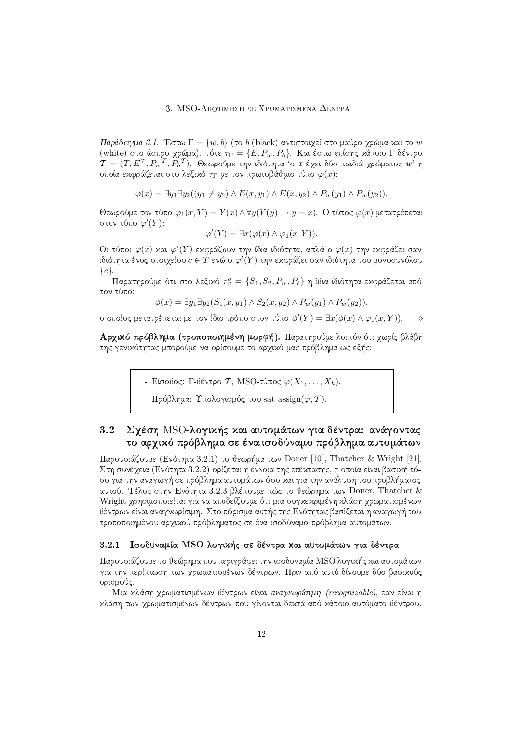*Παράδειγμα 3.1.* Έστω $\Gamma = \{w, b\}$ (το $b$ (black) αντιστοιχεί στο μαύρο χρώμα και το $w$ (white) στο άσπρο χρώμα), τότε $\tau_\Gamma = \{E, P_w, P_b\}$. Και έστω επίσης κάποιο Γ-δέντρο $\mathcal{T} = (T, E^{\mathcal{T}}, {P_w}^{\mathcal{T}}, {P_b}^{\mathcal{T}})$. Θεωρούμε την ιδιότητα 'ο $x$ έχει δύο παιδιά χρώματος $w$' η οποία εκφράζεται στο λεξικό $\tau_\Gamma$ με τον πρωτοβάθμιο τύπο $\varphi(x)$:

$$\varphi(x) = \exists y_1 \exists y_2((y_1 \neq y_2) \wedge E(x, y_1) \wedge E(x, y_2) \wedge P_w(y_1) \wedge P_w(y_2)).$$

Θεωρούμε τον τύπο $\varphi_1(x, Y) = Y(x) \wedge \forall y(Y(y) \rightarrow y = x)$. Ο τύπος $\varphi(x)$ μετατρέπεται στον τύπο $\varphi'(Y)$:

$$\varphi'(Y) = \exists x(\varphi(x) \wedge \varphi_1(x, Y)).$$

Οι τύποι $\varphi(x)$ και $\varphi'(Y)$ εκφράζουν την ίδια ιδιότητα, απλά ο $\varphi(x)$ την εκφράζει σαν ιδιότητα ένος στοιχείου $c \in T$ ενώ ο $\varphi'(Y)$ την εκφράζει σαν ιδιότητα του μονοσυνόλου $\{c\}$.

Παρατηρούμε ότι στο λεξικό $\tau_\Gamma^o = \{S_1, S_2, P_w, P_b\}$ η ίδια ιδιότητα εκφράζεται από τον τύπο:

$$\phi(x) = \exists y_1 \exists y_2(S_1(x, y_1) \wedge S_2(x, y_2) \wedge P_w(y_1) \wedge P_w(y_2)),$$

ο οποίος μετατρέπεται με τον ίδιο τρόπο στον τύπο $\phi'(Y) = \exists x(\phi(x) \wedge \varphi_1(x, Y))$. $\diamond$

**Αρχικό πρόβλημα (τροποποιημένη μορφή).** Παρατηρούμε λοιπόν ότι χωρίς βλάβη της γενικότητας μπορούμε να ορίσουμε το αρχικό μας πρόβλημα ως εξής:

> - Είσοδος: Γ-δέντρο $\mathcal{T}$, MSO-τύπος $\varphi(X_1, \ldots, X_k)$.
> - Πρόβλημα: Υπολογισμός του sat_assign$(\varphi, \mathcal{T})$.

## 3.2 Σχέση MSO-λογικής και αυτομάτων για δέντρα: ανάγοντας το αρχικό πρόβλημα σε ένα ισοδύναμο πρόβλημα αυτομάτων

Παρουσιάζουμε (Ενότητα 3.2.1) το θεωρήμα των Doner [10], Thatcher & Wright [21]. Στη συνέχεια (Ενότητα 3.2.2) ορίζεται η έννοια της επέκτασης, η οποία είναι βασική τόσο για την αναγωγή σε πρόβλημα αυτομάτων όσο και για την ανάλυση του προβλήματος αυτού. Τέλος στην Ενότητα 3.2.3 βλέπουμε πώς το θεώρημα των Doner, Thatcher & Wright χρησιμοποιείται για να αποδείξουμε ότι μια συγκεκριμένη κλάση χρωματισμένων δέντρων είναι αναγνωρίσιμη. Στο πόρισμα αυτής της Ενότητας βασίζεται η αναγωγή του τροποποιημένου αρχικού προβλήματος σε ένα ισοδύναμο πρόβλημα αυτομάτων.

### 3.2.1 Ισοδυναμία MSO λογικής σε δέντρα και αυτομάτων για δέντρα

Παρουσιάζουμε το θεώρημα που περιγράφει την ισοδυναμία MSO λογικής και αυτομάτων για την περίπτωση των χρωματισμένων δέντρων. Πριν από αυτό δίνουμε δύο βασικούς ορισμούς.

Μια κλάση χρωματισμένων δέντρων είναι *αναγνωρίσιμη (recognizable)*, εαν είναι η κλάση των χρωματισμένων δέντρων που γίνονται δεκτά από κάποιο αυτόματο δέντρου.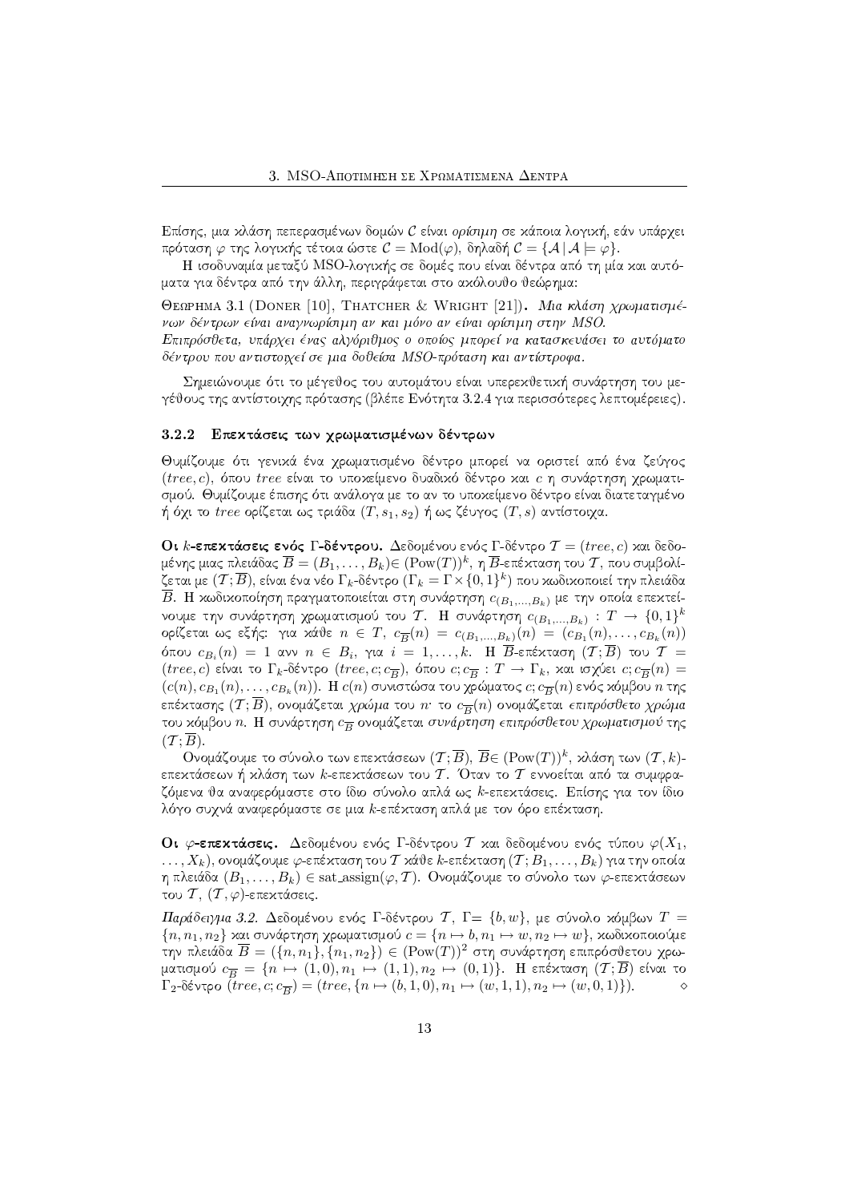Επίσης, μια κλάση πεπερασμένων δομών $\mathcal{C}$ είναι *ορίσιμη* σε κάποια λογική, εάν υπάρχει πρόταση $\varphi$ της λογικής τέτοια ώστε $\mathcal{C} = \mathrm{Mod}(\varphi)$, δηλαδή $\mathcal{C} = \{\mathcal{A} \,|\, \mathcal{A} \models \varphi\}$.

Η ισοδυναμία μεταξύ MSO-λογικής σε δομές που είναι δέντρα από τη μία και αυτόματα για δέντρα από την άλλη, περιγράφεται στο ακόλουθο θεώρημα:

Θεωρημα 3.1 (Doner [10], Thatcher & Wright [21]). *Μια κλάση χρωματισμένων δέντρων είναι αναγνωρίσιμη αν και μόνο αν είναι ορίσιμη στην MSO.*
*Επιπρόσθετα, υπάρχει ένας αλγόριθμος ο οποίος μπορεί να κατασκευάσει το αυτόματο δέντρου που αντιστοιχεί σε μια δοθείσα MSO-πρόταση και αντίστροφα.*

Σημειώνουμε ότι το μέγεθος του αυτομάτου είναι υπερεκθετική συνάρτηση του μεγέθους της αντίστοιχης πρότασης (βλέπε Ενότητα 3.2.4 για περισσότερες λεπτομέρειες).

### 3.2.2 Επεκτάσεις των χρωματισμένων δέντρων

Θυμίζουμε ότι γενικά ένα χρωματισμένο δέντρο μπορεί να οριστεί από ένα ζεύγος $(tree, c)$, όπου $tree$ είναι το υποκείμενο δυαδικό δέντρο και $c$ η συνάρτηση χρωματισμού. Θυμίζουμε επίσης ότι ανάλογα με το αν το υποκείμενο δέντρο είναι διατεταγμένο ή όχι το $tree$ ορίζεται ως τριάδα $(T, s_1, s_2)$ ή ως ζεύγος $(T, s)$ αντίστοιχα.

**Οι $k$-επεκτάσεις ενός $\Gamma$-δέντρου.** Δεδομένου ενός $\Gamma$-δέντρο $\mathcal{T} = (tree, c)$ και δεδομένης μιας πλειάδας $\overline{B} = (B_1, \ldots, B_k) \in (\mathrm{Pow}(T))^k$, η $\overline{B}$-επέκταση του $\mathcal{T}$, που συμβολίζεται με $(\mathcal{T}; \overline{B})$, είναι ένα νέο $\Gamma_k$-δέντρο ($\Gamma_k = \Gamma \times \{0,1\}^k$) που κωδικοποιεί την πλειάδα $\overline{B}$. Η κωδικοποίηση πραγματοποιείται στη συνάρτηση $c_{(B_1,\ldots,B_k)}$ με την οποία επεκτείνουμε την συνάρτηση χρωματισμού του $\mathcal{T}$. Η συνάρτηση $c_{(B_1,\ldots,B_k)} : T \to \{0,1\}^k$ ορίζεται ως εξής: για κάθε $n \in T$, $c_{\overline{B}}(n) = c_{(B_1,\ldots,B_k)}(n) = (c_{B_1}(n), \ldots, c_{B_k}(n))$ όπου $c_{B_i}(n) = 1$ ανν $n \in B_i$, για $i = 1, \ldots, k$. Η $\overline{B}$-επέκταση $(\mathcal{T}; \overline{B})$ του $\mathcal{T} = (tree, c)$ είναι το $\Gamma_k$-δέντρο $(tree, c; c_{\overline{B}})$, όπου $c; c_{\overline{B}} : T \to \Gamma_k$, και ισχύει $c; c_{\overline{B}}(n) = (c(n), c_{B_1}(n), \ldots, c_{B_k}(n))$. Η $c(n)$ συνιστώσα του χρώματος $c; c_{\overline{B}}(n)$ ενός κόμβου $n$ της επέκτασης $(\mathcal{T}; \overline{B})$, ονομάζεται *χρώμα* του $n$· το $c_{\overline{B}}(n)$ ονομάζεται *επιπρόσθετο χρώμα* του κόμβου $n$. Η συνάρτηση $c_{\overline{B}}$ ονομάζεται *συνάρτηση επιπρόσθετου χρωματισμού* της $(\mathcal{T}; \overline{B})$.

Ονομάζουμε το σύνολο των επεκτάσεων $(\mathcal{T}; \overline{B})$, $\overline{B} \in (\mathrm{Pow}(T))^k$, κλάση των $(\mathcal{T}, k)$-επεκτάσεων ή κλάση των $k$-επεκτάσεων του $\mathcal{T}$. Όταν το $\mathcal{T}$ εννοείται από τα συμφραζόμενα θα αναφερόμαστε στο ίδιο σύνολο απλά ως $k$-επεκτάσεις. Επίσης για τον ίδιο λόγο συχνά αναφερόμαστε σε μια $k$-επέκταση απλά με τον όρο επέκταση.

**Οι $\varphi$-επεκτάσεις.** Δεδομένου ενός $\Gamma$-δέντρου $\mathcal{T}$ και δεδομένου ενός τύπου $\varphi(X_1, \ldots, X_k)$, ονομάζουμε $\varphi$-επέκταση του $\mathcal{T}$ κάθε $k$-επέκταση $(\mathcal{T}; B_1, \ldots, B_k)$ για την οποία η πλειάδα $(B_1, \ldots, B_k) \in \mathrm{sat\_assign}(\varphi, \mathcal{T})$. Ονομάζουμε το σύνολο των $\varphi$-επεκτάσεων του $\mathcal{T}$, $(\mathcal{T}, \varphi)$-επεκτάσεις.

*Παράδειγμα 3.2.* Δεδομένου ενός $\Gamma$-δέντρου $\mathcal{T}$, $\Gamma = \{b, w\}$, με σύνολο κόμβων $T = \{n, n_1, n_2\}$ και συνάρτηση χρωματισμού $c = \{n \mapsto b, n_1 \mapsto w, n_2 \mapsto w\}$, κωδικοποιούμε την πλειάδα $\overline{B} = (\{n, n_1\}, \{n_1, n_2\}) \in (\mathrm{Pow}(T))^2$ στη συνάρτηση επιπρόσθετου χρωματισμού $c_{\overline{B}} = \{n \mapsto (1,0), n_1 \mapsto (1,1), n_2 \mapsto (0,1)\}$. Η επέκταση $(\mathcal{T}; \overline{B})$ είναι το $\Gamma_2$-δέντρο $(tree, c; c_{\overline{B}}) = (tree, \{n \mapsto (b,1,0), n_1 \mapsto (w,1,1), n_2 \mapsto (w,0,1)\})$. $\diamond$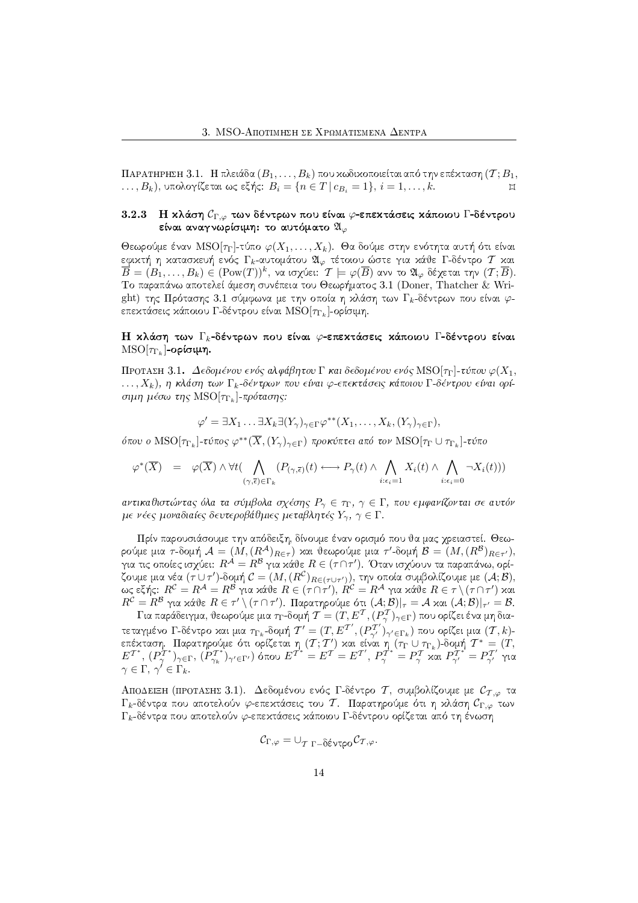Παρατηρηση 3.1. Η πλειάδα $(B_1, \ldots, B_k)$ που κωδικοποιείται από την επέκταση $(\mathcal{T}; B_1, \ldots, B_k)$, υπολογίζεται ως εξής: $B_i = \{n \in T \mid c_{B_i} = 1\}$, $i = 1, \ldots, k$. ⌑

### 3.2.3 Η κλάση $\mathcal{C}_{\Gamma,\varphi}$ των δέντρων που είναι $\varphi$-επεκτάσεις κάποιου Γ-δέντρου είναι αναγνωρίσιμη: το αυτόματο $\mathfrak{A}_\varphi$

Θεωρούμε έναν MSO$[\tau_\Gamma]$-τύπο $\varphi(X_1, \ldots, X_k)$. Θα δούμε στην ενότητα αυτή ότι είναι εφικτή η κατασκευή ενός $\Gamma_k$-αυτομάτου $\mathfrak{A}_\varphi$ τέτοιου ώστε για κάθε Γ-δέντρο $\mathcal{T}$ και $\overline{B} = (B_1, \ldots, B_k) \in (\mathrm{Pow}(T))^k$, να ισχύει: $\mathcal{T} \models \varphi(\overline{B})$ ανν το $\mathfrak{A}_\varphi$ δέχεται την $(\mathcal{T}; \overline{B})$. Το παραπάνω αποτελεί άμεση συνέπεια του Θεωρήματος 3.1 (Doner, Thatcher & Wright) της Πρότασης 3.1 σύμφωνα με την οποία η κλάση των $\Gamma_k$-δέντρων που είναι $\varphi$-επεκτάσεις κάποιου Γ-δέντρου είναι MSO$[\tau_{\Gamma_k}]$-ορίσιμη.

**Η κλάση των $\Gamma_k$-δέντρων που είναι $\varphi$-επεκτάσεις κάποιου Γ-δέντρου είναι MSO$[\tau_{\Gamma_k}]$-ορίσιμη.**

Προταση 3.1. *Δεδομένου ενός αλφάβητου Γ και δεδομένου ενός MSO$[\tau_\Gamma]$-τύπου $\varphi(X_1, \ldots, X_k)$, η κλάση των $\Gamma_k$-δέντρων που είναι $\varphi$-επεκτάσεις κάποιου Γ-δέντρου είναι ορίσιμη μέσω της MSO$[\tau_{\Gamma_k}]$-πρότασης:*

$$\varphi' = \exists X_1 \ldots \exists X_k \exists (Y_\gamma)_{\gamma \in \Gamma} \varphi^{**}(X_1, \ldots, X_k, (Y_\gamma)_{\gamma \in \Gamma}),$$

*όπου ο MSO$[\tau_{\Gamma_k}]$-τύπος $\varphi^{**}(\overline{X}, (Y_\gamma)_{\gamma \in \Gamma})$ προκύπτει από τον MSO$[\tau_\Gamma \cup \tau_{\Gamma_k}]$-τύπο*

$$\varphi^*(\overline{X}) \;=\; \varphi(\overline{X}) \wedge \forall t (\bigwedge_{(\gamma, \overline{\epsilon}) \in \Gamma_k} (P_{(\gamma, \overline{\epsilon})}(t) \longleftrightarrow P_\gamma(t) \wedge \bigwedge_{i: \epsilon_i = 1} X_i(t) \wedge \bigwedge_{i: \epsilon_i = 0} \neg X_i(t)))$$

*αντικαθιστώντας όλα τα σύμβολα σχέσης $P_\gamma \in \tau_\Gamma$, $\gamma \in \Gamma$, που εμφανίζονται σε αυτόν με νέες μοναδιαίες δευτεροβάθμιες μεταβλητές $Y_\gamma$, $\gamma \in \Gamma$.*

Πρίν παρουσιάσουμε την απόδειξη, δίνουμε έναν ορισμό που θα μας χρειαστεί. Θεωρούμε μια $\tau$-δομή $\mathcal{A} = (M, (R^{\mathcal{A}})_{R \in \tau})$ και θεωρούμε μια $\tau'$-δομή $\mathcal{B} = (M, (R^{\mathcal{B}})_{R \in \tau'})$, για τις οποίες ισχύει: $R^{\mathcal{A}} = R^{\mathcal{B}}$ για κάθε $R \in (\tau \cap \tau')$. Όταν ισχύουν τα παραπάνω, ορίζουμε μια νέα $(\tau \cup \tau')$-δομή $\mathcal{C} = (M, (R^{\mathcal{C}})_{R \in (\tau \cup \tau')})$, την οποία συμβολίζουμε με $(\mathcal{A}; \mathcal{B})$, ως εξής: $R^{\mathcal{C}} = R^{\mathcal{A}} = R^{\mathcal{B}}$ για κάθε $R \in (\tau \cap \tau')$, $R^{\mathcal{C}} = R^{\mathcal{A}}$ για κάθε $R \in \tau \setminus (\tau \cap \tau')$ και $R^{\mathcal{C}} = R^{\mathcal{B}}$ για κάθε $R \in \tau' \setminus (\tau \cap \tau')$. Παρατηρούμε ότι $(\mathcal{A}; \mathcal{B})|_\tau = \mathcal{A}$ και $(\mathcal{A}; \mathcal{B})|_{\tau'} = \mathcal{B}$.

Για παράδειγμα, θεωρούμε μια $\tau_\Gamma$-δομή $\mathcal{T} = (T, E^{\mathcal{T}}, (P_\gamma^{\mathcal{T}})_{\gamma \in \Gamma})$ που ορίζει ένα μη διατεταγμένο Γ-δέντρο και μια $\tau_{\Gamma_k}$-δομή $\mathcal{T}' = (T, E^{\mathcal{T}'}, (P_{\gamma'}^{\mathcal{T}'})_{\gamma' \in \Gamma_k})$ που ορίζει μια $(\mathcal{T}, k)$-επέκταση. Παρατηρούμε ότι ορίζεται η $(\mathcal{T}; \mathcal{T}')$ και είναι η $(\tau_\Gamma \cup \tau_{\Gamma_k})$-δομή $\mathcal{T}^* = (T, E^{\mathcal{T}^*}, (P_\gamma^{\mathcal{T}^*})_{\gamma \in \Gamma}, (P_{\gamma_k}^{\mathcal{T}^*})_{\gamma' \in \Gamma'})$ όπου $E^{\mathcal{T}^*} = E^{\mathcal{T}} = E^{\mathcal{T}'}$, $P_\gamma^{\mathcal{T}^*} = P_\gamma^{\mathcal{T}}$ και $P_{\gamma'}^{\mathcal{T}^*} = P_{\gamma'}^{\mathcal{T}'}$ για $\gamma \in \Gamma$, $\gamma' \in \Gamma_k$.

Αποδειξη (προτασης 3.1). Δεδομένου ενός Γ-δέντρου $\mathcal{T}$, συμβολίζουμε με $\mathcal{C}_{\mathcal{T},\varphi}$ τα $\Gamma_k$-δέντρα που αποτελούν $\varphi$-επεκτάσεις του $\mathcal{T}$. Παρατηρούμε ότι η κλάση $\mathcal{C}_{\Gamma,\varphi}$ των $\Gamma_k$-δέντρα που αποτελούν $\varphi$-επεκτάσεις κάποιου Γ-δέντρου ορίζεται από τη ένωση

$$\mathcal{C}_{\Gamma,\varphi} = \cup_{\mathcal{T} \ \Gamma-\text{δέντρο}} \mathcal{C}_{\mathcal{T},\varphi}.$$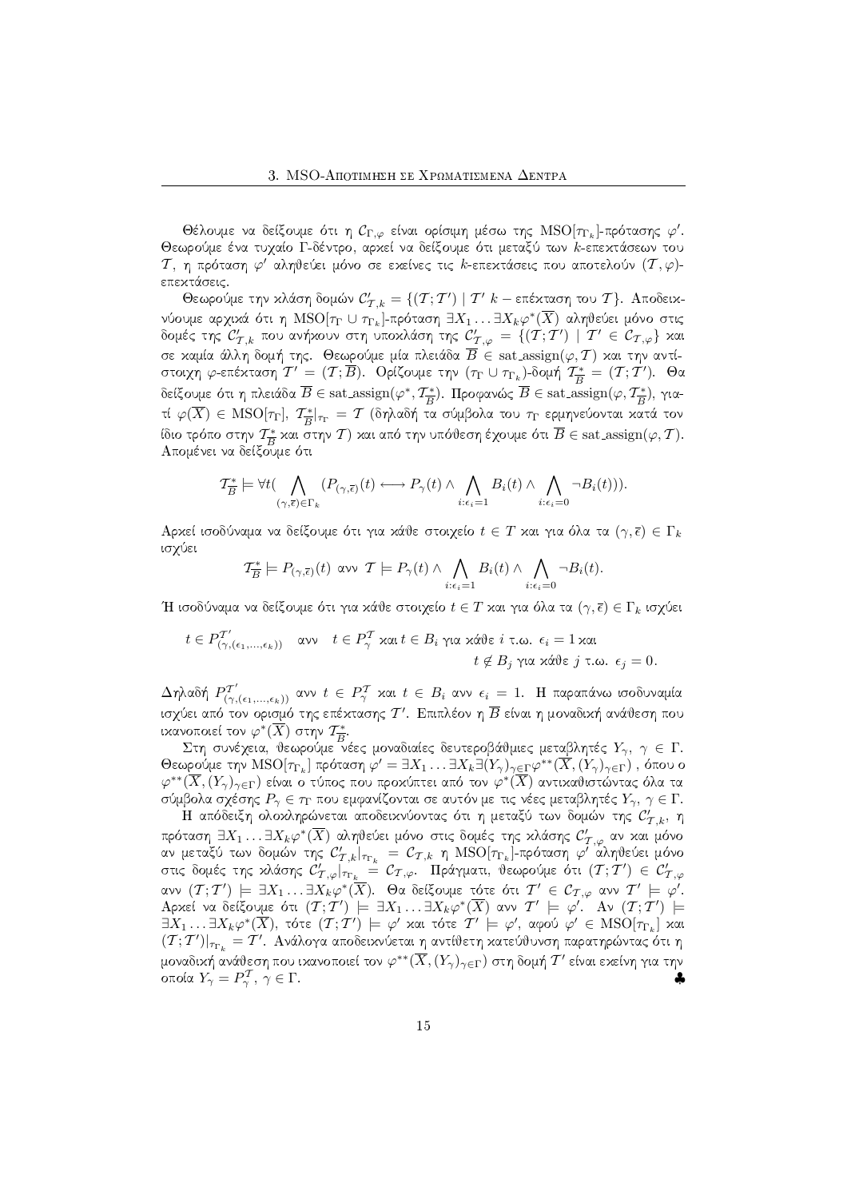Θέλουμε να δείξουμε ότι η $\mathcal{C}_{\Gamma,\varphi}$ είναι ορίσιμη μέσω της $\mathrm{MSO}[\tau_{\Gamma_k}]$-πρότασης $\varphi'$. Θεωρούμε ένα τυχαίο Γ-δέντρο, αρκεί να δείξουμε ότι μεταξύ των $k$-επεκτάσεων του $\mathcal{T}$, η πρόταση $\varphi'$ αληθεύει μόνο σε εκείνες τις $k$-επεκτάσεις που αποτελούν $(\mathcal{T},\varphi)$-επεκτάσεις.

Θεωρούμε την κλάση δομών $\mathcal{C}'_{\mathcal{T},k} = \{(\mathcal{T};\mathcal{T}') \mid \mathcal{T}'\ k-\text{επέκταση του } \mathcal{T}\}$. Αποδεικνύουμε αρχικά ότι η $\mathrm{MSO}[\tau_\Gamma \cup \tau_{\Gamma_k}]$-πρόταση $\exists X_1 \ldots \exists X_k \varphi^*(\overline{X})$ αληθεύει μόνο στις δομές της $\mathcal{C}'_{\mathcal{T},k}$ που ανήκουν στη υποκλάση της $\mathcal{C}'_{\mathcal{T},\varphi} = \{(\mathcal{T};\mathcal{T}') \mid \mathcal{T}' \in \mathcal{C}_{\mathcal{T},\varphi}\}$ και σε καμία άλλη δομή της. Θεωρούμε μία πλειάδα $\overline{B} \in \mathrm{sat\_assign}(\varphi,\mathcal{T})$ και την αντίστοιχη $\varphi$-επέκταση $\mathcal{T}' = (\mathcal{T};\overline{B})$. Ορίζουμε την $(\tau_\Gamma \cup \tau_{\Gamma_k})$-δομή $\mathcal{T}^*_{\overline{B}} = (\mathcal{T};\mathcal{T}')$. Θα δείξουμε ότι η πλειάδα $\overline{B} \in \mathrm{sat\_assign}(\varphi^*, \mathcal{T}^*_{\overline{B}})$. Προφανώς $\overline{B} \in \mathrm{sat\_assign}(\varphi, \mathcal{T}^*_{\overline{B}})$, γιατί $\varphi(\overline{X}) \in \mathrm{MSO}[\tau_\Gamma]$, $\mathcal{T}^*_{\overline{B}}|_{\tau_\Gamma} = \mathcal{T}$ (δηλαδή τα σύμβολα του $\tau_\Gamma$ ερμηνεύονται κατά τον ίδιο τρόπο στην $\mathcal{T}^*_{\overline{B}}$ και στην $\mathcal{T}$) και από την υπόθεση έχουμε ότι $\overline{B} \in \mathrm{sat\_assign}(\varphi,\mathcal{T})$. Απομένει να δείξουμε ότι

$$\mathcal{T}^*_{\overline{B}} \models \forall t \Big( \bigwedge_{(\gamma,\overline{\epsilon})\in\Gamma_k} \big(P_{(\gamma,\overline{\epsilon})}(t) \longleftrightarrow P_\gamma(t) \wedge \bigwedge_{i:\epsilon_i=1} B_i(t) \wedge \bigwedge_{i:\epsilon_i=0} \neg B_i(t)\big)\Big).$$

Αρκεί ισοδύναμα να δείξουμε ότι για κάθε στοιχείο $t \in T$ και για όλα τα $(\gamma,\overline{\epsilon}) \in \Gamma_k$ ισχύει

$$\mathcal{T}^*_{\overline{B}} \models P_{(\gamma,\overline{\epsilon})}(t) \text{ ανν } \mathcal{T} \models P_\gamma(t) \wedge \bigwedge_{i:\epsilon_i=1} B_i(t) \wedge \bigwedge_{i:\epsilon_i=0} \neg B_i(t).$$

Ή ισοδύναμα να δείξουμε ότι για κάθε στοιχείο $t \in T$ και για όλα τα $(\gamma,\overline{\epsilon}) \in \Gamma_k$ ισχύει

$$t \in P^{\mathcal{T}'}_{(\gamma,(\epsilon_1,\ldots,\epsilon_k))} \quad \text{ανν} \quad t \in P^{\mathcal{T}}_\gamma \text{ και } t \in B_i \text{ για κάθε } i \text{ τ.ω. } \epsilon_i = 1 \text{ και } t \notin B_j \text{ για κάθε } j \text{ τ.ω. } \epsilon_j = 0.$$

Δηλαδή $P^{\mathcal{T}'}_{(\gamma,(\epsilon_1,\ldots,\epsilon_k))}$ ανν $t \in P^{\mathcal{T}}_\gamma$ και $t \in B_i$ ανν $\epsilon_i = 1$. Η παραπάνω ισοδυναμία ισχύει από τον ορισμό της επέκτασης $\mathcal{T}'$. Επιπλέον η $\overline{B}$ είναι η μοναδική ανάθεση που ικανοποιεί τον $\varphi^*(\overline{X})$ στην $\mathcal{T}^*_{\overline{B}}$.

Στη συνέχεια, θεωρούμε νέες μοναδιαίες δευτεροβάθμιες μεταβλητές $Y_\gamma$, $\gamma \in \Gamma$. Θεωρούμε την $\mathrm{MSO}[\tau_{\Gamma_k}]$ πρόταση $\varphi' = \exists X_1 \ldots \exists X_k \exists (Y_\gamma)_{\gamma\in\Gamma} \varphi^{**}(\overline{X},(Y_\gamma)_{\gamma\in\Gamma})$ , όπου ο $\varphi^{**}(\overline{X},(Y_\gamma)_{\gamma\in\Gamma})$ είναι ο τύπος που προκύπτει από τον $\varphi^*(\overline{X})$ αντικαθιστώντας όλα τα σύμβολα σχέσης $P_\gamma \in \tau_\Gamma$ που εμφανίζονται σε αυτόν με τις νέες μεταβλητές $Y_\gamma$, $\gamma \in \Gamma$.

Η απόδειξη ολοκληρώνεται αποδεικνύοντας ότι η μεταξύ των δομών της $\mathcal{C}'_{\mathcal{T},k}$, η πρόταση $\exists X_1 \ldots \exists X_k \varphi^*(\overline{X})$ αληθεύει μόνο στις δομές της κλάσης $\mathcal{C}'_{\mathcal{T},\varphi}$ αν και μόνο αν μεταξύ των δομών της $\mathcal{C}'_{\mathcal{T},k}|_{\tau_{\Gamma_k}} = \mathcal{C}_{\mathcal{T},k}$ η $\mathrm{MSO}[\tau_{\Gamma_k}]$-πρόταση $\varphi'$ αληθεύει μόνο στις δομές της κλάσης $\mathcal{C}'_{\mathcal{T},\varphi}|_{\tau_{\Gamma_k}} = \mathcal{C}_{\mathcal{T},\varphi}$. Πράγματι, θεωρούμε ότι $(\mathcal{T};\mathcal{T}') \in \mathcal{C}'_{\mathcal{T},\varphi}$ ανν $(\mathcal{T};\mathcal{T}') \models \exists X_1 \ldots \exists X_k \varphi^*(\overline{X})$. Θα δείξουμε τότε ότι $\mathcal{T}' \in \mathcal{C}_{\mathcal{T},\varphi}$ ανν $\mathcal{T}' \models \varphi'$. Αρκεί να δείξουμε ότι $(\mathcal{T};\mathcal{T}') \models \exists X_1 \ldots \exists X_k \varphi^*(\overline{X})$ ανν $\mathcal{T}' \models \varphi'$. Αν $(\mathcal{T};\mathcal{T}') \models \exists X_1 \ldots \exists X_k \varphi^*(\overline{X})$, τότε $(\mathcal{T};\mathcal{T}') \models \varphi'$ και τότε $\mathcal{T}' \models \varphi'$, αφού $\varphi' \in \mathrm{MSO}[\tau_{\Gamma_k}]$ και $(\mathcal{T};\mathcal{T}')|_{\tau_{\Gamma_k}} = \mathcal{T}'$. Ανάλογα αποδεικνύεται η αντίθετη κατεύθυνση παρατηρώντας ότι η μοναδική ανάθεση που ικανοποιεί τον $\varphi^{**}(\overline{X},(Y_\gamma)_{\gamma\in\Gamma})$ στη δομή $\mathcal{T}'$ είναι εκείνη για την οποία $Y_\gamma = P^{\mathcal{T}}_\gamma$, $\gamma \in \Gamma$. ♣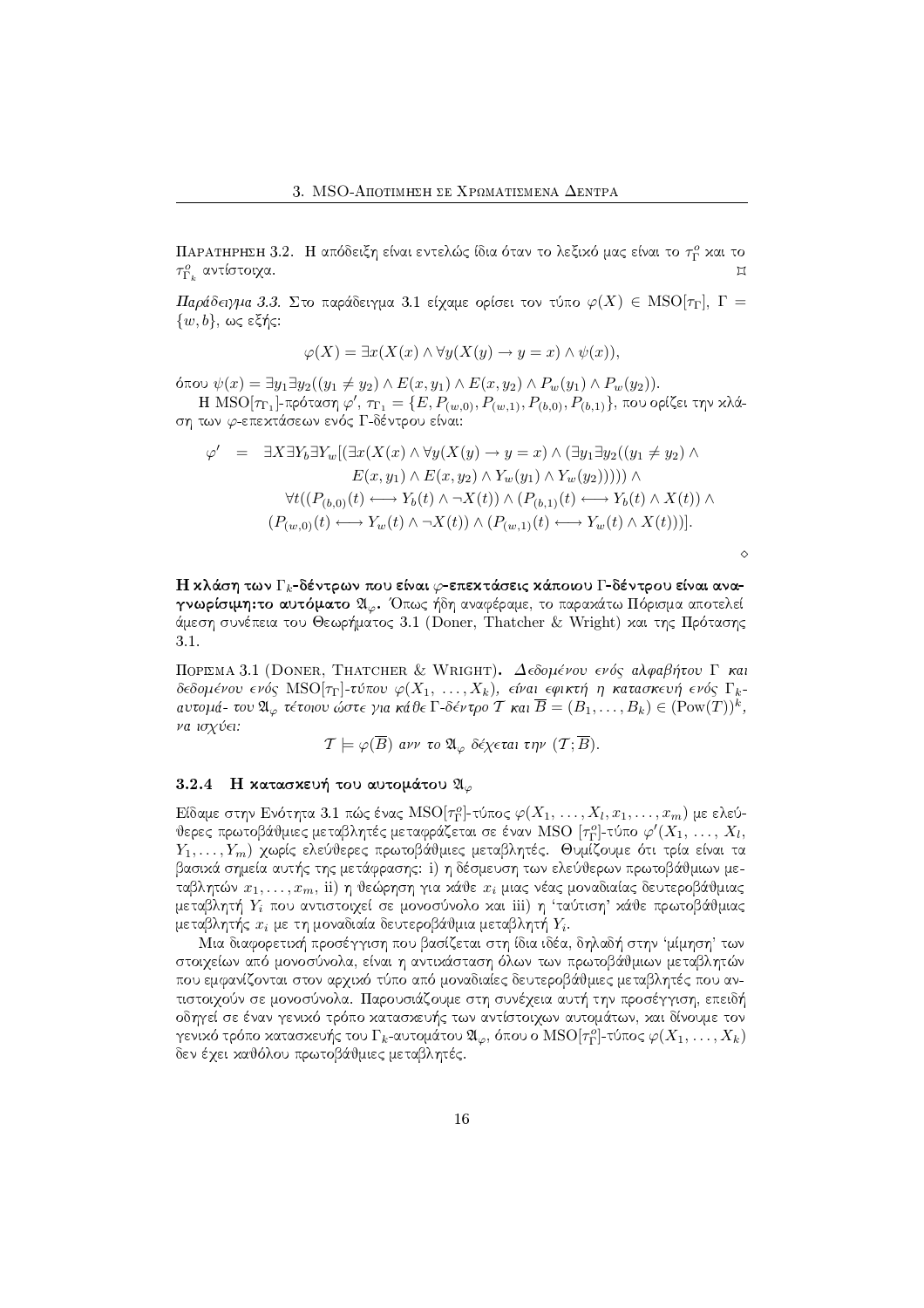Παρατηρηση 3.2. Η απόδειξη είναι εντελώς ίδια όταν το λεξικό μας είναι το $\tau^o_\Gamma$ και το $\tau^o_{\Gamma_k}$ αντίστοιχα. ⌑

*Παράδειγμα 3.3.* Στο παράδειγμα 3.1 είχαμε ορίσει τον τύπο $\varphi(X) \in \text{MSO}[\tau_\Gamma]$, $\Gamma = \{w, b\}$, ως εξής:

$$\varphi(X) = \exists x(X(x) \wedge \forall y(X(y) \rightarrow y = x) \wedge \psi(x)),$$

όπου $\psi(x) = \exists y_1 \exists y_2((y_1 \neq y_2) \wedge E(x, y_1) \wedge E(x, y_2) \wedge P_w(y_1) \wedge P_w(y_2))$.

Η $\text{MSO}[\tau_{\Gamma_1}]$-πρόταση $\varphi'$, $\tau_{\Gamma_1} = \{E, P_{(w,0)}, P_{(w,1)}, P_{(b,0)}, P_{(b,1)}\}$, που ορίζει την κλάση των $\varphi$-επεκτάσεων ενός Γ-δέντρου είναι:

$$\begin{aligned}
\varphi' \;=\; & \exists X \exists Y_b \exists Y_w [(\exists x(X(x) \wedge \forall y(X(y) \rightarrow y = x) \wedge (\exists y_1 \exists y_2((y_1 \neq y_2) \wedge \\
& E(x, y_1) \wedge E(x, y_2) \wedge Y_w(y_1) \wedge Y_w(y_2))))) \wedge \\
& \forall t((P_{(b,0)}(t) \longleftrightarrow Y_b(t) \wedge \neg X(t)) \wedge (P_{(b,1)}(t) \longleftrightarrow Y_b(t) \wedge X(t)) \wedge \\
& (P_{(w,0)}(t) \longleftrightarrow Y_w(t) \wedge \neg X(t)) \wedge (P_{(w,1)}(t) \longleftrightarrow Y_w(t) \wedge X(t)))].
\end{aligned}$$

◇

**Η κλάση των $\Gamma_k$-δέντρων που είναι $\varphi$-επεκτάσεις κάποιου Γ-δέντρου είναι αναγνωρίσιμη:το αυτόματο $\mathfrak{A}_\varphi$.** Όπως ήδη αναφέραμε, το παρακάτω Πόρισμα αποτελεί άμεση συνέπεια του Θεωρήματος 3.1 (Doner, Thatcher & Wright) και της Πρότασης 3.1.

Πορισμα 3.1 (Doner, Thatcher & Wright). *Δεδομένου ενός αλφαβήτου Γ και δεδομένου ενός $\text{MSO}[\tau_\Gamma]$-τύπου $\varphi(X_1, \ldots, X_k)$, είναι εφικτή η κατασκευή ενός $\Gamma_k$-αυτομά- του $\mathfrak{A}_\varphi$ τέτοιου ώστε για κάθε Γ-δέντρο $\mathcal{T}$ και $\overline{B} = (B_1, \ldots, B_k) \in (\text{Pow}(T))^k$, να ισχύει:*

$$\mathcal{T} \models \varphi(\overline{B}) \text{ ανν το } \mathfrak{A}_\varphi \text{ δέχεται την } (\mathcal{T}; \overline{B}).$$

### 3.2.4 Η κατασκευή του αυτομάτου $\mathfrak{A}_\varphi$

Είδαμε στην Ενότητα 3.1 πώς ένας $\text{MSO}[\tau^o_\Gamma]$-τύπος $\varphi(X_1, \ldots, X_l, x_1, \ldots, x_m)$ με ελεύθερες πρωτοβάθμιες μεταβλητές μεταφράζεται σε έναν MSO $[\tau^o_\Gamma]$-τύπο $\varphi'(X_1, \ldots, X_l, Y_1, \ldots, Y_m)$ χωρίς ελεύθερες πρωτοβάθμιες μεταβλητές. Θυμίζουμε ότι τρία είναι τα βασικά σημεία αυτής της μετάφρασης: i) η δέσμευση των ελεύθερων πρωτοβάθμιων μεταβλητών $x_1, \ldots, x_m$, ii) η θεώρηση για κάθε $x_i$ μιας νέας μοναδιαίας δευτεροβάθμιας μεταβλητή $Y_i$ που αντιστοιχεί σε μονοσύνολο και iii) η 'ταύτιση' κάθε πρωτοβάθμιας μεταβλητής $x_i$ με τη μοναδιαία δευτεροβάθμια μεταβλητή $Y_i$.

Μια διαφορετική προσέγγιση που βασίζεται στη ίδια ιδέα, δηλαδή στην 'μίμηση' των στοιχείων από μονοσύνολα, είναι η αντικατάσταση όλων των πρωτοβάθμιων μεταβλητών που εμφανίζονται στον αρχικό τύπο από μοναδιαίες δευτεροβάθμιες μεταβλητές που αντιστοιχούν σε μονοσύνολα. Παρουσιάζουμε στη συνέχεια αυτή την προσέγγιση, επειδή οδηγεί σε έναν γενικό τρόπο κατασκευής των αντίστοιχων αυτομάτων, και δίνουμε τον γενικό τρόπο κατασκευής του $\Gamma_k$-αυτομάτου $\mathfrak{A}_\varphi$, όπου ο $\text{MSO}[\tau^o_\Gamma]$-τύπος $\varphi(X_1, \ldots, X_k)$ δεν έχει καθόλου πρωτοβάθμιες μεταβλητές.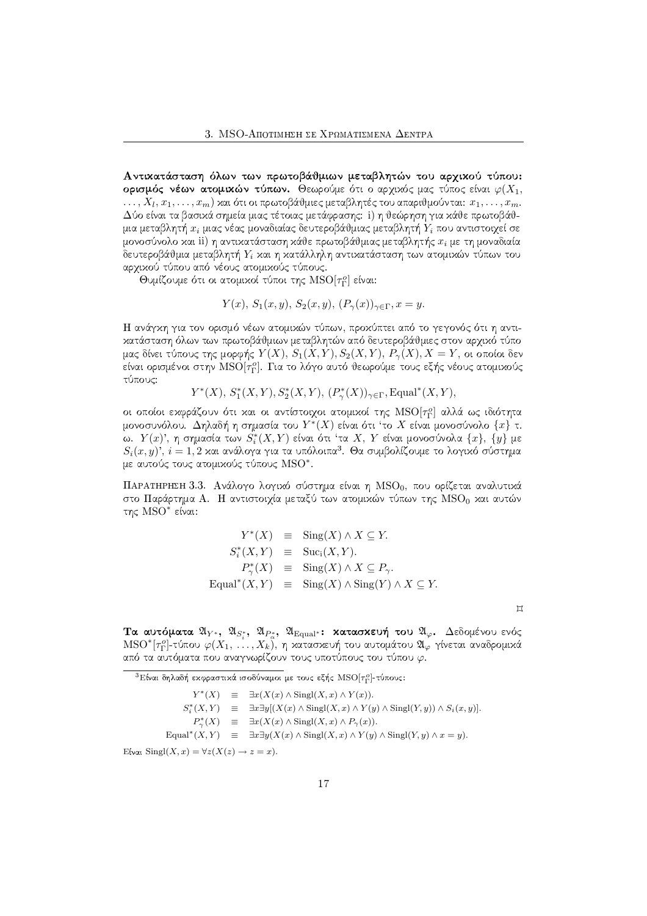**Αντικατάσταση όλων των πρωτοβάθμιων μεταβλητών του αρχικού τύπου: ορισμός νέων ατομικών τύπων.** Θεωρούμε ότι ο αρχικός μας τύπος είναι $\varphi(X_1, \ldots, X_l, x_1, \ldots, x_m)$ και ότι οι πρωτοβάθμιες μεταβλητές του απαριθμούνται: $x_1, \ldots, x_m$. Δύο είναι τα βασικά σημεία μιας τέτοιας μετάφρασης: i) η θεώρηση για κάθε πρωτοβάθμια μεταβλητή $x_i$ μιας νέας μοναδιαίας δευτεροβάθμιας μεταβλητή $Y_i$ που αντιστοιχεί σε μονοσύνολο και ii) η αντικατάσταση κάθε πρωτοβάθμιας μεταβλητής $x_i$ με τη μοναδιαία δευτεροβάθμια μεταβλητή $Y_i$ και η κατάλληλη αντικατάσταση των ατομικών τύπων του αρχικού τύπου από νέους ατομικούς τύπους.

Θυμίζουμε ότι οι ατομικοί τύποι της $\mathrm{MSO}[\tau^o_\Gamma]$ είναι:

$$Y(x),\ S_1(x,y),\ S_2(x,y),\ (P_\gamma(x))_{\gamma\in\Gamma}, x=y.$$

Η ανάγκη για τον ορισμό νέων ατομικών τύπων, προκύπτει από το γεγονός ότι η αντικατάσταση όλων των πρωτοβάθμιων μεταβλητών από δευτεροβάθμιες στον αρχικό τύπο μας δίνει τύπους της μορφής $Y(X)$, $S_1(X,Y), S_2(X,Y)$, $P_\gamma(X)$, $X=Y$, οι οποίοι δεν είναι ορισμένοι στην $\mathrm{MSO}[\tau^o_\Gamma]$. Για το λόγο αυτό θεωρούμε τους εξής νέους ατομικούς τύπους:

$$Y^*(X),\ S^*_1(X,Y), S^*_2(X,Y),\ (P^*_\gamma(X))_{\gamma\in\Gamma}, \mathrm{Equal}^*(X,Y),$$

οι οποίοι εκφράζουν ότι και οι αντίστοιχοι ατομικοί της $\mathrm{MSO}[\tau^o_\Gamma]$ αλλά ως ιδιότητα μονοσυνόλου. Δηλαδή η σημασία του $Y^*(X)$ είναι ότι 'το $X$ είναι μονοσύνολο $\{x\}$ τ. ω. $Y(x)$', η σημασία των $S^*_i(X,Y)$ είναι ότι 'τα $X$, $Y$ είναι μονοσύνολα $\{x\}$, $\{y\}$ με $S_i(x,y)$', $i=1,2$ και ανάλογα για τα υπόλοιπα[3]. Θα συμβολίζουμε το λογικό σύστημα με αυτούς τους ατομικούς τύπους $\mathrm{MSO}^*$.

Παρατηρηση 3.3. Ανάλογο λογικό σύστημα είναι η $\mathrm{MSO}_0$, που ορίζεται αναλυτικά στο Παράρτημα Α. Η αντιστοιχία μεταξύ των ατομικών τύπων της $\mathrm{MSO}_0$ και αυτών της $\mathrm{MSO}^*$ είναι:

$$\begin{aligned}
Y^*(X) &\equiv \mathrm{Sing}(X) \wedge X \subseteq Y.\\
S^*_i(X,Y) &\equiv \mathrm{Suc_i}(X,Y).\\
P^*_\gamma(X) &\equiv \mathrm{Sing}(X) \wedge X \subseteq P_\gamma.\\
\mathrm{Equal}^*(X,Y) &\equiv \mathrm{Sing}(X) \wedge \mathrm{Sing}(Y) \wedge X \subseteq Y.
\end{aligned}$$

⌑

**Τα αυτόματα $\mathfrak{A}_{Y^*}$, $\mathfrak{A}_{S^*_i}$, $\mathfrak{A}_{P^*_\alpha}$, $\mathfrak{A}_{\mathrm{Equal}^*}$: κατασκευή του $\mathfrak{A}_\varphi$.** Δεδομένου ενός $\mathrm{MSO}^*[\tau^o_\Gamma]$-τύπου $\varphi(X_1, \ldots, X_k)$, η κατασκευή του αυτομάτου $\mathfrak{A}_\varphi$ γίνεται αναδρομικά από τα αυτόματα που αναγνωρίζουν τους υποτύπους του τύπου $\varphi$.

---

[3] Είναι δηλαδή εκφραστικά ισοδύναμοι με τους εξής $\mathrm{MSO}[\tau^o_\Gamma]$-τύπους:

$$\begin{aligned}
Y^*(X) &\equiv \exists x (X(x) \wedge \mathrm{Singl}(X,x) \wedge Y(x)).\\
S^*_i(X,Y) &\equiv \exists x \exists y [(X(x) \wedge \mathrm{Singl}(X,x) \wedge Y(y) \wedge \mathrm{Singl}(Y,y)) \wedge S_i(x,y)].\\
P^*_\gamma(X) &\equiv \exists x (X(x) \wedge \mathrm{Singl}(X,x) \wedge P_\gamma(x)).\\
\mathrm{Equal}^*(X,Y) &\equiv \exists x \exists y (X(x) \wedge \mathrm{Singl}(X,x) \wedge Y(y) \wedge \mathrm{Singl}(Y,y) \wedge x=y).
\end{aligned}$$

Είναι $\mathrm{Singl}(X,x) = \forall z (X(z) \to z = x)$.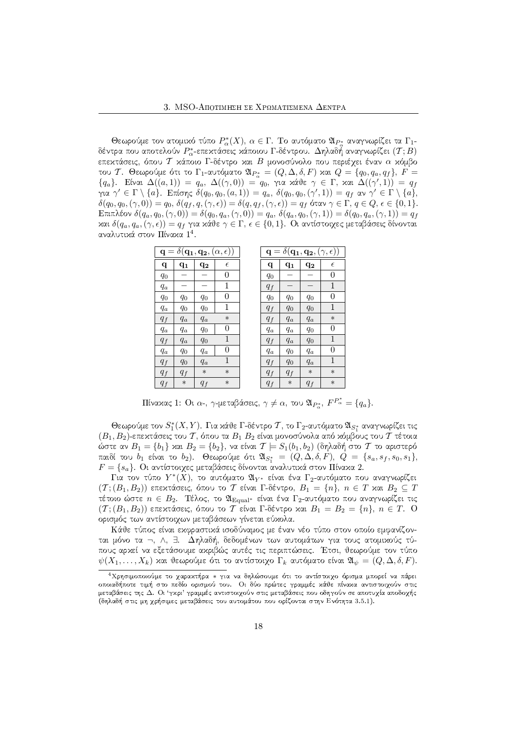Θεωρούμε τον ατομικό τύπο $P_\alpha^*(X)$, $\alpha \in \Gamma$. Το αυτόματο $\mathfrak{A}_{P_\alpha^*}$ αναγνωρίζει τα $\Gamma_1$-δέντρα που αποτελούν $P_\alpha^*$-επεκτάσεις κάποιου Γ-δέντρου. Δηλαδή αναγνωρίζει $(\mathcal{T}; B)$ επεκτάσεις, όπου $\mathcal{T}$ κάποιο Γ-δέντρο και $B$ μονοσύνολο που περιέχει έναν $\alpha$ κόμβο του $\mathcal{T}$. Θεωρούμε ότι το $\Gamma_1$-αυτόματο $\mathfrak{A}_{P_\alpha^*} = (Q, \Delta, \delta, F)$ και $Q = \{q_0, q_a, q_f\}$, $F = \{q_a\}$. Είναι $\Delta((a,1)) = q_a$, $\Delta((\gamma,0)) = q_0$, για κάθε $\gamma \in \Gamma$, και $\Delta((\gamma',1)) = q_f$ για $\gamma' \in \Gamma \setminus \{a\}$. Επίσης $\delta(q_0, q_0, (a,1)) = q_a$, $\delta(q_0, q_0, (\gamma',1)) = q_f$ αν $\gamma' \in \Gamma \setminus \{a\}$, $\delta(q_0, q_0, (\gamma,0)) = q_0$, $\delta(q_f, q, (\gamma,\epsilon)) = \delta(q, q_f, (\gamma,\epsilon)) = q_f$ όταν $\gamma \in \Gamma$, $q \in Q$, $\epsilon \in \{0,1\}$. Επιπλέον $\delta(q_a, q_0, (\gamma,0)) = \delta(q_0, q_a, (\gamma,0)) = q_a$, $\delta(q_a, q_0, (\gamma,1)) = \delta(q_0, q_a, (\gamma,1)) = q_f$ και $\delta(q_a, q_a, (\gamma,\epsilon)) = q_f$ για κάθε $\gamma \in \Gamma$, $\epsilon \in \{0,1\}$. Οι αντίστοιχες μεταβάσεις δίνονται αναλυτικά στον Πίνακα 1[4].

| $\mathbf{q} = \delta(\mathbf{q_1}, \mathbf{q_2}, (\alpha, \epsilon))$ | | | |
|---|---|---|---|
| $\mathbf{q}$ | $\mathbf{q_1}$ | $\mathbf{q_2}$ | $\epsilon$ |
| $q_0$ | − | − | 0 |
| $q_a$ | − | − | 1 |
| $q_0$ | $q_0$ | $q_0$ | 0 |
| $q_a$ | $q_0$ | $q_0$ | 1 |
| $q_f$ | $q_a$ | $q_a$ | * |
| $q_a$ | $q_a$ | $q_0$ | 0 |
| $q_f$ | $q_a$ | $q_0$ | 1 |
| $q_a$ | $q_0$ | $q_a$ | 0 |
| $q_f$ | $q_0$ | $q_a$ | 1 |
| $q_f$ | $q_f$ | * | * |
| $q_f$ | * | $q_f$ | * |

| $\mathbf{q} = \delta(\mathbf{q_1}, \mathbf{q_2}, (\gamma, \epsilon))$ | | | |
|---|---|---|---|
| $\mathbf{q}$ | $\mathbf{q_1}$ | $\mathbf{q_2}$ | $\epsilon$ |
| $q_0$ | − | − | 0 |
| $q_f$ | − | − | 1 |
| $q_0$ | $q_0$ | $q_0$ | 0 |
| $q_f$ | $q_0$ | $q_0$ | 1 |
| $q_f$ | $q_a$ | $q_a$ | * |
| $q_a$ | $q_a$ | $q_0$ | 0 |
| $q_f$ | $q_a$ | $q_0$ | 1 |
| $q_a$ | $q_0$ | $q_a$ | 0 |
| $q_f$ | $q_0$ | $q_a$ | 1 |
| $q_f$ | $q_f$ | * | * |
| $q_f$ | * | $q_f$ | * |

Πίνακας 1: Οι $\alpha$-, $\gamma$-μεταβάσεις, $\gamma \neq \alpha$, του $\mathfrak{A}_{P_\alpha^*}$, $F^{P_\alpha^*} = \{q_a\}$.

Θεωρούμε τον $S_1^*(X,Y)$. Για κάθε Γ-δέντρο $\mathcal{T}$, το $\Gamma_2$-αυτόματο $\mathfrak{A}_{S_1^*}$ αναγνωρίζει τις $(B_1, B_2)$-επεκτάσεις του $\mathcal{T}$, όπου τα $B_1$ $B_2$ είναι μονοσύνολα από κόμβους του $\mathcal{T}$ τέτοια ώστε αν $B_1 = \{b_1\}$ και $B_2 = \{b_2\}$, να είναι $\mathcal{T} \models S_1(b_1, b_2)$ (δηλαδή στο $\mathcal{T}$ το αριστερό παιδί του $b_1$ είναι το $b_2$). Θεωρούμε ότι $\mathfrak{A}_{S_1^*} = (Q, \Delta, \delta, F)$, $Q = \{s_a, s_f, s_0, s_1\}$, $F = \{s_a\}$. Οι αντίστοιχες μεταβάσεις δίνονται αναλυτικά στον Πίνακα 2.

Για τον τύπο $Y^*(X)$, το αυτόματο $\mathfrak{A}_{Y^*}$ είναι ένα $\Gamma_2$-αυτόματο που αναγνωρίζει $(\mathcal{T}; (B_1, B_2))$ επεκτάσεις, όπου το $\mathcal{T}$ είναι Γ-δέντρο, $B_1 = \{n\}$, $n \in T$ και $B_2 \subseteq T$ τέτοιο ώστε $n \in B_2$. Τέλος, το $\mathfrak{A}_{\mathrm{Equal}^*}$ είναι ένα $\Gamma_2$-αυτόματο που αναγνωρίζει τις $(\mathcal{T}; (B_1, B_2))$ επεκτάσεις, όπου το $\mathcal{T}$ είναι Γ-δέντρο και $B_1 = B_2 = \{n\}$, $n \in T$. Ο ορισμός των αντίστοιχων μεταβάσεων γίνεται εύκολα.

Κάθε τύπος είναι εκφραστικά ισοδύναμος με έναν νέο τύπο στον οποίο εμφανίζονται μόνο τα $\neg$, $\wedge$, $\exists$. Δηλαδή, δεδομένων των αυτομάτων για τους ατομικούς τύπους αρκεί να εξετάσουμε ακριβώς αυτές τις περιπτώσεις. Έτσι, θεωρούμε τον τύπο $\psi(X_1, \ldots, X_k)$ και θεωρούμε ότι το αντίστοιχο $\Gamma_k$ αυτόματο είναι $\mathfrak{A}_\psi = (Q, \Delta, \delta, F)$.

[4] Χρησιμοποιούμε το χαρακτήρα * για να δηλώσουμε ότι το αντίστοιχο όρισμα μπορεί να πάρει οποιαδήποτε τιμή στο πεδίο ορισμού του. Οι δύο πρώτες γραμμές κάθε πίνακα αντιστοιχούν στις μεταβάσεις της Δ. Οι 'γκρι' γραμμές αντιστοιχούν στις μεταβάσεις που οδηγούν σε αποτυχία αποδοχής (δηλαδή στις μη χρήσιμες μεταβάσεις του αυτομάτου που ορίζονται στην Ενότητα 3.5.1).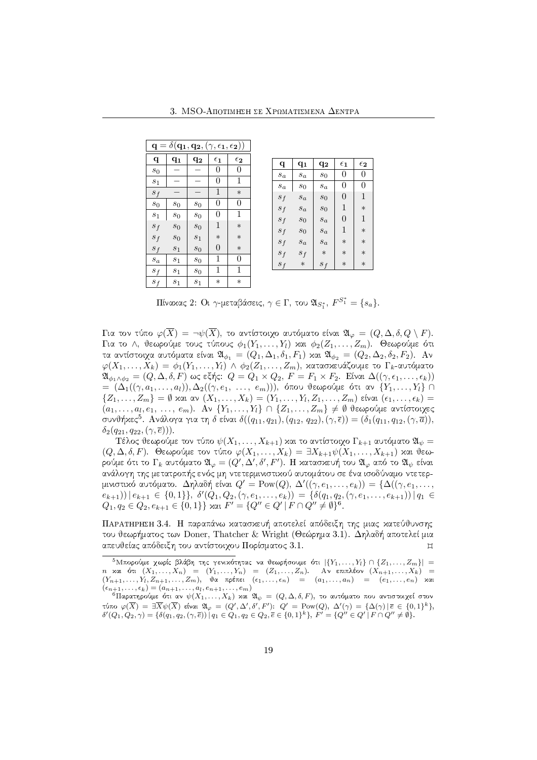| $\mathbf{q} = \delta(\mathbf{q_1}, \mathbf{q_2}, (\gamma, \epsilon_1, \epsilon_2))$ | | | | |
|---|---|---|---|---|
| $\mathbf{q}$ | $\mathbf{q_1}$ | $\mathbf{q_2}$ | $\epsilon_1$ | $\epsilon_2$ |
| $s_0$ | $-$ | $-$ | 0 | 0 |
| $s_1$ | $-$ | $-$ | 0 | 1 |
| $s_f$ | $-$ | $-$ | 1 | $*$ |
| $s_0$ | $s_0$ | $s_0$ | 0 | 0 |
| $s_1$ | $s_0$ | $s_0$ | 0 | 1 |
| $s_f$ | $s_0$ | $s_0$ | 1 | $*$ |
| $s_f$ | $s_0$ | $s_1$ | $*$ | $*$ |
| $s_f$ | $s_1$ | $s_0$ | 0 | $*$ |
| $s_a$ | $s_1$ | $s_0$ | 1 | 0 |
| $s_f$ | $s_1$ | $s_0$ | 1 | 1 |
| $s_f$ | $s_1$ | $s_1$ | $*$ | $*$ |

| $\mathbf{q}$ | $\mathbf{q_1}$ | $\mathbf{q_2}$ | $\epsilon_1$ | $\epsilon_2$ |
|---|---|---|---|---|
| $s_a$ | $s_a$ | $s_0$ | 0 | 0 |
| $s_a$ | $s_0$ | $s_a$ | 0 | 0 |
| $s_f$ | $s_a$ | $s_0$ | 0 | 1 |
| $s_f$ | $s_a$ | $s_0$ | 1 | $*$ |
| $s_f$ | $s_0$ | $s_a$ | 0 | 1 |
| $s_f$ | $s_0$ | $s_a$ | 1 | $*$ |
| $s_f$ | $s_a$ | $s_a$ | $*$ | $*$ |
| $s_f$ | $s_f$ | $*$ | $*$ | $*$ |
| $s_f$ | $*$ | $s_f$ | $*$ | $*$ |

Πίνακας 2: Οι $\gamma$-μεταβάσεις, $\gamma \in \Gamma$, του $\mathfrak{A}_{S_1^*}$, $F^{S_1^*} = \{s_a\}$.

Για τον τύπο $\varphi(\overline{X}) = \neg\psi(\overline{X})$, το αντίστοιχο αυτόματο είναι $\mathfrak{A}_\varphi = (Q, \Delta, \delta, Q \setminus F)$. Για το $\wedge$, θεωρούμε τους τύπους $\phi_1(Y_1, \ldots, Y_l)$ και $\phi_2(Z_1, \ldots, Z_m)$. Θεωρούμε ότι τα αντίστοιχα αυτόματα είναι $\mathfrak{A}_{\phi_1} = (Q_1, \Delta_1, \delta_1, F_1)$ και $\mathfrak{A}_{\phi_2} = (Q_2, \Delta_2, \delta_2, F_2)$. Αν $\varphi(X_1, \ldots, X_k) = \phi_1(Y_1, \ldots, Y_l) \wedge \phi_2(Z_1, \ldots, Z_m)$, κατασκευάζουμε το $\Gamma_k$-αυτόματο $\mathfrak{A}_{\phi_1 \wedge \phi_2} = (Q, \Delta, \delta, F)$ ως εξής: $Q = Q_1 \times Q_2$, $F = F_1 \times F_2$. Είναι $\Delta((\gamma, \epsilon_1, \ldots, \epsilon_k)) = (\Delta_1((\gamma, a_1, \ldots, a_l)), \Delta_2((\gamma, e_1, \ldots, e_m)))$, όπου θεωρούμε ότι αν $\{Y_1, \ldots, Y_l\} \cap \{Z_1, \ldots, Z_m\} = \emptyset$ και αν $(X_1, \ldots, X_k) = (Y_1, \ldots, Y_l, Z_1, \ldots, Z_m)$ είναι $(\epsilon_1, \ldots, \epsilon_k) = (a_1, \ldots, a_l, e_1, \ldots, e_m)$. Αν $\{Y_1, \ldots, Y_l\} \cap \{Z_1, \ldots, Z_m\} \neq \emptyset$ θεωρούμε αντίστοιχες συνθήκες[5]. Ανάλογα για τη $\delta$ είναι $\delta((q_{11}, q_{21}), (q_{12}, q_{22}), (\gamma, \overline{\epsilon})) = (\delta_1(q_{11}, q_{12}, (\gamma, \overline{a})), \delta_2(q_{21}, q_{22}, (\gamma, \overline{e})))$.

Τέλος θεωρούμε τον τύπο $\psi(X_1, \ldots, X_{k+1})$ και το αντίστοιχο $\Gamma_{k+1}$ αυτόματο $\mathfrak{A}_\psi = (Q, \Delta, \delta, F)$. Θεωρούμε τον τύπο $\varphi(X_1, \ldots, X_k) = \exists X_{k+1} \psi(X_1, \ldots, X_{k+1})$ και θεωρούμε ότι το $\Gamma_k$ αυτόματο $\mathfrak{A}_\varphi = (Q', \Delta', \delta', F')$. Η κατασκευή του $\mathfrak{A}_\varphi$ από το $\mathfrak{A}_\psi$ είναι ανάλογη της μετατροπής ενός μη ντετερμινιστικού αυτομάτου σε ένα ισοδύναμο ντετερμινιστικό αυτόματο. Δηλαδή είναι $Q' = \mathrm{Pow}(Q)$, $\Delta'((\gamma, e_1, \ldots, e_k)) = \{\Delta((\gamma, e_1, \ldots, e_{k+1})) \mid e_{k+1} \in \{0,1\}\}$, $\delta'(Q_1, Q_2, (\gamma, e_1, \ldots, e_k)) = \{\delta(q_1, q_2, (\gamma, e_1, \ldots, e_{k+1})) \mid q_1 \in Q_1, q_2 \in Q_2, e_{k+1} \in \{0,1\}\}$ και $F' = \{Q'' \in Q' \mid F \cap Q'' \neq \emptyset\}$[6].

Παρατηρηση 3.4. Η παραπάνω κατασκευή αποτελεί απόδειξη της μιας κατεύθυνσης του θεωρήματος των Doner, Thatcher & Wright (Θεώρημα 3.1). Δηλαδή αποτελεί μια απευθείας απόδειξη του αντίστοιχου Πορίσματος 3.1. ⌑

---

[5] Μπορούμε χωρίς βλάβη της γενικότητας να θεωρήσουμε ότι $|\{Y_1, \ldots, Y_l\} \cap \{Z_1, \ldots, Z_m\}| = n$ και ότι $(X_1, \ldots, X_n) = (Y_1, \ldots, Y_n) = (Z_1, \ldots, Z_n)$. Αν επιπλέον $(X_{n+1}, \ldots, X_k) = (Y_{n+1}, \ldots, Y_l, Z_{n+1}, \ldots, Z_m)$, θα πρέπει $(\epsilon_1, \ldots, \epsilon_n) = (a_1, \ldots, a_n) = (e_1, \ldots, e_n)$ και $(\epsilon_{n+1}, \ldots, \epsilon_k) = (a_{n+1}, \ldots, a_l, e_{n+1}, \ldots, e_m)$

[6] Παρατηρούμε ότι αν $\psi(X_1, \ldots, X_k)$ και $\mathfrak{A}_\psi = (Q, \Delta, \delta, F)$, το αυτόματο που αντιστοιχεί στον τύπο $\varphi(\overline{X}) = \exists \overline{X} \psi(\overline{X})$ είναι $\mathfrak{A}_\varphi = (Q', \Delta', \delta', F')$: $Q' = \mathrm{Pow}(Q)$, $\Delta'(\gamma) = \{\Delta(\gamma) \mid \overline{e} \in \{0,1\}^k\}$, $\delta'(Q_1, Q_2, \gamma) = \{\delta(q_1, q_2, (\gamma, \overline{e})) \mid q_1 \in Q_1, q_2 \in Q_2, \overline{e} \in \{0,1\}^k\}$, $F' = \{Q'' \in Q' \mid F \cap Q'' \neq \emptyset\}$.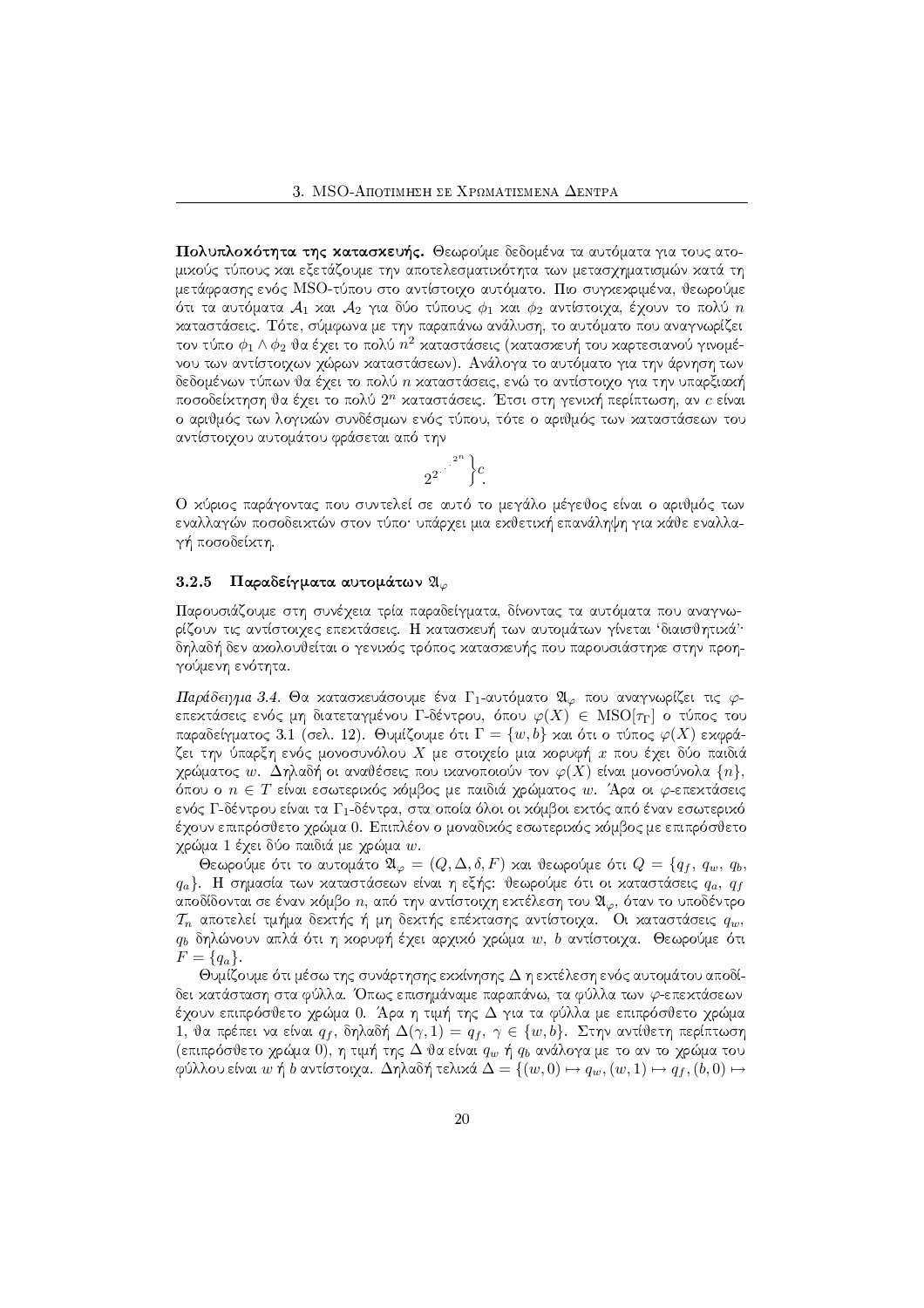**Πολυπλοκότητα της κατασκευής.** Θεωρούμε δεδομένα τα αυτόματα για τους ατομικούς τύπους και εξετάζουμε την αποτελεσματικότητα των μετασχηματισμών κατά τη μετάφρασης ενός MSO-τύπου στο αντίστοιχο αυτόματο. Πιο συγκεκριμένα, θεωρούμε ότι τα αυτόματα $\mathcal{A}_1$ και $\mathcal{A}_2$ για δύο τύπους $\phi_1$ και $\phi_2$ αντίστοιχα, έχουν το πολύ $n$ καταστάσεις. Τότε, σύμφωνα με την παραπάνω ανάλυση, το αυτόματο που αναγνωρίζει τον τύπο $\phi_1 \wedge \phi_2$ θα έχει το πολύ $n^2$ καταστάσεις (κατασκευή του καρτεσιανού γινομένου των αντίστοιχων χώρων καταστάσεων). Ανάλογα το αυτόματο για την άρνηση των δεδομένων τύπων θα έχει το πολύ $n$ καταστάσεις, ενώ το αντίστοιχο για την υπαρξιακή ποσοδείκτηση θα έχει το πολύ $2^n$ καταστάσεις. Έτσι στη γενική περίπτωση, αν $c$ είναι ο αριθμός των λογικών συνδέσμων ενός τύπου, τότε ο αριθμός των καταστάσεων του αντίστοιχου αυτομάτου φράσεται από την

$$2^{2^{\cdot^{\cdot^{\cdot^{2^n}}}}}\Big\}c.$$

Ο κύριος παράγοντας που συντελεί σε αυτό το μεγάλο μέγεθος είναι ο αριθμός των εναλλαγών ποσοδεικτών στον τύπο· υπάρχει μια εκθετική επανάληψη για κάθε εναλλαγή ποσοδείκτη.

### 3.2.5 Παραδείγματα αυτομάτων $\mathfrak{A}_\varphi$

Παρουσιάζουμε στη συνέχεια τρία παραδείγματα, δίνοντας τα αυτόματα που αναγνωρίζουν τις αντίστοιχες επεκτάσεις. Η κατασκευή των αυτομάτων γίνεται 'διαισθητικά'· δηλαδή δεν ακολουθείται ο γενικός τρόπος κατασκευής που παρουσιάστηκε στην προηγούμενη ενότητα.

*Παράδειγμα 3.4.* Θα κατασκευάσουμε ένα $\Gamma_1$-αυτόματο $\mathfrak{A}_\varphi$ που αναγνωρίζει τις $\varphi$-επεκτάσεις ενός μη διατεταγμένου Γ-δέντρου, όπου $\varphi(X) \in \mathrm{MSO}[\tau_\Gamma]$ ο τύπος του παραδείγματος 3.1 (σελ. 12). Θυμίζουμε ότι $\Gamma = \{w, b\}$ και ότι ο τύπος $\varphi(X)$ εκφράζει την ύπαρξη ενός μονοσυνόλου $X$ με στοιχείο μια κορυφή $x$ που έχει δύο παιδιά χρώματος $w$. Δηλαδή οι αναθέσεις που ικανοποιούν τον $\varphi(X)$ είναι μονοσύνολα $\{n\}$, όπου ο $n \in T$ είναι εσωτερικός κόμβος με παιδιά χρώματος $w$. Άρα οι $\varphi$-επεκτάσεις ενός Γ-δέντρου είναι τα $\Gamma_1$-δέντρα, στα οποία όλοι οι κόμβοι εκτός από έναν εσωτερικό έχουν επιπρόσθετο χρώμα 0. Επιπλέον ο μοναδικός εσωτερικός κόμβος με επιπρόσθετο χρώμα 1 έχει δύο παιδιά με χρώμα $w$.

Θεωρούμε ότι το αυτόματο $\mathfrak{A}_\varphi = (Q, \Delta, \delta, F)$ και θεωρούμε ότι $Q = \{q_f, q_w, q_b, q_a\}$. Η σημασία των καταστάσεων είναι η εξής: θεωρούμε ότι οι καταστάσεις $q_a$, $q_f$ αποδίδονται σε έναν κόμβο $n$, από την αντίστοιχη εκτέλεση του $\mathfrak{A}_\varphi$, όταν το υποδέντρο $\mathcal{T}_n$ αποτελεί τμήμα δεκτής ή μη δεκτής επέκτασης αντίστοιχα. Οι καταστάσεις $q_w$, $q_b$ δηλώνουν απλά ότι η κορυφή έχει αρχικό χρώμα $w$, $b$ αντίστοιχα. Θεωρούμε ότι $F = \{q_a\}$.

Θυμίζουμε ότι μέσω της συνάρτησης εκκίνησης $\Delta$ η εκτέλεση ενός αυτομάτου αποδίδει κατάσταση στα φύλλα. Όπως επισημάναμε παραπάνω, τα φύλλα των $\varphi$-επεκτάσεων έχουν επιπρόσθετο χρώμα 0. Άρα η τιμή της $\Delta$ για τα φύλλα με επιπρόσθετο χρώμα 1, θα πρέπει να είναι $q_f$, δηλαδή $\Delta(\gamma, 1) = q_f$, $\gamma \in \{w, b\}$. Στην αντίθετη περίπτωση (επιπρόσθετο χρώμα 0), η τιμή της $\Delta$ θα είναι $q_w$ ή $q_b$ ανάλογα με το αν το χρώμα του φύλλου είναι $w$ ή $b$ αντίστοιχα. Δηλαδή τελικά $\Delta = \{(w, 0) \mapsto q_w, (w, 1) \mapsto q_f, (b, 0) \mapsto$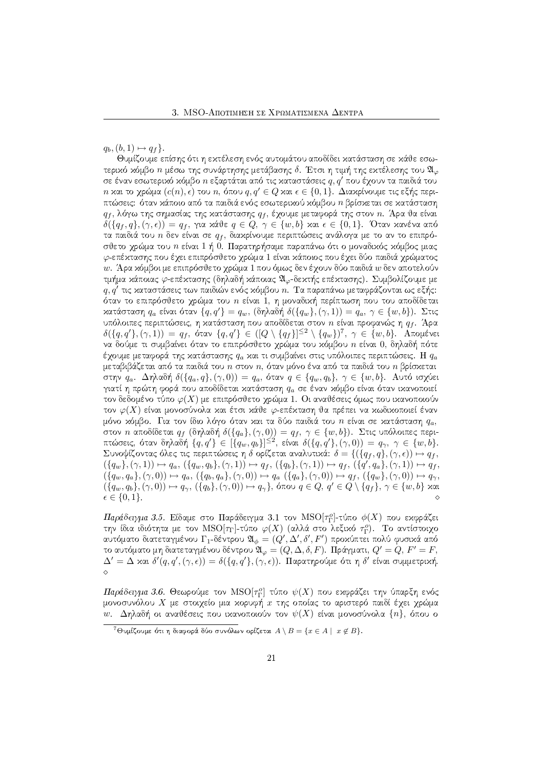$q_b, (b, 1) \mapsto q_f\}$.

Θυμίζουμε επίσης ότι η εκτέλεση ενός αυτομάτου αποδίδει κατάσταση σε κάθε εσωτερικό κόμβο $n$ μέσω της συνάρτησης μετάβασης $\delta$. Έτσι η τιμή της εκτέλεσης του $\mathfrak{A}_\varphi$ σε έναν εσωτερικό κόμβο $n$ εξαρτάται από τις καταστάσεις $q, q'$ που έχουν τα παιδιά του $n$ και το χρώμα $(c(n), \epsilon)$ του $n$, όπου $q, q' \in Q$ και $\epsilon \in \{0, 1\}$. Διακρίνουμε τις εξής περιπτώσεις: όταν κάποιο από τα παιδιά ενός εσωτερικού κόμβου $n$ βρίσκεται σε κατάσταση $q_f$, λόγω της σημασίας της κατάστασης $q_f$, έχουμε μεταφορά της στον $n$. Άρα θα είναι $\delta(\{q_f, q\}, (\gamma, \epsilon)) = q_f$, για κάθε $q \in Q$, $\gamma \in \{w, b\}$ και $\epsilon \in \{0, 1\}$. Όταν κανένα από τα παιδιά του $n$ δεν είναι σε $q_f$, διακρίνουμε περιπτώσεις ανάλογα με το αν το επιπρόσθετο χρώμα του $n$ είναι 1 ή 0. Παρατηρήσαμε παραπάνω ότι ο μοναδικός κόμβος μιας $\varphi$-επέκτασης που έχει επιπρόσθετο χρώμα 1 είναι κάποιος που έχει δύο παιδιά χρώματος $w$. Άρα κόμβοι με επιπρόσθετο χρώμα 1 που όμως δεν έχουν δύο παιδιά $w$ δεν αποτελούν τμήμα κάποιας $\varphi$-επέκτασης (δηλαδή κάποιας $\mathfrak{A}_\varphi$-δεκτής επέκτασης). Συμβολίζουμε με $q, q'$ τις καταστάσεις των παιδιών ενός κόμβου $n$. Τα παραπάνω μεταφράζονται ως εξής: όταν το επιπρόσθετο χρώμα του $n$ είναι 1, η μοναδική περίπτωση που του αποδίδεται κατάσταση $q_a$ είναι όταν $\{q, q'\} = q_w$, (δηλαδή $\delta(\{q_w\}, (\gamma, 1)) = q_a$, $\gamma \in \{w, b\}$). Στις υπόλοιπες περιπτώσεις, η κατάσταση που αποδίδεται στον $n$ είναι προφανώς η $q_f$. Άρα $\delta(\{q, q'\}, (\gamma, 1)) = q_f$, όταν $\{q, q'\} \in ([Q \setminus \{q_f\}]^{\leq 2} \setminus \{q_w\})$[7], $\gamma \in \{w, b\}$. Απομένει να δούμε τι συμβαίνει όταν το επιπρόσθετο χρώμα του κόμβου $n$ είναι 0, δηλαδή πότε έχουμε μεταφορά της κατάστασης $q_a$ και τι συμβαίνει στις υπόλοιπες περιπτώσεις. Η $q_a$ μεταβιβάζεται από τα παιδιά του $n$ στον $n$, όταν μόνο ένα από τα παιδιά του $n$ βρίσκεται στην $q_a$. Δηλαδή $\delta(\{q_a, q\}, (\gamma, 0)) = q_a$, όταν $q \in \{q_w, q_b\}$, $\gamma \in \{w, b\}$. Αυτό ισχύει γιατί η πρώτη φορά που αποδίδεται κατάσταση $q_a$ σε έναν κόμβο είναι όταν ικανοποιεί τον δεδομένο τύπο $\varphi(X)$ με επιπρόσθετο χρώμα 1. Οι αναθέσεις όμως που ικανοποιούν τον $\varphi(X)$ είναι μονοσύνολα και έτσι κάθε $\varphi$-επέκταση θα πρέπει να κωδικοποιεί έναν μόνο κόμβο. Για τον ίδιο λόγο όταν και τα δύο παιδιά του $n$ είναι σε κατάσταση $q_a$, στον $n$ αποδίδεται $q_f$ (δηλαδή $\delta(\{q_a\}, (\gamma, 0)) = q_f$, $\gamma \in \{w, b\}$). Στις υπόλοιπες περιπτώσεις, όταν δηλαδή $\{q, q'\} \in [\{q_w, q_b\}]^{\leq 2}$, είναι $\delta(\{q, q'\}, (\gamma, 0)) = q_\gamma$, $\gamma \in \{w, b\}$. Συνοψίζοντας όλες τις περιπτώσεις η $\delta$ ορίζεται αναλυτικά: $\delta = \{(\{q_f, q\}, (\gamma, \epsilon)) \mapsto q_f$, $(\{q_w\}, (\gamma, 1)) \mapsto q_a$, $(\{q_w, q_b\}, (\gamma, 1)) \mapsto q_f$, $(\{q_b\}, (\gamma, 1)) \mapsto q_f$, $(\{q', q_a\}, (\gamma, 1)) \mapsto q_f$, $(\{q_w, q_a\}, (\gamma, 0)) \mapsto q_a$, $(\{q_b, q_a\}, (\gamma, 0)) \mapsto q_a$ $(\{q_a\}, (\gamma, 0)) \mapsto q_f$, $(\{q_w\}, (\gamma, 0)) \mapsto q_\gamma$, $(\{q_w, q_b\}, (\gamma, 0)) \mapsto q_\gamma$, $(\{q_b\}, (\gamma, 0)) \mapsto q_\gamma\}$, όπου $q \in Q$, $q' \in Q \setminus \{q_f\}$, $\gamma \in \{w, b\}$ και $\epsilon \in \{0, 1\}$. ◇

*Παράδειγμα 3.5.* Είδαμε στο Παράδειγμα 3.1 τον MSO$[\tau_\Gamma^o]$-τύπο $\phi(X)$ που εκφράζει την ίδια ιδιότητα με τον MSO$[\tau_\Gamma]$-τύπο $\varphi(X)$ (αλλά στο λεξικό $\tau_\Gamma^o$). Το αντίστοιχο αυτόματο διατεταγμένου $\Gamma_1$-δέντρου $\mathfrak{A}_\phi = (Q', \Delta', \delta', F')$ προκύπτει πολύ φυσικά από το αυτόματο μη διατεταγμένου δέντρου $\mathfrak{A}_\varphi = (Q, \Delta, \delta, F)$. Πράγματι, $Q' = Q$, $F' = F$, $\Delta' = \Delta$ και $\delta'(q, q', (\gamma, \epsilon)) = \delta(\{q, q'\}, (\gamma, \epsilon))$. Παρατηρούμε ότι η $\delta'$ είναι συμμετρική. ◇

*Παράδειγμα 3.6.* Θεωρούμε τον MSO$[\tau_\Gamma^o]$ τύπο $\psi(X)$ που εκφράζει την ύπαρξη ενός μονοσυνόλου $X$ με στοιχείο μια κορυφή $x$ της οποίας το αριστερό παιδί έχει χρώμα $w$. Δηλαδή οι αναθέσεις που ικανοποιούν τον $\psi(X)$ είναι μονοσύνολα $\{n\}$, όπου ο

[7] Θυμίζουμε ότι η διαφορά δύο συνόλων ορίζεται $A \setminus B = \{x \in A \mid x \notin B\}$.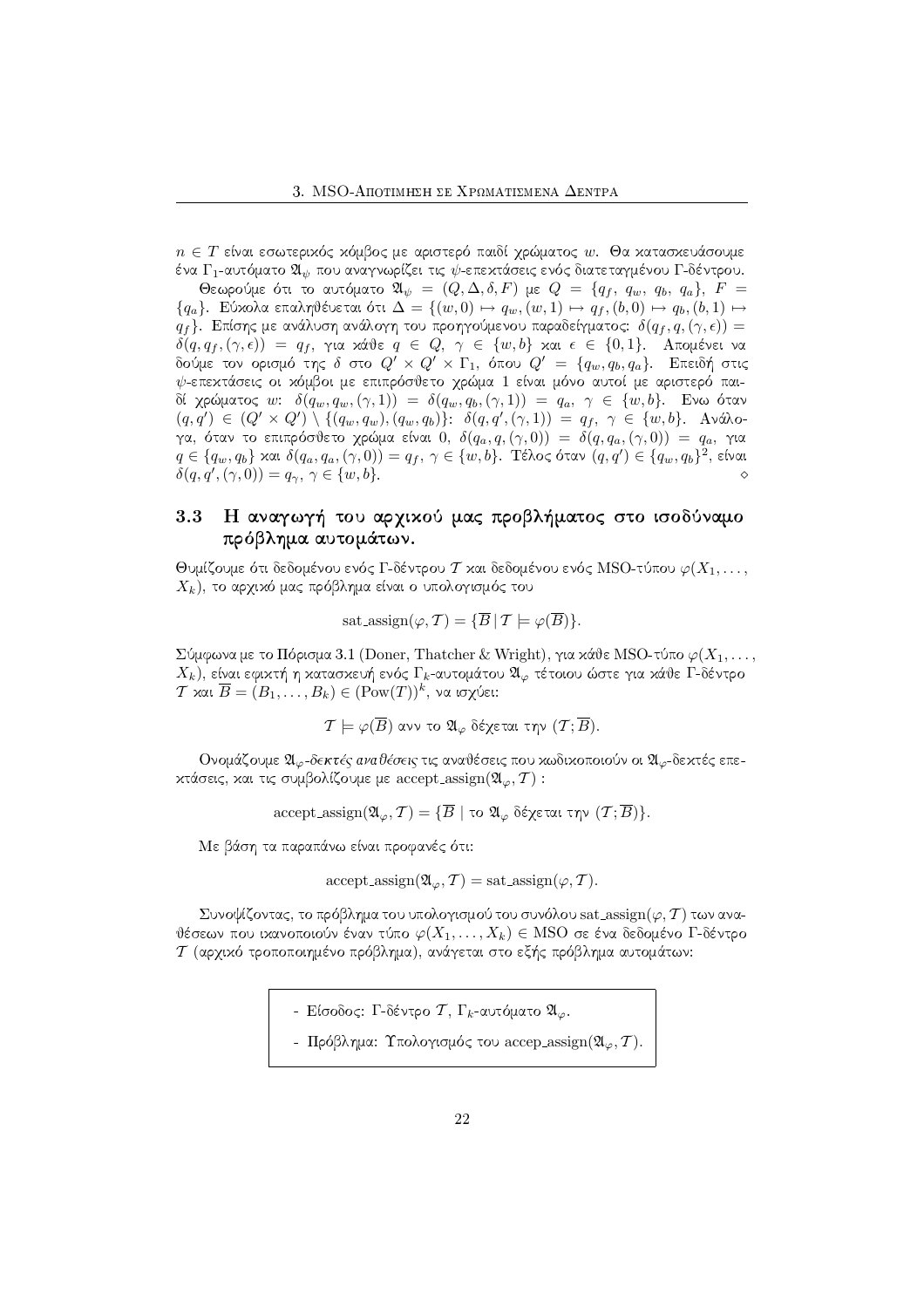$n \in T$ είναι εσωτερικός κόμβος με αριστερό παιδί χρώματος $w$. Θα κατασκευάσουμε ένα $\Gamma_1$-αυτόματο $\mathfrak{A}_\psi$ που αναγνωρίζει τις $\psi$-επεκτάσεις ενός διατεταγμένου Γ-δέντρου.

Θεωρούμε ότι το αυτόματο $\mathfrak{A}_\psi = (Q, \Delta, \delta, F)$ με $Q = \{q_f,\ q_w,\ q_b,\ q_a\}$, $F = \{q_a\}$. Εύκολα επαληθεύεται ότι $\Delta = \{(w,0) \mapsto q_w, (w,1) \mapsto q_f, (b,0) \mapsto q_b, (b,1) \mapsto q_f\}$. Επίσης με ανάλυση ανάλογη του προηγούμενου παραδείγματος: $\delta(q_f, q, (\gamma, \epsilon)) = \delta(q, q_f, (\gamma, \epsilon)) = q_f$, για κάθε $q \in Q$, $\gamma \in \{w, b\}$ και $\epsilon \in \{0, 1\}$. Απομένει να δούμε τον ορισμό της $\delta$ στο $Q' \times Q' \times \Gamma_1$, όπου $Q' = \{q_w, q_b, q_a\}$. Επειδή στις $\psi$-επεκτάσεις οι κόμβοι με επιπρόσθετο χρώμα 1 είναι μόνο αυτοί με αριστερό παιδί χρώματος $w$: $\delta(q_w, q_w, (\gamma, 1)) = \delta(q_w, q_b, (\gamma, 1)) = q_a$, $\gamma \in \{w, b\}$. Ενω όταν $(q, q') \in (Q' \times Q') \setminus \{(q_w, q_w), (q_w, q_b)\}$: $\delta(q, q', (\gamma, 1)) = q_f$, $\gamma \in \{w, b\}$. Ανάλογα, όταν το επιπρόσθετο χρώμα είναι 0, $\delta(q_a, q, (\gamma, 0)) = \delta(q, q_a, (\gamma, 0)) = q_a$, για $q \in \{q_w, q_b\}$ και $\delta(q_a, q_a, (\gamma, 0)) = q_f$, $\gamma \in \{w, b\}$. Τέλος όταν $(q, q') \in \{q_w, q_b\}^2$, είναι $\delta(q, q', (\gamma, 0)) = q_\gamma$, $\gamma \in \{w, b\}$. $\diamond$

## 3.3 Η αναγωγή του αρχικού μας προβλήματος στο ισοδύναμο πρόβλημα αυτομάτων.

Θυμίζουμε ότι δεδομένου ενός Γ-δέντρου $\mathcal{T}$ και δεδομένου ενός MSO-τύπου $\varphi(X_1, \ldots, X_k)$, το αρχικό μας πρόβλημα είναι ο υπολογισμός του

$$\text{sat\_assign}(\varphi, \mathcal{T}) = \{\overline{B} \mid \mathcal{T} \models \varphi(\overline{B})\}.$$

Σύμφωνα με το Πόρισμα 3.1 (Doner, Thatcher & Wright), για κάθε MSO-τύπο $\varphi(X_1, \ldots, X_k)$, είναι εφικτή η κατασκευή ενός $\Gamma_k$-αυτομάτου $\mathfrak{A}_\varphi$ τέτοιου ώστε για κάθε Γ-δέντρο $\mathcal{T}$ και $\overline{B} = (B_1, \ldots, B_k) \in (\text{Pow}(T))^k$, να ισχύει:

$$\mathcal{T} \models \varphi(\overline{B}) \text{ ανν το } \mathfrak{A}_\varphi \text{ δέχεται την } (\mathcal{T}; \overline{B}).$$

Ονομάζουμε $\mathfrak{A}_\varphi$-*δεκτές αναθέσεις* τις αναθέσεις που κωδικοποιούν οι $\mathfrak{A}_\varphi$-δεκτές επεκτάσεις, και τις συμβολίζουμε με accept_assign$(\mathfrak{A}_\varphi, \mathcal{T})$ :

$$\text{accept\_assign}(\mathfrak{A}_\varphi, \mathcal{T}) = \{\overline{B} \mid \text{το } \mathfrak{A}_\varphi \text{ δέχεται την } (\mathcal{T}; \overline{B})\}.$$

Με βάση τα παραπάνω είναι προφανές ότι:

$$\text{accept\_assign}(\mathfrak{A}_\varphi, \mathcal{T}) = \text{sat\_assign}(\varphi, \mathcal{T}).$$

Συνοψίζοντας, το πρόβλημα του υπολογισμού του συνόλου sat_assign$(\varphi, \mathcal{T})$ των αναθέσεων που ικανοποιούν έναν τύπο $\varphi(X_1, \ldots, X_k) \in$ MSO σε ένα δεδομένο Γ-δέντρο $\mathcal{T}$ (αρχικό τροποποιημένο πρόβλημα), ανάγεται στο εξής πρόβλημα αυτομάτων:

- Είσοδος: Γ-δέντρο $\mathcal{T}$, $\Gamma_k$-αυτόματο $\mathfrak{A}_\varphi$.
- Πρόβλημα: Υπολογισμός του accep_assign$(\mathfrak{A}_\varphi, \mathcal{T})$.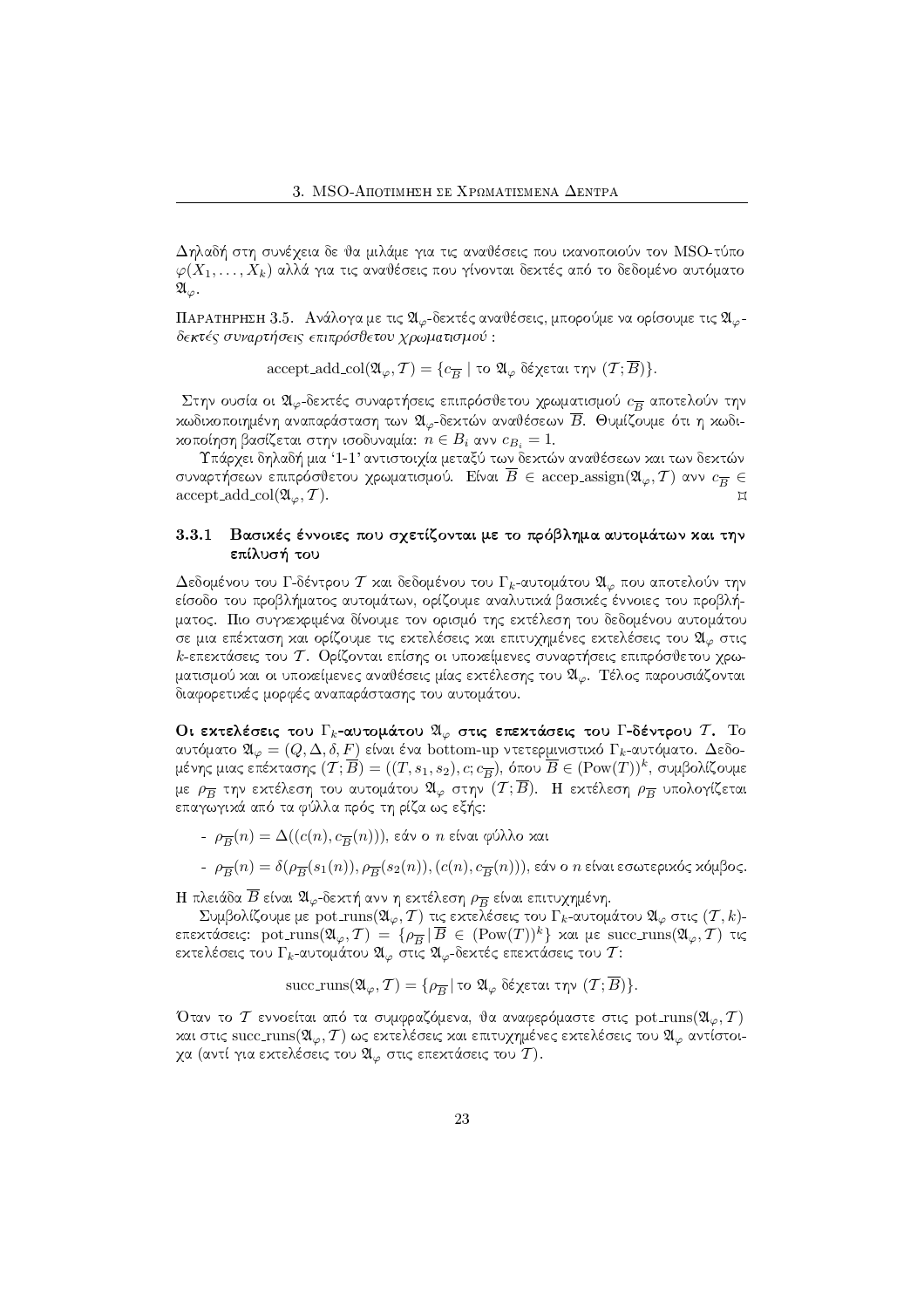Δηλαδή στη συνέχεια δε θα μιλάμε για τις αναθέσεις που ικανοποιούν τον MSO-τύπο $\varphi(X_1, \ldots, X_k)$ αλλά για τις αναθέσεις που γίνονται δεκτές από το δεδομένο αυτόματο $\mathfrak{A}_\varphi$.

Παρατηρηση 3.5. Ανάλογα με τις $\mathfrak{A}_\varphi$-δεκτές αναθέσεις, μπορούμε να ορίσουμε τις $\mathfrak{A}_\varphi$-*δεκτές συναρτήσεις επιπρόσθετου χρωματισμού* :

$$\text{accept\_add\_col}(\mathfrak{A}_\varphi, \mathcal{T}) = \{c_{\overline{B}} \mid \text{το } \mathfrak{A}_\varphi \text{ δέχεται την } (\mathcal{T}; \overline{B})\}.$$

Στην ουσία οι $\mathfrak{A}_\varphi$-δεκτές συναρτήσεις επιπρόσθετου χρωματισμού $c_{\overline{B}}$ αποτελούν την κωδικοποιημένη αναπαράσταση των $\mathfrak{A}_\varphi$-δεκτών αναθέσεων $\overline{B}$. Θυμίζουμε ότι η κωδικοποίηση βασίζεται στην ισοδυναμία: $n \in B_i$ ανν $c_{B_i} = 1$.

Υπάρχει δηλαδή μια '1-1' αντιστοιχία μεταξύ των δεκτών αναθέσεων και των δεκτών συναρτήσεων επιπρόσθετου χρωματισμού. Είναι $\overline{B} \in \text{accep\_assign}(\mathfrak{A}_\varphi, \mathcal{T})$ ανν $c_{\overline{B}} \in \text{accept\_add\_col}(\mathfrak{A}_\varphi, \mathcal{T})$. ⌑

### 3.3.1 Βασικές έννοιες που σχετίζονται με το πρόβλημα αυτομάτων και την επίλυσή του

Δεδομένου του Γ-δέντρου $\mathcal{T}$ και δεδομένου του $\Gamma_k$-αυτομάτου $\mathfrak{A}_\varphi$ που αποτελούν την είσοδο του προβλήματος αυτομάτων, ορίζουμε αναλυτικά βασικές έννοιες του προβλήματος. Πιο συγκεκριμένα δίνουμε τον ορισμό της εκτέλεση του δεδομένου αυτομάτου σε μια επέκταση και ορίζουμε τις εκτελέσεις και επιτυχημένες εκτελέσεις του $\mathfrak{A}_\varphi$ στις $k$-επεκτάσεις του $\mathcal{T}$. Ορίζονται επίσης οι υποψήφιες συναρτήσεις επιπρόσθετου χρωματισμού και οι υποψήφιες αναθέσεις μίας εκτέλεσης του $\mathfrak{A}_\varphi$. Τέλος παρουσιάζονται διαφορετικές μορφές αναπαράστασης του αυτομάτου.

**Οι εκτελέσεις του $\Gamma_k$-αυτομάτου $\mathfrak{A}_\varphi$ στις επεκτάσεις του Γ-δέντρου $\mathcal{T}$.** Το αυτόματο $\mathfrak{A}_\varphi = (Q, \Delta, \delta, F)$ είναι ένα bottom-up ντετερμινιστικό $\Gamma_k$-αυτόματο. Δεδομένης μιας επέκτασης $(\mathcal{T}; \overline{B}) = ((T, s_1, s_2), c; c_{\overline{B}})$, όπου $\overline{B} \in (\text{Pow}(T))^k$, συμβολίζουμε με $\rho_{\overline{B}}$ την εκτέλεση του αυτομάτου $\mathfrak{A}_\varphi$ στην $(\mathcal{T}; \overline{B})$. Η εκτέλεση $\rho_{\overline{B}}$ υπολογίζεται επαγωγικά από τα φύλλα πρός τη ρίζα ως εξής:

- $\rho_{\overline{B}}(n) = \Delta((c(n), c_{\overline{B}}(n)))$, εάν ο $n$ είναι φύλλο και
- $\rho_{\overline{B}}(n) = \delta(\rho_{\overline{B}}(s_1(n)), \rho_{\overline{B}}(s_2(n)), (c(n), c_{\overline{B}}(n)))$, εάν ο $n$ είναι εσωτερικός κόμβος.

Η πλειάδα $\overline{B}$ είναι $\mathfrak{A}_\varphi$-δεκτή ανν η εκτέλεση $\rho_{\overline{B}}$ είναι επιτυχημένη.

Συμβολίζουμε με $\text{pot\_runs}(\mathfrak{A}_\varphi, \mathcal{T})$ τις εκτελέσεις του $\Gamma_k$-αυτομάτου $\mathfrak{A}_\varphi$ στις $(\mathcal{T}, k)$-επεκτάσεις: $\text{pot\_runs}(\mathfrak{A}_\varphi, \mathcal{T}) = \{\rho_{\overline{B}} \mid \overline{B} \in (\text{Pow}(T))^k\}$ και με $\text{succ\_runs}(\mathfrak{A}_\varphi, \mathcal{T})$ τις εκτελέσεις του $\Gamma_k$-αυτομάτου $\mathfrak{A}_\varphi$ στις $\mathfrak{A}_\varphi$-δεκτές επεκτάσεις του $\mathcal{T}$:

$$\text{succ\_runs}(\mathfrak{A}_\varphi, \mathcal{T}) = \{\rho_{\overline{B}} \mid \text{το } \mathfrak{A}_\varphi \text{ δέχεται την } (\mathcal{T}; \overline{B})\}.$$

Όταν το $\mathcal{T}$ εννοείται από τα συμφραζόμενα, θα αναφερόμαστε στις $\text{pot\_runs}(\mathfrak{A}_\varphi, \mathcal{T})$ και στις $\text{succ\_runs}(\mathfrak{A}_\varphi, \mathcal{T})$ ως εκτελέσεις και επιτυχημένες εκτελέσεις του $\mathfrak{A}_\varphi$ αντίστοιχα (αντί για εκτελέσεις του $\mathfrak{A}_\varphi$ στις επεκτάσεις του $\mathcal{T}$).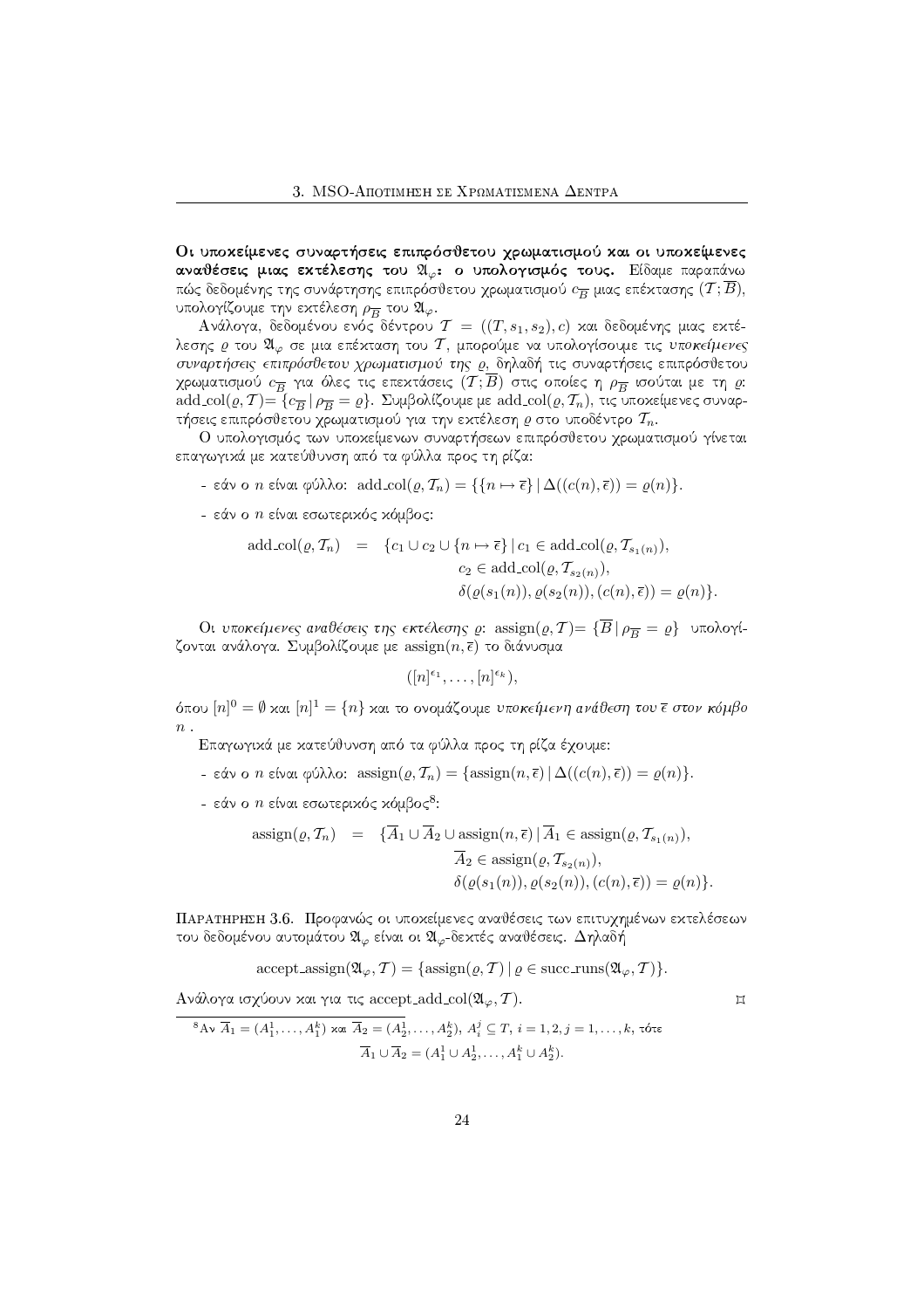**Οι υποκείμενες συναρτήσεις επιπρόσθετου χρωματισμού και οι υποκείμενες αναθέσεις μιας εκτέλεσης του $\mathfrak{A}_\varphi$: ο υπολογισμός τους.** Είδαμε παραπάνω πώς δεδομένης της συνάρτησης επιπρόσθετου χρωματισμού $c_{\overline{B}}$ μιας επέκτασης $(\mathcal{T};\overline{B})$, υπολογίζουμε την εκτέλεση $\rho_{\overline{B}}$ του $\mathfrak{A}_\varphi$.

Ανάλογα, δεδομένου ενός δέντρου $\mathcal{T} = ((T, s_1, s_2), c)$ και δεδομένης μιας εκτέλεσης $\varrho$ του $\mathfrak{A}_\varphi$ σε μια επέκταση του $\mathcal{T}$, μπορούμε να υπολογίσουμε τις *υποκείμενες συναρτήσεις επιπρόσθετου χρωματισμού της* $\varrho$, δηλαδή τις συναρτήσεις επιπρόσθετου χρωματισμού $c_{\overline{B}}$ για όλες τις επεκτάσεις $(\mathcal{T};\overline{B})$ στις οποίες η $\rho_{\overline{B}}$ ισούται με τη $\varrho$: $\mathrm{add\_col}(\varrho, \mathcal{T}) = \{c_{\overline{B}} \mid \rho_{\overline{B}} = \varrho\}$. Συμβολίζουμε με $\mathrm{add\_col}(\varrho, \mathcal{T}_n)$, τις υποκείμενες συναρτήσεις επιπρόσθετου χρωματισμού για την εκτέλεση $\varrho$ στο υποδέντρο $\mathcal{T}_n$.

Ο υπολογισμός των υποκείμενων συναρτήσεων επιπρόσθετου χρωματισμού γίνεται επαγωγικά με κατεύθυνση από τα φύλλα προς τη ρίζα:

- εάν ο $n$ είναι φύλλο: $\mathrm{add\_col}(\varrho, \mathcal{T}_n) = \{\{n \mapsto \overline{\epsilon}\} \mid \Delta((c(n), \overline{\epsilon})) = \varrho(n)\}$.
- εάν ο $n$ είναι εσωτερικός κόμβος:

$$\begin{aligned}\mathrm{add\_col}(\varrho, \mathcal{T}_n) \quad = \quad \{c_1 \cup c_2 \cup \{n \mapsto \overline{\epsilon}\} \mid\, & c_1 \in \mathrm{add\_col}(\varrho, \mathcal{T}_{s_1(n)}), \\ & c_2 \in \mathrm{add\_col}(\varrho, \mathcal{T}_{s_2(n)}), \\ & \delta(\varrho(s_1(n)), \varrho(s_2(n)), (c(n), \overline{\epsilon})) = \varrho(n)\}.\end{aligned}$$

Οι *υποκείμενες αναθέσεις της εκτέλεσης* $\varrho$: $\mathrm{assign}(\varrho, \mathcal{T}) = \{\overline{B} \mid \rho_{\overline{B}} = \varrho\}$ υπολογίζονται ανάλογα. Συμβολίζουμε με $\mathrm{assign}(n, \overline{\epsilon})$ το διάνυσμα

$$([n]^{\epsilon_1}, \ldots, [n]^{\epsilon_k}),$$

όπου $[n]^0 = \emptyset$ και $[n]^1 = \{n\}$ και το ονομάζουμε *υποκείμενη ανάθεση του* $\overline{\epsilon}$ *στον κόμβο* $n$.

Επαγωγικά με κατεύθυνση από τα φύλλα προς τη ρίζα έχουμε:

- εάν ο $n$ είναι φύλλο: $\mathrm{assign}(\varrho, \mathcal{T}_n) = \{\mathrm{assign}(n, \overline{\epsilon}) \mid \Delta((c(n), \overline{\epsilon})) = \varrho(n)\}$.
- εάν ο $n$ είναι εσωτερικός κόμβος[8]:

$$\begin{aligned}\mathrm{assign}(\varrho, \mathcal{T}_n) \quad = \quad \{\overline{A}_1 \cup \overline{A}_2 \cup \mathrm{assign}(n, \overline{\epsilon}) \mid\, & \overline{A}_1 \in \mathrm{assign}(\varrho, \mathcal{T}_{s_1(n)}), \\ & \overline{A}_2 \in \mathrm{assign}(\varrho, \mathcal{T}_{s_2(n)}), \\ & \delta(\varrho(s_1(n)), \varrho(s_2(n)), (c(n), \overline{\epsilon})) = \varrho(n)\}.\end{aligned}$$

Παρατηρηση 3.6. Προφανώς οι υποκείμενες αναθέσεις των επιτυχημένων εκτελέσεων του δεδομένου αυτομάτου $\mathfrak{A}_\varphi$ είναι οι $\mathfrak{A}_\varphi$-δεκτές αναθέσεις. Δηλαδή

$$\mathrm{accept\_assign}(\mathfrak{A}_\varphi, \mathcal{T}) = \{\mathrm{assign}(\varrho, \mathcal{T}) \mid \varrho \in \mathrm{succ\_runs}(\mathfrak{A}_\varphi, \mathcal{T})\}.$$

Ανάλογα ισχύουν και για τις $\mathrm{accept\_add\_col}(\mathfrak{A}_\varphi, \mathcal{T})$. ⌑

[8] Αν $\overline{A}_1 = (A_1^1, \ldots, A_1^k)$ και $\overline{A}_2 = (A_2^1, \ldots, A_2^k)$, $A_i^j \subseteq T$, $i = 1, 2, j = 1, \ldots, k$, τότε

$$\overline{A}_1 \cup \overline{A}_2 = (A_1^1 \cup A_2^1, \ldots, A_1^k \cup A_2^k).$$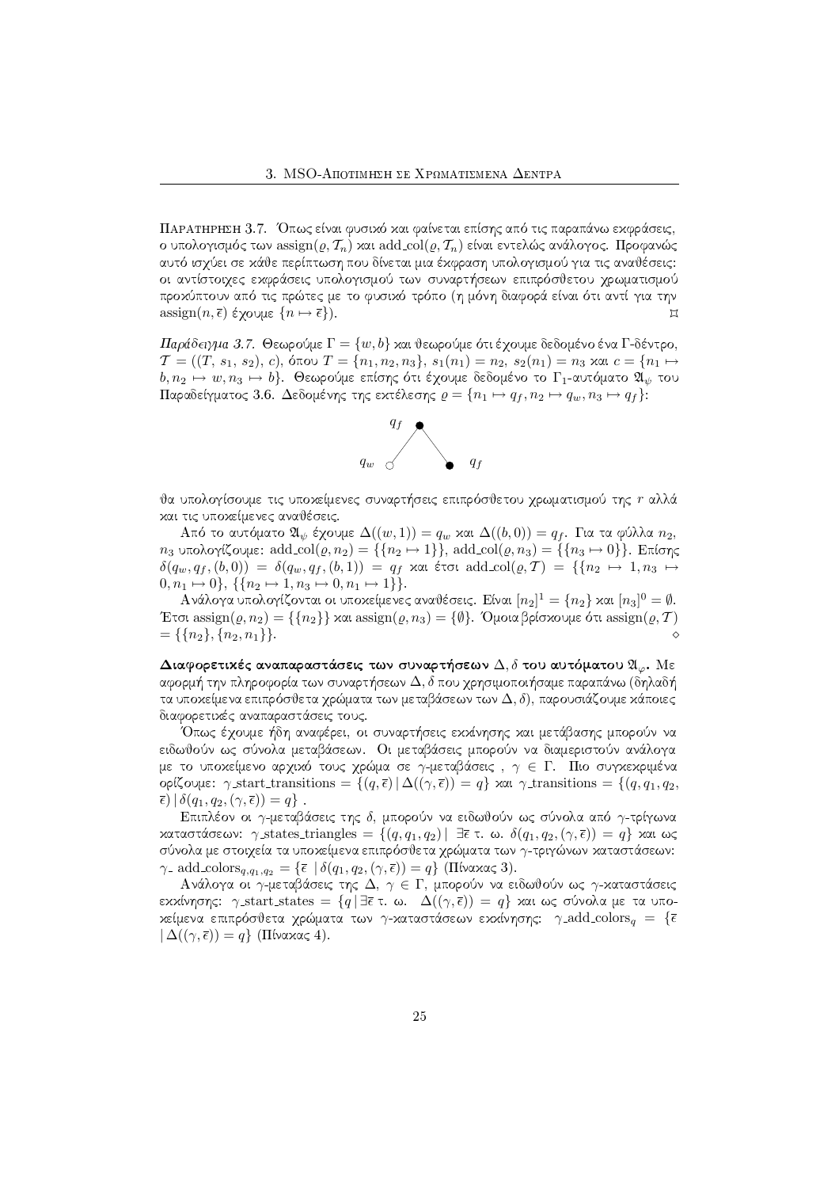Παρατηρηση 3.7. Όπως είναι φυσικό και φαίνεται επίσης από τις παραπάνω εκφράσεις, ο υπολογισμός των $\text{assign}(\varrho, \mathcal{T}_n)$ και $\text{add\_col}(\varrho, \mathcal{T}_n)$ είναι εντελώς ανάλογος. Προφανώς αυτό ισχύει σε κάθε περίπτωση που δίνεται μια έκφραση υπολογισμού για τις αναθέσεις: οι αντίστοιχες εκφράσεις υπολογισμού των συναρτήσεων επιπρόσθετου χρωματισμού προκύπτουν από τις πρώτες με το φυσικό τρόπο (η μόνη διαφορά είναι ότι αντί για την $\text{assign}(n, \bar{\epsilon})$ έχουμε $\{n \mapsto \bar{\epsilon}\}$). ⌑

*Παράδειγμα 3.7.* Θεωρούμε $\Gamma = \{w, b\}$ και θεωρούμε ότι έχουμε δεδομένο ένα Γ-δέντρο, $\mathcal{T} = ((T, s_1, s_2), c)$, όπου $T = \{n_1, n_2, n_3\}$, $s_1(n_1) = n_2$, $s_2(n_1) = n_3$ και $c = \{n_1 \mapsto b, n_2 \mapsto w, n_3 \mapsto b\}$. Θεωρούμε επίσης ότι έχουμε δεδομένο το $\Gamma_1$-αυτόματο $\mathfrak{A}_\psi$ του Παραδείγματος 3.6. Δεδομένης της εκτέλεσης $\varrho = \{n_1 \mapsto q_f, n_2 \mapsto q_w, n_3 \mapsto q_f\}$:

θα υπολογίσουμε τις υποκείμενες συναρτήσεις επιπρόσθετου χρωματισμού της $r$ αλλά και τις υποκείμενες αναθέσεις.

Από το αυτόματο $\mathfrak{A}_\psi$ έχουμε $\Delta((w, 1)) = q_w$ και $\Delta((b, 0)) = q_f$. Για τα φύλλα $n_2$, $n_3$ υπολογίζουμε: $\text{add\_col}(\varrho, n_2) = \{\{n_2 \mapsto 1\}\}$, $\text{add\_col}(\varrho, n_3) = \{\{n_3 \mapsto 0\}\}$. Επίσης $\delta(q_w, q_f, (b, 0)) = \delta(q_w, q_f, (b, 1)) = q_f$ και έτσι $\text{add\_col}(\varrho, \mathcal{T}) = \{\{n_2 \mapsto 1, n_3 \mapsto 0, n_1 \mapsto 0\}, \{n_2 \mapsto 1, n_3 \mapsto 0, n_1 \mapsto 1\}\}$.

Ανάλογα υπολογίζονται οι υποκείμενες αναθέσεις. Είναι $[n_2]^1 = \{n_2\}$ και $[n_3]^0 = \emptyset$. Έτσι $\text{assign}(\varrho, n_2) = \{\{n_2\}\}$ και $\text{assign}(\varrho, n_3) = \{\emptyset\}$. Όμοια βρίσκουμε ότι $\text{assign}(\varrho, \mathcal{T}) = \{\{n_2\}, \{n_2, n_1\}\}$. ◇

**Διαφορετικές αναπαραστάσεις των συναρτήσεων $\Delta, \delta$ του αυτόματου $\mathfrak{A}_\varphi$.** Με αφορμή την πληροφορία των συναρτήσεων $\Delta, \delta$ που χρησιμοποιήσαμε παραπάνω (δηλαδή τα υποκείμενα επιπρόσθετα χρώματα των μεταβάσεων των $\Delta, \delta$), παρουσιάζουμε κάποιες διαφορετικές αναπαραστάσεις τους.

Όπως έχουμε ήδη αναφέρει, οι συναρτήσεις εκκίνησης και μετάβασης μπορούν να ειδωθούν ως σύνολα μεταβάσεων. Οι μεταβάσεις μπορούν να διαμεριστούν ανάλογα με το υποκείμενο αρχικό τους χρώμα σε $\gamma$-μεταβάσεις , $\gamma \in \Gamma$. Πιο συγκεκριμένα ορίζουμε: $\gamma\text{\_start\_transitions} = \{(q, \bar{\epsilon}) \,|\, \Delta((\gamma, \bar{\epsilon})) = q\}$ και $\gamma\text{\_transitions} = \{(q, q_1, q_2, \bar{\epsilon}) \,|\, \delta(q_1, q_2, (\gamma, \bar{\epsilon})) = q\}$ .

Επιπλέον οι $\gamma$-μεταβάσεις της $\delta$, μπορούν να ειδωθούν ως σύνολα από $\gamma$-τρίγωνα καταστάσεων: $\gamma\text{\_states\_triangles} = \{(q, q_1, q_2) \,|\, \exists \bar{\epsilon}$ τ. ω. $\delta(q_1, q_2, (\gamma, \bar{\epsilon})) = q\}$ και ως σύνολα με στοιχεία τα υποκείμενα επιπρόσθετα χρώματα των $\gamma$-τριγώνων καταστάσεων: $\gamma\text{\_ add\_colors}_{q, q_1, q_2} = \{\bar{\epsilon} \,\,|\, \delta(q_1, q_2, (\gamma, \bar{\epsilon})) = q\}$ (Πίνακας 3).

Ανάλογα οι $\gamma$-μεταβάσεις της $\Delta$, $\gamma \in \Gamma$, μπορούν να ειδωθούν ως $\gamma$-καταστάσεις εκκίνησης: $\gamma\text{\_start\_states} = \{q \,|\, \exists \bar{\epsilon}$ τ. ω. $\Delta((\gamma, \bar{\epsilon})) = q\}$ και ως σύνολα με τα υποκείμενα επιπρόσθετα χρώματα των $\gamma$-καταστάσεων εκκίνησης: $\gamma\text{\_add\_colors}_q = \{\bar{\epsilon} \,|\, \Delta((\gamma, \bar{\epsilon})) = q\}$ (Πίνακας 4).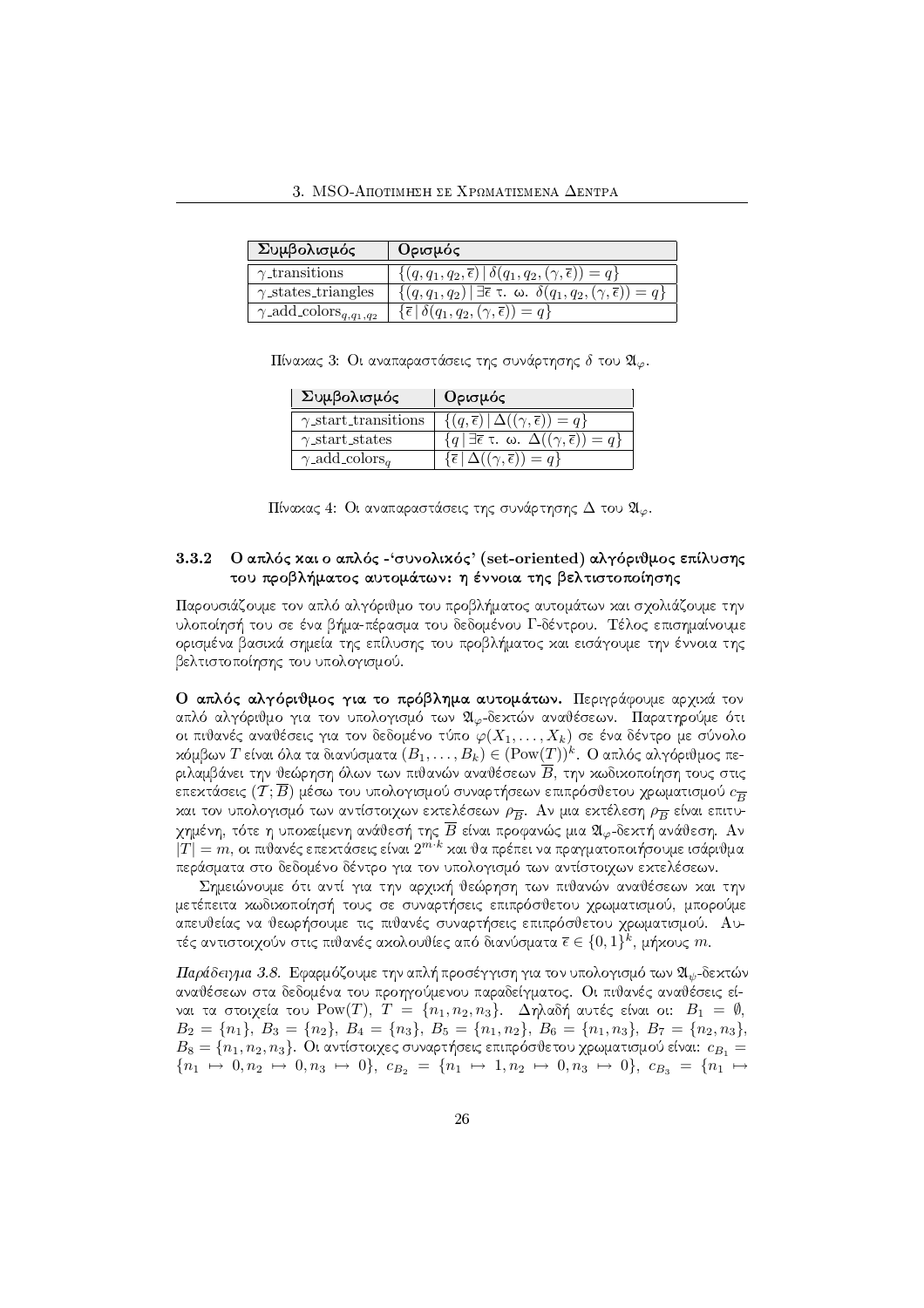| Συμβολισμός | Ορισμός |
|---|---|
| $\gamma$_transitions | $\{(q, q_1, q_2, \overline{\epsilon}) \,\|\, \delta(q_1, q_2, (\gamma, \overline{\epsilon})) = q\}$ |
| $\gamma$_states_triangles | $\{(q, q_1, q_2) \,\|\, \exists \overline{\epsilon}$ τ. ω. $\delta(q_1, q_2, (\gamma, \overline{\epsilon})) = q\}$ |
| $\gamma$_add_colors$_{q,q_1,q_2}$ | $\{\overline{\epsilon} \,\|\, \delta(q_1, q_2, (\gamma, \overline{\epsilon})) = q\}$ |

Πίνακας 3: Οι αναπαραστάσεις της συνάρτησης $\delta$ του $\mathfrak{A}_\varphi$.

| Συμβολισμός | Ορισμός |
|---|---|
| $\gamma$_start_transitions | $\{(q, \overline{\epsilon}) \,\|\, \Delta((\gamma, \overline{\epsilon})) = q\}$ |
| $\gamma$_start_states | $\{q \,\|\, \exists \overline{\epsilon}$ τ. ω. $\Delta((\gamma, \overline{\epsilon})) = q\}$ |
| $\gamma$_add_colors$_q$ | $\{\overline{\epsilon} \,\|\, \Delta((\gamma, \overline{\epsilon})) = q\}$ |

Πίνακας 4: Οι αναπαραστάσεις της συνάρτησης $\Delta$ του $\mathfrak{A}_\varphi$.

### 3.3.2 Ο απλός και ο απλός -'συνολικός' (set-oriented) αλγόριθμος επίλυσης του προβλήματος αυτομάτων: η έννοια της βελτιστοποίησης

Παρουσιάζουμε τον απλό αλγόριθμο του προβλήματος αυτομάτων και σχολιάζουμε την υλοποίησή του σε ένα βήμα-πέρασμα του δεδομένου Γ-δέντρου. Τέλος επισημαίνουμε ορισμένα βασικά σημεία της επίλυσης του προβλήματος και εισάγουμε την έννοια της βελτιστοποίησης του υπολογισμού.

**Ο απλός αλγόριθμος για το πρόβλημα αυτομάτων.** Περιγράφουμε αρχικά τον απλό αλγόριθμο για τον υπολογισμό των $\mathfrak{A}_\varphi$-δεκτών αναθέσεων. Παρατηρούμε ότι οι πιθανές αναθέσεις για τον δεδομένο τύπο $\varphi(X_1, \ldots, X_k)$ σε ένα δέντρο με σύνολο κόμβων $T$ είναι όλα τα διανύσματα $(B_1, \ldots, B_k) \in (\mathrm{Pow}(T))^k$. Ο απλός αλγόριθμος περιλαμβάνει την θεώρηση όλων των πιθανών αναθέσεων $\overline{B}$, την κωδικοποίηση τους στις επεκτάσεις $(\mathcal{T}; \overline{B})$ μέσω του υπολογισμού συναρτήσεων επιπρόσθετου χρωματισμού $c_{\overline{B}}$ και τον υπολογισμό των αντίστοιχων εκτελέσεων $\rho_{\overline{B}}$. Αν μια εκτέλεση $\rho_{\overline{B}}$ είναι επιτυχημένη, τότε η υποκείμενη ανάθεσή της $\overline{B}$ είναι προφανώς μια $\mathfrak{A}_\varphi$-δεκτή ανάθεση. Αν $|T| = m$, οι πιθανές επεκτάσεις είναι $2^{m \cdot k}$ και θα πρέπει να πραγματοποιήσουμε ισάριθμα περάσματα στο δεδομένο δέντρο για τον υπολογισμό των αντίστοιχων εκτελέσεων.

Σημειώνουμε ότι αντί για την αρχική θεώρηση των πιθανών αναθέσεων και την μετέπειτα κωδικοποίησή τους σε συναρτήσεις επιπρόσθετου χρωματισμού, μπορούμε απευθείας να θεωρήσουμε τις πιθανές συναρτήσεις επιπρόσθετου χρωματισμού. Αυτές αντιστοιχούν στις πιθανές ακολουθίες από διανύσματα $\overline{\epsilon} \in \{0,1\}^k$, μήκους $m$.

*Παράδειγμα 3.8.* Εφαρμόζουμε την απλή προσέγγιση για τον υπολογισμό των $\mathfrak{A}_\psi$-δεκτών αναθέσεων στα δεδομένα του προηγούμενου παραδείγματος. Οι πιθανές αναθέσεις είναι τα στοιχεία του $\mathrm{Pow}(T)$, $T = \{n_1, n_2, n_3\}$. Δηλαδή αυτές είναι οι: $B_1 = \emptyset$, $B_2 = \{n_1\}$, $B_3 = \{n_2\}$, $B_4 = \{n_3\}$, $B_5 = \{n_1, n_2\}$, $B_6 = \{n_1, n_3\}$, $B_7 = \{n_2, n_3\}$, $B_8 = \{n_1, n_2, n_3\}$. Οι αντίστοιχες συναρτήσεις επιπρόσθετου χρωματισμού είναι: $c_{B_1} = \{n_1 \mapsto 0, n_2 \mapsto 0, n_3 \mapsto 0\}$, $c_{B_2} = \{n_1 \mapsto 1, n_2 \mapsto 0, n_3 \mapsto 0\}$, $c_{B_3} = \{n_1 \mapsto$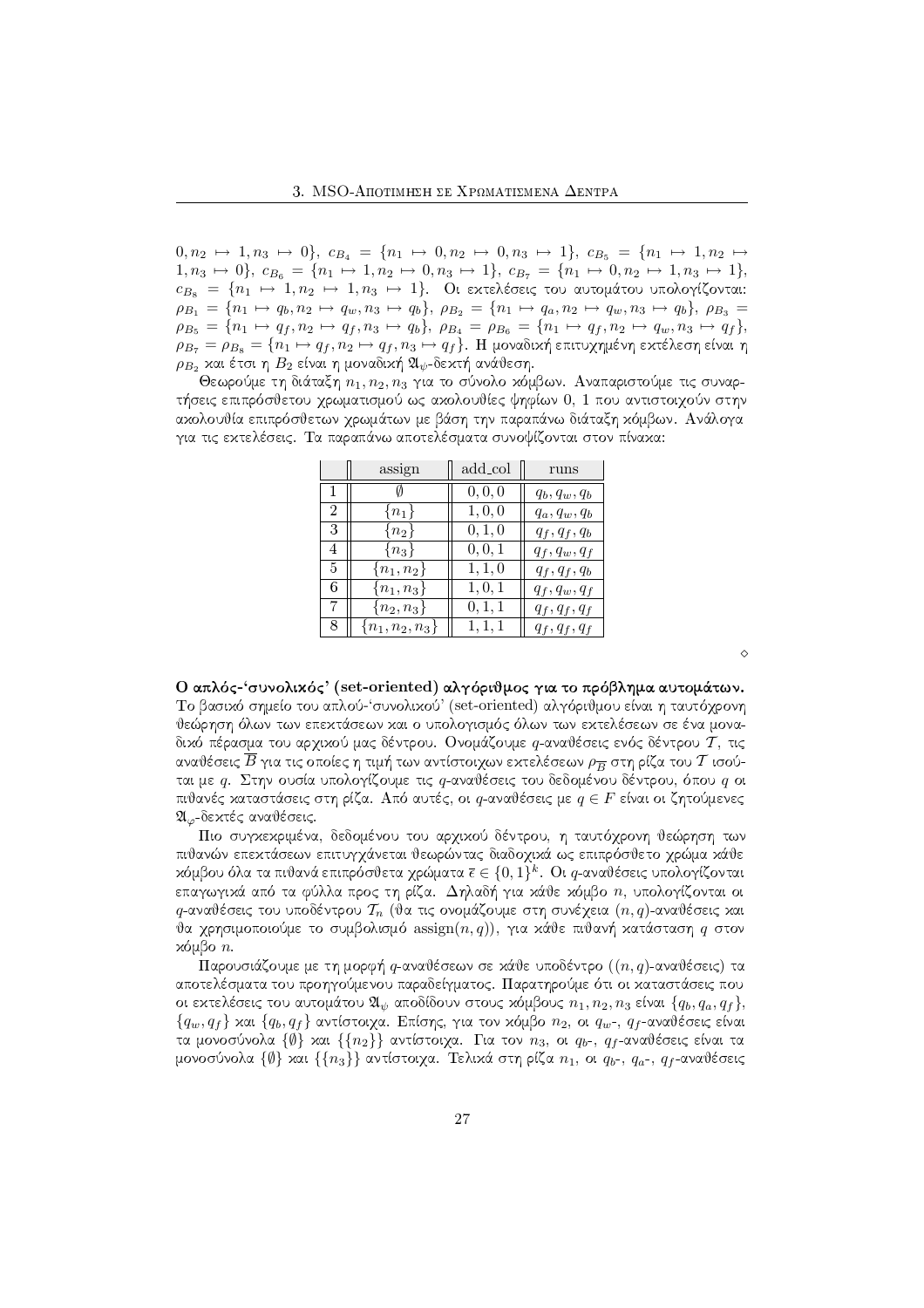$0, n_2 \mapsto 1, n_3 \mapsto 0\}$, $c_{B_4} = \{n_1 \mapsto 0, n_2 \mapsto 0, n_3 \mapsto 1\}$, $c_{B_5} = \{n_1 \mapsto 1, n_2 \mapsto 1, n_3 \mapsto 0\}$, $c_{B_6} = \{n_1 \mapsto 1, n_2 \mapsto 0, n_3 \mapsto 1\}$, $c_{B_7} = \{n_1 \mapsto 0, n_2 \mapsto 1, n_3 \mapsto 1\}$, $c_{B_8} = \{n_1 \mapsto 1, n_2 \mapsto 1, n_3 \mapsto 1\}$. Οι εκτελέσεις του αυτομάτου υπολογίζονται: $\rho_{B_1} = \{n_1 \mapsto q_b, n_2 \mapsto q_w, n_3 \mapsto q_b\}$, $\rho_{B_2} = \{n_1 \mapsto q_a, n_2 \mapsto q_w, n_3 \mapsto q_b\}$, $\rho_{B_3} = \rho_{B_5} = \{n_1 \mapsto q_f, n_2 \mapsto q_f, n_3 \mapsto q_b\}$, $\rho_{B_4} = \rho_{B_6} = \{n_1 \mapsto q_f, n_2 \mapsto q_w, n_3 \mapsto q_f\}$, $\rho_{B_7} = \rho_{B_8} = \{n_1 \mapsto q_f, n_2 \mapsto q_f, n_3 \mapsto q_f\}$. Η μοναδική επιτυχημένη εκτέλεση είναι η $\rho_{B_2}$ και έτσι η $B_2$ είναι η μοναδική $\mathfrak{A}_\psi$-δεκτή ανάθεση.

Θεωρούμε τη διάταξη $n_1, n_2, n_3$ για το σύνολο κόμβων. Αναπαριστούμε τις συναρτήσεις επιπρόσθετου χρωματισμού ως ακολουθίες ψηφίων 0, 1 που αντιστοιχούν στην ακολουθία επιπρόσθετων χρωμάτων με βάση την παραπάνω διάταξη κόμβων. Ανάλογα για τις εκτελέσεις. Τα παραπάνω αποτελέσματα συνοψίζονται στον πίνακα:

| | assign | add_col | runs |
|---|---|---|---|
| 1 | $\emptyset$ | $0, 0, 0$ | $q_b, q_w, q_b$ |
| 2 | $\{n_1\}$ | $1, 0, 0$ | $q_a, q_w, q_b$ |
| 3 | $\{n_2\}$ | $0, 1, 0$ | $q_f, q_f, q_b$ |
| 4 | $\{n_3\}$ | $0, 0, 1$ | $q_f, q_w, q_f$ |
| 5 | $\{n_1, n_2\}$ | $1, 1, 0$ | $q_f, q_f, q_b$ |
| 6 | $\{n_1, n_3\}$ | $1, 0, 1$ | $q_f, q_w, q_f$ |
| 7 | $\{n_2, n_3\}$ | $0, 1, 1$ | $q_f, q_f, q_f$ |
| 8 | $\{n_1, n_2, n_3\}$ | $1, 1, 1$ | $q_f, q_f, q_f$ |

◇

**Ο απλός-'συνολικός' (set-oriented) αλγόριθμος για το πρόβλημα αυτομάτων.** Το βασικό σημείο του απλού-'συνολικού' (set-oriented) αλγόριθμου είναι η ταυτόχρονη θεώρηση όλων των επεκτάσεων και ο υπολογισμός όλων των εκτελέσεων σε ένα μοναδικό πέρασμα του αρχικού μας δέντρου. Ονομάζουμε $q$-αναθέσεις ενός δέντρου $\mathcal{T}$, τις αναθέσεις $\overline{B}$ για τις οποίες η τιμή των αντίστοιχων εκτελέσεων $\rho_{\overline{B}}$ στη ρίζα του $\mathcal{T}$ ισούται με $q$. Στην ουσία υπολογίζουμε τις $q$-αναθέσεις του δεδομένου δέντρου, όπου $q$ οι πιθανές καταστάσεις στη ρίζα. Από αυτές, οι $q$-αναθέσεις με $q \in F$ είναι οι ζητούμενες $\mathfrak{A}_\varphi$-δεκτές αναθέσεις.

Πιο συγκεκριμένα, δεδομένου του αρχικού δέντρου, η ταυτόχρονη θεώρηση των πιθανών επεκτάσεων επιτυγχάνεται θεωρώντας διαδοχικά ως επιπρόσθετο χρώμα κάθε κόμβου όλα τα πιθανά επιπρόσθετα χρώματα $\overline{c} \in \{0,1\}^k$. Οι $q$-αναθέσεις υπολογίζονται επαγωγικά από τα φύλλα προς τη ρίζα. Δηλαδή για κάθε κόμβο $n$, υπολογίζονται οι $q$-αναθέσεις του υποδέντρου $\mathcal{T}_n$ (θα τις ονομάζουμε στη συνέχεια $(n, q)$-αναθέσεις και θα χρησιμοποιούμε το συμβολισμό $\text{assign}(n, q)$), για κάθε πιθανή κατάσταση $q$ στον κόμβο $n$.

Παρουσιάζουμε με τη μορφή $q$-αναθέσεων σε κάθε υποδέντρο ($(n, q)$-αναθέσεις) τα αποτελέσματα του προηγούμενου παραδείγματος. Παρατηρούμε ότι οι καταστάσεις που οι εκτελέσεις του αυτομάτου $\mathfrak{A}_\psi$ αποδίδουν στους κόμβους $n_1, n_2, n_3$ είναι $\{q_b, q_a, q_f\}$, $\{q_w, q_f\}$ και $\{q_b, q_f\}$ αντίστοιχα. Επίσης, για τον κόμβο $n_2$, οι $q_w$-, $q_f$-αναθέσεις είναι τα μονοσύνολα $\{\emptyset\}$ και $\{\{n_2\}\}$ αντίστοιχα. Για τον $n_3$, οι $q_b$-, $q_f$-αναθέσεις είναι τα μονοσύνολα $\{\emptyset\}$ και $\{\{n_3\}\}$ αντίστοιχα. Τελικά στη ρίζα $n_1$, οι $q_b$-, $q_a$-, $q_f$-αναθέσεις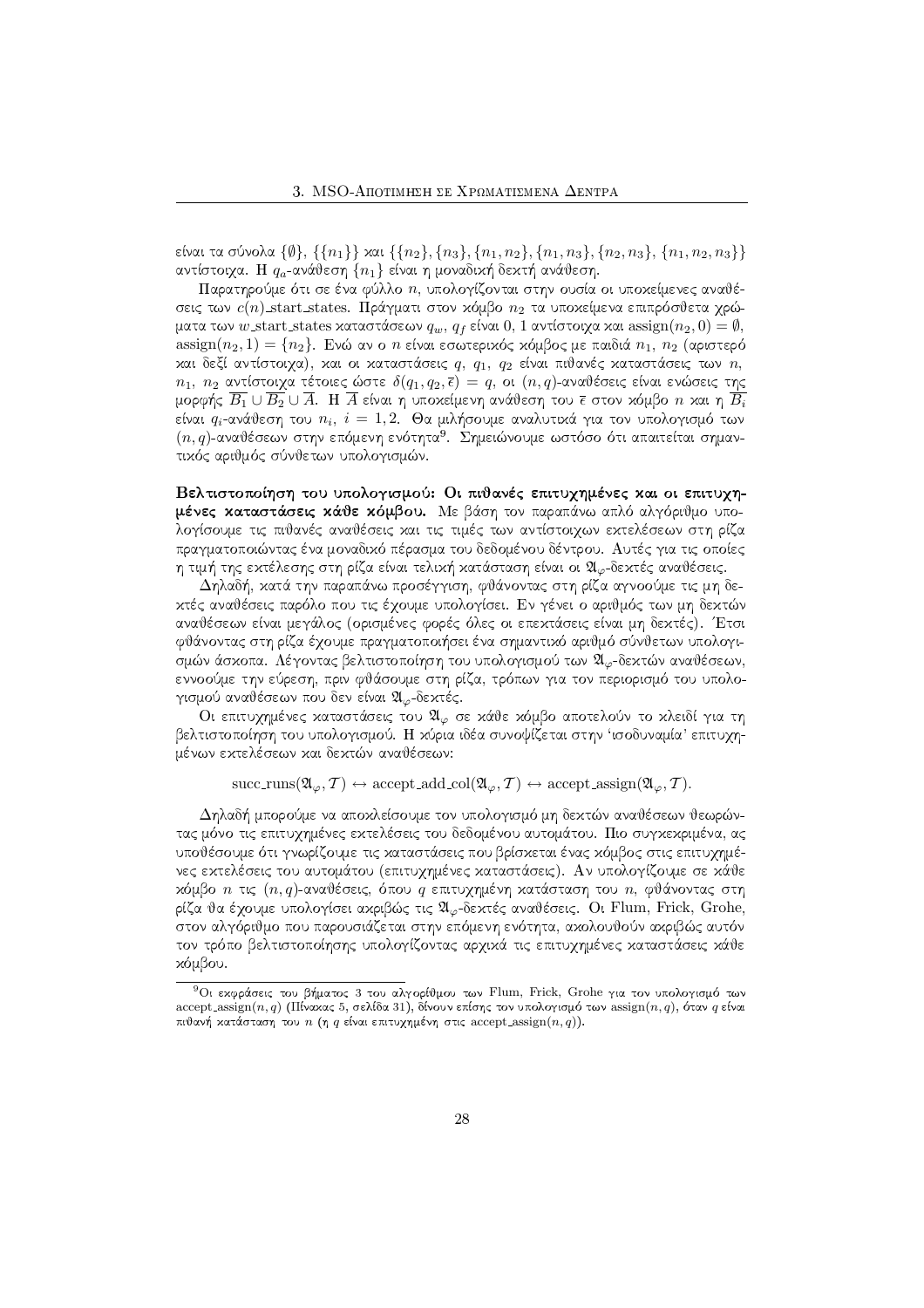είναι τα σύνολα $\{\emptyset\}$, $\{\{n_1\}\}$ και $\{\{n_2\}, \{n_3\}, \{n_1, n_2\}, \{n_1, n_3\}, \{n_2, n_3\}, \{n_1, n_2, n_3\}\}$ αντίστοιχα. Η $q_a$-ανάθεση $\{n_1\}$ είναι η μοναδική δεκτή ανάθεση.

Παρατηρούμε ότι σε ένα φύλλο $n$, υπολογίζονται στην ουσία οι υποκείμενες αναθέσεις των $c(n)$_start_states. Πράγματι στον κόμβο $n_2$ τα υποκείμενα επιπρόσθετα χρώματα των $w$_start_states καταστάσεων $q_w$, $q_f$ είναι 0, 1 αντίστοιχα και $\text{assign}(n_2, 0) = \emptyset$, $\text{assign}(n_2, 1) = \{n_2\}$. Ενώ αν ο $n$ είναι εσωτερικός κόμβος με παιδιά $n_1$, $n_2$ (αριστερό και δεξί αντίστοιχα), και οι καταστάσεις $q$, $q_1$, $q_2$ είναι πιθανές καταστάσεις των $n$, $n_1$, $n_2$ αντίστοιχα τέτοιες ώστε $\delta(q_1, q_2, \bar{\epsilon}) = q$, οι $(n, q)$-αναθέσεις είναι ενώσεις της μορφής $\overline{B_1} \cup \overline{B_2} \cup \overline{A}$. Η $\overline{A}$ είναι η υποκείμενη ανάθεση του $\bar{\epsilon}$ στον κόμβο $n$ και η $\overline{B_i}$ είναι $q_i$-ανάθεση του $n_i$, $i = 1, 2$. Θα μιλήσουμε αναλυτικά για τον υπολογισμό των $(n, q)$-αναθέσεων στην επόμενη ενότητα[9]. Σημειώνουμε ωστόσο ότι απαιτείται σημαντικός αριθμός σύνθετων υπολογισμών.

**Βελτιστοποίηση του υπολογισμού: Οι πιθανές επιτυχημένες και οι επιτυχημένες καταστάσεις κάθε κόμβου.** Με βάση τον παραπάνω απλό αλγόριθμο υπολογίσουμε τις πιθανές αναθέσεις και τις τιμές των αντίστοιχων εκτελέσεων στη ρίζα πραγματοποιώντας ένα μοναδικό πέρασμα του δεδομένου δέντρου. Αυτές για τις οποίες η τιμή της εκτέλεσης στη ρίζα είναι τελική κατάσταση είναι οι $\mathfrak{A}_\varphi$-δεκτές αναθέσεις.

Δηλαδή, κατά την παραπάνω προσέγγιση, φθάνοντας στη ρίζα αγνοούμε τις μη δεκτές αναθέσεις παρόλο που τις έχουμε υπολογίσει. Εν γένει ο αριθμός των μη δεκτών αναθέσεων είναι μεγάλος (ορισμένες φορές όλες οι επεκτάσεις είναι μη δεκτές). Έτσι φθάνοντας στη ρίζα έχουμε πραγματοποιήσει ένα σημαντικό αριθμό σύνθετων υπολογισμών άσκοπα. Λέγοντας βελτιστοποίηση του υπολογισμού των $\mathfrak{A}_\varphi$-δεκτών αναθέσεων, εννοούμε την εύρεση, πριν φθάσουμε στη ρίζα, τρόπων για τον περιορισμό του υπολογισμού αναθέσεων που δεν είναι $\mathfrak{A}_\varphi$-δεκτές.

Οι επιτυχημένες καταστάσεις του $\mathfrak{A}_\varphi$ σε κάθε κόμβο αποτελούν το κλειδί για τη βελτιστοποίηση του υπολογισμού. Η κύρια ιδέα συνοψίζεται στην 'ισοδυναμία' επιτυχημένων εκτελέσεων και δεκτών αναθέσεων:

$$\text{succ\_runs}(\mathfrak{A}_\varphi, \mathcal{T}) \leftrightarrow \text{accept\_add\_col}(\mathfrak{A}_\varphi, \mathcal{T}) \leftrightarrow \text{accept\_assign}(\mathfrak{A}_\varphi, \mathcal{T}).$$

Δηλαδή μπορούμε να αποκλείσουμε τον υπολογισμό μη δεκτών αναθέσεων θεωρώντας μόνο τις επιτυχημένες εκτελέσεις του δεδομένου αυτομάτου. Πιο συγκεκριμένα, ας υποθέσουμε ότι γνωρίζουμε τις καταστάσεις που βρίσκεται ένας κόμβος στις επιτυχημένες εκτελέσεις του αυτομάτου (επιτυχημένες καταστάσεις). Αν υπολογίζουμε σε κάθε κόμβο $n$ τις $(n, q)$-αναθέσεις, όπου $q$ επιτυχημένη κατάσταση του $n$, φθάνοντας στη ρίζα θα έχουμε υπολογίσει ακριβώς τις $\mathfrak{A}_\varphi$-δεκτές αναθέσεις. Οι Flum, Frick, Grohe, στον αλγόριθμο που παρουσιάζεται στην επόμενη ενότητα, ακολουθούν ακριβώς αυτόν τον τρόπο βελτιστοποίησης υπολογίζοντας αρχικά τις επιτυχημένες καταστάσεις κάθε κόμβου.

---

[9] Οι εκφράσεις του βήματος 3 του αλγορίθμου των Flum, Frick, Grohe για τον υπολογισμό των $\text{accept\_assign}(n, q)$ (Πίνακας 5, σελίδα 31), δίνουν επίσης τον υπολογισμό των $\text{assign}(n, q)$, όταν $q$ είναι πιθανή κατάσταση του $n$ (η $q$ είναι επιτυχημένη στις $\text{accept\_assign}(n, q)$).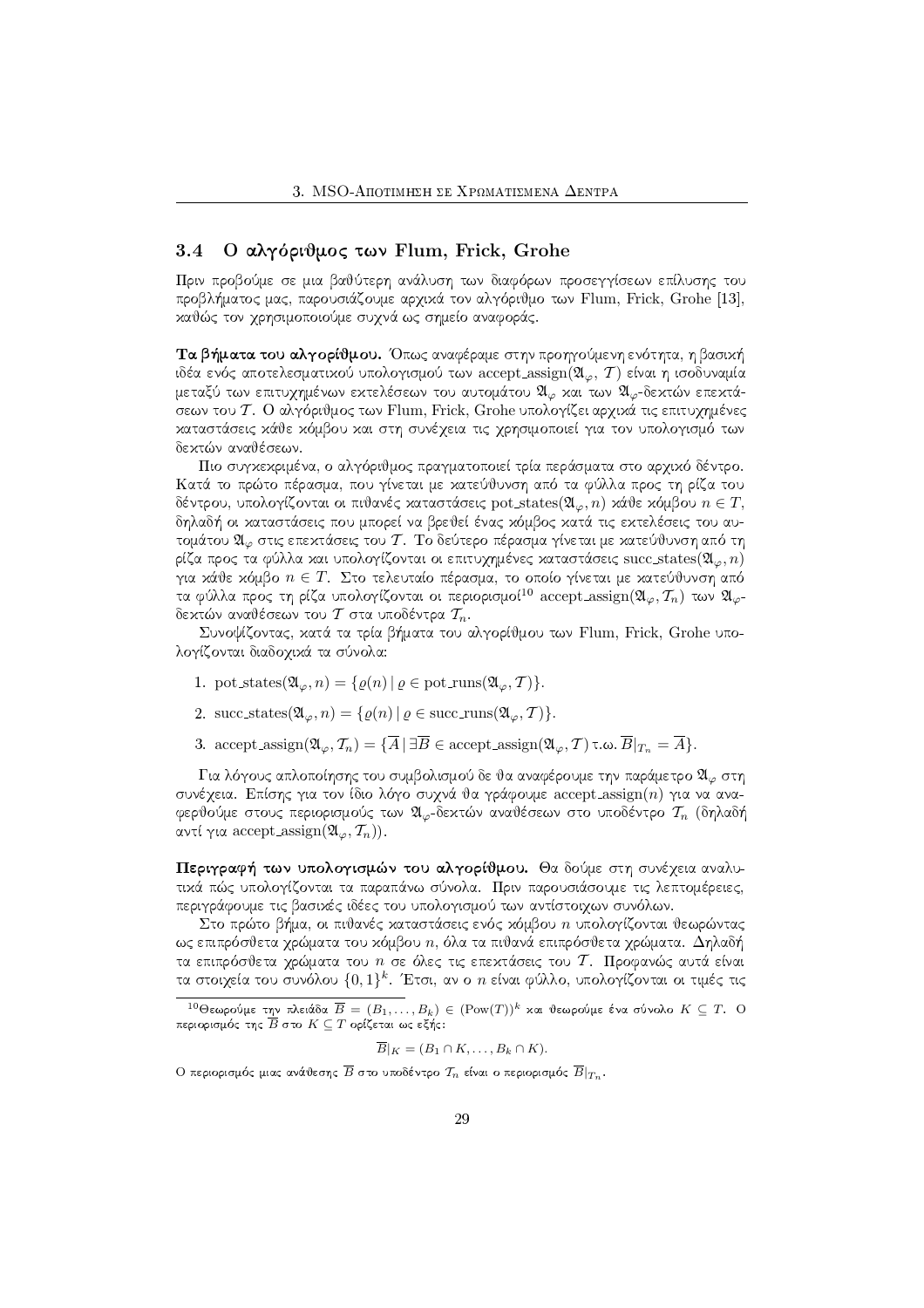## 3.4 Ο αλγόριθμος των Flum, Frick, Grohe

Πριν προβούμε σε μια βαθύτερη ανάλυση των διαφόρων προσεγγίσεων επίλυσης του προβλήματος μας, παρουσιάζουμε αρχικά τον αλγόριθμο των Flum, Frick, Grohe [13], καθώς τον χρησιμοποιούμε συχνά ως σημείο αναφοράς.

**Τα βήματα του αλγορίθμου.** Όπως αναφέραμε στην προηγούμενη ενότητα, η βασική ιδέα ενός αποτελεσματικού υπολογισμού των accept_assign($\mathfrak{A}_\varphi$, $\mathcal{T}$) είναι η ισοδυναμία μεταξύ των επιτυχημένων εκτελέσεων του αυτομάτου $\mathfrak{A}_\varphi$ και των $\mathfrak{A}_\varphi$-δεκτών επεκτάσεων του $\mathcal{T}$. Ο αλγόριθμος των Flum, Frick, Grohe υπολογίζει αρχικά τις επιτυχημένες καταστάσεις κάθε κόμβου και στη συνέχεια τις χρησιμοποιεί για τον υπολογισμό των δεκτών αναθέσεων.

Πιο συγκεκριμένα, ο αλγόριθμος πραγματοποιεί τρία περάσματα στο αρχικό δέντρο. Κατά το πρώτο πέρασμα, που γίνεται με κατεύθυνση από τα φύλλα προς τη ρίζα του δέντρου, υπολογίζονται οι πιθανές καταστάσεις pot_states($\mathfrak{A}_\varphi$, $n$) κάθε κόμβου $n \in T$, δηλαδή οι καταστάσεις που μπορεί να βρεθεί ένας κόμβος κατά τις εκτελέσεις του αυτομάτου $\mathfrak{A}_\varphi$ στις επεκτάσεις του $\mathcal{T}$. Το δεύτερο πέρασμα γίνεται με κατεύθυνση από τη ρίζα προς τα φύλλα και υπολογίζονται οι επιτυχημένες καταστάσεις succ_states($\mathfrak{A}_\varphi$, $n$) για κάθε κόμβο $n \in T$. Στο τελευταίο πέρασμα, το οποίο γίνεται με κατεύθυνση από τα φύλλα προς τη ρίζα υπολογίζονται οι περιορισμοί[10] accept_assign($\mathfrak{A}_\varphi$, $\mathcal{T}_n$) των $\mathfrak{A}_\varphi$-δεκτών αναθέσεων του $\mathcal{T}$ στα υποδέντρα $\mathcal{T}_n$.

Συνοψίζοντας, κατά τα τρία βήματα του αλγορίθμου των Flum, Frick, Grohe υπολογίζονται διαδοχικά τα σύνολα:

1. pot_states($\mathfrak{A}_\varphi, n$) $= \{\varrho(n) \mid \varrho \in$ pot_runs$(\mathfrak{A}_\varphi, \mathcal{T})\}$.
2. succ_states($\mathfrak{A}_\varphi, n$) $= \{\varrho(n) \mid \varrho \in$ succ_runs$(\mathfrak{A}_\varphi, \mathcal{T})\}$.
3. accept_assign($\mathfrak{A}_\varphi, \mathcal{T}_n$) $= \{\overline{A} \mid \exists \overline{B} \in$ accept_assign$(\mathfrak{A}_\varphi, \mathcal{T})$ τ.ω. $\overline{B}|_{T_n} = \overline{A}\}$.

Για λόγους απλοποίησης του συμβολισμού δε θα αναφέρουμε την παράμετρο $\mathfrak{A}_\varphi$ στη συνέχεια. Επίσης για τον ίδιο λόγο συχνά θα γράφουμε accept_assign($n$) για να αναφερθούμε στους περιορισμούς των $\mathfrak{A}_\varphi$-δεκτών αναθέσεων στο υποδέντρο $\mathcal{T}_n$ (δηλαδή αντί για accept_assign($\mathfrak{A}_\varphi, \mathcal{T}_n$)).

**Περιγραφή των υπολογισμών του αλγορίθμου.** Θα δούμε στη συνέχεια αναλυτικά πώς υπολογίζονται τα παραπάνω σύνολα. Πριν παρουσιάσουμε τις λεπτομέρειες, περιγράφουμε τις βασικές ιδέες του υπολογισμού των αντίστοιχων συνόλων.

Στο πρώτο βήμα, οι πιθανές καταστάσεις ενός κόμβου $n$ υπολογίζονται θεωρώντας ως επιπρόσθετα χρώματα του κόμβου $n$, όλα τα πιθανά επιπρόσθετα χρώματα. Δηλαδή τα επιπρόσθετα χρώματα του $n$ σε όλες τις επεκτάσεις του $\mathcal{T}$. Προφανώς αυτά είναι τα στοιχεία του συνόλου $\{0, 1\}^k$. Έτσι, αν ο $n$ είναι φύλλο, υπολογίζονται οι τιμές τις

---

[10] Θεωρούμε την πλειάδα $\overline{B} = (B_1, \ldots, B_k) \in (\text{Pow}(T))^k$ και θεωρούμε ένα σύνολο $K \subseteq T$. Ο περιορισμός της $\overline{B}$ στο $K \subseteq T$ ορίζεται ως εξής:

$$\overline{B}|_K = (B_1 \cap K, \ldots, B_k \cap K).$$

Ο περιορισμός μιας ανάθεσης $\overline{B}$ στο υποδέντρο $\mathcal{T}_n$ είναι ο περιορισμός $\overline{B}|_{T_n}$.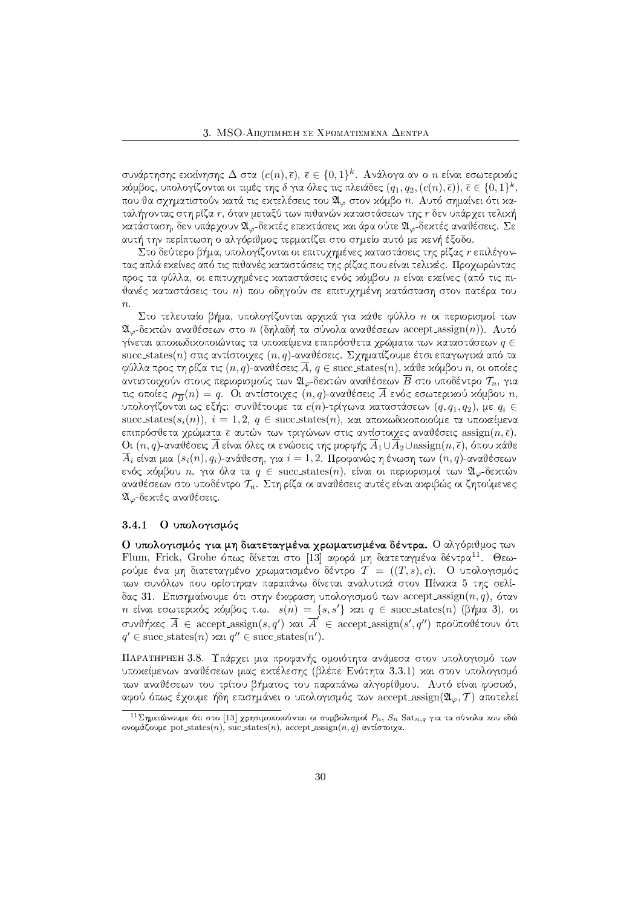συνάρτησης εκκίνησης $\Delta$ στα $(c(n), \overline{\epsilon})$, $\overline{\epsilon} \in \{0,1\}^k$. Ανάλογα αν ο $n$ είναι εσωτερικός κόμβος, υπολογίζονται οι τιμές της $\delta$ για όλες τις πλειάδες $(q_1, q_2, (c(n), \overline{\epsilon}))$, $\overline{\epsilon} \in \{0,1\}^k$, που θα σχηματιστούν κατά τις εκτελέσεις του $\mathfrak{A}_\varphi$ στον κόμβο $n$. Αυτό σημαίνει ότι καταλήγοντας στη ρίζα $r$, όταν μεταξύ των πιθανών καταστάσεων της $r$ δεν υπάρχει τελική κατάσταση, δεν υπάρχουν $\mathfrak{A}_\varphi$-δεκτές επεκτάσεις και άρα ούτε $\mathfrak{A}_\varphi$-δεκτές αναθέσεις. Σε αυτή την περίπτωση ο αλγόριθμος τερματίζει στο σημείο αυτό με κενή έξοδο.

Στο δεύτερο βήμα, υπολογίζονται οι επιτυχημένες καταστάσεις της ρίζας $r$ επιλέγοντας απλά εκείνες από τις πιθανές καταστάσεις της ρίζας που είναι τελικές. Προχωρώντας προς τα φύλλα, οι επιτυχημένες καταστάσεις ενός κόμβου $n$ είναι εκείνες (από τις πιθανές καταστάσεις του $n$) που οδηγούν σε επιτυχημένη κατάσταση στον πατέρα του $n$.

Στο τελευταίο βήμα, υπολογίζονται αρχικά για κάθε φύλλο $n$ οι περιορισμοί των $\mathfrak{A}_\varphi$-δεκτών αναθέσεων στο $n$ (δηλαδή τα σύνολα αναθέσεων accept_assign$(n)$). Αυτό γίνεται αποκωδικοποιώντας τα υποκείμενα επιπρόσθετα χρώματα των καταστάσεων $q \in$ succ_states$(n)$ στις αντίστοιχες $(n, q)$-αναθέσεις. Σχηματίζουμε έτσι επαγωγικά από τα φύλλα προς τη ρίζα τις $(n, q)$-αναθέσεις $\overline{A}$, $q \in$ succ_states$(n)$, κάθε κόμβου $n$, οι οποίες αντιστοιχούν στους περιορισμούς των $\mathfrak{A}_\varphi$-δεκτών αναθέσεων $\overline{B}$ στο υποδέντρο $\mathcal{T}_n$, για τις οποίες $\rho_{\overline{B}}(n) = q$. Οι αντίστοιχες $(n, q)$-αναθέσεις $\overline{A}$ ενός εσωτερικού κόμβου $n$, υπολογίζονται ως εξής: συνθέτουμε τα $c(n)$-τρίγωνα καταστάσεων $(q, q_1, q_2)$, με $q_i \in$ succ_states$(s_i(n))$, $i = 1, 2$, $q \in$ succ_states$(n)$, και αποκωδικοποιούμε τα υποκείμενα επιπρόσθετα χρώματα $\overline{\epsilon}$ αυτών των τριγώνων στις αντίστοιχες αναθέσεις assign$(n, \overline{\epsilon})$. Οι $(n, q)$-αναθέσεις $\overline{A}$ είναι όλες οι ενώσεις της μορφής $\overline{A}_1 \cup \overline{A}_2 \cup$assign$(n, \overline{\epsilon})$, όπου κάθε $\overline{A}_i$ είναι μια $(s_i(n), q_i)$-ανάθεση, για $i = 1, 2$. Προφανώς η ένωση των $(n, q)$-αναθέσεων ενός κόμβου $n$, για όλα τα $q \in$ succ_states$(n)$, είναι οι περιορισμοί των $\mathfrak{A}_\varphi$-δεκτών αναθέσεων στο υποδέντρο $\mathcal{T}_n$. Στη ρίζα οι αναθέσεις αυτές είναι ακριβώς οι ζητούμενες $\mathfrak{A}_\varphi$-δεκτές αναθέσεις.

### 3.4.1 Ο υπολογισμός

**Ο υπολογισμός για μη διατεταγμένα χρωματισμένα δέντρα.** Ο αλγόριθμος των Flum, Frick, Grohe όπως δίνεται στο [13] αφορά μη διατεταγμένα δέντρα[11]. Θεωρούμε ένα μη διατεταγμένο χρωματισμένο δέντρο $\mathcal{T} = ((T, s), c)$. Ο υπολογισμός των συνόλων που ορίστηκαν παραπάνω δίνεται αναλυτικά στον Πίνακα 5 της σελίδας 31. Επισημαίνουμε ότι στην έκφραση υπολογισμού των accept_assign$(n, q)$, όταν $n$ είναι εσωτερικός κόμβος τ.ω. $s(n) = \{s, s'\}$ και $q \in$ succ_states$(n)$ (βήμα 3), οι συνθήκες $\overline{A} \in$ accept_assign$(s, q')$ και $\overline{A}' \in$ accept_assign$(s', q'')$ προϋποθέτουν ότι $q' \in$ succ_states$(n)$ και $q'' \in$ succ_states$(n')$.

Παρατηρηση 3.8. Υπάρχει μια προφανής ομοιότητα ανάμεσα στον υπολογισμό των υποκείμενων αναθέσεων μιας εκτέλεσης (βλέπε Ενότητα 3.3.1) και στον υπολογισμό των αναθέσεων του τρίτου βήματος του παραπάνω αλγορίθμου. Αυτό είναι φυσικό, αφού όπως έχουμε ήδη επισημάνει ο υπολογισμός των accept_assign$(\mathfrak{A}_\varphi, \mathcal{T})$ αποτελεί

[11] Σημειώνουμε ότι στο [13] χρησιμοποιούνται οι συμβολισμοί $P_n$, $S_n$ $\mathrm{Sat}_{n,q}$ για τα σύνολα που εδώ ονομάζουμε pot_states$(n)$, suc_states$(n)$, accept_assign$(n, q)$ αντίστοιχα.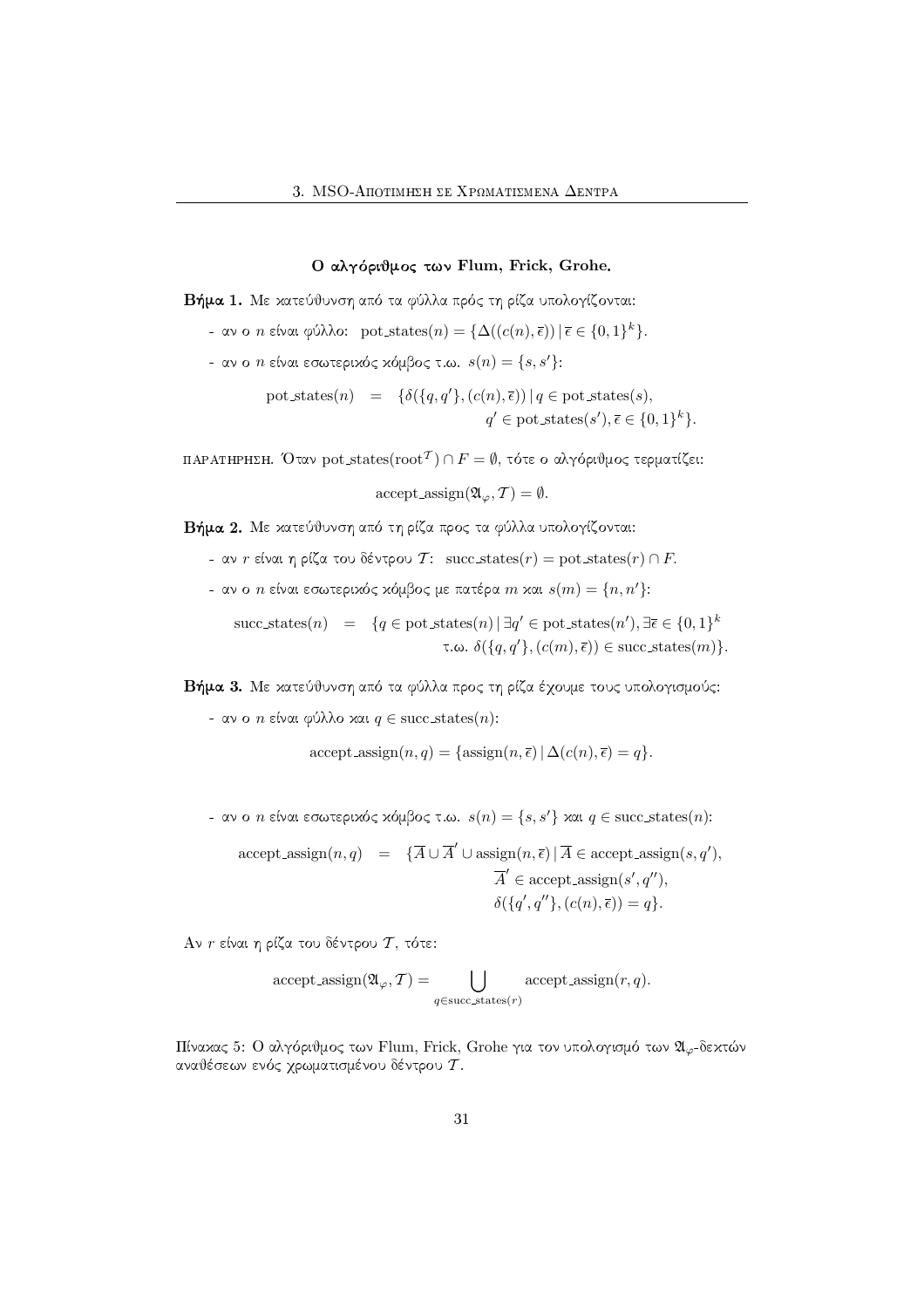### Ο αλγόριθμος των Flum, Frick, Grohe.

**Βήμα 1.** Με κατεύθυνση από τα φύλλα πρός τη ρίζα υπολογίζονται:

- αν ο $n$ είναι φύλλο: $\text{pot\_states}(n) = \{\Delta((c(n), \overline{\epsilon})) \,|\, \overline{\epsilon} \in \{0,1\}^k\}$.

- αν ο $n$ είναι εσωτερικός κόμβος τ.ω. $s(n) = \{s, s'\}$:

$$\text{pot\_states}(n) \;=\; \{\delta(\{q, q'\}, (c(n), \overline{\epsilon})) \,|\, q \in \text{pot\_states}(s), \\ q' \in \text{pot\_states}(s'), \overline{\epsilon} \in \{0,1\}^k\}.$$

ΠΑΡΑΤΗΡΗΣΗ. Όταν $\text{pot\_states}(\text{root}^{\mathcal{T}}) \cap F = \emptyset$, τότε ο αλγόριθμος τερματίζει:

$$\text{accept\_assign}(\mathfrak{A}_\varphi, \mathcal{T}) = \emptyset.$$

**Βήμα 2.** Με κατεύθυνση από τη ρίζα προς τα φύλλα υπολογίζονται:

- αν $r$ είναι η ρίζα του δέντρου $\mathcal{T}$: $\text{succ\_states}(r) = \text{pot\_states}(r) \cap F$.

- αν ο $n$ είναι εσωτερικός κόμβος με πατέρα $m$ και $s(m) = \{n, n'\}$:

$$\text{succ\_states}(n) \;=\; \{q \in \text{pot\_states}(n) \,|\, \exists q' \in \text{pot\_states}(n'), \exists \overline{\epsilon} \in \{0,1\}^k \\ \text{τ.ω. } \delta(\{q, q'\}, (c(m), \overline{\epsilon})) \in \text{succ\_states}(m)\}.$$

**Βήμα 3.** Με κατεύθυνση από τα φύλλα προς τη ρίζα έχουμε τους υπολογισμούς:

- αν ο $n$ είναι φύλλο και $q \in \text{succ\_states}(n)$:

$$\text{accept\_assign}(n, q) = \{\text{assign}(n, \overline{\epsilon}) \,|\, \Delta(c(n), \overline{\epsilon}) = q\}.$$

- αν ο $n$ είναι εσωτερικός κόμβος τ.ω. $s(n) = \{s, s'\}$ και $q \in \text{succ\_states}(n)$:

$$\text{accept\_assign}(n, q) \;=\; \{\overline{A} \cup \overline{A}' \cup \text{assign}(n, \overline{\epsilon}) \,|\, \overline{A} \in \text{accept\_assign}(s, q'), \\ \overline{A}' \in \text{accept\_assign}(s', q''), \\ \delta(\{q', q''\}, (c(n), \overline{\epsilon})) = q\}.$$

Αν $r$ είναι η ρίζα του δέντρου $\mathcal{T}$, τότε:

$$\text{accept\_assign}(\mathfrak{A}_\varphi, \mathcal{T}) = \bigcup_{q \in \text{succ\_states}(r)} \text{accept\_assign}(r, q).$$

Πίνακας 5: Ο αλγόριθμος των Flum, Frick, Grohe για τον υπολογισμό των $\mathfrak{A}_\varphi$-δεκτών αναθέσεων ενός χρωματισμένου δέντρου $\mathcal{T}$.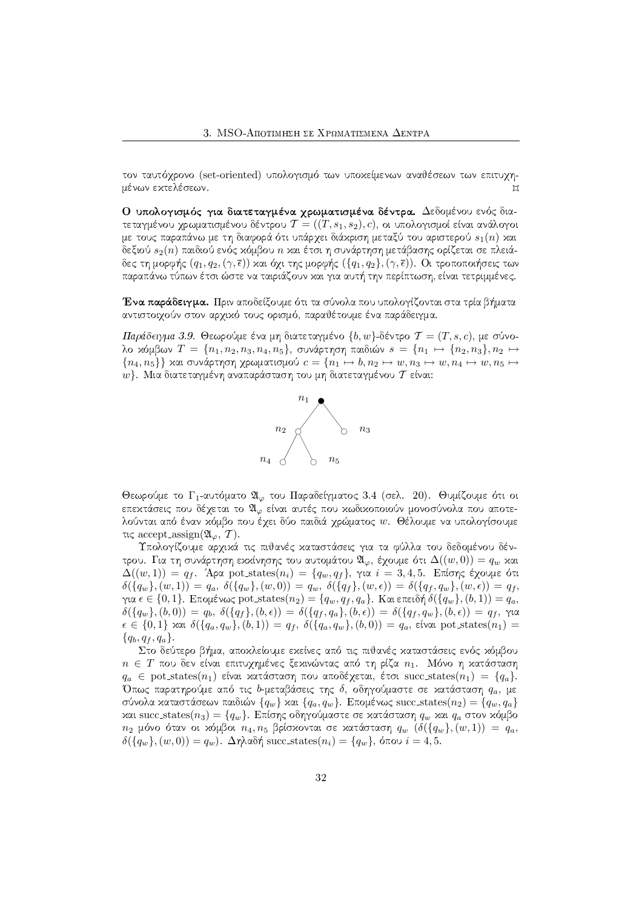τον ταυτόχρονο (set-oriented) υπολογισμό των υποκείμενων αναθέσεων των επιτυχημένων εκτελέσεων. ⌑

**Ο υπολογισμός για διατεταγμένα χρωματισμένα δέντρα.** Δεδομένου ενός διατεταγμένου χρωματισμένου δέντρου $\mathcal{T} = ((T, s_1, s_2), c)$, οι υπολογισμοί είναι ανάλογοι με τους παραπάνω με τη διαφορά ότι υπάρχει διάκριση μεταξύ του αριστερού $s_1(n)$ και δεξιού $s_2(n)$ παιδιού ενός κόμβου $n$ και έτσι η συνάρτηση μετάβασης ορίζεται σε πλειάδες τη μορφής $(q_1, q_2, (\gamma, \bar{\epsilon}))$ και όχι της μορφής $(\{q_1, q_2\}, (\gamma, \bar{\epsilon}))$. Οι τροποποιήσεις των παραπάνω τύπων έτσι ώστε να ταιριάζουν και για αυτή την περίπτωση, είναι τετριμμένες.

**Ένα παράδειγμα.** Πριν αποδείξουμε ότι τα σύνολα που υπολογίζονται στα τρία βήματα αντιστοιχούν στον αρχικό τους ορισμό, παραθέτουμε ένα παράδειγμα.

*Παράδειγμα 3.9.* Θεωρούμε ένα μη διατεταγμένο $\{b, w\}$-δέντρο $\mathcal{T} = (T, s, c)$, με σύνολο κόμβων $T = \{n_1, n_2, n_3, n_4, n_5\}$, συνάρτηση παιδιών $s = \{n_1 \mapsto \{n_2, n_3\}, n_2 \mapsto \{n_4, n_5\}\}$ και συνάρτηση χρωματισμού $c = \{n_1 \mapsto b, n_2 \mapsto w, n_3 \mapsto w, n_4 \mapsto w, n_5 \mapsto w\}$. Μια διατεταγμένη αναπαράσταση του μη διατεταγμένου $\mathcal{T}$ είναι:

Θεωρούμε το $\Gamma_1$-αυτόματο $\mathfrak{A}_\varphi$ του Παραδείγματος 3.4 (σελ. 20). Θυμίζουμε ότι οι επεκτάσεις που δέχεται το $\mathfrak{A}_\varphi$ είναι αυτές που κωδικοποιούν μονοσύνολα που αποτελούνται από έναν κόμβο που έχει δύο παιδιά χρώματος $w$. Θέλουμε να υπολογίσουμε τις $\text{accept\_assign}(\mathfrak{A}_\varphi, \mathcal{T})$.

Υπολογίζουμε αρχικά τις πιθανές καταστάσεις για τα φύλλα του δεδομένου δέντρου. Για τη συνάρτηση εκκίνησης του αυτομάτου $\mathfrak{A}_\varphi$, έχουμε ότι $\Delta((w, 0)) = q_w$ και $\Delta((w, 1)) = q_f$. Άρα $\text{pot\_states}(n_i) = \{q_w, q_f\}$, για $i = 3, 4, 5$. Επίσης έχουμε ότι $\delta(\{q_w\}, (w, 1)) = q_a$, $\delta(\{q_w\}, (w, 0)) = q_w$, $\delta(\{q_f\}, (w, \epsilon)) = \delta(\{q_f, q_w\}, (w, \epsilon)) = q_f$, για $\epsilon \in \{0, 1\}$. Επομένως $\text{pot\_states}(n_2) = \{q_w, q_f, q_a\}$. Και επειδή $\delta(\{q_w\}, (b, 1)) = q_a$, $\delta(\{q_w\}, (b, 0)) = q_b$, $\delta(\{q_f\}, (b, \epsilon)) = \delta(\{q_f, q_a\}, (b, \epsilon)) = \delta(\{q_f, q_w\}, (b, \epsilon)) = q_f$, για $\epsilon \in \{0, 1\}$ και $\delta(\{q_a, q_w\}, (b, 1)) = q_f$, $\delta(\{q_a, q_w\}, (b, 0)) = q_a$, είναι $\text{pot\_states}(n_1) = \{q_b, q_f, q_a\}$.

Στο δεύτερο βήμα, αποκλείουμε εκείνες από τις πιθανές καταστάσεις ενός κόμβου $n \in T$ που δεν είναι επιτυχημένες ξεκινώντας από τη ρίζα $n_1$. Μόνο η κατάσταση $q_a \in \text{pot\_states}(n_1)$ είναι κατάσταση που αποδέχεται, έτσι $\text{succ\_states}(n_1) = \{q_a\}$. Όπως παρατηρούμε από τις $b$-μεταβάσεις της $\delta$, οδηγούμαστε σε κατάσταση $q_a$, με σύνολα καταστάσεων παιδιών $\{q_w\}$ και $\{q_a, q_w\}$. Επομένως $\text{succ\_states}(n_2) = \{q_w, q_a\}$ και $\text{succ\_states}(n_3) = \{q_w\}$. Επίσης οδηγούμαστε σε κατάσταση $q_w$ και $q_a$ στον κόμβο $n_2$ μόνο όταν οι κόμβοι $n_4, n_5$ βρίσκονται σε κατάσταση $q_w$ ($\delta(\{q_w\}, (w, 1)) = q_a$, $\delta(\{q_w\}, (w, 0)) = q_w$). Δηλαδή $\text{succ\_states}(n_i) = \{q_w\}$, όπου $i = 4, 5$.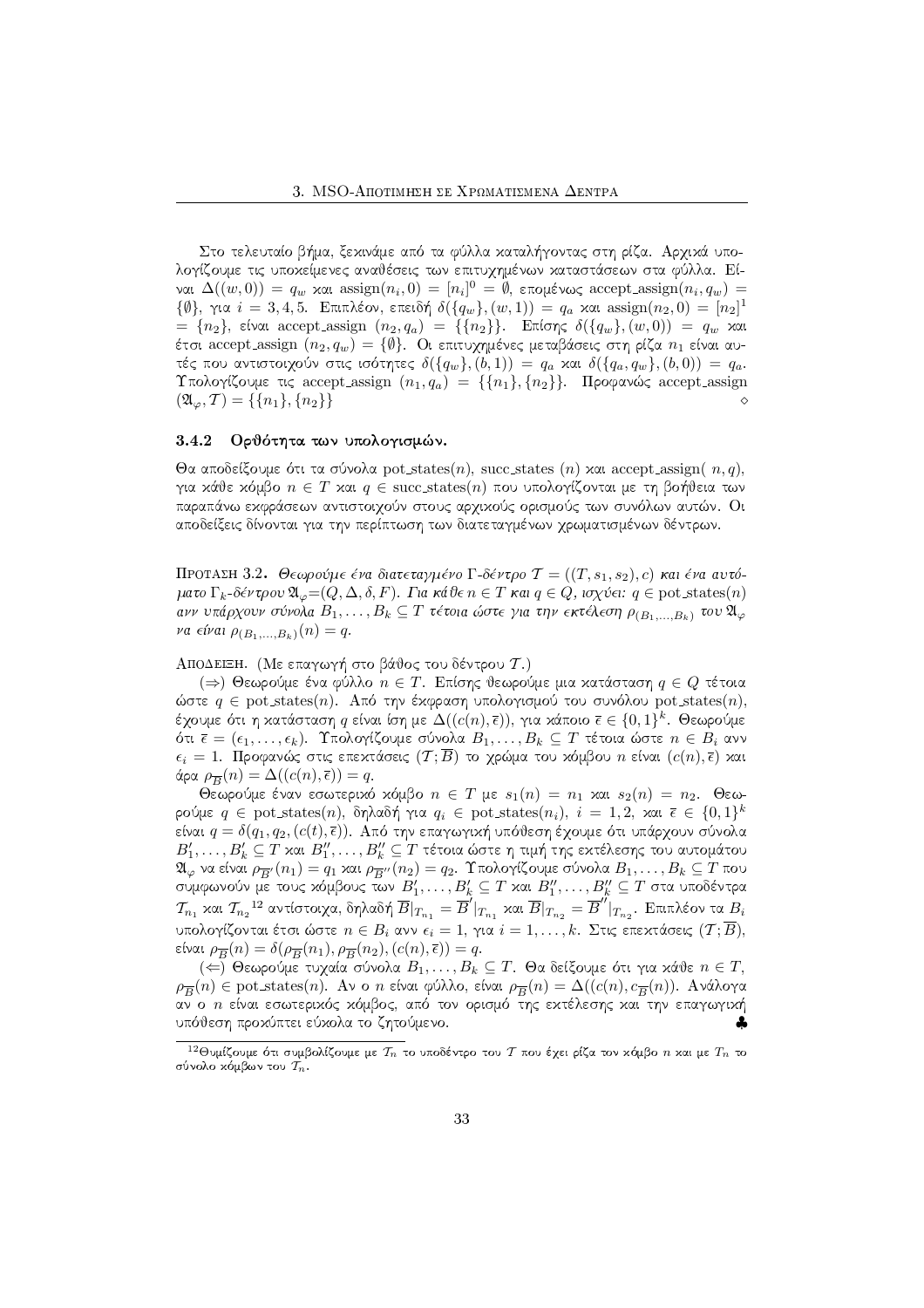Στο τελευταίο βήμα, ξεκινάμε από τα φύλλα καταλήγοντας στη ρίζα. Αρχικά υπολογίζουμε τις υποκείμενες αναθέσεις των επιτυχημένων καταστάσεων στα φύλλα. Είναι $\Delta((w,0)) = q_w$ και $\text{assign}(n_i, 0) = [n_i]^0 = \emptyset$, επομένως $\text{accept\_assign}(n_i, q_w) = \{\emptyset\}$, για $i = 3,4,5$. Επιπλέον, επειδή $\delta(\{q_w\},(w,1)) = q_a$ και $\text{assign}(n_2, 0) = [n_2]^1 = \{n_2\}$, είναι $\text{accept\_assign}\ (n_2, q_a) = \{\{n_2\}\}$. Επίσης $\delta(\{q_w\},(w,0)) = q_w$ και έτσι $\text{accept\_assign}\ (n_2, q_w) = \{\emptyset\}$. Οι επιτυχημένες μεταβάσεις στη ρίζα $n_1$ είναι αυτές που αντιστοιχούν στις ισότητες $\delta(\{q_w\},(b,1)) = q_a$ και $\delta(\{q_a, q_w\},(b,0)) = q_a$. Υπολογίζουμε τις $\text{accept\_assign}\ (n_1, q_a) = \{\{n_1\},\{n_2\}\}$. Προφανώς $\text{accept\_assign}\ (\mathfrak{A}_\varphi, \mathcal{T}) = \{\{n_1\},\{n_2\}\}$ $\diamond$

### 3.4.2 Ορθότητα των υπολογισμών.

Θα αποδείξουμε ότι τα σύνολα $\text{pot\_states}(n)$, $\text{succ\_states}\ (n)$ και $\text{accept\_assign}(\ n, q)$, για κάθε κόμβο $n \in T$ και $q \in \text{succ\_states}(n)$ που υπολογίζονται με τη βοήθεια των παραπάνω εκφράσεων αντιστοιχούν στους αρχικούς ορισμούς των συνόλων αυτών. Οι αποδείξεις δίνονται για την περίπτωση των διατεταγμένων χρωματισμένων δέντρων.

**Πρόταση 3.2.** *Θεωρούμε ένα διατεταγμένο Γ-δέντρο $\mathcal{T} = ((T, s_1, s_2), c)$ και ένα αυτόματο $\Gamma_k$-δέντρου $\mathfrak{A}_\varphi$=$(Q, \Delta, \delta, F)$. Για κάθε $n \in T$ και $q \in Q$, ισχύει: $q \in \text{pot\_states}(n)$ ανν υπάρχουν σύνολα $B_1, \ldots, B_k \subseteq T$ τέτοια ώστε για την εκτέλεση $\rho_{(B_1,\ldots,B_k)}$ του $\mathfrak{A}_\varphi$ να είναι $\rho_{(B_1,\ldots,B_k)}(n) = q$.*

Απόδειξη. (Με επαγωγή στο βάθος του δέντρου $\mathcal{T}$.)

($\Rightarrow$) Θεωρούμε ένα φύλλο $n \in T$. Επίσης θεωρούμε μια κατάσταση $q \in Q$ τέτοια ώστε $q \in \text{pot\_states}(n)$. Από την έκφραση υπολογισμού του συνόλου $\text{pot\_states}(n)$, έχουμε ότι η κατάσταση $q$ είναι ίση με $\Delta((c(n), \overline{\epsilon}))$, για κάποιο $\overline{\epsilon} \in \{0,1\}^k$. Θεωρούμε ότι $\overline{\epsilon} = (\epsilon_1, \ldots, \epsilon_k)$. Υπολογίζουμε σύνολα $B_1, \ldots, B_k \subseteq T$ τέτοια ώστε $n \in B_i$ ανν $\epsilon_i = 1$. Προφανώς στις επεκτάσεις $(\mathcal{T}; \overline{B})$ το χρώμα του κόμβου $n$ είναι $(c(n), \overline{\epsilon})$ και άρα $\rho_{\overline{B}}(n) = \Delta((c(n), \overline{\epsilon})) = q$.

Θεωρούμε έναν εσωτερικό κόμβο $n \in T$ με $s_1(n) = n_1$ και $s_2(n) = n_2$. Θεωρούμε $q \in \text{pot\_states}(n)$, δηλαδή για $q_i \in \text{pot\_states}(n_i)$, $i = 1,2$, και $\overline{\epsilon} \in \{0,1\}^k$ είναι $q = \delta(q_1, q_2, (c(t), \overline{\epsilon}))$. Από την επαγωγική υπόθεση έχουμε ότι υπάρχουν σύνολα $B'_1, \ldots, B'_k \subseteq T$ και $B''_1, \ldots, B''_k \subseteq T$ τέτοια ώστε η τιμή της εκτέλεσης του αυτομάτου $\mathfrak{A}_\varphi$ να είναι $\rho_{\overline{B'}}(n_1) = q_1$ και $\rho_{\overline{B''}}(n_2) = q_2$. Υπολογίζουμε σύνολα $B_1, \ldots, B_k \subseteq T$ που συμφωνούν με τους κόμβους των $B'_1, \ldots, B'_k \subseteq T$ και $B''_1, \ldots, B''_k \subseteq T$ στα υποδέντρα $\mathcal{T}_{n_1}$ και $\mathcal{T}_{n_2}$[12] αντίστοιχα, δηλαδή $\overline{B}|_{T_{n_1}} = \overline{B}'|_{T_{n_1}}$ και $\overline{B}|_{T_{n_2}} = \overline{B}''|_{T_{n_2}}$. Επιπλέον τα $B_i$ υπολογίζονται έτσι ώστε $n \in B_i$ ανν $\epsilon_i = 1$, για $i = 1, \ldots, k$. Στις επεκτάσεις $(\mathcal{T}; \overline{B})$, είναι $\rho_{\overline{B}}(n) = \delta(\rho_{\overline{B}}(n_1), \rho_{\overline{B}}(n_2), (c(n), \overline{\epsilon})) = q$.

($\Leftarrow$) Θεωρούμε τυχαία σύνολα $B_1, \ldots, B_k \subseteq T$. Θα δείξουμε ότι για κάθε $n \in T$, $\rho_{\overline{B}}(n) \in \text{pot\_states}(n)$. Αν ο $n$ είναι φύλλο, είναι $\rho_{\overline{B}}(n) = \Delta((c(n), c_{\overline{B}}(n)))$. Ανάλογα αν ο $n$ είναι εσωτερικός κόμβος, από τον ορισμό της εκτέλεσης και την επαγωγική υπόθεση προκύπτει εύκολα το ζητούμενο. ♣

[12] Θυμίζουμε ότι συμβολίζουμε με $\mathcal{T}_n$ το υποδέντρο του $\mathcal{T}$ που έχει ρίζα τον κόμβο $n$ και με $T_n$ το σύνολο κόμβων του $\mathcal{T}_n$.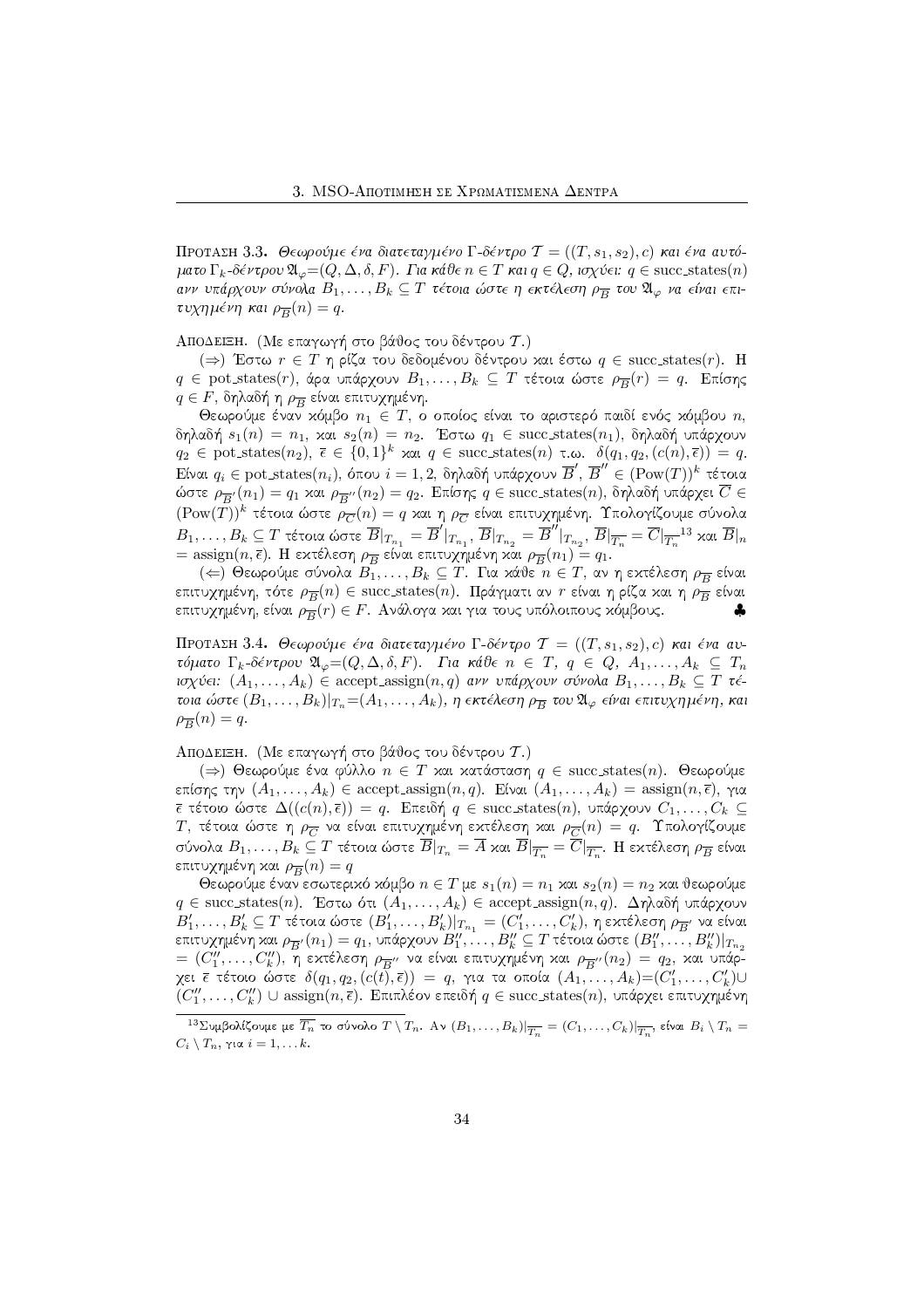**Πρόταση 3.3.** *Θεωρούμε ένα διατεταγμένο Γ-δέντρο $\mathcal{T} = ((T, s_1, s_2), c)$ και ένα αυτόματο $\Gamma_k$-δέντρου $\mathfrak{A}_\varphi=(Q, \Delta, \delta, F)$. Για κάθε $n \in T$ και $q \in Q$, ισχύει: $q \in$ succ_states$(n)$ ανν υπάρχουν σύνολα $B_1, \ldots, B_k \subseteq T$ τέτοια ώστε η εκτέλεση $\rho_{\overline{B}}$ του $\mathfrak{A}_\varphi$ να είναι επιτυχημένη και $\rho_{\overline{B}}(n) = q$.*

Απόδειξη. (Με επαγωγή στο βάθος του δέντρου $\mathcal{T}$.)

($\Rightarrow$) Έστω $r \in T$ η ρίζα του δεδομένου δέντρου και έστω $q \in$ succ_states$(r)$. Η $q \in$ pot_states$(r)$, άρα υπάρχουν $B_1, \ldots, B_k \subseteq T$ τέτοια ώστε $\rho_{\overline{B}}(r) = q$. Επίσης $q \in F$, δηλαδή η $\rho_{\overline{B}}$ είναι επιτυχημένη.

Θεωρούμε έναν κόμβο $n_1 \in T$, ο οποίος είναι το αριστερό παιδί ενός κόμβου $n$, δηλαδή $s_1(n) = n_1$, και $s_2(n) = n_2$. Έστω $q_1 \in$ succ_states$(n_1)$, δηλαδή υπάρχουν $q_2 \in$ pot_states$(n_2)$, $\overline{\epsilon} \in \{0,1\}^k$ και $q \in$ succ_states$(n)$ τ.ω. $\delta(q_1, q_2, (c(n), \overline{\epsilon})) = q$. Είναι $q_i \in$ pot_states$(n_i)$, όπου $i = 1, 2$, δηλαδή υπάρχουν $\overline{B}'$, $\overline{B}'' \in (\mathrm{Pow}(T))^k$ τέτοια ώστε $\rho_{\overline{B}'}(n_1) = q_1$ και $\rho_{\overline{B}''}(n_2) = q_2$. Επίσης $q \in$ succ_states$(n)$, δηλαδή υπάρχει $\overline{C} \in (\mathrm{Pow}(T))^k$ τέτοια ώστε $\rho_{\overline{C}}(n) = q$ και η $\rho_{\overline{C}}$ είναι επιτυχημένη. Υπολογίζουμε σύνολα $B_1, \ldots, B_k \subseteq T$ τέτοια ώστε $\overline{B}|_{T_{n_1}} = \overline{B}'|_{T_{n_1}}$, $\overline{B}|_{T_{n_2}} = \overline{B}''|_{T_{n_2}}$, $\overline{B}|_{\overline{T_n}} = \overline{C}|_{\overline{T_n}}$[13] και $\overline{B}|_n$ $=$ assign$(n, \overline{\epsilon})$. Η εκτέλεση $\rho_{\overline{B}}$ είναι επιτυχημένη και $\rho_{\overline{B}}(n_1) = q_1$.

($\Leftarrow$) Θεωρούμε σύνολα $B_1, \ldots, B_k \subseteq T$. Για κάθε $n \in T$, αν η εκτέλεση $\rho_{\overline{B}}$ είναι επιτυχημένη, τότε $\rho_{\overline{B}}(n) \in$ succ_states$(n)$. Πράγματι αν $r$ είναι η ρίζα και η $\rho_{\overline{B}}$ είναι επιτυχημένη, είναι $\rho_{\overline{B}}(r) \in F$. Ανάλογα και για τους υπόλοιπους κόμβους. ♣

**Πρόταση 3.4.** *Θεωρούμε ένα διατεταγμένο Γ-δέντρο $\mathcal{T} = ((T, s_1, s_2), c)$ και ένα αυτόματο $\Gamma_k$-δέντρου $\mathfrak{A}_\varphi=(Q, \Delta, \delta, F)$. Για κάθε $n \in T$, $q \in Q$, $A_1, \ldots, A_k \subseteq T_n$ ισχύει: $(A_1, \ldots, A_k) \in$ accept_assign$(n, q)$ ανν υπάρχουν σύνολα $B_1, \ldots, B_k \subseteq T$ τέτοια ώστε $(B_1, \ldots, B_k)|_{T_n}=(A_1, \ldots, A_k)$, η εκτέλεση $\rho_{\overline{B}}$ του $\mathfrak{A}_\varphi$ είναι επιτυχημένη, και $\rho_{\overline{B}}(n) = q$.*

Απόδειξη. (Με επαγωγή στο βάθος του δέντρου $\mathcal{T}$.)

($\Rightarrow$) Θεωρούμε ένα φύλλο $n \in T$ και κατάσταση $q \in$ succ_states$(n)$. Θεωρούμε επίσης την $(A_1, \ldots, A_k) \in$ accept_assign$(n, q)$. Είναι $(A_1, \ldots, A_k) =$ assign$(n, \overline{\epsilon})$, για $\overline{\epsilon}$ τέτοιο ώστε $\Delta((c(n), \overline{\epsilon})) = q$. Επειδή $q \in$ succ_states$(n)$, υπάρχουν $C_1, \ldots, C_k \subseteq T$, τέτοια ώστε η $\rho_{\overline{C}}$ να είναι επιτυχημένη εκτέλεση και $\rho_{\overline{C}}(n) = q$. Υπολογίζουμε σύνολα $B_1, \ldots, B_k \subseteq T$ τέτοια ώστε $\overline{B}|_{T_n} = \overline{A}$ και $\overline{B}|_{\overline{T_n}} = \overline{C}|_{\overline{T_n}}$. Η εκτέλεση $\rho_{\overline{B}}$ είναι επιτυχημένη και $\rho_{\overline{B}}(n) = q$

Θεωρούμε έναν εσωτερικό κόμβο $n \in T$ με $s_1(n) = n_1$ και $s_2(n) = n_2$ και θεωρούμε $q \in$ succ_states$(n)$. Έστω ότι $(A_1, \ldots, A_k) \in$ accept_assign$(n, q)$. Δηλαδή υπάρχουν $B'_1, \ldots, B'_k \subseteq T$ τέτοια ώστε $(B'_1, \ldots, B'_k)|_{T_{n_1}} = (C'_1, \ldots, C'_k)$, η εκτέλεση $\rho_{\overline{B}'}$ να είναι επιτυχημένη και $\rho_{\overline{B}'}(n_1) = q_1$, υπάρχουν $B''_1, \ldots, B''_k \subseteq T$ τέτοια ώστε $(B''_1, \ldots, B''_k)|_{T_{n_2}}$ $= (C''_1, \ldots, C''_k)$, η εκτέλεση $\rho_{\overline{B}''}$ να είναι επιτυχημένη και $\rho_{\overline{B}''}(n_2) = q_2$, και υπάρχει $\overline{\epsilon}$ τέτοιο ώστε $\delta(q_1, q_2, (c(t), \overline{\epsilon})) = q$, για τα οποία $(A_1, \ldots, A_k)=(C'_1, \ldots, C'_k)\cup$ $(C''_1, \ldots, C''_k) \cup$ assign$(n, \overline{\epsilon})$. Επιπλέον επειδή $q \in$ succ_states$(n)$, υπάρχει επιτυχημένη

[13] Συμβολίζουμε με $\overline{T_n}$ το σύνολο $T \setminus T_n$. Αν $(B_1, \ldots, B_k)|_{\overline{T_n}} = (C_1, \ldots, C_k)|_{\overline{T_n}}$, είναι $B_i \setminus T_n = C_i \setminus T_n$, για $i = 1, \ldots k$.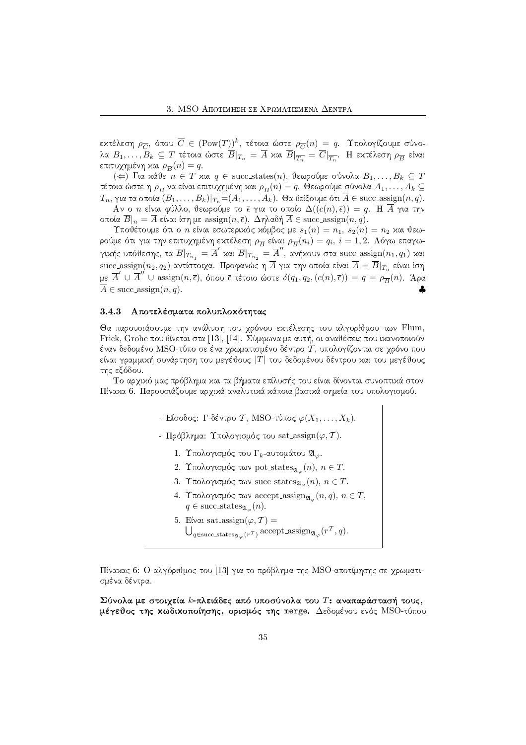εκτέλεση $\rho_{\overline{C}}$, όπου $\overline{C} \in (\mathrm{Pow}(T))^k$, τέτοια ώστε $\rho_{\overline{C}}(n) = q$. Υπολογίζουμε σύνολα $B_1, \ldots, B_k \subseteq T$ τέτοια ώστε $\overline{B}|_{T_n} = \overline{A}$ και $\overline{B}|_{\overline{T_n}} = \overline{C}|_{\overline{T_n}}$. Η εκτέλεση $\rho_{\overline{B}}$ είναι επιτυχημένη και $\rho_{\overline{B}}(n) = q$.

($\Leftarrow$) Για κάθε $n \in T$ και $q \in \mathrm{succ\_states}(n)$, θεωρούμε σύνολα $B_1, \ldots, B_k \subseteq T$ τέτοια ώστε η $\rho_{\overline{B}}$ να είναι επιτυχημένη και $\rho_{\overline{B}}(n) = q$. Θεωρούμε σύνολα $A_1, \ldots, A_k \subseteq T_n$, για τα οποία $(B_1, \ldots, B_k)|_{T_n} = (A_1, \ldots, A_k)$. Θα δείξουμε ότι $\overline{A} \in \mathrm{succ\_assign}(n, q)$.

Αν ο $n$ είναι φύλλο, θεωρούμε το $\overline{\epsilon}$ για το οποίο $\Delta((c(n), \overline{\epsilon})) = q$. Η $\overline{A}$ για την οποία $\overline{B}|_n = \overline{A}$ είναι ίση με $\mathrm{assign}(n, \overline{\epsilon})$. Δηλαδή $\overline{A} \in \mathrm{succ\_assign}(n, q)$.

Υποθέτουμε ότι ο $n$ είναι εσωτερικός κόμβος με $s_1(n) = n_1$, $s_2(n) = n_2$ και θεωρούμε ότι για την επιτυχημένη εκτέλεση $\rho_{\overline{B}}$ είναι $\rho_{\overline{B}}(n_i) = q_i$, $i = 1, 2$. Λόγω επαγωγικής υπόθεσης, τα $\overline{B}|_{T_{n_1}} = \overline{A}'$ και $\overline{B}|_{T_{n_2}} = \overline{A}''$, ανήκουν στα $\mathrm{succ\_assign}(n_1, q_1)$ και $\mathrm{succ\_assign}(n_2, q_2)$ αντίστοιχα. Προφανώς η $\overline{A}$ για την οποία είναι $\overline{A} = \overline{B}|_{T_n}$ είναι ίση με $\overline{A}' \cup \overline{A}'' \cup \mathrm{assign}(n, \overline{\epsilon})$, όπου $\overline{\epsilon}$ τέτοιο ώστε $\delta(q_1, q_2, (c(n), \overline{\epsilon})) = q = \rho_{\overline{B}}(n)$. Άρα $\overline{A} \in \mathrm{succ\_assign}(n, q)$. ♣

### 3.4.3 Αποτελέσματα πολυπλοκότητας

Θα παρουσιάσουμε την ανάλυση του χρόνου εκτέλεσης του αλγορίθμου των Flum, Frick, Grohe που δίνεται στα [13], [14]. Σύμφωνα με αυτή, οι αναθέσεις που ικανοποιούν έναν δεδομένο MSO-τύπο σε ένα χρωματισμένο δέντρο $\mathcal{T}$, υπολογίζονται σε χρόνο που είναι γραμμική συνάρτηση του μεγέθους $|T|$ του δεδομένου δέντρου και του μεγέθους της εξόδου.

Το αρχικό μας πρόβλημα και τα βήματα επίλυσής του είναι δίνονται συνοπτικά στον Πίνακα 6. Παρουσιάζουμε αρχικά αναλυτικά κάποια βασικά σημεία του υπολογισμού.

- Είσοδος: Γ-δέντρο $\mathcal{T}$, MSO-τύπος $\varphi(X_1, \ldots, X_k)$.
- Πρόβλημα: Υπολογισμός του $\mathrm{sat\_assign}(\varphi, \mathcal{T})$.
  1. Υπολογισμός του $\Gamma_k$-αυτομάτου $\mathfrak{A}_\varphi$.
  2. Υπολογισμός των $\mathrm{pot\_states}_{\mathfrak{A}_\varphi}(n)$, $n \in T$.
  3. Υπολογισμός των $\mathrm{succ\_states}_{\mathfrak{A}_\varphi}(n)$, $n \in T$.
  4. Υπολογισμός των $\mathrm{accept\_assign}_{\mathfrak{A}_\varphi}(n, q)$, $n \in T$, $q \in \mathrm{succ\_states}_{\mathfrak{A}_\varphi}(n)$.
  5. Είναι $\mathrm{sat\_assign}(\varphi, \mathcal{T}) = \bigcup_{q \in \mathrm{succ\_states}_{\mathfrak{A}_\varphi}(r^{\mathcal{T}})} \mathrm{accept\_assign}_{\mathfrak{A}_\varphi}(r^{\mathcal{T}}, q)$.

Πίνακας 6: Ο αλγόριθμος του [13] για το πρόβλημα της MSO-αποτίμησης σε χρωματισμένα δέντρα.

**Σύνολα με στοιχεία $k$-πλειάδες από υποσύνολα του $T$: αναπαράστασή τους, μέγεθος της κωδικοποίησης, ορισμός της merge.** Δεδομένου ενός MSO-τύπου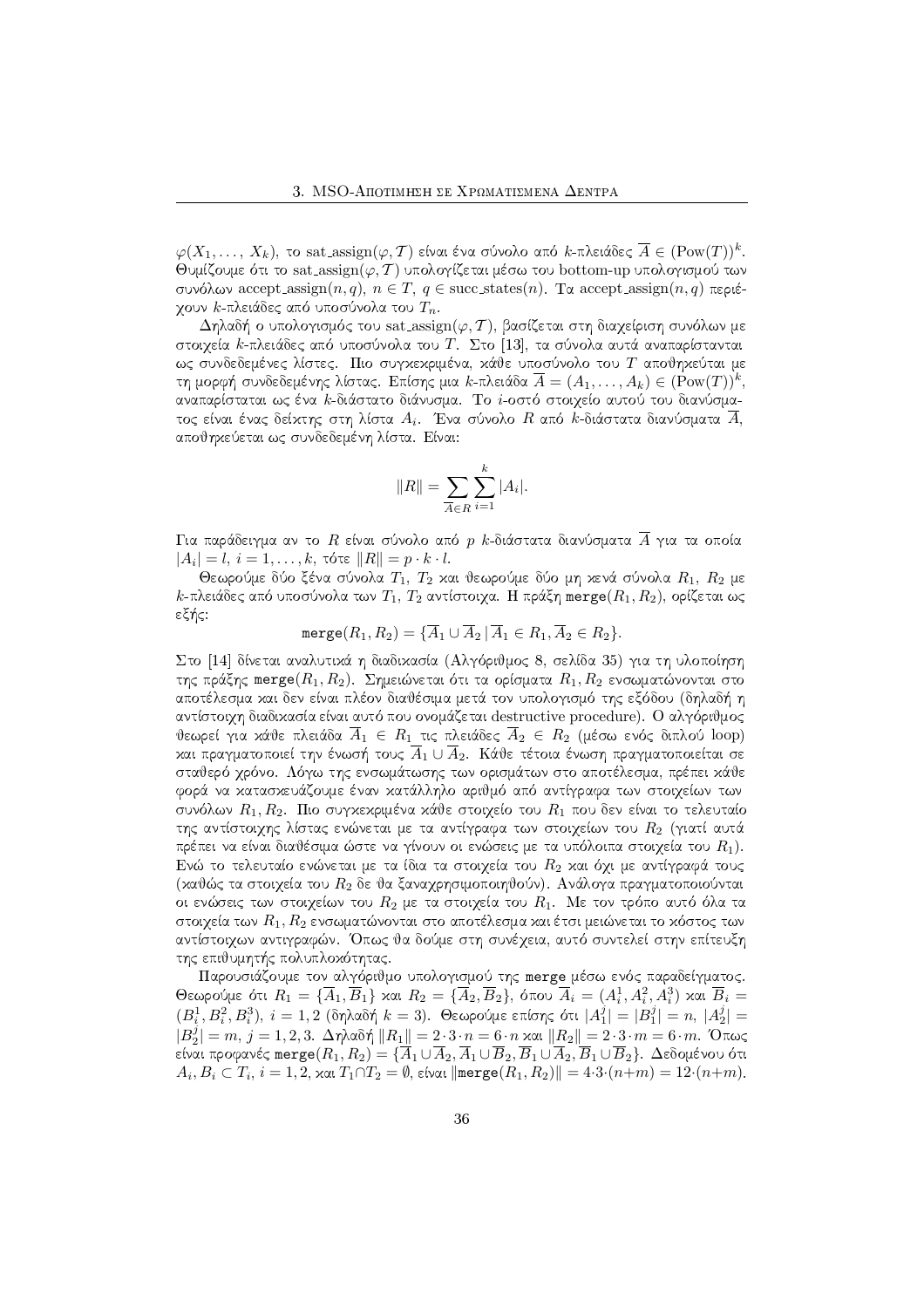$\varphi(X_1,\ldots,X_k)$, το sat_assign$(\varphi,\mathcal{T})$ είναι ένα σύνολο από $k$-πλειάδες $\overline{A} \in (\mathrm{Pow}(T))^k$. Θυμίζουμε ότι το sat_assign$(\varphi,\mathcal{T})$ υπολογίζεται μέσω του bottom-up υπολογισμού των συνόλων accept_assign$(n,q)$, $n \in T$, $q \in$ succ_states$(n)$. Τα accept_assign$(n,q)$ περιέχουν $k$-πλειάδες από υποσύνολα του $T_n$.

Δηλαδή ο υπολογισμός του sat_assign$(\varphi,\mathcal{T})$, βασίζεται στη διαχείριση συνόλων με στοιχεία $k$-πλειάδες από υποσύνολα του $T$. Στο [13], τα σύνολα αυτά αναπαρίστανται ως συνδεδεμένες λίστες. Πιο συγκεκριμένα, κάθε υποσύνολο του $T$ αποθηκεύται με τη μορφή συνδεδεμένης λίστας. Επίσης μια $k$-πλειάδα $\overline{A} = (A_1,\ldots,A_k) \in (\mathrm{Pow}(T))^k$, αναπαρίσταται ως ένα $k$-διάστατο διάνυσμα. Το $i$-οστό στοιχείο αυτού του διανύσματος είναι ένας δείκτης στη λίστα $A_i$. Ένα σύνολο $R$ από $k$-διάστατα διανύσματα $\overline{A}$, αποθηκεύεται ως συνδεδεμένη λίστα. Είναι:

$$\|R\| = \sum_{\overline{A}\in R} \sum_{i=1}^{k} |A_i|.$$

Για παράδειγμα αν το $R$ είναι σύνολο από $p$ $k$-διάστατα διανύσματα $\overline{A}$ για τα οποία $|A_i| = l$, $i = 1,\ldots,k$, τότε $\|R\| = p \cdot k \cdot l$.

Θεωρούμε δύο ξένα σύνολα $T_1$, $T_2$ και θεωρούμε δύο μη κενά σύνολα $R_1$, $R_2$ με $k$-πλειάδες από υποσύνολα των $T_1$, $T_2$ αντίστοιχα. Η πράξη merge$(R_1,R_2)$, ορίζεται ως εξής:

$$\mathtt{merge}(R_1,R_2) = \{\overline{A}_1 \cup \overline{A}_2 \,|\, \overline{A}_1 \in R_1, \overline{A}_2 \in R_2\}.$$

Στο [14] δίνεται αναλυτικά η διαδικασία (Αλγόριθμος 8, σελίδα 35) για τη υλοποίηση της πράξης merge$(R_1,R_2)$. Σημειώνεται ότι τα ορίσματα $R_1, R_2$ ενσωματώνονται στο αποτέλεσμα και δεν είναι πλέον διαθέσιμα μετά τον υπολογισμό της εξόδου (δηλαδή η αντίστοιχη διαδικασία είναι αυτό που ονομάζεται destructive procedure). Ο αλγόριθμος θεωρεί για κάθε πλειάδα $\overline{A}_1 \in R_1$ τις πλειάδες $\overline{A}_2 \in R_2$ (μέσω ενός διπλού loop) και πραγματοποιεί την ένωσή τους $\overline{A}_1 \cup \overline{A}_2$. Κάθε τέτοια ένωση πραγματοποιείται σε σταθερό χρόνο. Λόγω της ενσωμάτωσης των ορισμάτων στο αποτέλεσμα, πρέπει κάθε φορά να κατασκευάζουμε έναν κατάλληλο αριθμό από αντίγραφα των στοιχείων των συνόλων $R_1, R_2$. Πιο συγκεκριμένα κάθε στοιχείο του $R_1$ που δεν είναι το τελευταίο της αντίστοιχης λίστας ενώνεται με τα αντίγραφα των στοιχείων του $R_2$ (γιατί αυτά πρέπει να είναι διαθέσιμα ώστε να γίνουν οι ενώσεις με τα υπόλοιπα στοιχεία του $R_1$). Ενώ το τελευταίο ενώνεται με τα ίδια τα στοιχεία του $R_2$ και όχι με αντίγραφά τους (καθώς τα στοιχεία του $R_2$ δε θα ξαναχρησιμοποιηθούν). Ανάλογα πραγματοποιούνται οι ενώσεις των στοιχείων του $R_2$ με τα στοιχεία του $R_1$. Με τον τρόπο αυτό όλα τα στοιχεία των $R_1, R_2$ ενσωματώνονται στο αποτέλεσμα και έτσι μειώνεται το κόστος των αντίστοιχων αντιγραφών. Όπως θα δούμε στη συνέχεια, αυτό συντελεί στην επίτευξη της επιθυμητής πολυπλοκότητας.

Παρουσιάζουμε τον αλγόριθμο υπολογισμού της merge μέσω ενός παραδείγματος. Θεωρούμε ότι $R_1 = \{\overline{A}_1, \overline{B}_1\}$ και $R_2 = \{\overline{A}_2, \overline{B}_2\}$, όπου $\overline{A}_i = (A_i^1, A_i^2, A_i^3)$ και $\overline{B}_i = (B_i^1, B_i^2, B_i^3)$, $i = 1, 2$ (δηλαδή $k = 3$). Θεωρούμε επίσης ότι $|A_1^j| = |B_1^j| = n$, $|A_2^j| = |B_2^j| = m$, $j = 1, 2, 3$. Δηλαδή $\|R_1\| = 2 \cdot 3 \cdot n = 6 \cdot n$ και $\|R_2\| = 2 \cdot 3 \cdot m = 6 \cdot m$. Όπως είναι προφανές merge$(R_1,R_2) = \{\overline{A}_1 \cup \overline{A}_2, \overline{A}_1 \cup \overline{B}_2, \overline{B}_1 \cup \overline{A}_2, \overline{B}_1 \cup \overline{B}_2\}$. Δεδομένου ότι $A_i, B_i \subset T_i$, $i = 1, 2$, και $T_1 \cap T_2 = \emptyset$, είναι $\|\mathtt{merge}(R_1,R_2)\| = 4 \cdot 3 \cdot (n+m) = 12 \cdot (n+m)$.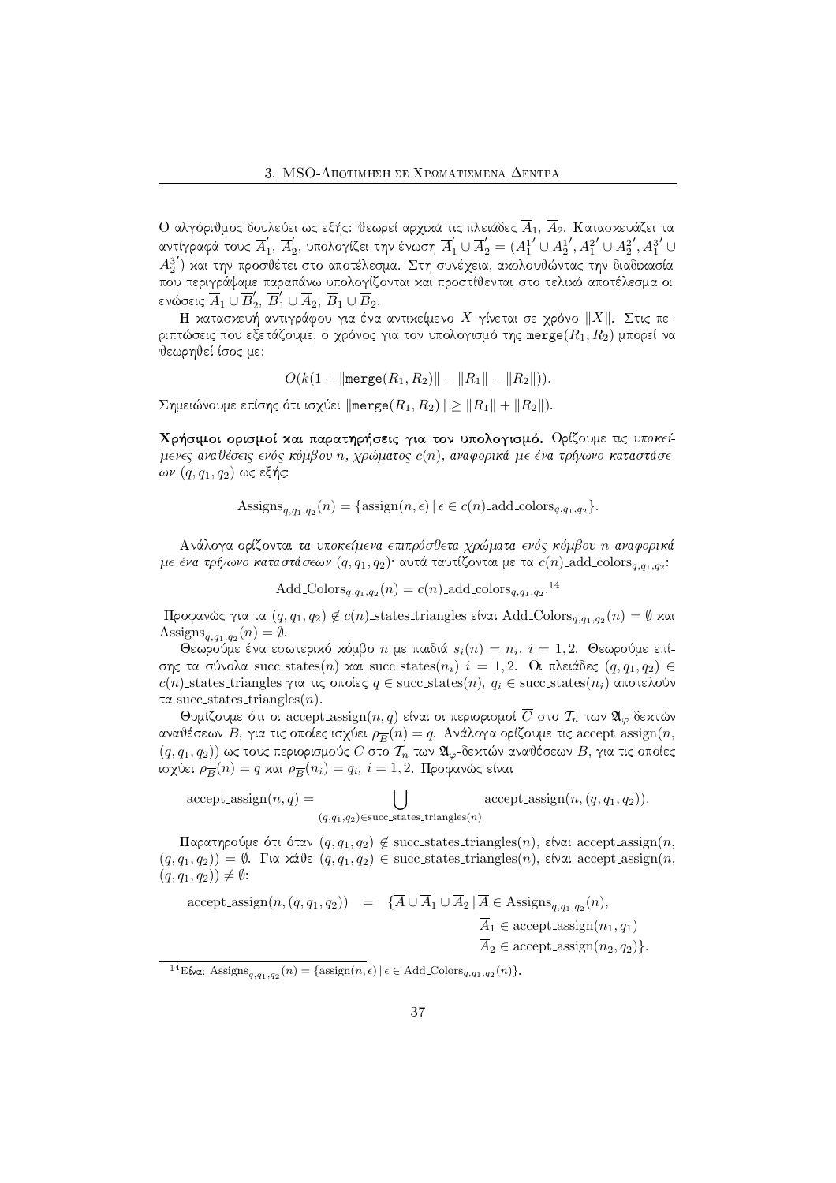Ο αλγόριθμος δουλεύει ως εξής: θεωρεί αρχικά τις πλειάδες $\overline{A}_1$, $\overline{A}_2$. Κατασκευάζει τα αντίγραφά τους $\overline{A}_1'$, $\overline{A}_2'$, υπολογίζει την ένωση $\overline{A}_1' \cup \overline{A}_2' = (A_1^{1'} \cup A_2^{1'}, A_1^{2'} \cup A_2^{2'}, A_1^{3'} \cup A_2^{3'})$ και την προσθέτει στο αποτέλεσμα. Στη συνέχεια, ακολουθώντας την διαδικασία που περιγράψαμε παραπάνω υπολογίζονται και προστίθενται στο τελικό αποτέλεσμα οι ενώσεις $\overline{A}_1 \cup \overline{B}_2'$, $\overline{B}_1' \cup \overline{A}_2$, $\overline{B}_1 \cup \overline{B}_2$.

Η κατασκευή αντιγράφου για ένα αντικείμενο $X$ γίνεται σε χρόνο $\|X\|$. Στις περιπτώσεις που εξετάζουμε, ο χρόνος για τον υπολογισμό της $\texttt{merge}(R_1, R_2)$ μπορεί να θεωρηθεί ίσος με:

$$O(k(1 + \|\texttt{merge}(R_1, R_2)\| - \|R_1\| - \|R_2\|)).$$

Σημειώνουμε επίσης ότι ισχύει $\|\texttt{merge}(R_1, R_2)\| \geq \|R_1\| + \|R_2\|)$.

**Χρήσιμοι ορισμοί και παρατηρήσεις για τον υπολογισμό.** Ορίζουμε τις *υποκείμενες αναθέσεις ενός κόμβου n, χρώματος c(n), αναφορικά με ένα τρίγωνο καταστάσεων $(q, q_1, q_2)$* ως εξής:

$$\text{Assigns}_{q,q_1,q_2}(n) = \{\text{assign}(n, \overline{\epsilon}) \,|\, \overline{\epsilon} \in c(n)\_\text{add\_colors}_{q,q_1,q_2}\}.$$

Ανάλογα ορίζονται *τα υποκείμενα επιπρόσθετα χρώματα ενός κόμβου n αναφορικά με ένα τρίγωνο καταστάσεων $(q, q_1, q_2)$*· αυτά ταυτίζονται με τα $c(n)\_\text{add\_colors}_{q,q_1,q_2}$:

$$\text{Add\_Colors}_{q,q_1,q_2}(n) = c(n)\_\text{add\_colors}_{q,q_1,q_2}.\text{[14]}$$

Προφανώς για τα $(q, q_1, q_2) \notin c(n)\_\text{states\_triangles}$ είναι $\text{Add\_Colors}_{q,q_1,q_2}(n) = \emptyset$ και $\text{Assigns}_{q,q_1,q_2}(n) = \emptyset$.

Θεωρούμε ένα εσωτερικό κόμβο $n$ με παιδιά $s_i(n) = n_i$, $i = 1, 2$. Θεωρούμε επίσης τα σύνολα $\text{succ\_states}(n)$ και $\text{succ\_states}(n_i)$ $i = 1, 2$. Οι πλειάδες $(q, q_1, q_2) \in c(n)\_\text{states\_triangles}$ για τις οποίες $q \in \text{succ\_states}(n)$, $q_i \in \text{succ\_states}(n_i)$ αποτελούν τα $\text{succ\_states\_triangles}(n)$.

Θυμίζουμε ότι οι $\text{accept\_assign}(n, q)$ είναι οι περιορισμοί $\overline{C}$ στο $\mathcal{T}_n$ των $\mathfrak{A}_\varphi$-δεκτών αναθέσεων $\overline{B}$, για τις οποίες ισχύει $\rho_{\overline{B}}(n) = q$. Ανάλογα ορίζουμε τις $\text{accept\_assign}(n, (q, q_1, q_2))$ ως τους περιορισμούς $\overline{C}$ στο $\mathcal{T}_n$ των $\mathfrak{A}_\varphi$-δεκτών αναθέσεων $\overline{B}$, για τις οποίες ισχύει $\rho_{\overline{B}}(n) = q$ και $\rho_{\overline{B}}(n_i) = q_i$, $i = 1, 2$. Προφανώς είναι

$$\text{accept\_assign}(n, q) = \bigcup_{(q,q_1,q_2) \in \text{succ\_states\_triangles}(n)} \text{accept\_assign}(n, (q, q_1, q_2)).$$

Παρατηρούμε ότι όταν $(q, q_1, q_2) \notin \text{succ\_states\_triangles}(n)$, είναι $\text{accept\_assign}(n, (q, q_1, q_2)) = \emptyset$. Για κάθε $(q, q_1, q_2) \in \text{succ\_states\_triangles}(n)$, είναι $\text{accept\_assign}(n, (q, q_1, q_2)) \neq \emptyset$:

$$\begin{aligned} \text{accept\_assign}(n, (q, q_1, q_2)) \;=\; \{\overline{A} \cup \overline{A}_1 \cup \overline{A}_2 \,|\, & \overline{A} \in \text{Assigns}_{q,q_1,q_2}(n), \\ & \overline{A}_1 \in \text{accept\_assign}(n_1, q_1) \\ & \overline{A}_2 \in \text{accept\_assign}(n_2, q_2)\}. \end{aligned}$$

[14] Είναι $\text{Assigns}_{q,q_1,q_2}(n) = \{\text{assign}(n, \overline{\epsilon}) \,|\, \overline{\epsilon} \in \text{Add\_Colors}_{q,q_1,q_2}(n)\}$.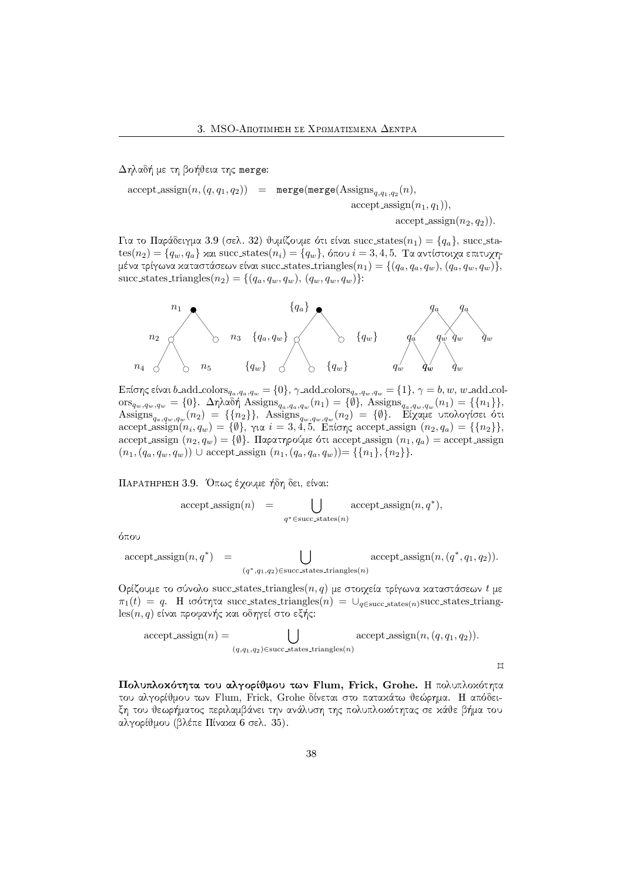Δηλαδή με τη βοήθεια της `merge`:

$$\text{accept\_assign}(n,(q,q_1,q_2)) \;=\; \texttt{merge}(\texttt{merge}(\text{Assigns}_{q,q_1,q_2}(n), \text{accept\_assign}(n_1,q_1)), \text{accept\_assign}(n_2,q_2)).$$

Για το Παράδειγμα 3.9 (σελ. 32) θυμίζουμε ότι είναι $\text{succ\_states}(n_1) = \{q_a\}$, $\text{succ\_states}(n_2) = \{q_w, q_a\}$ και $\text{succ\_states}(n_i) = \{q_w\}$, όπου $i = 3, 4, 5$. Τα αντίστοιχα επιτυχημένα τρίγωνα καταστάσεων είναι $\text{succ\_states\_triangles}(n_1) = \{(q_a, q_a, q_w), (q_a, q_w, q_w)\}$, $\text{succ\_states\_triangles}(n_2) = \{(q_a, q_w, q_w), (q_w, q_w, q_w)\}$:

Επίσης είναι $b\text{\_add\_colors}_{q_a,q_a,q_w} = \{0\}$, $\gamma\text{\_add\_colors}_{q_a,q_w,q_w} = \{1\}$, $\gamma = b, w$, $w\text{\_add\_colors}_{q_w,q_w,q_w} = \{0\}$. Δηλαδή $\text{Assigns}_{q_a,q_a,q_w}(n_1) = \{\emptyset\}$, $\text{Assigns}_{q_a,q_w,q_w}(n_1) = \{\{n_1\}\}$, $\text{Assigns}_{q_a,q_w,q_w}(n_2) = \{\{n_2\}\}$, $\text{Assigns}_{q_w,q_w,q_w}(n_2) = \{\emptyset\}$. Είχαμε υπολογίσει ότι $\text{accept\_assign}(n_i, q_w) = \{\emptyset\}$, για $i = 3, 4, 5$. Επίσης $\text{accept\_assign}\,(n_2, q_a) = \{\{n_2\}\}$, $\text{accept\_assign}\,(n_2, q_w) = \{\emptyset\}$. Παρατηρούμε ότι $\text{accept\_assign}\,(n_1, q_a) = \text{accept\_assign}\,(n_1, (q_a, q_w, q_w)) \cup \text{accept\_assign}\,(n_1, (q_a, q_a, q_w)) = \{\{n_1\}, \{n_2\}\}$.

Παρατηρηση 3.9. Όπως έχουμε ήδη δει, είναι:

$$\text{accept\_assign}(n) \;=\; \bigcup_{q^* \in \text{succ\_states}(n)} \text{accept\_assign}(n, q^*),$$

όπου

$$\text{accept\_assign}(n, q^*) \;=\; \bigcup_{(q^*,q_1,q_2) \in \text{succ\_states\_triangles}(n)} \text{accept\_assign}(n, (q^*, q_1, q_2)).$$

Ορίζουμε το σύνολο $\text{succ\_states\_triangles}(n, q)$ με στοιχεία τρίγωνα καταστάσεων $t$ με $\pi_1(t) = q$. Η ισότητα $\text{succ\_states\_triangles}(n) = \cup_{q \in \text{succ\_states}(n)} \text{succ\_states\_triangles}(n, q)$ είναι προφανής και οδηγεί στο εξής:

$$\text{accept\_assign}(n) = \bigcup_{(q,q_1,q_2) \in \text{succ\_states\_triangles}(n)} \text{accept\_assign}(n, (q, q_1, q_2)).$$

⌑

**Πολυπλοκότητα του αλγορίθμου των Flum, Frick, Grohe.** Η πολυπλοκότητα του αλγορίθμου των Flum, Frick, Grohe δίνεται στο παρακάτω θεώρημα. Η απόδειξη του θεωρήματος περιλαμβάνει την ανάλυση της πολυπλοκότητας σε κάθε βήμα του αλγορίθμου (βλέπε Πίνακα 6 σελ. 35).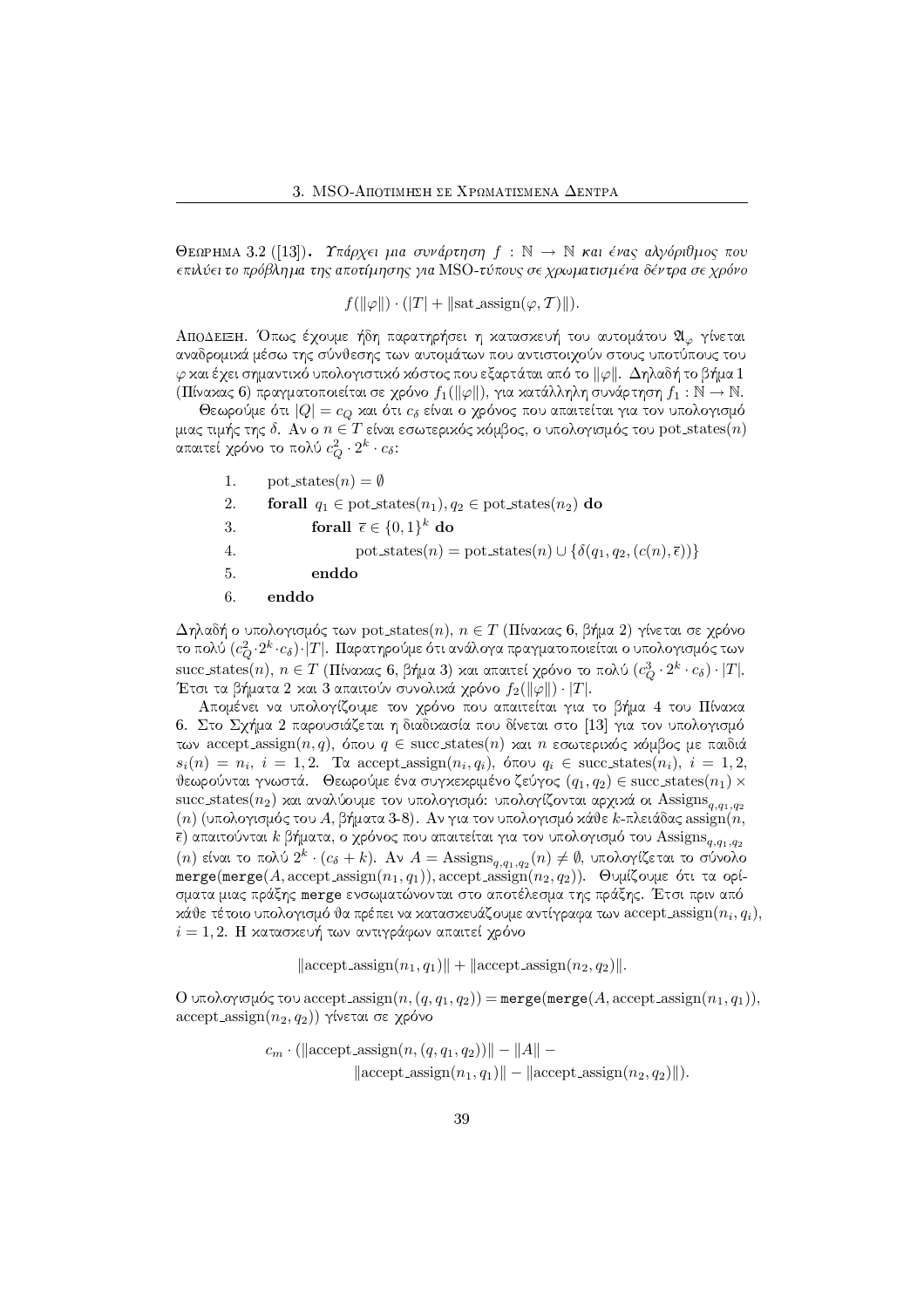Θεωρημα 3.2 ([13]). *Υπάρχει μια συνάρτηση $f : \mathbb{N} \to \mathbb{N}$ και ένας αλγόριθμος που επιλύει το πρόβλημα της αποτίμησης για MSO-τύπους σε χρωματισμένα δέντρα σε χρόνο*

$$f(\|\varphi\|) \cdot (|T| + \|\text{sat\_assign}(\varphi, \mathcal{T})\|).$$

Αποδειξη. Όπως έχουμε ήδη παρατηρήσει η κατασκευή του αυτομάτου $\mathfrak{A}_\varphi$ γίνεται αναδρομικά μέσω της σύνθεσης των αυτομάτων που αντιστοιχούν στους υποτύπους του $\varphi$ και έχει σημαντικό υπολογιστικό κόστος που εξαρτάται από το $\|\varphi\|$. Δηλαδή το βήμα 1 (Πίνακας 6) πραγματοποιείται σε χρόνο $f_1(\|\varphi\|)$, για κατάλληλη συνάρτηση $f_1 : \mathbb{N} \to \mathbb{N}$.

Θεωρούμε ότι $|Q| = c_Q$ και ότι $c_\delta$ είναι ο χρόνος που απαιτείται για τον υπολογισμό μιας τιμής της $\delta$. Αν ο $n \in T$ είναι εσωτερικός κόμβος, ο υπολογισμός του pot_states($n$) απαιτεί χρόνο το πολύ $c_Q^2 \cdot 2^k \cdot c_\delta$:

```
1.    pot_states(n) = ∅
2.    forall q1 ∈ pot_states(n1), q2 ∈ pot_states(n2) do
3.         forall ē ∈ {0,1}^k do
4.              pot_states(n) = pot_states(n) ∪ {δ(q1, q2, (c(n), ē))}
5.         enddo
6.    enddo
```

Δηλαδή ο υπολογισμός των pot_states($n$), $n \in T$ (Πίνακας 6, βήμα 2) γίνεται σε χρόνο το πολύ $(c_Q^2 \cdot 2^k \cdot c_\delta) \cdot |T|$. Παρατηρούμε ότι ανάλογα πραγματοποιείται ο υπολογισμός των succ_states($n$), $n \in T$ (Πίνακας 6, βήμα 3) και απαιτεί χρόνο το πολύ $(c_Q^3 \cdot 2^k \cdot c_\delta) \cdot |T|$. Έτσι τα βήματα 2 και 3 απαιτούν συνολικά χρόνο $f_2(\|\varphi\|) \cdot |T|$.

Απομένει να υπολογίζουμε τον χρόνο που απαιτείται για το βήμα 4 του Πίνακα 6. Στο Σχήμα 2 παρουσιάζεται η διαδικασία που δίνεται στο [13] για τον υπολογισμό των accept_assign($n, q$), όπου $q \in$ succ_states($n$) και $n$ εσωτερικός κόμβος με παιδιά $s_i(n) = n_i$, $i = 1, 2$. Τα accept_assign($n_i, q_i$), όπου $q_i \in$ succ_states($n_i$), $i = 1, 2$, θεωρούνται γνωστά. Θεωρούμε ένα συγκεκριμένο ζεύγος $(q_1, q_2) \in$ succ_states($n_1$) $\times$ succ_states($n_2$) και αναλύουμε τον υπολογισμό: υπολογίζονται αρχικά οι $\text{Assigns}_{q,q_1,q_2}(n)$ (υπολογισμός του $A$, βήματα 3-8). Αν για τον υπολογισμό κάθε $k$-πλειάδας assign($n$, $\bar{\epsilon}$) απαιτούνται $k$ βήματα, ο χρόνος που απαιτείται για τον υπολογισμό του $\text{Assigns}_{q,q_1,q_2}(n)$ είναι το πολύ $2^k \cdot (c_\delta + k)$. Αν $A = \text{Assigns}_{q,q_1,q_2}(n) \neq \emptyset$, υπολογίζεται το σύνολο $\texttt{merge}(\texttt{merge}(A, \text{accept\_assign}(n_1, q_1)), \text{accept\_assign}(n_2, q_2))$. Θυμίζουμε ότι τα ορίσματα μιας πράξης merge ενσωματώνονται στο αποτέλεσμα της πράξης. Έτσι πριν από κάθε τέτοιο υπολογισμό θα πρέπει να κατασκευάζουμε αντίγραφα των accept_assign($n_i, q_i$), $i = 1, 2$. Η κατασκευή των αντιγράφων απαιτεί χρόνο

$$\|\text{accept\_assign}(n_1, q_1)\| + \|\text{accept\_assign}(n_2, q_2)\|.$$

Ο υπολογισμός του $\text{accept\_assign}(n, (q, q_1, q_2)) = \texttt{merge}(\texttt{merge}(A, \text{accept\_assign}(n_1, q_1)),$ $\text{accept\_assign}(n_2, q_2))$ γίνεται σε χρόνο

$$c_m \cdot (\|\text{accept\_assign}(n, (q, q_1, q_2))\| - \|A\| - \|\text{accept\_assign}(n_1, q_1)\| - \|\text{accept\_assign}(n_2, q_2)\|).$$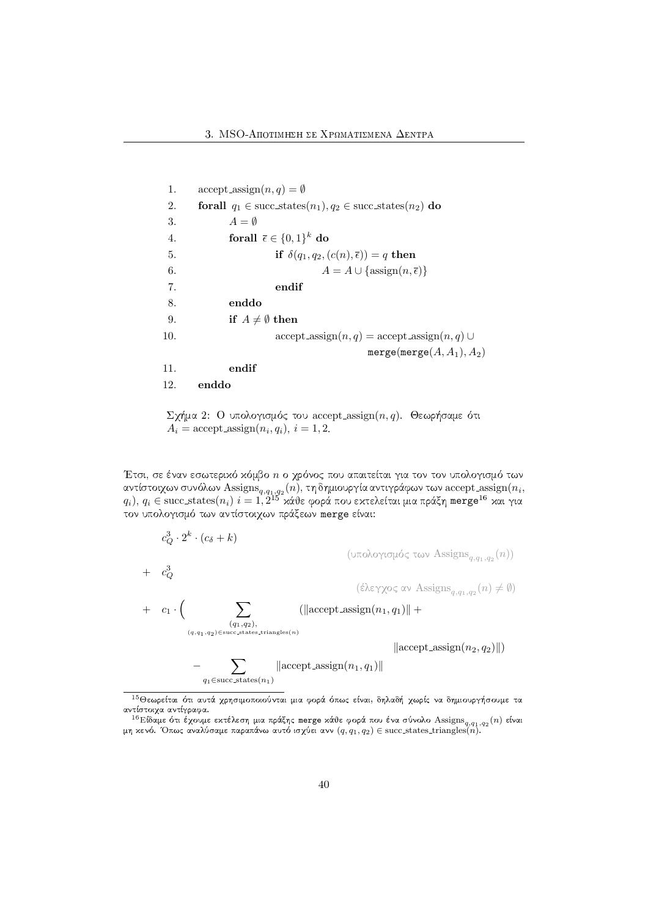```
1.    accept_assign(n, q) = ∅
2.    forall q1 ∈ succ_states(n1), q2 ∈ succ_states(n2) do
3.        A = ∅
4.        forall ε̄ ∈ {0,1}^k do
5.            if δ(q1, q2, (c(n), ε̄)) = q then
6.                A = A ∪ {assign(n, ε̄)}
7.            endif
8.        enddo
9.        if A ≠ ∅ then
10.           accept_assign(n, q) = accept_assign(n, q) ∪
                                    merge(merge(A, A1), A2)
11.       endif
12.   enddo
```

Σχήμα 2: Ο υπολογισμός του $\text{accept\_assign}(n, q)$. Θεωρήσαμε ότι $A_i = \text{accept\_assign}(n_i, q_i)$, $i = 1, 2$.

Έτσι, σε έναν εσωτερικό κόμβο $n$ ο χρόνος που απαιτείται για τον τον υπολογισμό των αντίστοιχων συνόλων $\text{Assigns}_{q,q_1,q_2}(n)$, τη δημιουργία αντιγράφων των $\text{accept\_assign}(n_i, q_i)$, $q_i \in \text{succ\_states}(n_i)$ $i = 1, 2$[15] κάθε φορά που εκτελείται μια πράξη `merge`[16] και για τον υπολογισμό των αντίστοιχων πράξεων `merge` είναι:

$$
\begin{aligned}
& c_Q^3 \cdot 2^k \cdot (c_\delta + k) && (\text{υπολογισμός των } \text{Assigns}_{q,q_1,q_2}(n)) \\
+ \;& c_Q^3 && (\text{έλεγχος αν } \text{Assigns}_{q,q_1,q_2}(n) \neq \emptyset) \\
+ \;& c_1 \cdot \Big( \sum_{\substack{(q_1,q_2),\\ (q,q_1,q_2) \in \text{succ\_states\_triangles}(n)}} (\|\text{accept\_assign}(n_1, q_1)\| + \\
& \qquad\qquad\qquad\qquad \|\text{accept\_assign}(n_2, q_2)\|) \\
& \quad - \sum_{q_1 \in \text{succ\_states}(n_1)} \|\text{accept\_assign}(n_1, q_1)\|
\end{aligned}
$$

[15] Θεωρείται ότι αυτά χρησιμοποιούνται μια φορά όπως είναι, δηλαδή χωρίς να δημιουργήσουμε τα αντίστοιχα αντίγραφα.

[16] Είδαμε ότι έχουμε εκτέλεση μια πράξης `merge` κάθε φορά που ένα σύνολο $\text{Assigns}_{q,q_1,q_2}(n)$ είναι μη κενό. Όπως αναλύσαμε παραπάνω αυτό ισχύει ανν $(q, q_1, q_2) \in \text{succ\_states\_triangles}(n)$.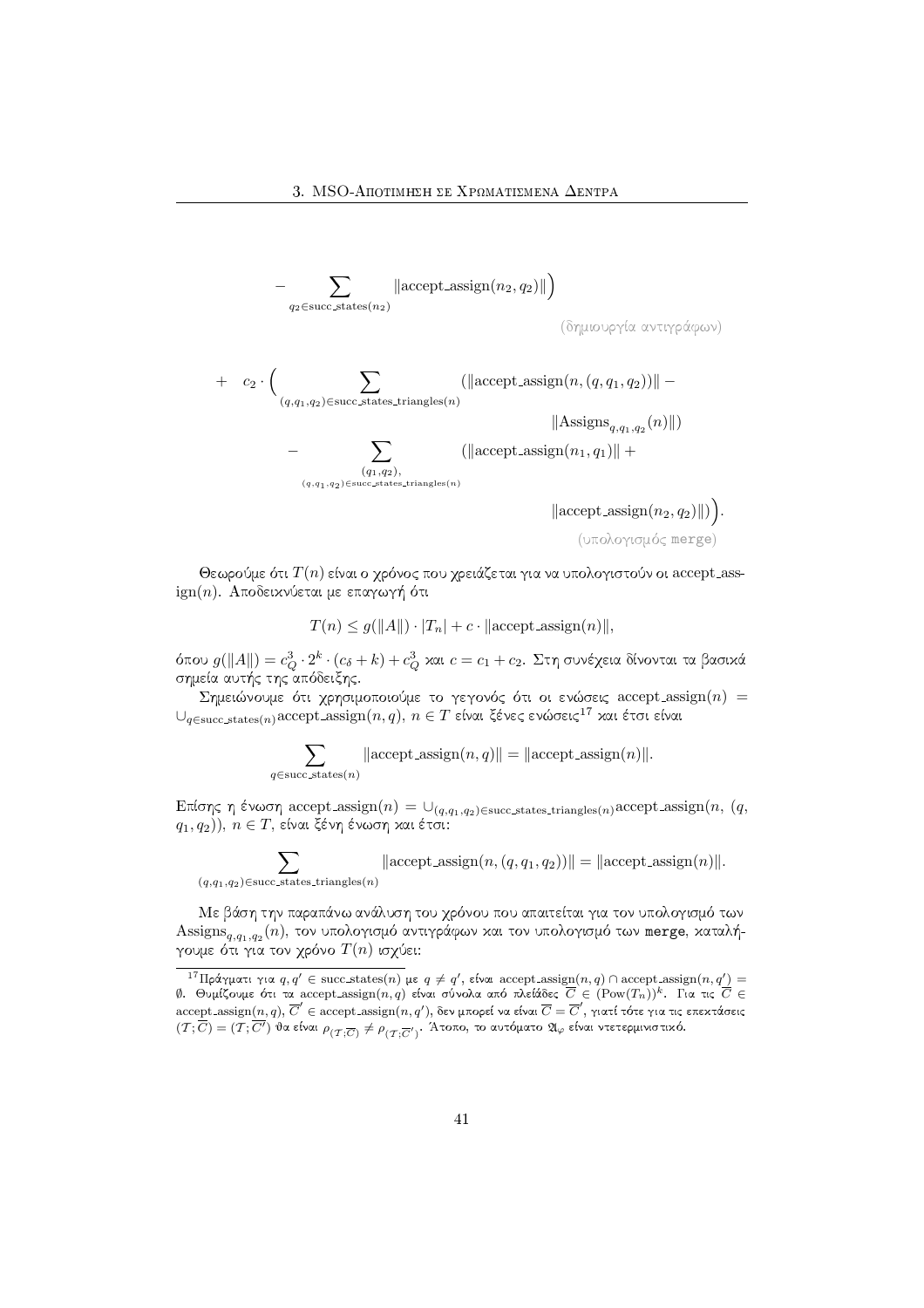$$- \sum_{q_2 \in \text{succ\_states}(n_2)} \|\text{accept\_assign}(n_2, q_2)\|\Big)$$

(δημιουργία αντιγράφων)

$$+ \quad c_2 \cdot \Big( \sum_{(q,q_1,q_2) \in \text{succ\_states\_triangles}(n)} (\|\text{accept\_assign}(n, (q, q_1, q_2))\| - \|\text{Assigns}_{q,q_1,q_2}(n)\|)$$

$$- \sum_{\substack{(q_1,q_2), \\ (q,q_1,q_2) \in \text{succ\_states\_triangles}(n)}} (\|\text{accept\_assign}(n_1, q_1)\| + \|\text{accept\_assign}(n_2, q_2)\|)\Big).$$

(υπολογισμός `merge`)

Θεωρούμε ότι $T(n)$ είναι ο χρόνος που χρειάζεται για να υπολογιστούν οι accept_assign($n$). Αποδεικνύεται με επαγωγή ότι

$$T(n) \leq g(\|A\|) \cdot |T_n| + c \cdot \|\text{accept\_assign}(n)\|,$$

όπου $g(\|A\|) = c_Q^3 \cdot 2^k \cdot (c_\delta + k) + c_Q^3$ και $c = c_1 + c_2$. Στη συνέχεια δίνονται τα βασικά σημεία αυτής της απόδειξης.

Σημειώνουμε ότι χρησιμοποιούμε το γεγονός ότι οι ενώσεις $\text{accept\_assign}(n) = \cup_{q \in \text{succ\_states}(n)} \text{accept\_assign}(n, q)$, $n \in T$ είναι ξένες ενώσεις[17] και έτσι είναι

$$\sum_{q \in \text{succ\_states}(n)} \|\text{accept\_assign}(n, q)\| = \|\text{accept\_assign}(n)\|.$$

Επίσης η ένωση $\text{accept\_assign}(n) = \cup_{(q,q_1,q_2) \in \text{succ\_states\_triangles}(n)} \text{accept\_assign}(n, (q, q_1, q_2))$, $n \in T$, είναι ξένη ένωση και έτσι:

$$\sum_{(q,q_1,q_2) \in \text{succ\_states\_triangles}(n)} \|\text{accept\_assign}(n, (q, q_1, q_2))\| = \|\text{accept\_assign}(n)\|.$$

Με βάση την παραπάνω ανάλυση του χρόνου που απαιτείται για τον υπολογισμό των $\text{Assigns}_{q,q_1,q_2}(n)$, τον υπολογισμό αντιγράφων και τον υπολογισμό των `merge`, καταλήγουμε ότι για τον χρόνο $T(n)$ ισχύει:

---

[17] Πράγματι για $q, q' \in \text{succ\_states}(n)$ με $q \neq q'$, είναι $\text{accept\_assign}(n, q) \cap \text{accept\_assign}(n, q') = \emptyset$. Θυμίζουμε ότι τα $\text{accept\_assign}(n, q)$ είναι σύνολα από πλειάδες $\overline{C} \in (\text{Pow}(T_n))^k$. Για τις $\overline{C} \in \text{accept\_assign}(n, q)$, $\overline{C'} \in \text{accept\_assign}(n, q')$, δεν μπορεί να είναι $\overline{C} = \overline{C'}$, γιατί τότε για τις επεκτάσεις $(\mathcal{T}; \overline{C}) = (\mathcal{T}; \overline{C'})$ θα είναι $\rho_{(\mathcal{T};\overline{C})} \neq \rho_{(\mathcal{T};\overline{C'})}$. Άτοπο, το αυτόματο $\mathfrak{A}_\varphi$ είναι ντετερμινιστικό.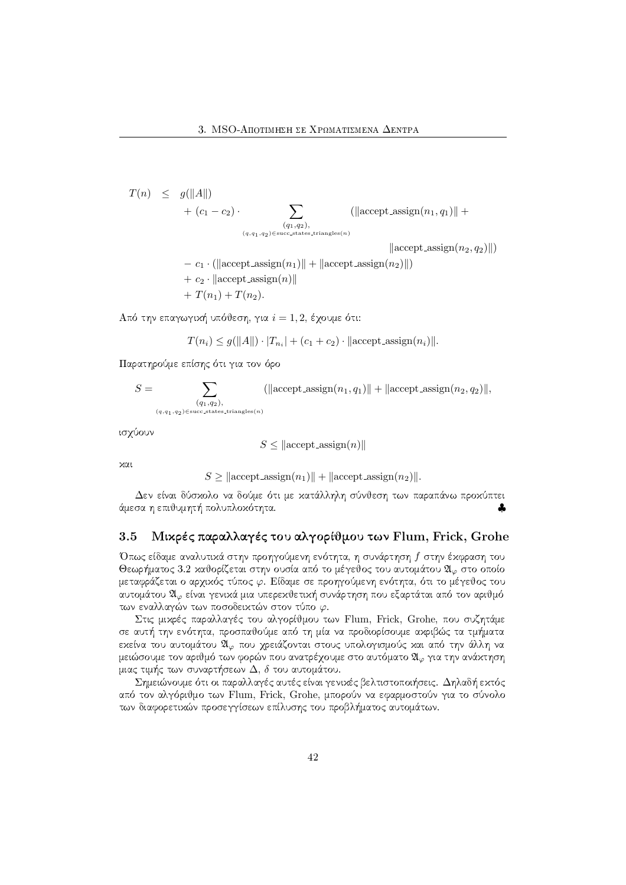$$
\begin{aligned}
T(n) \quad \leq \quad & g(\|A\|) \\
& + (c_1 - c_2) \cdot \sum_{\substack{(q_1,q_2), \\ (q,q_1,q_2) \in \text{succ\_states\_triangles}(n)}} (\|\text{accept\_assign}(n_1, q_1)\| + \\
& \qquad\qquad\qquad\qquad\qquad\qquad\qquad \|\text{accept\_assign}(n_2, q_2)\|) \\
& - c_1 \cdot (\|\text{accept\_assign}(n_1)\| + \|\text{accept\_assign}(n_2)\|) \\
& + c_2 \cdot \|\text{accept\_assign}(n)\| \\
& + T(n_1) + T(n_2).
\end{aligned}
$$

Από την επαγωγική υπόθεση, για $i = 1, 2$, έχουμε ότι:

$$
T(n_i) \leq g(\|A\|) \cdot |T_{n_i}| + (c_1 + c_2) \cdot \|\text{accept\_assign}(n_i)\|.
$$

Παρατηρούμε επίσης ότι για τον όρο

$$
S = \sum_{\substack{(q_1,q_2), \\ (q,q_1,q_2) \in \text{succ\_states\_triangles}(n)}} (\|\text{accept\_assign}(n_1, q_1)\| + \|\text{accept\_assign}(n_2, q_2)\|,
$$

ισχύουν

$$
S \leq \|\text{accept\_assign}(n)\|
$$

και

$$
S \geq \|\text{accept\_assign}(n_1)\| + \|\text{accept\_assign}(n_2)\|.
$$

Δεν είναι δύσκολο να δούμε ότι με κατάλληλη σύνθεση των παραπάνω προκύπτει άμεσα η επιθυμητή πολυπλοκότητα. ♣

## 3.5 Μικρές παραλλαγές του αλγορίθμου των Flum, Frick, Grohe

Όπως είδαμε αναλυτικά στην προηγούμενη ενότητα, η συνάρτηση $f$ στην έκφραση του Θεωρήματος 3.2 καθορίζεται στην ουσία από το μέγεθος του αυτομάτου $\mathfrak{A}_\varphi$ στο οποίο μεταφράζεται ο αρχικός τύπος $\varphi$. Είδαμε σε προηγούμενη ενότητα, ότι το μέγεθος του αυτομάτου $\mathfrak{A}_\varphi$ είναι γενικά μια υπερεκθετική συνάρτηση που εξαρτάται από τον αριθμό των εναλλαγών των ποσοδεικτών στον τύπο $\varphi$.

Στις μικρές παραλλαγές του αλγορίθμου των Flum, Frick, Grohe, που συζητάμε σε αυτή την ενότητα, προσπαθούμε από τη μία να προσδιορίσουμε ακριβώς τα τμήματα εκείνα του αυτομάτου $\mathfrak{A}_\varphi$ που χρειάζονται στους υπολογισμούς και από την άλλη να μειώσουμε τον αριθμό των φορών που ανατρέχουμε στο αυτόματο $\mathfrak{A}_\varphi$ για την ανάκτηση μιας τιμής των συναρτήσεων $\Delta$, $\delta$ του αυτομάτου.

Σημειώνουμε ότι οι παραλλαγές αυτές είναι γενικές βελτιστοποιήσεις. Δηλαδή εκτός από τον αλγόριθμο των Flum, Frick, Grohe, μπορούν να εφαρμοστούν για το σύνολο των διαφορετικών προσεγγίσεων επίλυσης του προβλήματος αυτομάτων.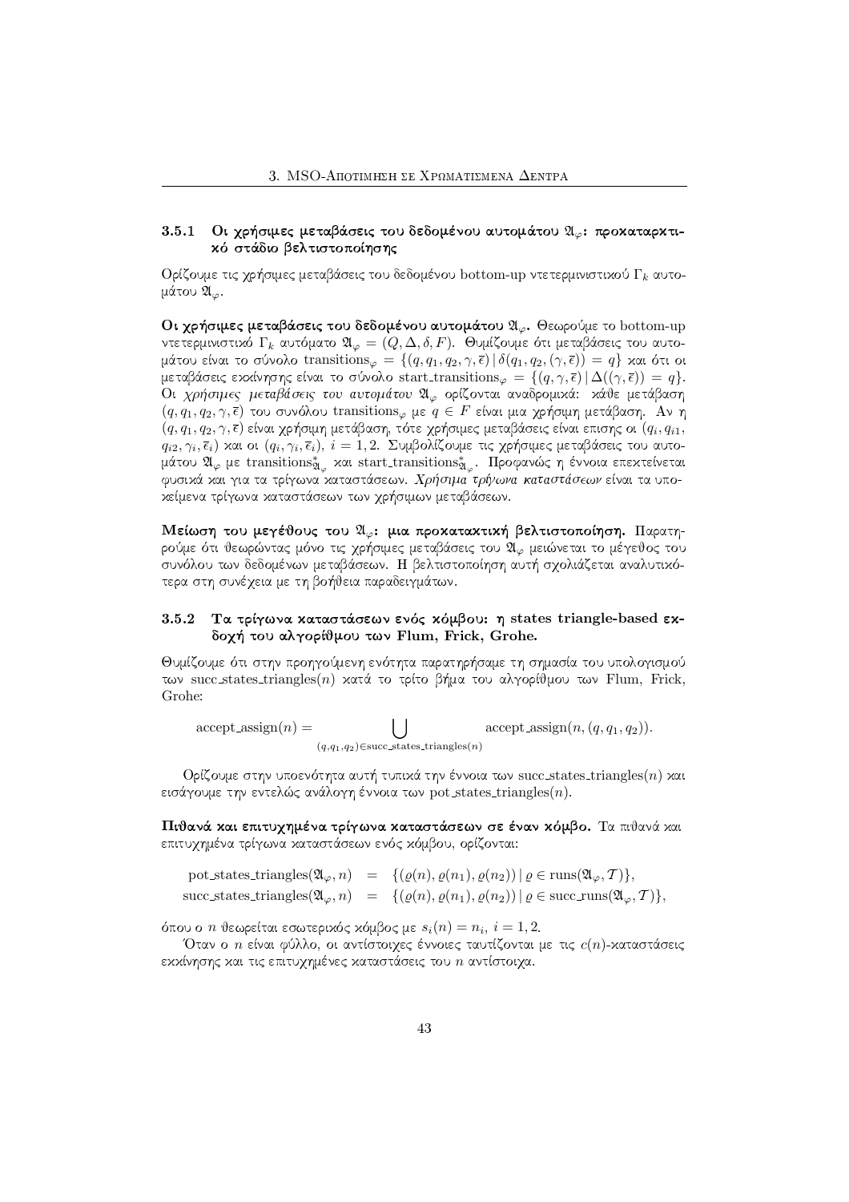### 3.5.1 Οι χρήσιμες μεταβάσεις του δεδομένου αυτομάτου $\mathfrak{A}_\varphi$: προκαταρκτικό στάδιο βελτιστοποίησης

Ορίζουμε τις χρήσιμες μεταβάσεις του δεδομένου bottom-up ντετερμινιστικού $\Gamma_k$ αυτομάτου $\mathfrak{A}_\varphi$.

**Οι χρήσιμες μεταβάσεις του δεδομένου αυτομάτου $\mathfrak{A}_\varphi$.** Θεωρούμε το bottom-up ντετερμινιστικό $\Gamma_k$ αυτόματο $\mathfrak{A}_\varphi = (Q, \Delta, \delta, F)$. Θυμίζουμε ότι μεταβάσεις του αυτομάτου είναι το σύνολο $\text{transitions}_\varphi = \{(q, q_1, q_2, \gamma, \overline{\epsilon}) \,|\, \delta(q_1, q_2, (\gamma, \overline{\epsilon})) = q\}$ και ότι οι μεταβάσεις εκκίνησης είναι το σύνολο $\text{start\_transitions}_\varphi = \{(q, \gamma, \overline{\epsilon}) \,|\, \Delta((\gamma, \overline{\epsilon})) = q\}$. Οι *χρήσιμες μεταβάσεις του αυτομάτου* $\mathfrak{A}_\varphi$ ορίζονται αναδρομικά: κάθε μετάβαση $(q, q_1, q_2, \gamma, \overline{\epsilon})$ του συνόλου $\text{transitions}_\varphi$ με $q \in F$ είναι μια χρήσιμη μετάβαση. Αν η $(q, q_1, q_2, \gamma, \overline{\epsilon})$ είναι χρήσιμη μετάβαση, τότε χρήσιμες μεταβάσεις είναι επισης οι $(q_i, q_{i1}, q_{i2}, \gamma_i, \overline{\epsilon}_i)$ και οι $(q_i, \gamma_i, \overline{\epsilon}_i)$, $i = 1, 2$. Συμβολίζουμε τις χρήσιμες μεταβάσεις του αυτομάτου $\mathfrak{A}_\varphi$ με $\text{transitions}^*_{\mathfrak{A}_\varphi}$ και $\text{start\_transitions}^*_{\mathfrak{A}_\varphi}$. Προφανώς η έννοια επεκτείνεται φυσικά και για τα τρίγωνα καταστάσεων. *Χρήσιμα τρίγωνα καταστάσεων* είναι τα υποκείμενα τρίγωνα καταστάσεων των χρήσιμων μεταβάσεων.

**Μείωση του μεγέθους του $\mathfrak{A}_\varphi$: μια προκαταρκτική βελτιστοποίηση.** Παρατηρούμε ότι θεωρώντας μόνο τις χρήσιμες μεταβάσεις του $\mathfrak{A}_\varphi$ μειώνεται το μέγεθος του συνόλου των δεδομένων μεταβάσεων. Η βελτιστοποίηση αυτή σχολιάζεται αναλυτικότερα στη συνέχεια με τη βοήθεια παραδειγμάτων.

### 3.5.2 Τα τρίγωνα καταστάσεων ενός κόμβου: η states triangle-based εκδοχή του αλγορίθμου των Flum, Frick, Grohe.

Θυμίζουμε ότι στην προηγούμενη ενότητα παρατηρήσαμε τη σημασία του υπολογισμού των $\text{succ\_states\_triangles}(n)$ κατά το τρίτο βήμα του αλγορίθμου των Flum, Frick, Grohe:

$$\text{accept\_assign}(n) = \bigcup_{(q,q_1,q_2) \in \text{succ\_states\_triangles}(n)} \text{accept\_assign}(n, (q, q_1, q_2)).$$

Ορίζουμε στην υποενότητα αυτή τυπικά την έννοια των $\text{succ\_states\_triangles}(n)$ και εισάγουμε την εντελώς ανάλογη έννοια των $\text{pot\_states\_triangles}(n)$.

**Πιθανά και επιτυχημένα τρίγωνα καταστάσεων σε έναν κόμβο.** Τα πιθανά και επιτυχημένα τρίγωνα καταστάσεων ενός κόμβου, ορίζονται:

$$\begin{aligned}
\text{pot\_states\_triangles}(\mathfrak{A}_\varphi, n) &= \{(\varrho(n), \varrho(n_1), \varrho(n_2)) \,|\, \varrho \in \text{runs}(\mathfrak{A}_\varphi, \mathcal{T})\}, \\
\text{succ\_states\_triangles}(\mathfrak{A}_\varphi, n) &= \{(\varrho(n), \varrho(n_1), \varrho(n_2)) \,|\, \varrho \in \text{succ\_runs}(\mathfrak{A}_\varphi, \mathcal{T})\},
\end{aligned}$$

όπου ο $n$ θεωρείται εσωτερικός κόμβος με $s_i(n) = n_i$, $i = 1, 2$.

Όταν ο $n$ είναι φύλλο, οι αντίστοιχες έννοιες ταυτίζονται με τις $c(n)$-καταστάσεις εκκίνησης και τις επιτυχημένες καταστάσεις του $n$ αντίστοιχα.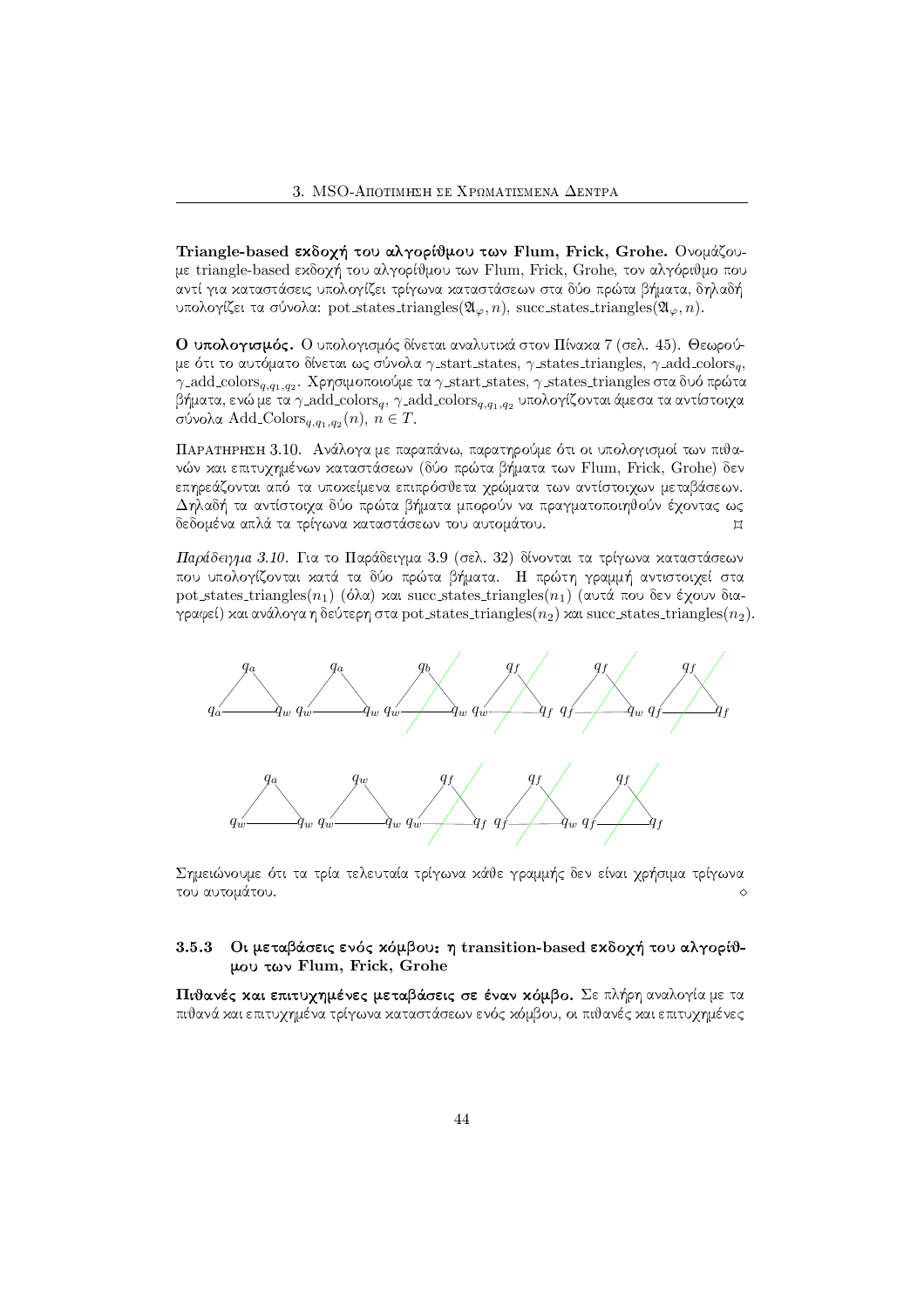**Triangle-based εκδοχή του αλγορίθμου των Flum, Frick, Grohe.** Ονομάζουμε triangle-based εκδοχή του αλγορίθμου των Flum, Frick, Grohe, τον αλγόριθμο που αντί για καταστάσεις υπολογίζει τρίγωνα καταστάσεων στα δύο πρώτα βήματα, δηλαδή υπολογίζει τα σύνολα: pot_states_triangles$(\mathfrak{A}_\varphi, n)$, succ_states_triangles$(\mathfrak{A}_\varphi, n)$.

**Ο υπολογισμός.** Ο υπολογισμός δίνεται αναλυτικά στον Πίνακα 7 (σελ. 45). Θεωρούμε ότι το αυτόματο δίνεται ως σύνολα $\gamma$_start_states, $\gamma$_states_triangles, $\gamma$_add_colors$_q$, $\gamma$_add_colors$_{q,q_1,q_2}$. Χρησιμοποιούμε τα $\gamma$_start_states, $\gamma$_states_triangles στα δυό πρώτα βήματα, ενώ με τα $\gamma$_add_colors$_q$, $\gamma$_add_colors$_{q,q_1,q_2}$ υπολογίζονται άμεσα τα αντίστοιχα σύνολα Add_Colors$_{q,q_1,q_2}(n)$, $n \in T$.

Παρατηρηση 3.10. Ανάλογα με παραπάνω, παρατηρούμε ότι οι υπολογισμοί των πιθανών και επιτυχημένων καταστάσεων (δύο πρώτα βήματα των Flum, Frick, Grohe) δεν επηρεάζονται από τα υποκείμενα επιπρόσθετα χρώματα των αντίστοιχων μεταβάσεων. Δηλαδή τα αντίστοιχα δύο πρώτα βήματα μπορούν να πραγματοποιηθούν έχοντας ως δεδομένα απλά τα τρίγωνα καταστάσεων του αυτομάτου. ⌑

*Παράδειγμα 3.10.* Για το Παράδειγμα 3.9 (σελ. 32) δίνονται τα τρίγωνα καταστάσεων που υπολογίζονται κατά τα δύο πρώτα βήματα. Η πρώτη γραμμή αντιστοιχεί στα pot_states_triangles$(n_1)$ (όλα) και succ_states_triangles$(n_1)$ (αυτά που δεν έχουν διαγραφεί) και ανάλογα η δεύτερη στα pot_states_triangles$(n_2)$ και succ_states_triangles$(n_2)$.

Σημειώνουμε ότι τα τρία τελευταία τρίγωνα κάθε γραμμής δεν είναι χρήσιμα τρίγωνα του αυτομάτου. ⋄

### 3.5.3 Οι μεταβάσεις ενός κόμβου: η transition-based εκδοχή του αλγορίθμου των Flum, Frick, Grohe

**Πιθανές και επιτυχημένες μεταβάσεις σε έναν κόμβο.** Σε πλήρη αναλογία με τα πιθανά και επιτυχημένα τρίγωνα καταστάσεων ενός κόμβου, οι πιθανές και επιτυχημένες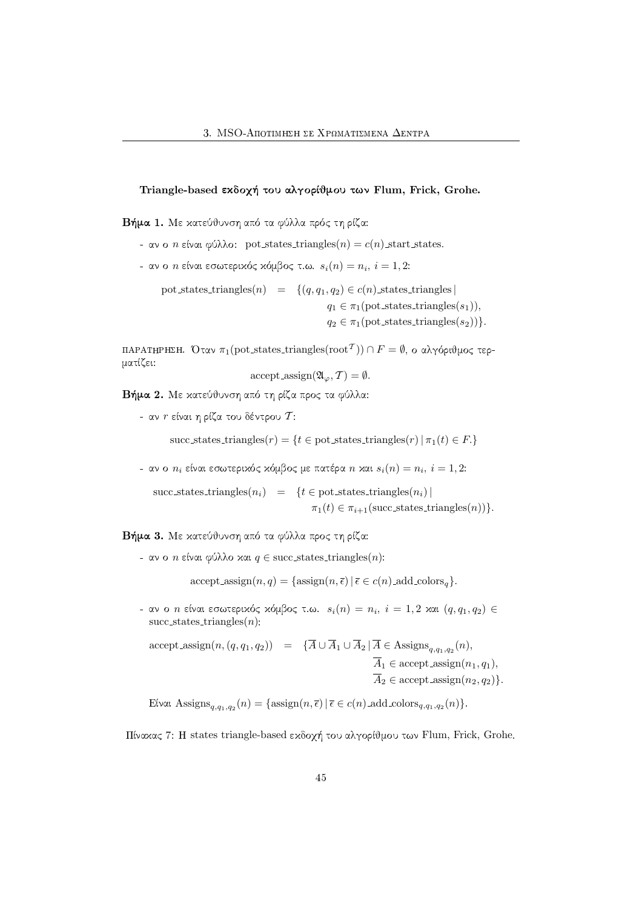**Triangle-based εκδοχή του αλγορίθμου των Flum, Frick, Grohe.**

**Βήμα 1.** Με κατεύθυνση από τα φύλλα πρός τη ρίζα:

- αν ο $n$ είναι φύλλο: $\text{pot\_states\_triangles}(n) = c(n)\text{\_start\_states}$.
- αν ο $n$ είναι εσωτερικός κόμβος τ.ω. $s_i(n) = n_i,\ i = 1, 2$:

$$\begin{aligned}\text{pot\_states\_triangles}(n) \quad = \quad \{(q, q_1, q_2) \in c(n)\text{\_states\_triangles} \mid\ & \\ q_1 \in \pi_1(\text{pot\_states\_triangles}(s_1)),\ & \\ q_2 \in \pi_1(\text{pot\_states\_triangles}(s_2))\}.&\end{aligned}$$

ΠΑΡΑΤΗΡΗΣΗ. Όταν $\pi_1(\text{pot\_states\_triangles}(\text{root}^{\mathcal{T}})) \cap F = \emptyset$, ο αλγόριθμος τερματίζει:

$$\text{accept\_assign}(\mathfrak{A}_\varphi, \mathcal{T}) = \emptyset.$$

**Βήμα 2.** Με κατεύθυνση από τη ρίζα προς τα φύλλα:

- αν $r$ είναι η ρίζα του δέντρου $\mathcal{T}$:

$$\text{succ\_states\_triangles}(r) = \{t \in \text{pot\_states\_triangles}(r) \mid \pi_1(t) \in F.\}$$

- αν ο $n_i$ είναι εσωτερικός κόμβος με πατέρα $n$ και $s_i(n) = n_i,\ i = 1, 2$:

$$\begin{aligned}\text{succ\_states\_triangles}(n_i) \quad = \quad \{t \in \text{pot\_states\_triangles}(n_i) \mid\ & \\ \pi_1(t) \in \pi_{i+1}(\text{succ\_states\_triangles}(n))\}.&\end{aligned}$$

**Βήμα 3.** Με κατεύθυνση από τα φύλλα προς τη ρίζα:

- αν ο $n$ είναι φύλλο και $q \in \text{succ\_states\_triangles}(n)$:

$$\text{accept\_assign}(n, q) = \{\text{assign}(n, \bar{\epsilon}) \mid \bar{\epsilon} \in c(n)\text{\_add\_colors}_q\}.$$

- αν ο $n$ είναι εσωτερικός κόμβος τ.ω. $s_i(n) = n_i,\ i = 1, 2$ και $(q, q_1, q_2) \in \text{succ\_states\_triangles}(n)$:

$$\begin{aligned}\text{accept\_assign}(n, (q, q_1, q_2)) \quad = \quad \{\overline{A} \cup \overline{A}_1 \cup \overline{A}_2 \mid \overline{A} \in \text{Assigns}_{q, q_1, q_2}(n),\ & \\ \overline{A}_1 \in \text{accept\_assign}(n_1, q_1),\ & \\ \overline{A}_2 \in \text{accept\_assign}(n_2, q_2)\}.&\end{aligned}$$

Είναι $\text{Assigns}_{q, q_1, q_2}(n) = \{\text{assign}(n, \bar{\epsilon}) \mid \bar{\epsilon} \in c(n)\text{\_add\_colors}_{q, q_1, q_2}(n)\}$.

Πίνακας 7: Η states triangle-based εκδοχή του αλγορίθμου των Flum, Frick, Grohe.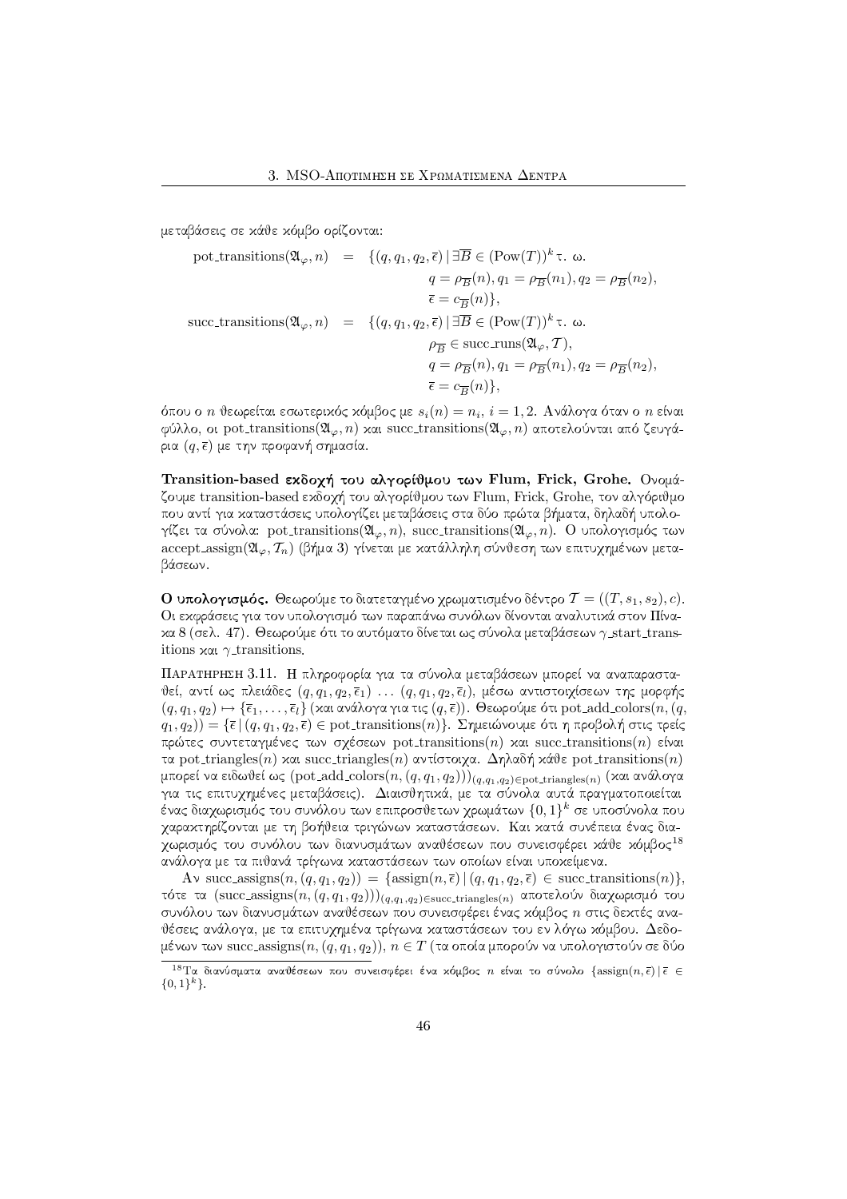μεταβάσεις σε κάθε κόμβο ορίζονται:

$$
\begin{aligned}
\text{pot\_transitions}(\mathfrak{A}_\varphi, n) &= \{(q, q_1, q_2, \bar{\epsilon}) \mid \exists \overline{B} \in (\text{Pow}(T))^k \text{ τ. ω.} \\
&\qquad q = \rho_{\overline{B}}(n), q_1 = \rho_{\overline{B}}(n_1), q_2 = \rho_{\overline{B}}(n_2), \\
&\qquad \bar{\epsilon} = c_{\overline{B}}(n)\}, \\
\text{succ\_transitions}(\mathfrak{A}_\varphi, n) &= \{(q, q_1, q_2, \bar{\epsilon}) \mid \exists \overline{B} \in (\text{Pow}(T))^k \text{ τ. ω.} \\
&\qquad \rho_{\overline{B}} \in \text{succ\_runs}(\mathfrak{A}_\varphi, \mathcal{T}), \\
&\qquad q = \rho_{\overline{B}}(n), q_1 = \rho_{\overline{B}}(n_1), q_2 = \rho_{\overline{B}}(n_2), \\
&\qquad \bar{\epsilon} = c_{\overline{B}}(n)\},
\end{aligned}
$$

όπου ο $n$ θεωρείται εσωτερικός κόμβος με $s_i(n) = n_i$, $i = 1, 2$. Ανάλογα όταν ο $n$ είναι φύλλο, οι $\text{pot\_transitions}(\mathfrak{A}_\varphi, n)$ και $\text{succ\_transitions}(\mathfrak{A}_\varphi, n)$ αποτελούνται από ζευγάρια $(q, \bar{\epsilon})$ με την προφανή σημασία.

**Transition-based εκδοχή του αλγορίθμου των Flum, Frick, Grohe.** Ονομάζουμε transition-based εκδοχή του αλγορίθμου των Flum, Frick, Grohe, τον αλγόριθμο που αντί για καταστάσεις υπολογίζει μεταβάσεις στα δύο πρώτα βήματα, δηλαδή υπολογίζει τα σύνολα: $\text{pot\_transitions}(\mathfrak{A}_\varphi, n)$, $\text{succ\_transitions}(\mathfrak{A}_\varphi, n)$. Ο υπολογισμός των $\text{accept\_assign}(\mathfrak{A}_\varphi, \mathcal{T}_n)$ (βήμα 3) γίνεται με κατάλληλη σύνθεση των επιτυχημένων μεταβάσεων.

**Ο υπολογισμός.** Θεωρούμε το διατεταγμένο χρωματισμένο δέντρο $\mathcal{T} = ((T, s_1, s_2), c)$. Οι εκφράσεις για τον υπολογισμό των παραπάνω συνόλων δίνονται αναλυτικά στον Πίνακα 8 (σελ. 47). Θεωρούμε ότι το αυτόματο δίνεται ως σύνολα μεταβάσεων $\gamma$\_start\_transitions και $\gamma$\_transitions.

Παρατηρηση 3.11. Η πληροφορία για τα σύνολα μεταβάσεων μπορεί να αναπαρασταθεί, αντί ως πλειάδες $(q, q_1, q_2, \bar{\epsilon}_1) \ldots (q, q_1, q_2, \bar{\epsilon}_l)$, μέσω αντιστοιχίσεων της μορφής $(q, q_1, q_2) \mapsto \{\bar{\epsilon}_1, \ldots, \bar{\epsilon}_l\}$ (και ανάλογα για τις $(q, \bar{\epsilon})$). Θεωρούμε ότι $\text{pot\_add\_colors}(n, (q, q_1, q_2)) = \{\bar{\epsilon} \mid (q, q_1, q_2, \bar{\epsilon}) \in \text{pot\_transitions}(n)\}$. Σημειώνουμε ότι η προβολή στις τρείς πρώτες συντεταγμένες των σχέσεων $\text{pot\_transitions}(n)$ και $\text{succ\_transitions}(n)$ είναι τα $\text{pot\_triangles}(n)$ και $\text{succ\_triangles}(n)$ αντίστοιχα. Δηλαδή κάθε $\text{pot\_transitions}(n)$ μπορεί να ειδωθεί ως $(\text{pot\_add\_colors}(n, (q, q_1, q_2)))_{(q, q_1, q_2) \in \text{pot\_triangles}(n)}$ (και ανάλογα για τις επιτυχημένες μεταβάσεις). Διαισθητικά, με τα σύνολα αυτά πραγματοποιείται ένας διαχωρισμός του συνόλου των επιπροσθέτων χρωμάτων $\{0, 1\}^k$ σε υποσύνολα που χαρακτηρίζονται με τη βοήθεια τριγώνων καταστάσεων. Και κατά συνέπεια ένας διαχωρισμός του συνόλου των διανυσμάτων αναθέσεων που συνεισφέρει κάθε κόμβος[18] ανάλογα με τα πιθανά τρίγωνα καταστάσεων των οποίων είναι υποκείμενα.

Αν $\text{succ\_assigns}(n, (q, q_1, q_2)) = \{\text{assign}(n, \bar{\epsilon}) \mid (q, q_1, q_2, \bar{\epsilon}) \in \text{succ\_transitions}(n)\}$, τότε τα $(\text{succ\_assigns}(n, (q, q_1, q_2)))_{(q, q_1, q_2) \in \text{succ\_triangles}(n)}$ αποτελούν διαχωρισμό του συνόλου των διανυσμάτων αναθέσεων που συνεισφέρει ένας κόμβος $n$ στις δεκτές αναθέσεις ανάλογα, με τα επιτυχημένα τρίγωνα καταστάσεων του εν λόγω κόμβου. Δεδομένων των $\text{succ\_assigns}(n, (q, q_1, q_2))$, $n \in T$ (τα οποία μπορούν να υπολογιστούν σε δύο

[18] Τα διανύσματα αναθέσεων που συνεισφέρει ένας κόμβος $n$ είναι το σύνολο $\{\text{assign}(n, \bar{\epsilon}) \mid \bar{\epsilon} \in \{0, 1\}^k\}$.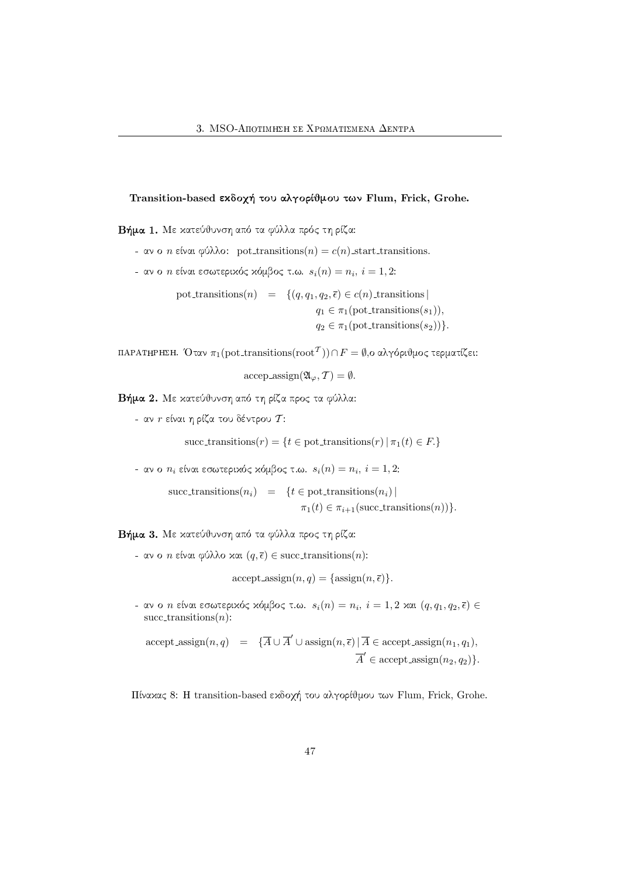**Transition-based εκδοχή του αλγορίθμου των Flum, Frick, Grohe.**

**Βήμα 1.** Με κατεύθυνση από τα φύλλα πρός τη ρίζα:

- αν ο $n$ είναι φύλλο: $\text{pot\_transitions}(n) = c(n)\text{\_start\_transitions}$.
- αν ο $n$ είναι εσωτερικός κόμβος τ.ω. $s_i(n) = n_i,\ i = 1, 2$:

$$\begin{aligned}\text{pot\_transitions}(n) \;\;=\;\; \{(q, q_1, q_2, \bar{\epsilon}) \in c(n)\text{\_transitions} \mid \\ q_1 \in \pi_1(\text{pot\_transitions}(s_1)), \\ q_2 \in \pi_1(\text{pot\_transitions}(s_2))\}.\end{aligned}$$

ΠΑΡΑΤΗΡΗΣΗ. Όταν $\pi_1(\text{pot\_transitions}(\text{root}^{\mathcal{T}})) \cap F = \emptyset$,ο αλγόριθμος τερματίζει:

$$\text{accep\_assign}(\mathfrak{A}_\varphi, \mathcal{T}) = \emptyset.$$

**Βήμα 2.** Με κατεύθυνση από τη ρίζα προς τα φύλλα:

- αν $r$ είναι η ρίζα του δέντρου $\mathcal{T}$:

$$\text{succ\_transitions}(r) = \{t \in \text{pot\_transitions}(r) \mid \pi_1(t) \in F.\}$$

- αν ο $n_i$ είναι εσωτερικός κόμβος τ.ω. $s_i(n) = n_i,\ i = 1, 2$:

$$\begin{aligned}\text{succ\_transitions}(n_i) \;\;=\;\; \{t \in \text{pot\_transitions}(n_i) \mid \\ \pi_1(t) \in \pi_{i+1}(\text{succ\_transitions}(n))\}.\end{aligned}$$

**Βήμα 3.** Με κατεύθυνση από τα φύλλα προς τη ρίζα:

- αν ο $n$ είναι φύλλο και $(q, \bar{\epsilon}) \in \text{succ\_transitions}(n)$:

$$\text{accept\_assign}(n, q) = \{\text{assign}(n, \bar{\epsilon})\}.$$

- αν ο $n$ είναι εσωτερικός κόμβος τ.ω. $s_i(n) = n_i,\ i = 1, 2$ και $(q, q_1, q_2, \bar{\epsilon}) \in \text{succ\_transitions}(n)$:

$$\begin{aligned}\text{accept\_assign}(n, q) \;\;=\;\; \{\overline{A} \cup \overline{A}' \cup \text{assign}(n, \bar{\epsilon}) \mid \overline{A} \in \text{accept\_assign}(n_1, q_1), \\ \overline{A}' \in \text{accept\_assign}(n_2, q_2)\}.\end{aligned}$$

Πίνακας 8: Η transition-based εκδοχή του αλγορίθμου των Flum, Frick, Grohe.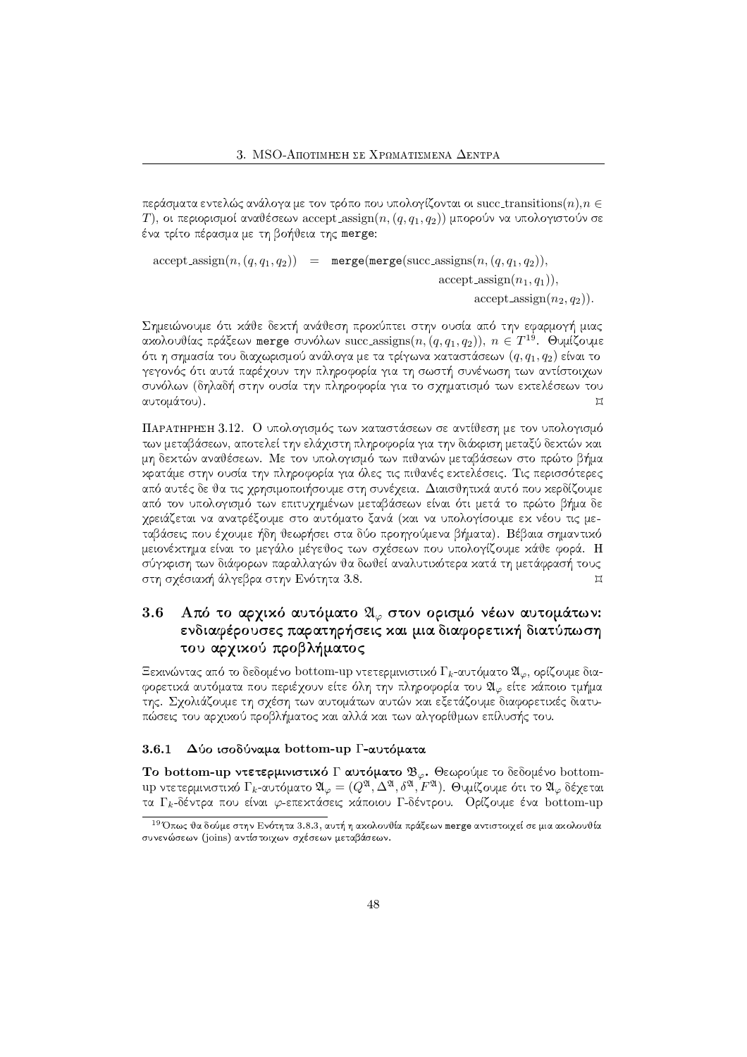περάσματα εντελώς ανάλογα με τον τρόπο που υπολογίζονται οι succ_transitions$(n), n \in T$), οι περιορισμοί αναθέσεων accept_assign$(n, (q, q_1, q_2))$ μπορούν να υπολογιστούν σε ένα τρίτο πέρασμα με τη βοήθεια της `merge`:

$$\text{accept\_assign}(n, (q, q_1, q_2)) = \texttt{merge}(\texttt{merge}(\text{succ\_assigns}(n, (q, q_1, q_2)), \text{accept\_assign}(n_1, q_1)), \text{accept\_assign}(n_2, q_2)).$$

Σημειώνουμε ότι κάθε δεκτή ανάθεση προκύπτει στην ουσία από την εφαρμογή μιας ακολουθίας πράξεων `merge` συνόλων succ_assigns$(n, (q, q_1, q_2))$, $n \in T$[19]. Θυμίζουμε ότι η σημασία του διαχωρισμού ανάλογα με τα τρίγωνα καταστάσεων $(q, q_1, q_2)$ είναι το γεγονός ότι αυτά παρέχουν την πληροφορία για τη σωστή συνένωση των αντίστοιχων συνόλων (δηλαδή στην ουσία την πληροφορία για το σχηματισμό των εκτελέσεων του αυτομάτου). ⌑

Παρατηρηση 3.12. Ο υπολογισμός των καταστάσεων σε αντίθεση με τον υπολογισμό των μεταβάσεων, αποτελεί την ελάχιστη πληροφορία για την διάκριση μεταξύ δεκτών και μη δεκτών αναθέσεων. Με τον υπολογισμό των πιθανών μεταβάσεων στο πρώτο βήμα κρατάμε στην ουσία την πληροφορία για όλες τις πιθανές εκτελέσεις. Τις περισσότερες από αυτές δε θα τις χρησιμοποιήσουμε στη συνέχεια. Διαισθητικά αυτό που κερδίζουμε από τον υπολογισμό των επιτυχημένων μεταβάσεων είναι ότι μετά το πρώτο βήμα δε χρειάζεται να ανατρέξουμε στο αυτόματο ξανά (και να υπολογίσουμε εκ νέου τις μεταβάσεις που έχουμε ήδη θεωρήσει στα δύο προηγούμενα βήματα). Βέβαια σημαντικό μειονέκτημα είναι το μεγάλο μέγεθος των σχέσεων που υπολογίζουμε κάθε φορά. Η σύγκριση των διάφορων παραλλαγών θα δωθεί αναλυτικότερα κατά τη μετάφρασή τους στη σχέσιακή άλγεβρα στην Ενότητα 3.8. ⌑

## 3.6 Από το αρχικό αυτόματο $\mathfrak{A}_\varphi$ στον ορισμό νέων αυτομάτων: ενδιαφέρουσες παρατηρήσεις και μια διαφορετική διατύπωση του αρχικού προβλήματος

Ξεκινώντας από το δεδομένο bottom-up ντετερμινιστικό $\Gamma_k$-αυτόματο $\mathfrak{A}_\varphi$, ορίζουμε διαφορετικά αυτόματα που περιέχουν είτε όλη την πληροφορία του $\mathfrak{A}_\varphi$ είτε κάποιο τμήμα της. Σχολιάζουμε τη σχέση των αυτομάτων αυτών και εξετάζουμε διαφορετικές διατυπώσεις του αρχικού προβλήματος και αλλά και των αλγορίθμων επίλυσής του.

### 3.6.1 Δύο ισοδύναμα bottom-up Γ-αυτόματα

**Το bottom-up ντετερμινιστικό Γ αυτόματο $\mathfrak{B}_\varphi$.** Θεωρούμε το δεδομένο bottom-up ντετερμινιστικό $\Gamma_k$-αυτόματο $\mathfrak{A}_\varphi = (Q^{\mathfrak{A}}, \Delta^{\mathfrak{A}}, \delta^{\mathfrak{A}}, F^{\mathfrak{A}})$. Θυμίζουμε ότι το $\mathfrak{A}_\varphi$ δέχεται τα $\Gamma_k$-δέντρα που είναι $\varphi$-επεκτάσεις κάποιου Γ-δέντρου. Ορίζουμε ένα bottom-up

[19] Όπως θα δούμε στην Ενότητα 3.8.3, αυτή η ακολουθία πράξεων `merge` αντιστοιχεί σε μια ακολουθία συνενώσεων (joins) αντίστοιχων σχέσεων μεταβάσεων.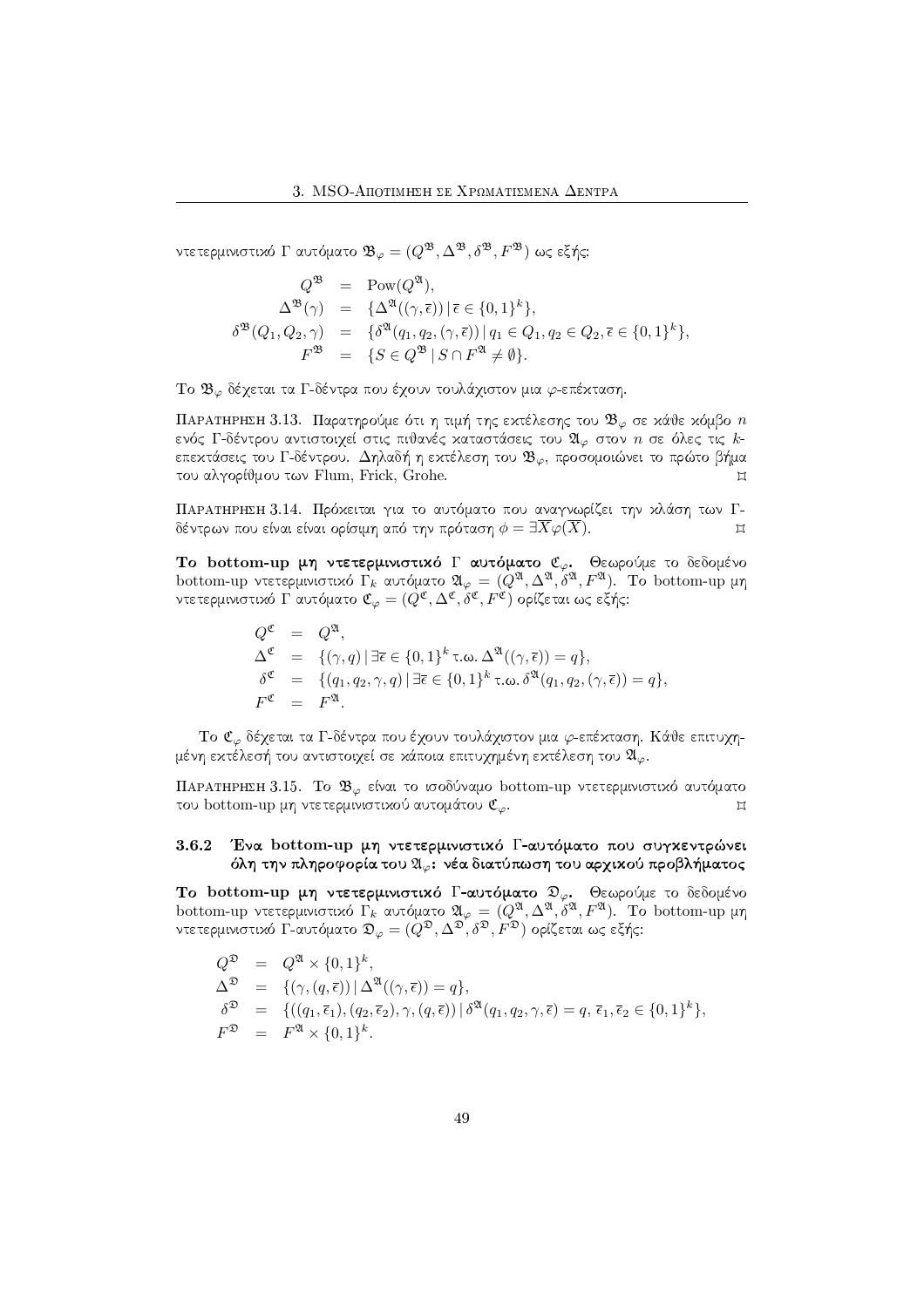ντετερμινιστικό Γ αυτόματο $\mathfrak{B}_\varphi = (Q^{\mathfrak{B}}, \Delta^{\mathfrak{B}}, \delta^{\mathfrak{B}}, F^{\mathfrak{B}})$ ως εξής:

$$
\begin{aligned}
Q^{\mathfrak{B}} &= \mathrm{Pow}(Q^{\mathfrak{A}}), \\
\Delta^{\mathfrak{B}}(\gamma) &= \{\Delta^{\mathfrak{A}}((\gamma, \bar{\epsilon})) \,|\, \bar{\epsilon} \in \{0,1\}^k\}, \\
\delta^{\mathfrak{B}}(Q_1, Q_2, \gamma) &= \{\delta^{\mathfrak{A}}(q_1, q_2, (\gamma, \bar{\epsilon})) \,|\, q_1 \in Q_1, q_2 \in Q_2, \bar{\epsilon} \in \{0,1\}^k\}, \\
F^{\mathfrak{B}} &= \{S \in Q^{\mathfrak{B}} \,|\, S \cap F^{\mathfrak{A}} \neq \emptyset\}.
\end{aligned}
$$

Το $\mathfrak{B}_\varphi$ δέχεται τα Γ-δέντρα που έχουν τουλάχιστον μια $\varphi$-επέκταση.

Παρατηρηση 3.13. Παρατηρούμε ότι η τιμή της εκτέλεσης του $\mathfrak{B}_\varphi$ σε κάθε κόμβο $n$ ενός Γ-δέντρου αντιστοιχεί στις πιθανές καταστάσεις του $\mathfrak{A}_\varphi$ στον $n$ σε όλες τις $k$-επεκτάσεις του Γ-δέντρου. Δηλαδή η εκτέλεση του $\mathfrak{B}_\varphi$, προσομοιώνει το πρώτο βήμα του αλγορίθμου των Flum, Frick, Grohe. ⌑

Παρατηρηση 3.14. Πρόκειται για το αυτόματο που αναγνωρίζει την κλάση των Γ-δέντρων που είναι είναι ορίσιμη από την πρόταση $\phi = \exists \overline{X} \varphi(\overline{X})$. ⌑

**Το bottom-up μη ντετερμινιστικό Γ αυτόματο $\mathfrak{C}_\varphi$.** Θεωρούμε το δεδομένο bottom-up ντετερμινιστικό $\Gamma_k$ αυτόματο $\mathfrak{A}_\varphi = (Q^{\mathfrak{A}}, \Delta^{\mathfrak{A}}, \delta^{\mathfrak{A}}, F^{\mathfrak{A}})$. Το bottom-up μη ντετερμινιστικό Γ αυτόματο $\mathfrak{C}_\varphi = (Q^{\mathfrak{C}}, \Delta^{\mathfrak{C}}, \delta^{\mathfrak{C}}, F^{\mathfrak{C}})$ ορίζεται ως εξής:

$$
\begin{aligned}
Q^{\mathfrak{C}} &= Q^{\mathfrak{A}}, \\
\Delta^{\mathfrak{C}} &= \{(\gamma, q) \,|\, \exists \bar{\epsilon} \in \{0,1\}^k \text{ τ.ω. } \Delta^{\mathfrak{A}}((\gamma, \bar{\epsilon})) = q\}, \\
\delta^{\mathfrak{C}} &= \{(q_1, q_2, \gamma, q) \,|\, \exists \bar{\epsilon} \in \{0,1\}^k \text{ τ.ω. } \delta^{\mathfrak{A}}(q_1, q_2, (\gamma, \bar{\epsilon})) = q\}, \\
F^{\mathfrak{C}} &= F^{\mathfrak{A}}.
\end{aligned}
$$

Το $\mathfrak{C}_\varphi$ δέχεται τα Γ-δέντρα που έχουν τουλάχιστον μια $\varphi$-επέκταση. Κάθε επιτυχημένη εκτέλεσή του αντιστοιχεί σε κάποια επιτυχημένη εκτέλεση του $\mathfrak{A}_\varphi$.

Παρατηρηση 3.15. Το $\mathfrak{B}_\varphi$ είναι το ισοδύναμο bottom-up ντετερμινιστικό αυτόματο του bottom-up μη ντετερμινιστικού αυτομάτου $\mathfrak{C}_\varphi$. ⌑

### 3.6.2 Ένα bottom-up μη ντετερμινιστικό Γ-αυτόματο που συγκεντρώνει όλη την πληροφορία του $\mathfrak{A}_\varphi$: νέα διατύπωση του αρχικού προβλήματος

**Το bottom-up μη ντετερμινιστικό Γ-αυτόματο $\mathfrak{D}_\varphi$.** Θεωρούμε το δεδομένο bottom-up ντετερμινιστικό $\Gamma_k$ αυτόματο $\mathfrak{A}_\varphi = (Q^{\mathfrak{A}}, \Delta^{\mathfrak{A}}, \delta^{\mathfrak{A}}, F^{\mathfrak{A}})$. Το bottom-up μη ντετερμινιστικό Γ-αυτόματο $\mathfrak{D}_\varphi = (Q^{\mathfrak{D}}, \Delta^{\mathfrak{D}}, \delta^{\mathfrak{D}}, F^{\mathfrak{D}})$ ορίζεται ως εξής:

$$
\begin{aligned}
Q^{\mathfrak{D}} &= Q^{\mathfrak{A}} \times \{0,1\}^k, \\
\Delta^{\mathfrak{D}} &= \{(\gamma, (q, \bar{\epsilon})) \,|\, \Delta^{\mathfrak{A}}((\gamma, \bar{\epsilon})) = q\}, \\
\delta^{\mathfrak{D}} &= \{((q_1, \bar{\epsilon}_1), (q_2, \bar{\epsilon}_2), \gamma, (q, \bar{\epsilon})) \,|\, \delta^{\mathfrak{A}}(q_1, q_2, \gamma, \bar{\epsilon}) = q, \ \bar{\epsilon}_1, \bar{\epsilon}_2 \in \{0,1\}^k\}, \\
F^{\mathfrak{D}} &= F^{\mathfrak{A}} \times \{0,1\}^k.
\end{aligned}
$$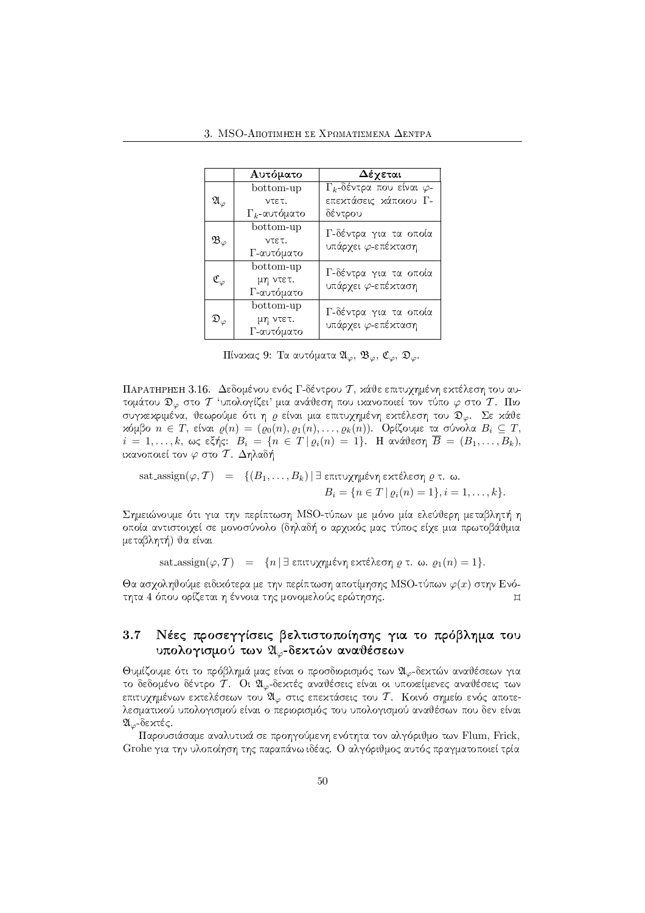| | Αυτόματο | Δέχεται |
|---|---|---|
| $\mathfrak{A}_\varphi$ | bottom-up ντετ. $\Gamma_k$-αυτόματο | $\Gamma_k$-δέντρα που είναι $\varphi$-επεκτάσεις κάποιου Γ-δέντρου |
| $\mathfrak{B}_\varphi$ | bottom-up ντετ. Γ-αυτόματο | Γ-δέντρα για τα οποία υπάρχει $\varphi$-επέκταση |
| $\mathfrak{C}_\varphi$ | bottom-up μη ντετ. Γ-αυτόματο | Γ-δέντρα για τα οποία υπάρχει $\varphi$-επέκταση |
| $\mathfrak{D}_\varphi$ | bottom-up μη ντετ. Γ-αυτόματο | Γ-δέντρα για τα οποία υπάρχει $\varphi$-επέκταση |

Πίνακας 9: Τα αυτόματα $\mathfrak{A}_\varphi$, $\mathfrak{B}_\varphi$, $\mathfrak{C}_\varphi$, $\mathfrak{D}_\varphi$.

Παρατήρηση 3.16. Δεδομένου ενός Γ-δέντρου $\mathcal{T}$, κάθε επιτυχημένη εκτέλεση του αυτομάτου $\mathfrak{D}_\varphi$ στο $\mathcal{T}$ 'υπολογίζει' μια ανάθεση που ικανοποιεί τον τύπο $\varphi$ στο $\mathcal{T}$. Πιο συγκεκριμένα, θεωρούμε ότι η $\varrho$ είναι μια επιτυχημένη εκτέλεση του $\mathfrak{D}_\varphi$. Σε κάθε κόμβο $n \in T$, είναι $\varrho(n) = (\varrho_0(n), \varrho_1(n), \ldots, \varrho_k(n))$. Ορίζουμε τα σύνολα $B_i \subseteq T$, $i = 1, \ldots, k$, ως εξής: $B_i = \{n \in T \,|\, \varrho_i(n) = 1\}$. Η ανάθεση $\overline{B} = (B_1, \ldots, B_k)$, ικανοποιεί τον $\varphi$ στο $\mathcal{T}$. Δηλαδή

$$\text{sat\_assign}(\varphi, \mathcal{T}) \;=\; \{(B_1, \ldots, B_k) \,|\, \exists \text{ επιτυχημένη εκτέλεση } \varrho \text{ τ. ω. } B_i = \{n \in T \,|\, \varrho_i(n) = 1\}, i = 1, \ldots, k\}.$$

Σημειώνουμε ότι για την περίπτωση MSO-τύπων με μόνο μία ελεύθερη μεταβλητή η οποία αντιστοιχεί σε μονοσύνολο (δηλαδή ο αρχικός μας τύπος είχε μια πρωτοβάθμια μεταβλητή) θα είναι

$$\text{sat\_assign}(\varphi, \mathcal{T}) \;=\; \{n \,|\, \exists \text{ επιτυχημένη εκτέλεση } \varrho \text{ τ. ω. } \varrho_1(n) = 1\}.$$

Θα ασχοληθούμε ειδικότερα με την περίπτωση αποτίμησης MSO-τύπων $\varphi(x)$ στην Ενότητα 4 όπου ορίζεται η έννοια της μονομελούς ερώτησης. ⌑

## 3.7 Νέες προσεγγίσεις βελτιστοποίησης για το πρόβλημα του υπολογισμού των $\mathfrak{A}_\varphi$-δεκτών αναθέσεων

Θυμίζουμε ότι το πρόβλημά μας είναι ο προσδιορισμός των $\mathfrak{A}_\varphi$-δεκτών αναθέσεων για το δεδομένο δέντρο $\mathcal{T}$. Οι $\mathfrak{A}_\varphi$-δεκτές αναθέσεις είναι οι υποκείμενες αναθέσεις των επιτυχημένων εκτελέσεων του $\mathfrak{A}_\varphi$ στις επεκτάσεις του $\mathcal{T}$. Κοινό σημείο ενός αποτελεσματικού υπολογισμού είναι ο περιορισμός του υπολογισμού αναθέσων που δεν είναι $\mathfrak{A}_\varphi$-δεκτές.

Παρουσιάσαμε αναλυτικά σε προηγούμενη ενότητα τον αλγόριθμο των Flum, Frick, Grohe για την υλοποίηση της παραπάνω ιδέας. Ο αλγόριθμος αυτός πραγματοποιεί τρία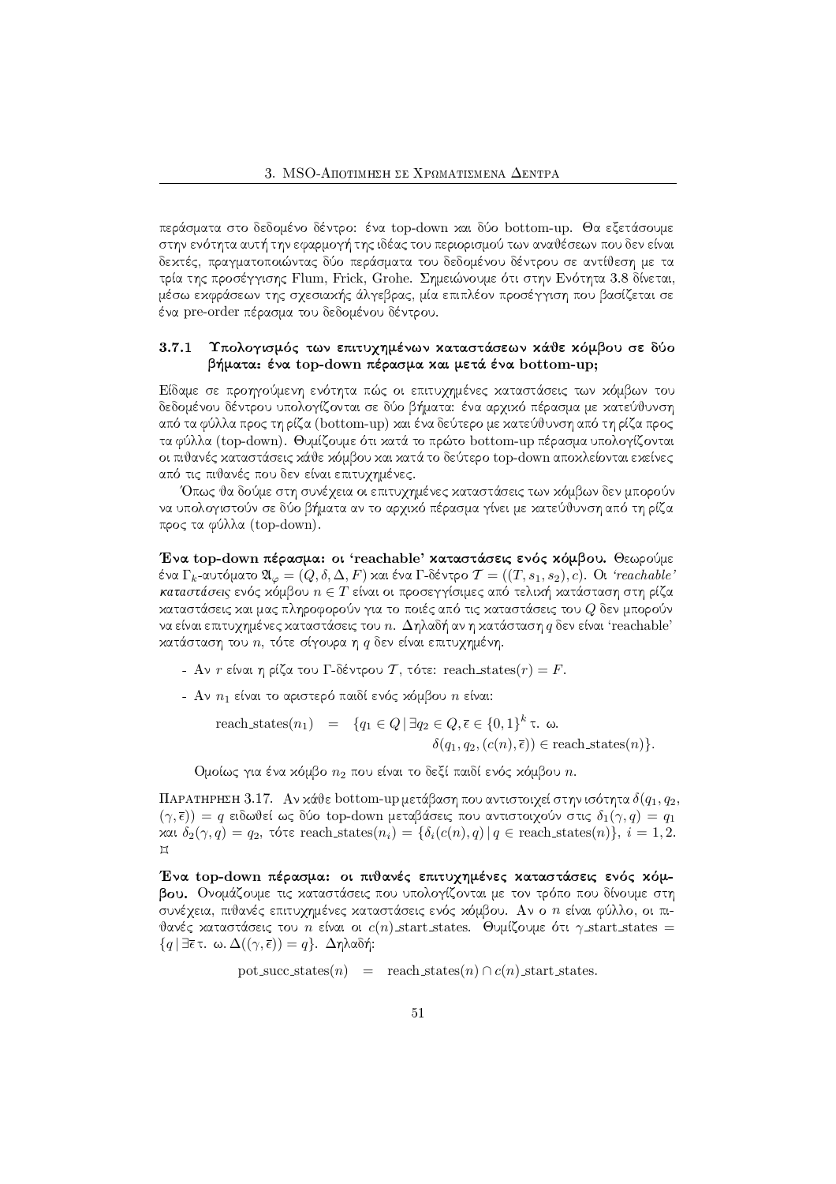περάσματα στο δεδομένο δέντρο: ένα top-down και δύο bottom-up. Θα εξετάσουμε στην ενότητα αυτή την εφαρμογή της ιδέας του περιορισμού των αναθέσεων που δεν είναι δεκτές, πραγματοποιώντας δύο περάσματα του δεδομένου δέντρου σε αντίθεση με τα τρία της προσέγγισης Flum, Frick, Grohe. Σημειώνουμε ότι στην Ενότητα 3.8 δίνεται, μέσω εκφράσεων της σχεσιακής άλγεβρας, μία επιπλέον προσέγγιση που βασίζεται σε ένα pre-order πέρασμα του δεδομένου δέντρου.

### 3.7.1 Υπολογισμός των επιτυχημένων καταστάσεων κάθε κόμβου σε δύο βήματα: ένα top-down πέρασμα και μετά ένα bottom-up;

Είδαμε σε προηγούμενη ενότητα πώς οι επιτυχημένες καταστάσεις των κόμβων του δεδομένου δέντρου υπολογίζονται σε δύο βήματα: ένα αρχικό πέρασμα με κατεύθυνση από τα φύλλα προς τη ρίζα (bottom-up) και ένα δεύτερο με κατεύθυνση από τη ρίζα προς τα φύλλα (top-down). Θυμίζουμε ότι κατά το πρώτο bottom-up πέρασμα υπολογίζονται οι πιθανές καταστάσεις κάθε κόμβου και κατά το δεύτερο top-down αποκλείονται εκείνες από τις πιθανές που δεν είναι επιτυχημένες.

Όπως θα δούμε στη συνέχεια οι επιτυχημένες καταστάσεις των κόμβων δεν μπορούν να υπολογιστούν σε δύο βήματα αν το αρχικό πέρασμα γίνει με κατεύθυνση από τη ρίζα προς τα φύλλα (top-down).

**Ένα top-down πέρασμα: οι 'reachable' καταστάσεις ενός κόμβου.** Θεωρούμε ένα $\Gamma_k$-αυτόματο $\mathfrak{A}_\varphi = (Q, \delta, \Delta, F)$ και ένα Γ-δέντρο $\mathcal{T} = ((T, s_1, s_2), c)$. Οι *'reachable' καταστάσεις* ενός κόμβου $n \in T$ είναι οι προσεγγίσιμες από τελική κατάσταση στη ρίζα καταστάσεις και μας πληροφορούν για το ποιές από τις καταστάσεις του $Q$ δεν μπορούν να είναι επιτυχημένες καταστάσεις του $n$. Δηλαδή αν η κατάσταση $q$ δεν είναι 'reachable' κατάσταση του $n$, τότε σίγουρα η $q$ δεν είναι επιτυχημένη.

- Αν $r$ είναι η ρίζα του Γ-δέντρου $\mathcal{T}$, τότε: $\text{reach\_states}(r) = F$.
- Αν $n_1$ είναι το αριστερό παιδί ενός κόμβου $n$ είναι:

$$\begin{aligned}\text{reach\_states}(n_1) \quad = \quad \{q_1 \in Q \,|\, \exists q_2 \in Q, \bar{\epsilon} \in \{0,1\}^k \text{ τ. ω. } \\ \delta(q_1, q_2, (c(n), \bar{\epsilon})) \in \text{reach\_states}(n)\}.\end{aligned}$$

  Ομοίως για ένα κόμβο $n_2$ που είναι το δεξί παιδί ενός κόμβου $n$.

Παρατηρηση 3.17. Αν κάθε bottom-up μετάβαση που αντιστοιχεί στην ισότητα $\delta(q_1, q_2, (\gamma, \bar{\epsilon})) = q$ ειδωθεί ως δύο top-down μεταβάσεις που αντιστοιχούν στις $\delta_1(\gamma, q) = q_1$ και $\delta_2(\gamma, q) = q_2$, τότε $\text{reach\_states}(n_i) = \{\delta_i(c(n), q) \,|\, q \in \text{reach\_states}(n)\}$, $i = 1, 2$. ⌑

**Ένα top-down πέρασμα: οι πιθανές επιτυχημένες καταστάσεις ενός κόμβου.** Ονομάζουμε τις καταστάσεις που υπολογίζονται με τον τρόπο που δίνουμε στη συνέχεια, πιθανές επιτυχημένες καταστάσεις ενός κόμβου. Αν ο $n$ είναι φύλλο, οι πιθανές καταστάσεις του $n$ είναι οι $c(n)$\_start\_states. Θυμίζουμε ότι $\gamma\text{\_start\_states} = \{q \,|\, \exists \bar{\epsilon} \text{ τ. ω. } \Delta((\gamma, \bar{\epsilon})) = q\}$. Δηλαδή:

$$\text{pot\_succ\_states}(n) \quad = \quad \text{reach\_states}(n) \cap c(n)\text{\_start\_states}.$$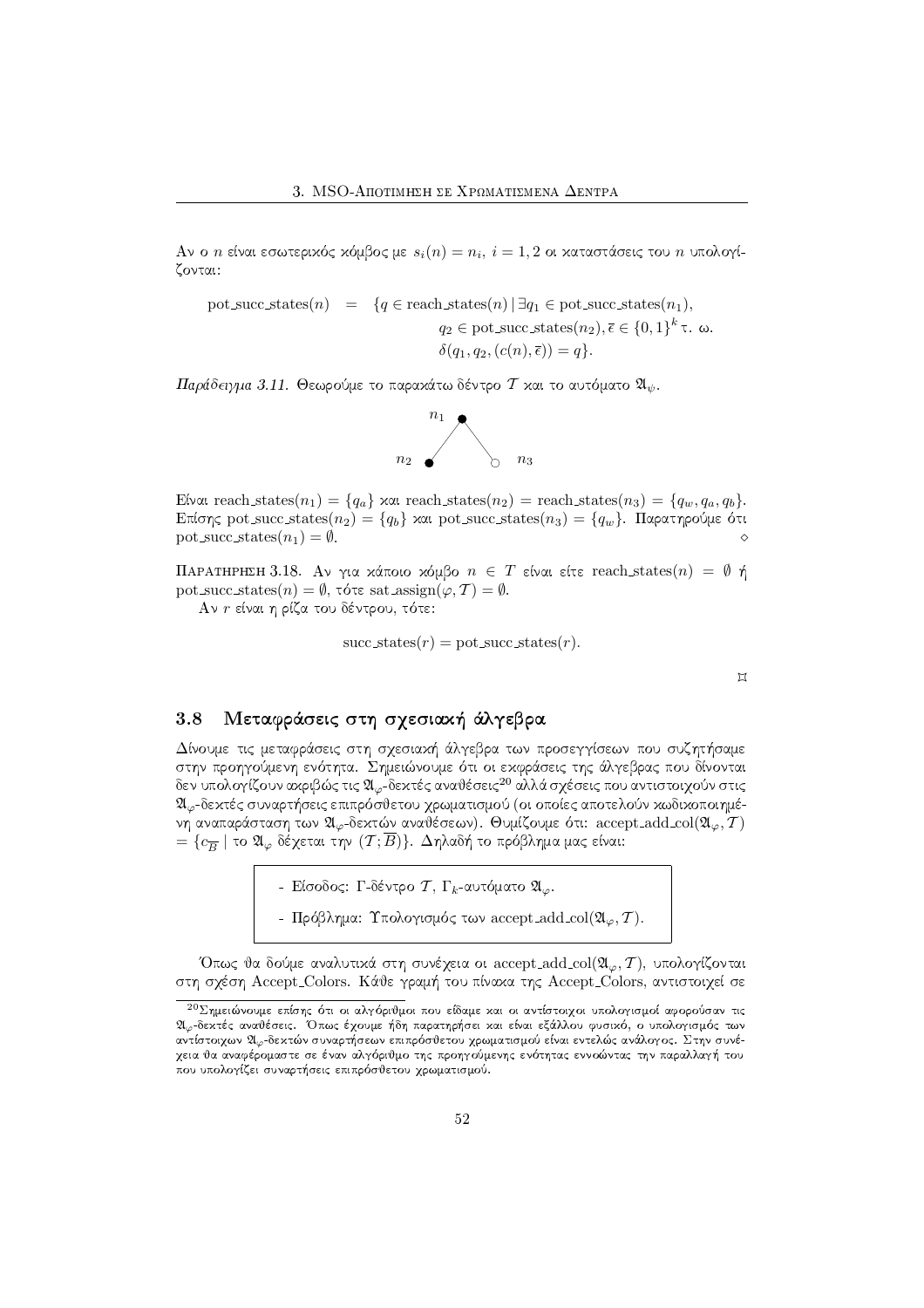Αν ο $n$ είναι εσωτερικός κόμβος με $s_i(n) = n_i$, $i = 1, 2$ οι καταστάσεις του $n$ υπολογίζονται:

$$\text{pot\_succ\_states}(n) = \{q \in \text{reach\_states}(n) \mid \exists q_1 \in \text{pot\_succ\_states}(n_1), q_2 \in \text{pot\_succ\_states}(n_2), \bar{\epsilon} \in \{0,1\}^k \text{ τ. ω. } \delta(q_1, q_2, (c(n), \bar{\epsilon})) = q\}.$$

*Παράδειγμα 3.11.* Θεωρούμε το παρακάτω δέντρο $\mathcal{T}$ και το αυτόματο $\mathfrak{A}_\psi$.

$n_1$

$n_2$ $n_3$

Είναι $\text{reach\_states}(n_1) = \{q_a\}$ και $\text{reach\_states}(n_2) = \text{reach\_states}(n_3) = \{q_w, q_a, q_b\}$. Επίσης $\text{pot\_succ\_states}(n_2) = \{q_b\}$ και $\text{pot\_succ\_states}(n_3) = \{q_w\}$. Παρατηρούμε ότι $\text{pot\_succ\_states}(n_1) = \emptyset$. $\diamond$

Παρατηρηση 3.18. Αν για κάποιο κόμβο $n \in T$ είναι είτε $\text{reach\_states}(n) = \emptyset$ ή $\text{pot\_succ\_states}(n) = \emptyset$, τότε $\text{sat\_assign}(\varphi, \mathcal{T}) = \emptyset$.

Αν $r$ είναι η ρίζα του δέντρου, τότε:

$$\text{succ\_states}(r) = \text{pot\_succ\_states}(r).$$

$\boxtimes$

## 3.8 Μεταφράσεις στη σχεσιακή άλγεβρα

Δίνουμε τις μεταφράσεις στη σχεσιακή άλγεβρα των προσεγγίσεων που συζητήσαμε στην προηγούμενη ενότητα. Σημειώνουμε ότι οι εκφράσεις της άλγεβρας που δίνονται δεν υπολογίζουν ακριβώς τις $\mathfrak{A}_\varphi$-δεκτές αναθέσεις[20] αλλά σχέσεις που αντιστοιχούν στις $\mathfrak{A}_\varphi$-δεκτές συναρτήσεις επιπρόσθετου χρωματισμού (οι οποίες αποτελούν κωδικοποιημένη αναπαράσταση των $\mathfrak{A}_\varphi$-δεκτών αναθέσεων). Θυμίζουμε ότι: $\text{accept\_add\_col}(\mathfrak{A}_\varphi, \mathcal{T}) = \{c_{\overline{B}} \mid \text{το } \mathfrak{A}_\varphi \text{ δέχεται την } (\mathcal{T}; \overline{B})\}$. Δηλαδή το πρόβλημα μας είναι:

- Είσοδος: Γ-δέντρο $\mathcal{T}$, $\Gamma_k$-αυτόματο $\mathfrak{A}_\varphi$.
- Πρόβλημα: Υπολογισμός των $\text{accept\_add\_col}(\mathfrak{A}_\varphi, \mathcal{T})$.

Όπως θα δούμε αναλυτικά στη συνέχεια οι $\text{accept\_add\_col}(\mathfrak{A}_\varphi, \mathcal{T})$, υπολογίζονται στη σχέση Accept_Colors. Κάθε γραμμή του πίνακα της Accept_Colors, αντιστοιχεί σε

[20] Σημειώνουμε επίσης ότι οι αλγόριθμοι που είδαμε και οι αντίστοιχοι υπολογισμοί αφορούσαν τις $\mathfrak{A}_\varphi$-δεκτές αναθέσεις. Όπως έχουμε ήδη παρατηρήσει και είναι εξάλλου φυσικό, ο υπολογισμός των αντίστοιχων $\mathfrak{A}_\varphi$-δεκτών συναρτήσεων επιπρόσθετου χρωματισμού είναι εντελώς ανάλογος. Στην συνέχεια θα αναφερόμαστε σε έναν αλγόριθμο της προηγούμενης ενότητας εννοώντας την παραλλαγή του που υπολογίζει συναρτήσεις επιπρόσθετου χρωματισμού.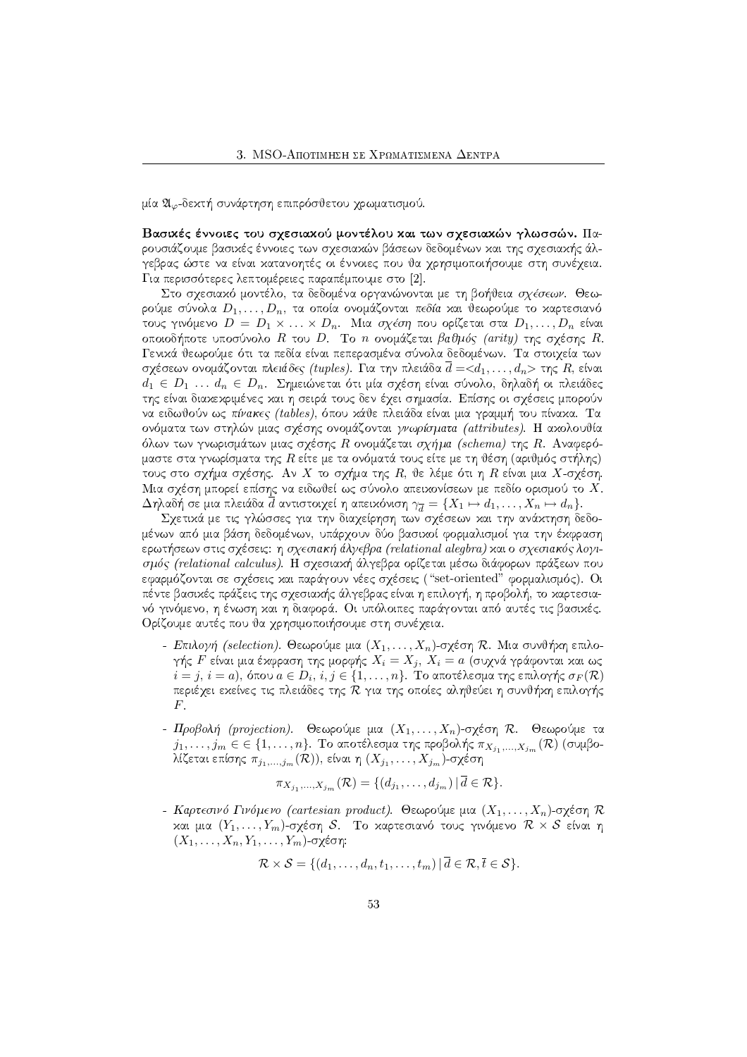μία $\mathfrak{A}_\varphi$-δεκτή συνάρτηση επιπρόσθετου χρωματισμού.

**Βασικές έννοιες του σχεσιακού μοντέλου και των σχεσιακών γλωσσών.** Παρουσιάζουμε βασικές έννοιες των σχεσιακών βάσεων δεδομένων και της σχεσιακής άλγεβρας ώστε να είναι κατανοητές οι έννοιες που θα χρησιμοποιήσουμε στη συνέχεια. Για περισσότερες λεπτομέρειες παραπέμπουμε στο [2].

Στο σχεσιακό μοντέλο, τα δεδομένα οργανώνονται με τη βοήθεια *σχέσεων*. Θεωρούμε σύνολα $D_1, \ldots, D_n$, τα οποία ονομάζονται *πεδία* και θεωρούμε το καρτεσιανό τους γινόμενο $D = D_1 \times \ldots \times D_n$. Μια *σχέση* που ορίζεται στα $D_1, \ldots, D_n$ είναι οποιοδήποτε υποσύνολο $R$ του $D$. Το $n$ ονομάζεται *βαθμός (arity)* της σχέσης $R$. Γενικά θεωρούμε ότι τα πεδία είναι πεπερασμένα σύνολα δεδομένων. Τα στοιχεία των σχέσεων ονομάζονται *πλειάδες (tuples)*. Για την πλειάδα $\overline{d} = <d_1, \ldots, d_n>$ της $R$, είναι $d_1 \in D_1 \ldots d_n \in D_n$. Σημειώνεται ότι μία σχέση είναι σύνολο, δηλαδή οι πλειάδες της είναι διακεκριμένες και η σειρά τους δεν έχει σημασία. Επίσης οι σχέσεις μπορούν να ειδωθούν ως *πίνακες (tables)*, όπου κάθε πλειάδα είναι μια γραμμή του πίνακα. Τα ονόματα των στηλών μιας σχέσης ονομάζονται *γνωρίσματα (attributes)*. Η ακολουθία όλων των γνωρισμάτων μιας σχέσης $R$ ονομάζεται *σχήμα (schema)* της $R$. Αναφερόμαστε στα γνωρίσματα της $R$ είτε με τα ονόματά τους είτε με τη θέση (αριθμός στήλης) τους στο σχήμα σχέσης. Αν $X$ το σχήμα της $R$, θε λέμε ότι η $R$ είναι μια $X$-σχέση. Μια σχέση μπορεί επίσης να ειδωθεί ως σύνολο απεικονίσεων με πεδίο ορισμού το $X$. Δηλαδή σε μια πλειάδα $\overline{d}$ αντιστοιχεί η απεικόνιση $\gamma_{\overline{d}} = \{X_1 \mapsto d_1, \ldots, X_n \mapsto d_n\}$.

Σχετικά με τις γλώσσες για την διαχείρηση των σχέσεων και την ανάκτηση δεδομένων από μια βάση δεδομένων, υπάρχουν δύο βασικοί φορμαλισμοί για την έκφραση ερωτήσεων στις σχέσεις: η *σχεσιακή άλγεβρα (relational alegbra)* και ο *σχεσιακός λογισμός (relational calculus)*. Η σχεσιαχή άλγεβρα ορίζεται μέσω διάφορων πράξεων που εφαρμόζονται σε σχέσεις και παράγουν νέες σχέσεις ("set-oriented" φορμαλισμός). Οι πέντε βασικές πράξεις της σχεσιακής άλγεβρας είναι η επιλογή, η προβολή, το καρτεσιανό γινόμενο, η ένωση και η διαφορά. Οι υπόλοιπες παράγονται από αυτές τις βασικές. Ορίζουμε αυτές που θα χρησιμοποιήσουμε στη συνέχεια.

- *Επιλογή (selection).* Θεωρούμε μια $(X_1, \ldots, X_n)$-σχέση $\mathcal{R}$. Μια συνθήκη επιλογής $F$ είναι μια έκφραση της μορφής $X_i = X_j$, $X_i = a$ (συχνά γράφονται και ως $i = j$, $i = a$), όπου $a \in D_i$, $i, j \in \{1, \ldots, n\}$. Το αποτέλεσμα της επιλογής $\sigma_F(\mathcal{R})$ περιέχει εκείνες τις πλειάδες της $\mathcal{R}$ για της οποίες αληθεύει η συνθήκη επιλογής $F$.

- *Προβολή (projection).* Θεωρούμε μια $(X_1, \ldots, X_n)$-σχέση $\mathcal{R}$. Θεωρούμε τα $j_1, \ldots, j_m \in \in \{1, \ldots, n\}$. Το αποτέλεσμα της προβολής $\pi_{X_{j_1}, \ldots, X_{j_m}}(\mathcal{R})$ (συμβολίζεται επίσης $\pi_{j_1, \ldots, j_m}(\mathcal{R})$), είναι η $(X_{j_1}, \ldots, X_{j_m})$-σχέση

$$\pi_{X_{j_1}, \ldots, X_{j_m}}(\mathcal{R}) = \{(d_{j_1}, \ldots, d_{j_m}) \,|\, \overline{d} \in \mathcal{R}\}.$$

- *Καρτεσινό Γινόμενο (cartesian product).* Θεωρούμε μια $(X_1, \ldots, X_n)$-σχέση $\mathcal{R}$ και μια $(Y_1, \ldots, Y_m)$-σχέση $\mathcal{S}$. Το καρτεσιανό τους γινόμενο $\mathcal{R} \times \mathcal{S}$ είναι η $(X_1, \ldots, X_n, Y_1, \ldots, Y_m)$-σχέση:

$$\mathcal{R} \times \mathcal{S} = \{(d_1, \ldots, d_n, t_1, \ldots, t_m) \,|\, \overline{d} \in \mathcal{R}, \overline{t} \in \mathcal{S}\}.$$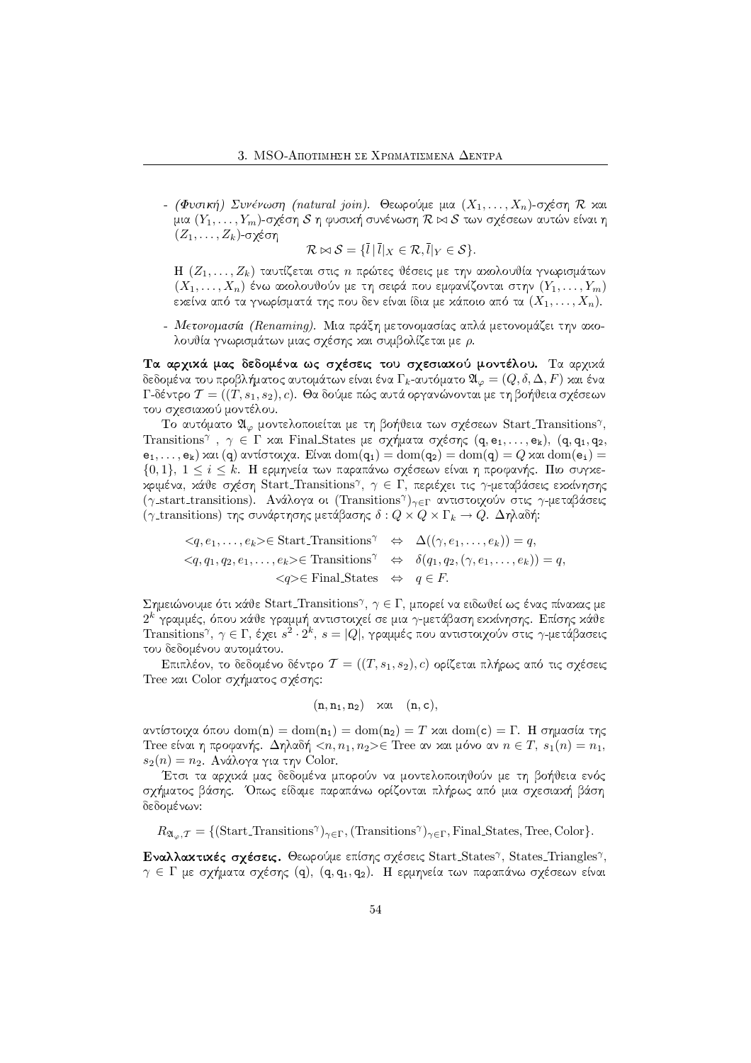- *(Φυσική) Συνένωση (natural join).* Θεωρούμε μια $(X_1,\ldots,X_n)$-σχέση $\mathcal{R}$ και μια $(Y_1,\ldots,Y_m)$-σχέση $\mathcal{S}$ η φυσική συνένωση $\mathcal{R}\bowtie\mathcal{S}$ των σχέσεων αυτών είναι η $(Z_1,\ldots,Z_k)$-σχέση

$$\mathcal{R}\bowtie\mathcal{S}=\{\bar{l}\,|\,\bar{l}|_X\in\mathcal{R},\bar{l}|_Y\in\mathcal{S}\}.$$

  Η $(Z_1,\ldots,Z_k)$ ταυτίζεται στις $n$ πρώτες θέσεις με την ακολουθία γνωρισμάτων $(X_1,\ldots,X_n)$ ένω ακολουθούν με τη σειρά που εμφανίζονται στην $(Y_1,\ldots,Y_m)$ εκείνα από τα γνωρίσματά της που δεν είναι ίδια με κάποιο από τα $(X_1,\ldots,X_n)$.

- *Μετονομασία (Renaming).* Μια πράξη μετονομασίας απλά μετονομάζει την ακολουθία γνωρισμάτων μιας σχέσης και συμβολίζεται με $\rho$.

**Τα αρχικά μας δεδομένα ως σχέσεις του σχεσιακού μοντέλου.** Τα αρχικά δεδομένα του προβλήματος αυτομάτων είναι ένα $\Gamma_k$-αυτόματο $\mathfrak{A}_\varphi=(Q,\delta,\Delta,F)$ και ένα $\Gamma$-δέντρο $\mathcal{T}=((T,s_1,s_2),c)$. Θα δούμε πώς αυτά οργανώνονται με τη βοήθεια σχέσεων του σχεσιακού μοντέλου.

Το αυτόματο $\mathfrak{A}_\varphi$ μοντελοποιείται με τη βοήθεια των σχέσεων Start_Transitions$^\gamma$, Transitions$^\gamma$ , $\gamma\in\Gamma$ και Final_States με σχήματα σχέσης $(\mathtt{q},\mathtt{e_1},\ldots,\mathtt{e_k})$, $(\mathtt{q},\mathtt{q_1},\mathtt{q_2},\mathtt{e_1},\ldots,\mathtt{e_k})$ και $(\mathtt{q})$ αντίστοιχα. Είναι $\mathrm{dom}(\mathtt{q_1})=\mathrm{dom}(\mathtt{q_2})=\mathrm{dom}(\mathtt{q})=Q$ και $\mathrm{dom}(\mathtt{e_i})=\{0,1\}$, $1\le i\le k$. Η ερμηνεία των παραπάνω σχέσεων είναι η προφανής. Πιο συγκεκριμένα, κάθε σχέση Start_Transitions$^\gamma$, $\gamma\in\Gamma$, περιέχει τις $\gamma$-μεταβάσεις εκκίνησης ($\gamma$_start_transitions). Ανάλογα οι $(\text{Transitions}^\gamma)_{\gamma\in\Gamma}$ αντιστοιχούν στις $\gamma$-μεταβάσεις ($\gamma$_transitions) της συνάρτησης μετάβασης $\delta: Q\times Q\times\Gamma_k\to Q$. Δηλαδή:

$$\begin{aligned}
<q,e_1,\ldots,e_k>\in \text{Start\_Transitions}^\gamma &\;\;\Leftrightarrow\;\; \Delta((\gamma,e_1,\ldots,e_k))=q,\\
<q,q_1,q_2,e_1,\ldots,e_k>\in \text{Transitions}^\gamma &\;\;\Leftrightarrow\;\; \delta(q_1,q_2,(\gamma,e_1,\ldots,e_k))=q,\\
<q>\in \text{Final\_States} &\;\;\Leftrightarrow\;\; q\in F.
\end{aligned}$$

Σημειώνουμε ότι κάθε Start_Transitions$^\gamma$, $\gamma\in\Gamma$, μπορεί να ειδωθεί ως ένας πίνακας με $2^k$ γραμμές, όπου κάθε γραμμή αντιστοιχεί σε μια $\gamma$-μετάβαση εκκίνησης. Επίσης κάθε Transitions$^\gamma$, $\gamma\in\Gamma$, έχει $s^2\cdot 2^k$, $s=|Q|$, γραμμές που αντιστοιχούν στις $\gamma$-μετάβασεις του δεδομένου αυτομάτου.

Επιπλέον, το δεδομένο δέντρο $\mathcal{T}=((T,s_1,s_2),c)$ ορίζεται πλήρως από τις σχέσεις Tree και Color σχήματος σχέσης:

$$(\mathtt{n},\mathtt{n_1},\mathtt{n_2})\quad\text{και}\quad(\mathtt{n},\mathtt{c}),$$

αντίστοιχα όπου $\mathrm{dom}(\mathtt{n})=\mathrm{dom}(\mathtt{n_1})=\mathrm{dom}(\mathtt{n_2})=T$ και $\mathrm{dom}(\mathtt{c})=\Gamma$. Η σημασία της Tree είναι η προφανής. Δηλαδή $<n,n_1,n_2>\in$ Tree αν και μόνο αν $n\in T$, $s_1(n)=n_1$, $s_2(n)=n_2$. Ανάλογα για την Color.

Έτσι τα αρχικά μας δεδομένα μπορούν να μοντελοποιηθούν με τη βοήθεια ενός σχήματος βάσης. Όπως είδαμε παραπάνω ορίζονται πλήρως από μια σχεσιακή βάση δεδομένων:

$$R_{\mathfrak{A}_\varphi,\mathcal{T}}=\{(\text{Start\_Transitions}^\gamma)_{\gamma\in\Gamma},(\text{Transitions}^\gamma)_{\gamma\in\Gamma},\text{Final\_States},\text{Tree},\text{Color}\}.$$

**Εναλλακτικές σχέσεις.** Θεωρούμε επίσης σχέσεις Start_States$^\gamma$, States_Triangles$^\gamma$, $\gamma\in\Gamma$ με σχήματα σχέσης $(\mathtt{q})$, $(\mathtt{q},\mathtt{q_1},\mathtt{q_2})$. Η ερμηνεία των παραπάνω σχέσεων είναι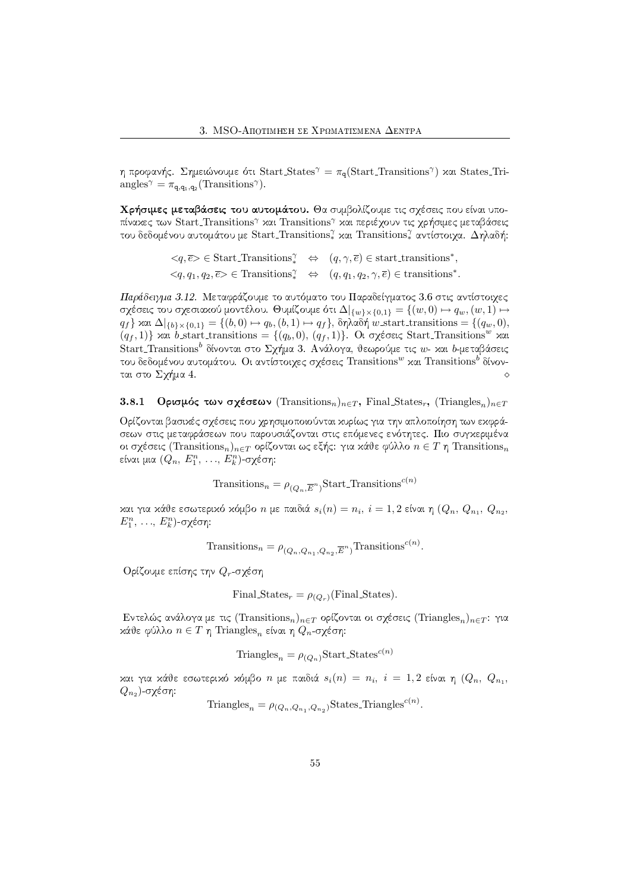η προφανής. Σημειώνουμε ότι $\text{Start\_States}^{\gamma} = \pi_{\mathsf{q}}(\text{Start\_Transitions}^{\gamma})$ και $\text{States\_Triangles}^{\gamma} = \pi_{\mathsf{q},\mathsf{q}_1,\mathsf{q}_2}(\text{Transitions}^{\gamma})$.

**Χρήσιμες μεταβάσεις του αυτομάτου.** Θα συμβολίζουμε τις σχέσεις που είναι υποπίνακες των $\text{Start\_Transitions}^{\gamma}$ και $\text{Transitions}^{\gamma}$ και περιέχουν τις χρήσιμες μεταβάσεις του δεδομένου αυτομάτου με $\text{Start\_Transitions}^{\gamma}_{*}$ και $\text{Transitions}^{\gamma}_{*}$ αντίστοιχα. Δηλαδή:

$$<q, \overline{e}> \in \text{Start\_Transitions}^{\gamma}_{*} \quad \Leftrightarrow \quad (q, \gamma, \overline{e}) \in \text{start\_transitions}^{*},$$
$$<q, q_1, q_2, \overline{e}> \in \text{Transitions}^{\gamma}_{*} \quad \Leftrightarrow \quad (q, q_1, q_2, \gamma, \overline{e}) \in \text{transitions}^{*}.$$

*Παράδειγμα 3.12.* Μεταφράζουμε το αυτόματο του Παραδείγματος 3.6 στις αντίστοιχες σχέσεις του σχεσιακού μοντέλου. Θυμίζουμε ότι $\Delta|_{\{w\}\times\{0,1\}} = \{(w,0) \mapsto q_w, (w,1) \mapsto q_f\}$ και $\Delta|_{\{b\}\times\{0,1\}} = \{(b,0) \mapsto q_b, (b,1) \mapsto q_f\}$, δηλαδή $w\text{\_start\_transitions} = \{(q_w, 0), (q_f, 1)\}$ και $b\text{\_start\_transitions} = \{(q_b, 0), (q_f, 1)\}$. Οι σχέσεις $\text{Start\_Transitions}^{w}$ και $\text{Start\_Transitions}^{b}$ δίνονται στο Σχήμα 3. Ανάλογα, θεωρούμε τις $w$- και $b$-μεταβάσεις του δεδομένου αυτομάτου. Οι αντίστοιχες σχέσεις $\text{Transitions}^{w}$ και $\text{Transitions}^{b}$ δίνονται στο Σχήμα 4. ◇

### 3.8.1 Ορισμός των σχέσεων $(\text{Transitions}_n)_{n\in T}$, $\text{Final\_States}_r$, $(\text{Triangles}_n)_{n\in T}$

Ορίζονται βασικές σχέσεις που χρησιμοποιούνται κυρίως για την απλοποίηση των εκφράσεων στις μεταφράσεων που παρουσιάζονται στις επόμενες ενότητες. Πιο συγκεριμένα οι σχέσεις $(\text{Transitions}_n)_{n\in T}$ ορίζονται ως εξής: για κάθε φύλλο $n \in T$ η $\text{Transitions}_n$ είναι μια $(Q_n, E_1^n, \ldots, E_k^n)$-σχέση:

$$\text{Transitions}_n = \rho_{(Q_n, \overline{E}^n)} \text{Start\_Transitions}^{c(n)}$$

και για κάθε εσωτερικό κόμβο $n$ με παιδιά $s_i(n) = n_i$, $i = 1, 2$ είναι η $(Q_n, Q_{n_1}, Q_{n_2}, E_1^n, \ldots, E_k^n)$-σχέση:

$$\text{Transitions}_n = \rho_{(Q_n, Q_{n_1}, Q_{n_2}, \overline{E}^n)} \text{Transitions}^{c(n)}.$$

Ορίζουμε επίσης την $Q_r$-σχέση

$$\text{Final\_States}_r = \rho_{(Q_r)}(\text{Final\_States}).$$

Εντελώς ανάλογα με τις $(\text{Transitions}_n)_{n\in T}$ ορίζονται οι σχέσεις $(\text{Triangles}_n)_{n\in T}$: για κάθε φύλλο $n \in T$ η $\text{Triangles}_n$ είναι η $Q_n$-σχέση:

$$\text{Triangles}_n = \rho_{(Q_n)} \text{Start\_States}^{c(n)}$$

και για κάθε εσωτερικό κόμβο $n$ με παιδιά $s_i(n) = n_i$, $i = 1, 2$ είναι η $(Q_n, Q_{n_1}, Q_{n_2})$-σχέση:

$$\text{Triangles}_n = \rho_{(Q_n, Q_{n_1}, Q_{n_2})} \text{States\_Triangles}^{c(n)}.$$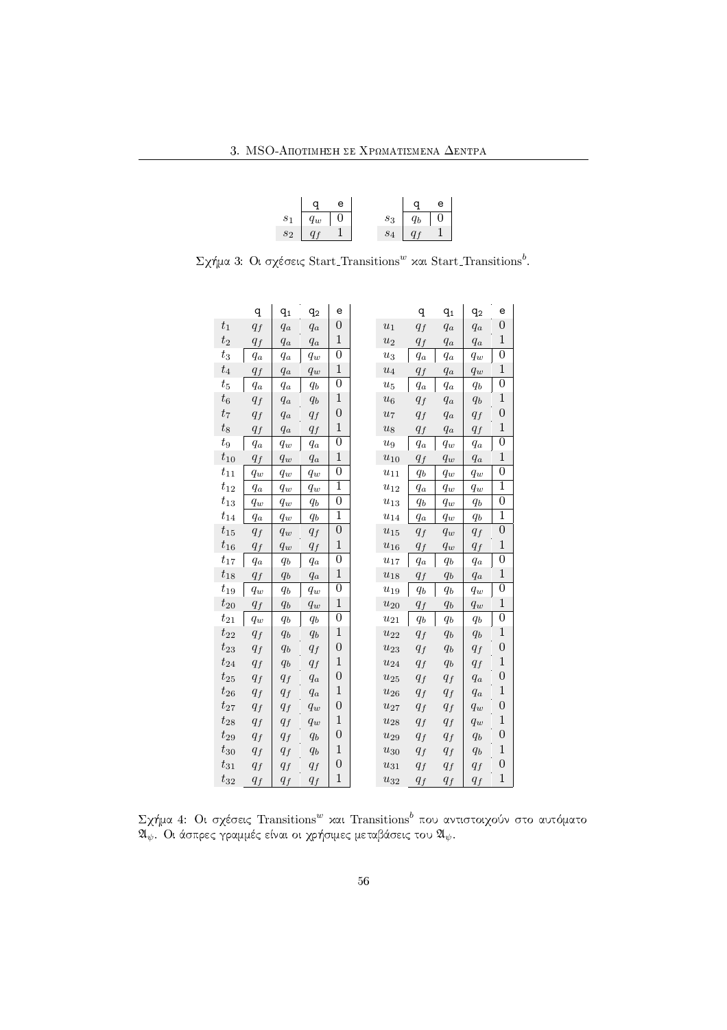|  | q | e |
|---|---|---|
| $s_1$ | $q_w$ | 0 |
| $s_2$ | $q_f$ | 1 |

|  | q | e |
|---|---|---|
| $s_3$ | $q_b$ | 0 |
| $s_4$ | $q_f$ | 1 |

Σχήμα 3: Οι σχέσεις Start_Transitions$^w$ και Start_Transitions$^b$.

|  | q | q$_1$ | q$_2$ | e |
|---|---|---|---|---|
| $t_1$ | $q_f$ | $q_a$ | $q_a$ | 0 |
| $t_2$ | $q_f$ | $q_a$ | $q_a$ | 1 |
| $t_3$ | $q_a$ | $q_a$ | $q_w$ | 0 |
| $t_4$ | $q_f$ | $q_a$ | $q_w$ | 1 |
| $t_5$ | $q_a$ | $q_a$ | $q_b$ | 0 |
| $t_6$ | $q_f$ | $q_a$ | $q_b$ | 1 |
| $t_7$ | $q_f$ | $q_a$ | $q_f$ | 0 |
| $t_8$ | $q_f$ | $q_a$ | $q_f$ | 1 |
| $t_9$ | $q_a$ | $q_w$ | $q_a$ | 0 |
| $t_{10}$ | $q_f$ | $q_w$ | $q_a$ | 1 |
| $t_{11}$ | $q_w$ | $q_w$ | $q_w$ | 0 |
| $t_{12}$ | $q_a$ | $q_w$ | $q_w$ | 1 |
| $t_{13}$ | $q_w$ | $q_w$ | $q_b$ | 0 |
| $t_{14}$ | $q_a$ | $q_w$ | $q_b$ | 1 |
| $t_{15}$ | $q_f$ | $q_w$ | $q_f$ | 0 |
| $t_{16}$ | $q_f$ | $q_w$ | $q_f$ | 1 |
| $t_{17}$ | $q_a$ | $q_b$ | $q_a$ | 0 |
| $t_{18}$ | $q_f$ | $q_b$ | $q_a$ | 1 |
| $t_{19}$ | $q_w$ | $q_b$ | $q_w$ | 0 |
| $t_{20}$ | $q_f$ | $q_b$ | $q_w$ | 1 |
| $t_{21}$ | $q_w$ | $q_b$ | $q_b$ | 0 |
| $t_{22}$ | $q_f$ | $q_b$ | $q_b$ | 1 |
| $t_{23}$ | $q_f$ | $q_b$ | $q_f$ | 0 |
| $t_{24}$ | $q_f$ | $q_b$ | $q_f$ | 1 |
| $t_{25}$ | $q_f$ | $q_f$ | $q_a$ | 0 |
| $t_{26}$ | $q_f$ | $q_f$ | $q_a$ | 1 |
| $t_{27}$ | $q_f$ | $q_f$ | $q_w$ | 0 |
| $t_{28}$ | $q_f$ | $q_f$ | $q_w$ | 1 |
| $t_{29}$ | $q_f$ | $q_f$ | $q_b$ | 0 |
| $t_{30}$ | $q_f$ | $q_f$ | $q_b$ | 1 |
| $t_{31}$ | $q_f$ | $q_f$ | $q_f$ | 0 |
| $t_{32}$ | $q_f$ | $q_f$ | $q_f$ | 1 |

|  | q | q$_1$ | q$_2$ | e |
|---|---|---|---|---|
| $u_1$ | $q_f$ | $q_a$ | $q_a$ | 0 |
| $u_2$ | $q_f$ | $q_a$ | $q_a$ | 1 |
| $u_3$ | $q_a$ | $q_a$ | $q_w$ | 0 |
| $u_4$ | $q_f$ | $q_a$ | $q_w$ | 1 |
| $u_5$ | $q_a$ | $q_a$ | $q_b$ | 0 |
| $u_6$ | $q_f$ | $q_a$ | $q_b$ | 1 |
| $u_7$ | $q_f$ | $q_a$ | $q_f$ | 0 |
| $u_8$ | $q_f$ | $q_a$ | $q_f$ | 1 |
| $u_9$ | $q_a$ | $q_w$ | $q_a$ | 0 |
| $u_{10}$ | $q_f$ | $q_w$ | $q_a$ | 1 |
| $u_{11}$ | $q_b$ | $q_w$ | $q_w$ | 0 |
| $u_{12}$ | $q_a$ | $q_w$ | $q_w$ | 1 |
| $u_{13}$ | $q_b$ | $q_w$ | $q_b$ | 0 |
| $u_{14}$ | $q_a$ | $q_w$ | $q_b$ | 1 |
| $u_{15}$ | $q_f$ | $q_w$ | $q_f$ | 0 |
| $u_{16}$ | $q_f$ | $q_w$ | $q_f$ | 1 |
| $u_{17}$ | $q_a$ | $q_b$ | $q_a$ | 0 |
| $u_{18}$ | $q_f$ | $q_b$ | $q_a$ | 1 |
| $u_{19}$ | $q_b$ | $q_b$ | $q_w$ | 0 |
| $u_{20}$ | $q_f$ | $q_b$ | $q_w$ | 1 |
| $u_{21}$ | $q_b$ | $q_b$ | $q_b$ | 0 |
| $u_{22}$ | $q_f$ | $q_b$ | $q_b$ | 1 |
| $u_{23}$ | $q_f$ | $q_b$ | $q_f$ | 0 |
| $u_{24}$ | $q_f$ | $q_b$ | $q_f$ | 1 |
| $u_{25}$ | $q_f$ | $q_f$ | $q_a$ | 0 |
| $u_{26}$ | $q_f$ | $q_f$ | $q_a$ | 1 |
| $u_{27}$ | $q_f$ | $q_f$ | $q_w$ | 0 |
| $u_{28}$ | $q_f$ | $q_f$ | $q_w$ | 1 |
| $u_{29}$ | $q_f$ | $q_f$ | $q_b$ | 0 |
| $u_{30}$ | $q_f$ | $q_f$ | $q_b$ | 1 |
| $u_{31}$ | $q_f$ | $q_f$ | $q_f$ | 0 |
| $u_{32}$ | $q_f$ | $q_f$ | $q_f$ | 1 |

Σχήμα 4: Οι σχέσεις Transitions$^w$ και Transitions$^b$ που αντιστοιχούν στο αυτόματο $\mathfrak{A}_\psi$. Οι άσπρες γραμμές είναι οι χρήσιμες μεταβάσεις του $\mathfrak{A}_\psi$.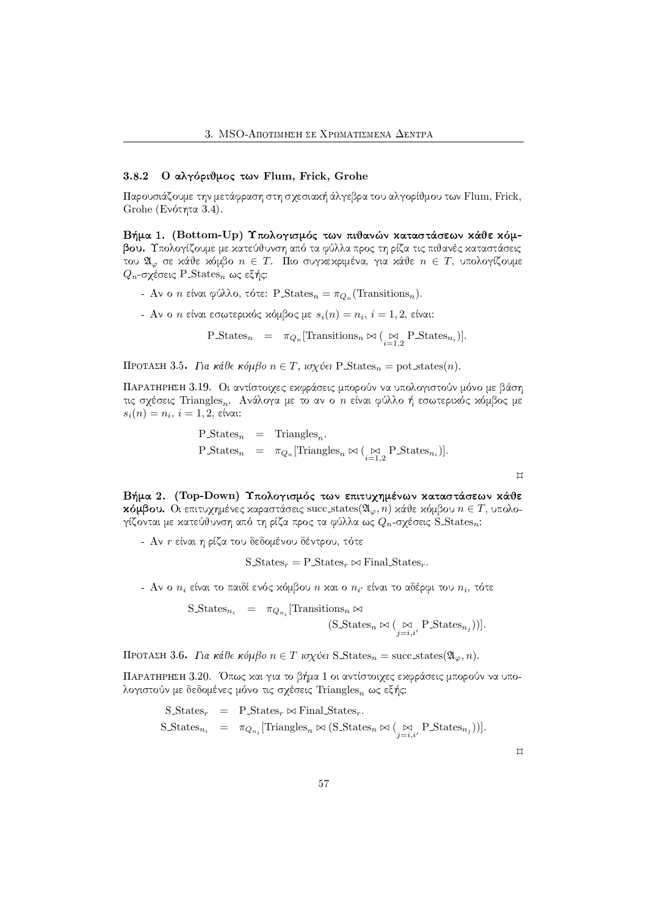### 3.8.2 Ο αλγόριθμος των Flum, Frick, Grohe

Παρουσιάζουμε την μετάφραση στη σχεσιακή άλγεβρα του αλγορίθμου των Flum, Frick, Grohe (Ενότητα 3.4).

**Βήμα 1. (Bottom-Up) Υπολογισμός των πιθανών καταστάσεων κάθε κόμβου.** Υπολογίζουμε με κατεύθυνση από τα φύλλα προς τη ρίζα τις πιθανές καταστάσεις του $\mathfrak{A}_\varphi$ σε κάθε κόμβο $n \in T$. Πιο συγκεκριμένα, για κάθε $n \in T$, υπολογίζουμε $Q_n$-σχέσεις $\text{P\_States}_n$ ως εξής:

- Αν ο $n$ είναι φύλλο, τότε: $\text{P\_States}_n = \pi_{Q_n}(\text{Transitions}_n)$.
- Αν ο $n$ είναι εσωτερικός κόμβος με $s_i(n) = n_i$, $i = 1, 2$, είναι:

$$\text{P\_States}_n \;=\; \pi_{Q_n}[\text{Transitions}_n \bowtie (\underset{i=1,2}{\bowtie} \text{P\_States}_{n_i})].$$

Πρόταση 3.5. *Για κάθε κόμβο $n \in T$, ισχύει $\text{P\_States}_n = \text{pot\_states}(n)$.*

Παρατήρηση 3.19. Οι αντίστοιχες εκφράσεις μπορούν να υπολογιστούν μόνο με βάση τις σχέσεις $\text{Triangles}_n$. Ανάλογα με το αν ο $n$ είναι φύλλο ή εσωτερικός κόμβος με $s_i(n) = n_i$, $i = 1, 2$, είναι:

$$\begin{aligned}
\text{P\_States}_n &= \text{Triangles}_n. \\
\text{P\_States}_n &= \pi_{Q_n}[\text{Triangles}_n \bowtie (\underset{i=1,2}{\bowtie} \text{P\_States}_{n_i})].
\end{aligned}$$

⌑

**Βήμα 2. (Top-Down) Υπολογισμός των επιτυχημένων καταστάσεων κάθε κόμβου.** Οι επιτυχημένες καραστάσεις $\text{succ\_states}(\mathfrak{A}_\varphi, n)$ κάθε κόμβου $n \in T$, υπολογίζονται με κατεύθυνση από τη ρίζα προς τα φύλλα ως $Q_n$-σχέσεις $\text{S\_States}_n$:

- Αν $r$ είναι η ρίζα του δεδομένου δέντρου, τότε

$$\text{S\_States}_r = \text{P\_States}_r \bowtie \text{Final\_States}_r.$$

- Αν ο $n_i$ είναι το παιδί ενός κόμβου $n$ και ο $n_{i'}$ είναι το αδέρφι του $n_i$, τότε

$$\text{S\_States}_{n_i} \;=\; \pi_{Q_{n_i}}[\text{Transitions}_n \bowtie (\text{S\_States}_n \bowtie (\underset{j=i,i'}{\bowtie} \text{P\_States}_{n_j}))].$$

Πρόταση 3.6. *Για κάθε κόμβο $n \in T$ ισχύει $\text{S\_States}_n = \text{succ\_states}(\mathfrak{A}_\varphi, n)$.*

Παρατήρηση 3.20. Όπως και για το βήμα 1 οι αντίστοιχες εκφράσεις μπορούν να υπολογιστούν με δεδομένες μόνο τις σχέσεις $\text{Triangles}_n$ ως εξής:

$$\begin{aligned}
\text{S\_States}_r &= \text{P\_States}_r \bowtie \text{Final\_States}_r. \\
\text{S\_States}_{n_i} &= \pi_{Q_{n_i}}[\text{Triangles}_n \bowtie (\text{S\_States}_n \bowtie (\underset{j=i,i'}{\bowtie} \text{P\_States}_{n_j}))].
\end{aligned}$$

⌑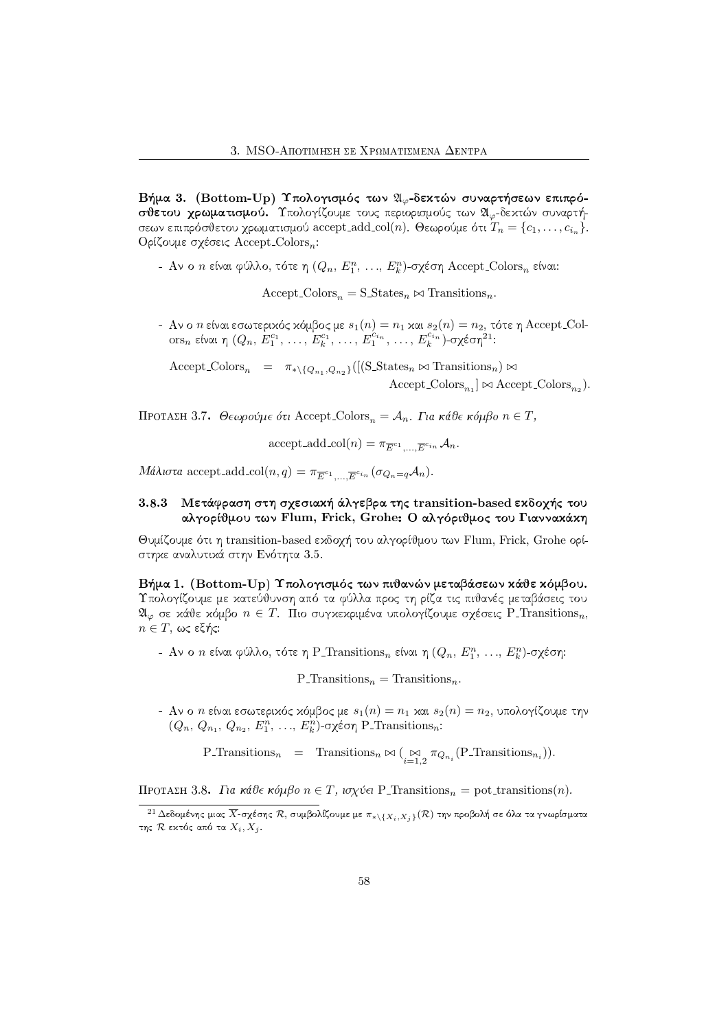**Βήμα 3. (Bottom-Up) Υπολογισμός των $\mathfrak{A}_\varphi$-δεκτών συναρτήσεων επιπρόσθετου χρωματισμού.** Υπολογίζουμε τους περιορισμούς των $\mathfrak{A}_\varphi$-δεκτών συναρτήσεων επιπρόσθετου χρωματισμού accept_add_col($n$). Θεωρούμε ότι $T_n = \{c_1, \ldots, c_{i_n}\}$. Ορίζουμε σχέσεις $\text{Accept\_Colors}_n$:

- Αν ο $n$ είναι φύλλο, τότε η $(Q_n, E_1^n, \ldots, E_k^n)$-σχέση $\text{Accept\_Colors}_n$ είναι:

$$\text{Accept\_Colors}_n = \text{S\_States}_n \bowtie \text{Transitions}_n.$$

- Αν ο $n$ είναι εσωτερικός κόμβος με $s_1(n) = n_1$ και $s_2(n) = n_2$, τότε η Accept_Colors$_n$ είναι η $(Q_n, E_1^{c_1}, \ldots, E_k^{c_1}, \ldots, E_1^{c_{i_n}}, \ldots, E_k^{c_{i_n}})$-σχέση[21]:

$$\text{Accept\_Colors}_n = \pi_{*\setminus\{Q_{n_1}, Q_{n_2}\}}([(\text{S\_States}_n \bowtie \text{Transitions}_n) \bowtie \text{Accept\_Colors}_{n_1}] \bowtie \text{Accept\_Colors}_{n_2}).$$

Πρόταση 3.7. *Θεωρούμε ότι* $\text{Accept\_Colors}_n = \mathcal{A}_n$. *Για κάθε κόμβο* $n \in T$,

$$\text{accept\_add\_col}(n) = \pi_{\overline{E}^{c_1}, \ldots, \overline{E}^{c_{i_n}}} \mathcal{A}_n.$$

*Μάλιστα* $\text{accept\_add\_col}(n, q) = \pi_{\overline{E}^{c_1}, \ldots, \overline{E}^{c_{i_n}}} (\sigma_{Q_n = q} \mathcal{A}_n)$.

### 3.8.3 Μετάφραση στη σχεσιακή άλγεβρα της transition-based εκδοχής του αλγορίθμου των Flum, Frick, Grohe: Ο αλγόριθμος του Γιαννακάκη

Θυμίζουμε ότι η transition-based εκδοχή του αλγορίθμου των Flum, Frick, Grohe ορίστηκε αναλυτικά στην Ενότητα 3.5.

**Βήμα 1. (Bottom-Up) Υπολογισμός των πιθανών μεταβάσεων κάθε κόμβου.** Υπολογίζουμε με κατεύθυνση από τα φύλλα προς τη ρίζα τις πιθανές μεταβάσεις του $\mathfrak{A}_\varphi$ σε κάθε κόμβο $n \in T$. Πιο συγκεκριμένα υπολογίζουμε σχέσεις $\text{P\_Transitions}_n$, $n \in T$, ως εξής:

- Αν ο $n$ είναι φύλλο, τότε η $\text{P\_Transitions}_n$ είναι η $(Q_n, E_1^n, \ldots, E_k^n)$-σχέση:

$$\text{P\_Transitions}_n = \text{Transitions}_n.$$

- Αν ο $n$ είναι εσωτερικός κόμβος με $s_1(n) = n_1$ και $s_2(n) = n_2$, υπολογίζουμε την $(Q_n, Q_{n_1}, Q_{n_2}, E_1^n, \ldots, E_k^n)$-σχέση $\text{P\_Transitions}_n$:

$$\text{P\_Transitions}_n = \text{Transitions}_n \bowtie (\mathop{\bowtie}_{i=1,2} \pi_{Q_{n_i}}(\text{P\_Transitions}_{n_i})).$$

Πρόταση 3.8. *Για κάθε κόμβο* $n \in T$, *ισχύει* $\text{P\_Transitions}_n = \text{pot\_transitions}(n)$.

[21] Δεδομένης μιας $\overline{X}$-σχέσης $\mathcal{R}$, συμβολίζουμε με $\pi_{*\setminus\{X_i, X_j\}}(\mathcal{R})$ την προβολή σε όλα τα γνωρίσματα της $\mathcal{R}$ εκτός από τα $X_i, X_j$.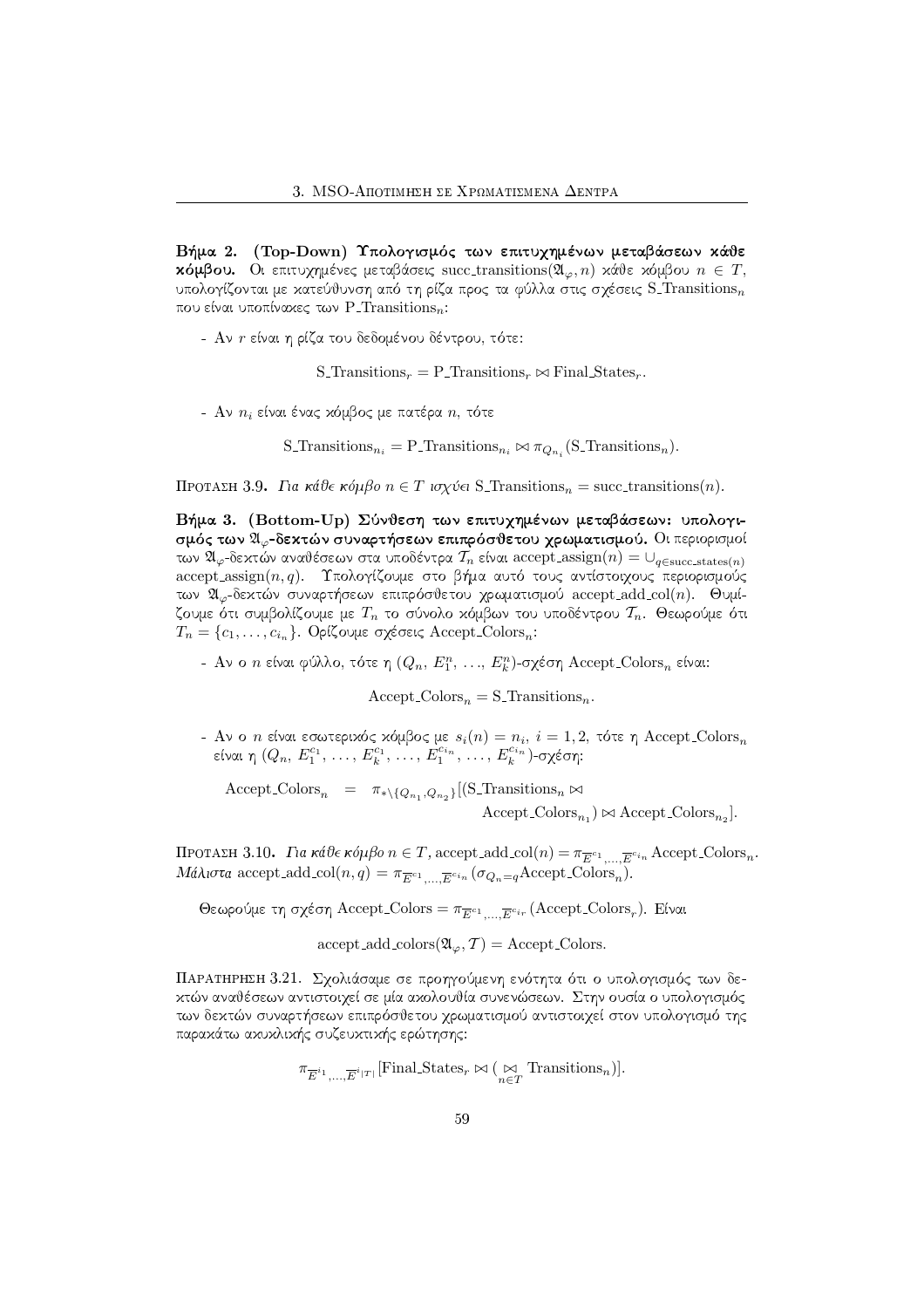**Βήμα 2. (Top-Down) Υπολογισμός των επιτυχημένων μεταβάσεων κάθε κόμβου.** Οι επιτυχημένες μεταβάσεις succ_transitions$(\mathfrak{A}_\varphi, n)$ κάθε κόμβου $n \in T$, υπολογίζονται με κατεύθυνση από τη ρίζα προς τα φύλλα στις σχέσεις S_Transitions$_n$ που είναι υποπίνακες των P_Transitions$_n$:

- Αν $r$ είναι η ρίζα του δεδομένου δέντρου, τότε:

$$\text{S\_Transitions}_r = \text{P\_Transitions}_r \bowtie \text{Final\_States}_r.$$

- Αν $n_i$ είναι ένας κόμβος με πατέρα $n$, τότε

$$\text{S\_Transitions}_{n_i} = \text{P\_Transitions}_{n_i} \bowtie \pi_{Q_{n_i}}(\text{S\_Transitions}_n).$$

Πρόταση 3.9. *Για κάθε κόμβο $n \in T$ ισχύει* S_Transitions$_n$ = succ_transitions$(n)$.

**Βήμα 3. (Bottom-Up) Σύνθεση των επιτυχημένων μεταβάσεων: υπολογισμός των $\mathfrak{A}_\varphi$-δεκτών συναρτήσεων επιπρόσθετου χρωματισμού.** Οι περιορισμοί των $\mathfrak{A}_\varphi$-δεκτών αναθέσεων στα υποδέντρα $\mathcal{T}_n$ είναι accept_assign$(n) = \cup_{q \in \text{succ\_states}(n)}$ accept_assign$(n, q)$. Υπολογίζουμε στο βήμα αυτό τους αντίστοιχους περιορισμούς των $\mathfrak{A}_\varphi$-δεκτών συναρτήσεων επιπρόσθετου χρωματισμού accept_add_col$(n)$. Θυμίζουμε ότι συμβολίζουμε με $T_n$ το σύνολο κόμβων του υποδέντρου $\mathcal{T}_n$. Θεωρούμε ότι $T_n = \{c_1, \ldots, c_{i_n}\}$. Ορίζουμε σχέσεις Accept_Colors$_n$:

- Αν ο $n$ είναι φύλλο, τότε η $(Q_n, E_1^n, \ldots, E_k^n)$-σχέση Accept_Colors$_n$ είναι:

$$\text{Accept\_Colors}_n = \text{S\_Transitions}_n.$$

- Αν ο $n$ είναι εσωτερικός κόμβος με $s_i(n) = n_i$, $i = 1, 2$, τότε η Accept_Colors$_n$ είναι η $(Q_n, E_1^{c_1}, \ldots, E_k^{c_1}, \ldots, E_1^{c_{i_n}}, \ldots, E_k^{c_{i_n}})$-σχέση:

$$\text{Accept\_Colors}_n = \pi_{*\setminus\{Q_{n_1}, Q_{n_2}\}}[(\text{S\_Transitions}_n \bowtie \text{Accept\_Colors}_{n_1}) \bowtie \text{Accept\_Colors}_{n_2}].$$

Πρόταση 3.10. *Για κάθε κόμβο $n \in T$,* accept_add_col$(n) = \pi_{\overline{E}^{c_1}, \ldots, \overline{E}^{c_{i_n}}}$ Accept_Colors$_n$. *Μάλιστα* accept_add_col$(n, q) = \pi_{\overline{E}^{c_1}, \ldots, \overline{E}^{c_{i_n}}}(\sigma_{Q_n = q}\text{Accept\_Colors}_n)$.

Θεωρούμε τη σχέση Accept_Colors $= \pi_{\overline{E}^{c_1}, \ldots, \overline{E}^{c_{i_r}}}(\text{Accept\_Colors}_r)$. Είναι

$$\text{accept\_add\_colors}(\mathfrak{A}_\varphi, \mathcal{T}) = \text{Accept\_Colors}.$$

Παρατήρηση 3.21. Σχολιάσαμε σε προηγούμενη ενότητα ότι ο υπολογισμός των δεκτών αναθέσεων αντιστοιχεί σε μία ακολουθία συνενώσεων. Στην ουσία ο υπολογισμός των δεκτών συναρτήσεων επιπρόσθετου χρωματισμού αντιστοιχεί στον υπολογισμό της παρακάτω ακυκλικής συζευκτικής ερώτησης:

$$\pi_{\overline{E}^{i_1}, \ldots, \overline{E}^{i_{|T|}}}[\text{Final\_States}_r \bowtie (\underset{n \in T}{\bowtie} \text{Transitions}_n)].$$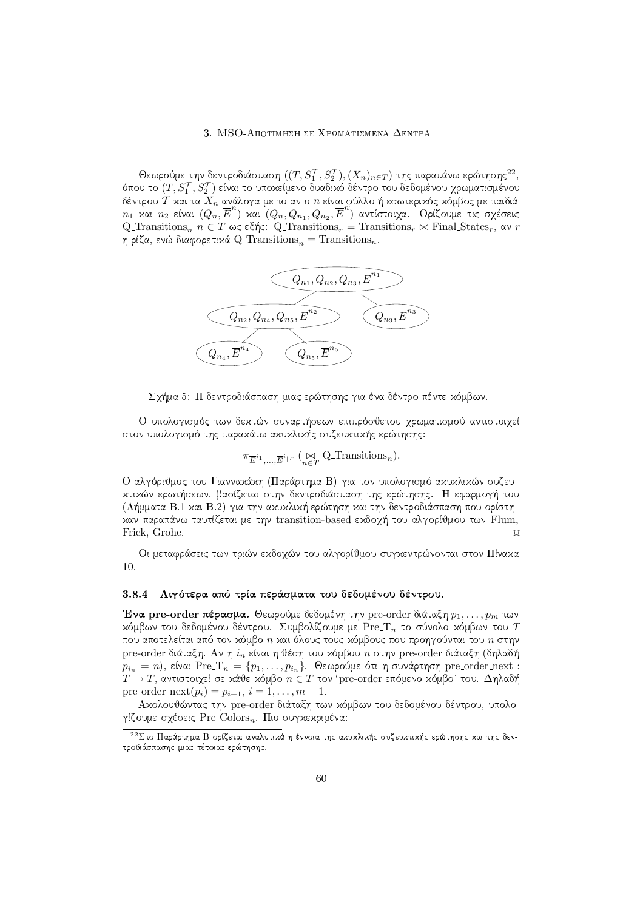Θεωρούμε την δεντροδιάσπαση $((T, S_1^{\mathcal{T}}, S_2^{\mathcal{T}}), (X_n)_{n\in T})$ της παραπάνω ερώτησης[22], όπου το $(T, S_1^{\mathcal{T}}, S_2^{\mathcal{T}})$ είναι το υποκείμενο δυαδικό δέντρο του δεδομένου χρωματισμένου δέντρου $\mathcal{T}$ και τα $X_n$ ανάλογα με το αν ο $n$ είναι φύλλο ή εσωτερικός κόμβος με παιδιά $n_1$ και $n_2$ είναι $(Q_n, \overline{E}^n)$ και $(Q_n, Q_{n_1}, Q_{n_2}, \overline{E}^n)$ αντίστοιχα. Ορίζουμε τις σχέσεις $\text{Q\_Transitions}_n$ $n \in T$ ως εξής: $\text{Q\_Transitions}_r = \text{Transitions}_r \bowtie \text{Final\_States}_r$, αν $r$ η ρίζα, ενώ διαφορετικά $\text{Q\_Transitions}_n = \text{Transitions}_n$.

Σχήμα 5: Η δεντροδιάσπαση μιας ερώτησης για ένα δέντρο πέντε κόμβων.

Ο υπολογισμός των δεκτών συναρτήσεων επιπρόσθετου χρωματισμού αντιστοιχεί στον υπολογισμό της παρακάτω ακυκλικής συζευκτικής ερώτησης:

$$\pi_{\overline{E}^{i_1},\ldots,\overline{E}^{i_{|T|}}}(\underset{n\in T}{\bowtie} \text{Q\_Transitions}_n).$$

Ο αλγόριθμος του Γιαννακάκη (Παράρτημα Β) για τον υπολογισμό ακυκλικών συζευκτικών ερωτήσεων, βασίζεται στην δεντροδιάσπαση της ερώτησης. Η εφαρμογή του (Λήμματα Β.1 και Β.2) για την ακυκλική ερώτηση και την δεντροδιάσπαση που ορίστηκαν παραπάνω ταυτίζεται με την transition-based εκδοχή του αλγορίθμου των Flum, Frick, Grohe. ⌑

Οι μεταφράσεις των τριών εκδοχών του αλγορίθμου συγκεντρώνονται στον Πίνακα 10.

### 3.8.4 Λιγότερα από τρία περάσματα του δεδομένου δέντρου.

**Ένα pre-order πέρασμα.** Θεωρούμε δεδομένη την pre-order διάταξη $p_1, \ldots, p_m$ των κόμβων του δεδομένου δέντρου. Συμβολίζουμε με $\text{Pre\_T}_n$ το σύνολο κόμβων του $T$ που αποτελείται από τον κόμβο $n$ και όλους τους κόμβους που προηγούνται του $n$ στην pre-order διάταξη. Αν η $i_n$ είναι η θέση του κόμβου $n$ στην pre-order διάταξη (δηλαδή $p_{i_n} = n$), είναι $\text{Pre\_T}_n = \{p_1, \ldots, p_{i_n}\}$. Θεωρούμε ότι η συνάρτηση $\text{pre\_order\_next} : T \to T$, αντιστοιχεί σε κάθε κόμβο $n \in T$ τον 'pre-order επόμενο κόμβο' του. Δηλαδή $\text{pre\_order\_next}(p_i) = p_{i+1}$, $i = 1, \ldots, m-1$.

Ακολουθώντας την pre-order διάταξη των κόμβων του δεδομένου δέντρου, υπολογίζουμε σχέσεις $\text{Pre\_Colors}_n$. Πιο συγκεκριμένα:

[22] Στο Παράρτημα Β ορίζεται αναλυτικά η έννοια της ακυκλικής συζευκτικής ερώτησης και της δεντροδιάσπασης μιας τέτοιας ερώτησης.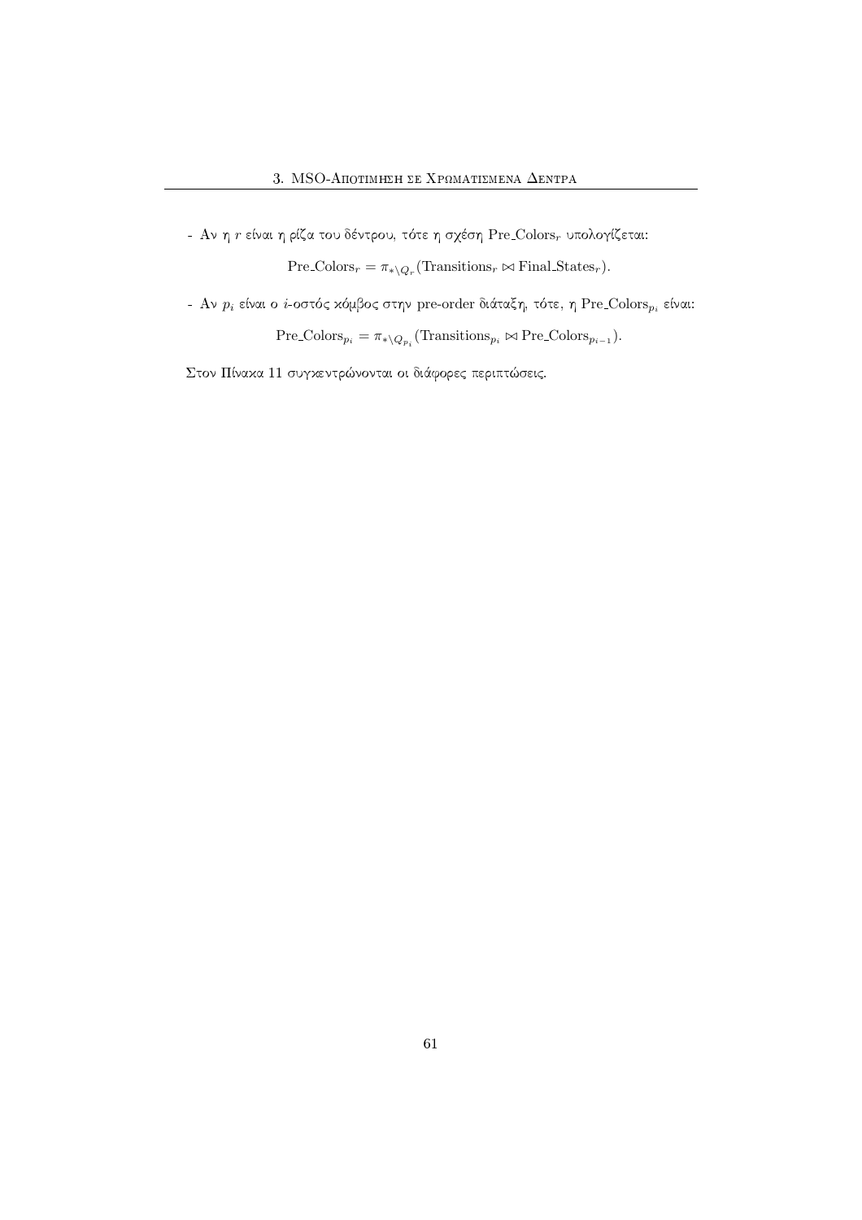- Αν η $r$ είναι η ρίζα του δέντρου, τότε η σχέση $\mathrm{Pre\_Colors}_r$ υπολογίζεται:

$$\mathrm{Pre\_Colors}_r = \pi_{*\setminus Q_r}(\mathrm{Transitions}_r \bowtie \mathrm{Final\_States}_r).$$

- Αν $p_i$ είναι ο $i$-οστός κόμβος στην pre-order διάταξη, τότε, η $\mathrm{Pre\_Colors}_{p_i}$ είναι:

$$\mathrm{Pre\_Colors}_{p_i} = \pi_{*\setminus Q_{p_i}}(\mathrm{Transitions}_{p_i} \bowtie \mathrm{Pre\_Colors}_{p_{i-1}}).$$

Στον Πίνακα 11 συγκεντρώνονται οι διάφορες περιπτώσεις.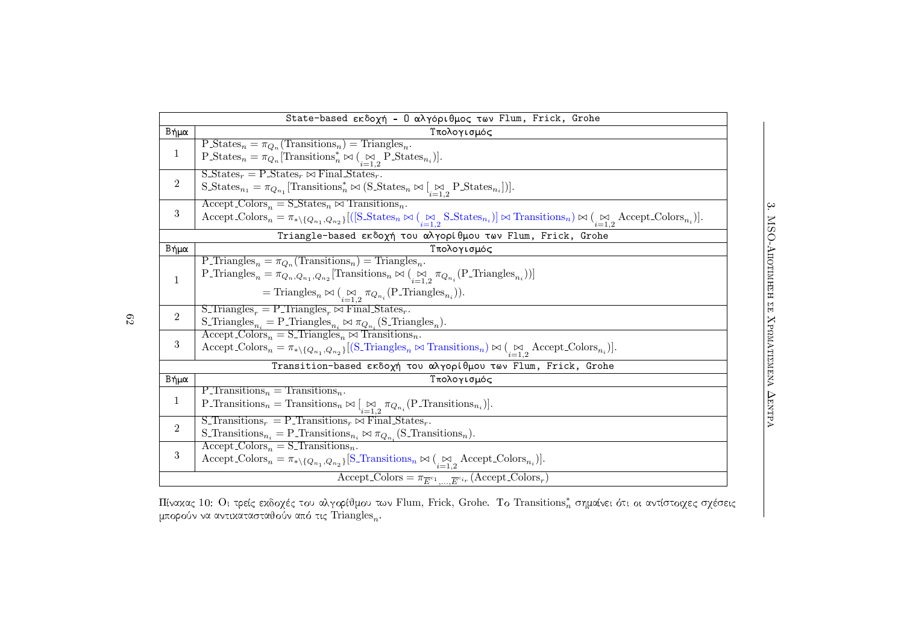| Βήμα | Υπολογισμός |
|---|---|
| **State-based εκδοχή - Ο αλγόριθμος των Flum, Frick, Grohe** | |
| 1 | $\text{P\_States}_n = \pi_{Q_n}(\text{Transitions}_n) = \text{Triangles}_n$. <br> $\text{P\_States}_n = \pi_{Q_n}[\text{Transitions}^*_n \bowtie (\underset{i=1,2}{\bowtie} \text{P\_States}_{n_i})]$. |
| 2 | $\text{S\_States}_r = \text{P\_States}_r \bowtie \text{Final\_States}_r$. <br> $\text{S\_States}_{n_1} = \pi_{Q_{n_1}}[\text{Transitions}^*_n \bowtie (\text{S\_States}_n \bowtie [\underset{i=1,2}{\bowtie} \text{P\_States}_{n_i}])]$. |
| 3 | $\text{Accept\_Colors}_n = \text{S\_States}_n \bowtie \text{Transitions}_n$. <br> $\text{Accept\_Colors}_n = \pi_{*\setminus\{Q_{n_1},Q_{n_2}\}}[([\text{S\_States}_n \bowtie (\underset{i=1,2}{\bowtie} \text{S\_States}_{n_i})] \bowtie \text{Transitions}_n) \bowtie (\underset{i=1,2}{\bowtie} \text{Accept\_Colors}_{n_i})]$. |
| **Triangle-based εκδοχή του αλγορίθμου των Flum, Frick, Grohe** | |
| 1 | $\text{P\_Triangles}_n = \pi_{Q_n}(\text{Transitions}_n) = \text{Triangles}_n$. <br> $\text{P\_Triangles}_n = \pi_{Q_n,Q_{n_1},Q_{n_2}}[\text{Transitions}_n \bowtie (\underset{i=1,2}{\bowtie} \pi_{Q_{n_i}}(\text{P\_Triangles}_{n_i}))]$ <br> $= \text{Triangles}_n \bowtie (\underset{i=1,2}{\bowtie} \pi_{Q_{n_i}}(\text{P\_Triangles}_{n_i}))$. |
| 2 | $\text{S\_Triangles}_r = \text{P\_Triangles}_r \bowtie \text{Final\_States}_r$. <br> $\text{S\_Triangles}_{n_i} = \text{P\_Triangles}_{n_i} \bowtie \pi_{Q_{n_i}}(\text{S\_Triangles}_n)$. |
| 3 | $\text{Accept\_Colors}_n = \text{S\_Triangles}_n \bowtie \text{Transitions}_n$. <br> $\text{Accept\_Colors}_n = \pi_{*\setminus\{Q_{n_1},Q_{n_2}\}}[(\text{S\_Triangles}_n \bowtie \text{Transitions}_n) \bowtie (\underset{i=1,2}{\bowtie} \text{Accept\_Colors}_{n_i})]$. |
| **Transition-based εκδοχή του αλγορίθμου των Flum, Frick, Grohe** | |
| 1 | $\text{P\_Transitions}_n = \text{Transitions}_n$. <br> $\text{P\_Transitions}_n = \text{Transitions}_n \bowtie [\underset{i=1,2}{\bowtie} \pi_{Q_{n_i}}(\text{P\_Transitions}_{n_i})]$. |
| 2 | $\text{S\_Transitions}_r = \text{P\_Transitions}_r \bowtie \text{Final\_States}_r$. <br> $\text{S\_Transitions}_{n_i} = \text{P\_Transitions}_{n_i} \bowtie \pi_{Q_{n_i}}(\text{S\_Transitions}_n)$. |
| 3 | $\text{Accept\_Colors}_n = \text{S\_Transitions}_n$. <br> $\text{Accept\_Colors}_n = \pi_{*\setminus\{Q_{n_1},Q_{n_2}\}}[\text{S\_Transitions}_n \bowtie (\underset{i=1,2}{\bowtie} \text{Accept\_Colors}_{n_i})]$. |
| | $\text{Accept\_Colors} = \pi_{\overline{E}^{c_1},\ldots,\overline{E}^{c_{i_r}}}(\text{Accept\_Colors}_r)$ |

Πίνακας 10: Οι τρείς εκδοχές του αλγορίθμου των Flum, Frick, Grohe. Το $\text{Transitions}^*_n$ σημαίνει ότι οι αντίστοιχες σχέσεις μπορούν να αντικατασταθούν από τις $\text{Triangles}_n$.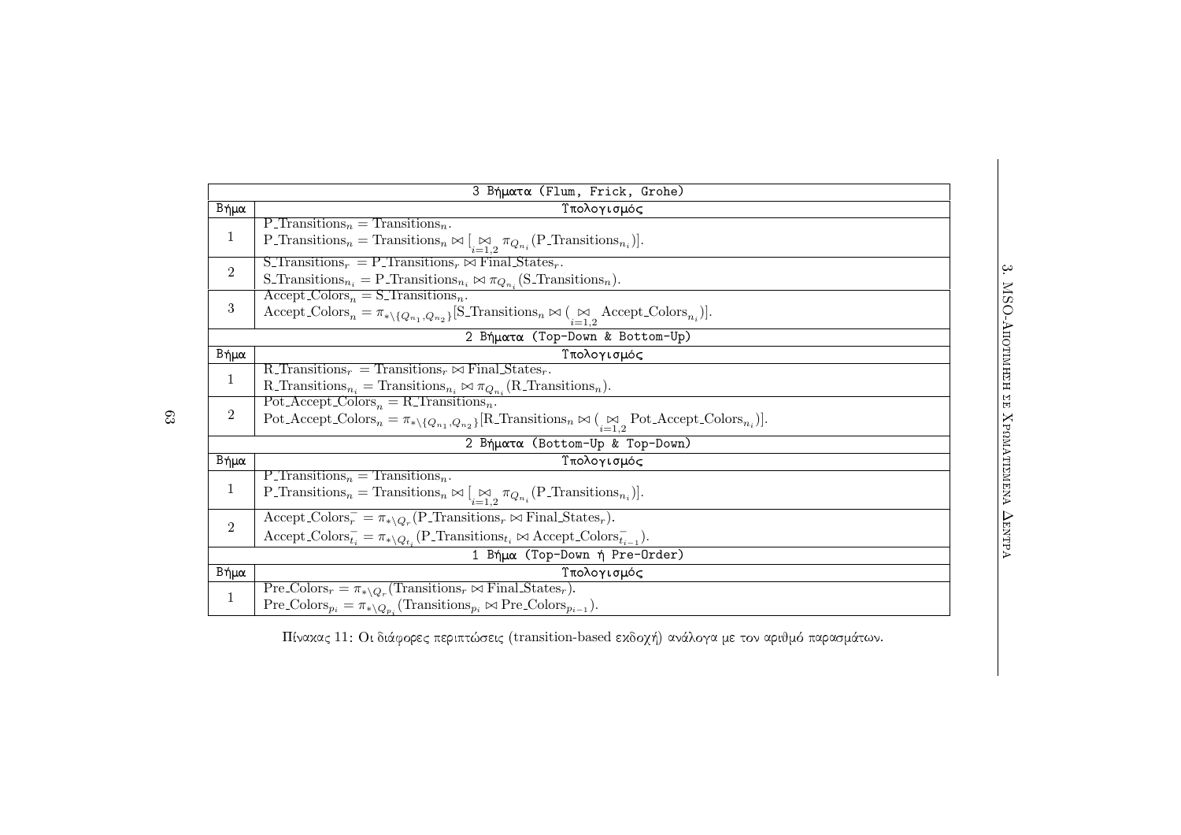| 3 Βήματα (Flum, Frick, Grohe) | |
|---|---|
| Βήμα | Υπολογισμός |
| 1 | $\text{P\_Transitions}_n = \text{Transitions}_n$.<br>$\text{P\_Transitions}_n = \text{Transitions}_n \bowtie [\underset{i=1,2}{\bowtie} \pi_{Q_{n_i}}(\text{P\_Transitions}_{n_i})]$. |
| 2 | $\text{S\_Transitions}_r = \text{P\_Transitions}_r \bowtie \text{Final\_States}_r$.<br>$\text{S\_Transitions}_{n_i} = \text{P\_Transitions}_{n_i} \bowtie \pi_{Q_{n_i}}(\text{S\_Transitions}_n)$. |
| 3 | $\text{Accept\_Colors}_n = \text{S\_Transitions}_n$.<br>$\text{Accept\_Colors}_n = \pi_{*\setminus\{Q_{n_1},Q_{n_2}\}}[\text{S\_Transitions}_n \bowtie (\underset{i=1,2}{\bowtie} \text{Accept\_Colors}_{n_i})]$. |
| **2 Βήματα (Top-Down & Bottom-Up)** | |
| Βήμα | Υπολογισμός |
| 1 | $\text{R\_Transitions}_r = \text{Transitions}_r \bowtie \text{Final\_States}_r$.<br>$\text{R\_Transitions}_{n_i} = \text{Transitions}_{n_i} \bowtie \pi_{Q_{n_i}}(\text{R\_Transitions}_n)$. |
| 2 | $\text{Pot\_Accept\_Colors}_n = \text{R\_Transitions}_n$.<br>$\text{Pot\_Accept\_Colors}_n = \pi_{*\setminus\{Q_{n_1},Q_{n_2}\}}[\text{R\_Transitions}_n \bowtie (\underset{i=1,2}{\bowtie} \text{Pot\_Accept\_Colors}_{n_i})]$. |
| **2 Βήματα (Bottom-Up & Top-Down)** | |
| Βήμα | Υπολογισμός |
| 1 | $\text{P\_Transitions}_n = \text{Transitions}_n$.<br>$\text{P\_Transitions}_n = \text{Transitions}_n \bowtie [\underset{i=1,2}{\bowtie} \pi_{Q_{n_i}}(\text{P\_Transitions}_{n_i})]$. |
| 2 | $\text{Accept\_Colors}_r^- = \pi_{*\setminus Q_r}(\text{P\_Transitions}_r \bowtie \text{Final\_States}_r)$.<br>$\text{Accept\_Colors}_{t_i}^- = \pi_{*\setminus Q_{t_i}}(\text{P\_Transitions}_{t_i} \bowtie \text{Accept\_Colors}_{t_{i-1}}^-)$. |
| **1 Βήμα (Top-Down ή Pre-Order)** | |
| Βήμα | Υπολογισμός |
| 1 | $\text{Pre\_Colors}_r = \pi_{*\setminus Q_r}(\text{Transitions}_r \bowtie \text{Final\_States}_r)$.<br>$\text{Pre\_Colors}_{p_i} = \pi_{*\setminus Q_{p_i}}(\text{Transitions}_{p_i} \bowtie \text{Pre\_Colors}_{p_{i-1}})$. |

Πίνακας 11: Οι διάφορες περιπτώσεις (transition-based εκδοχή) ανάλογα με τον αριθμό παρασμάτων.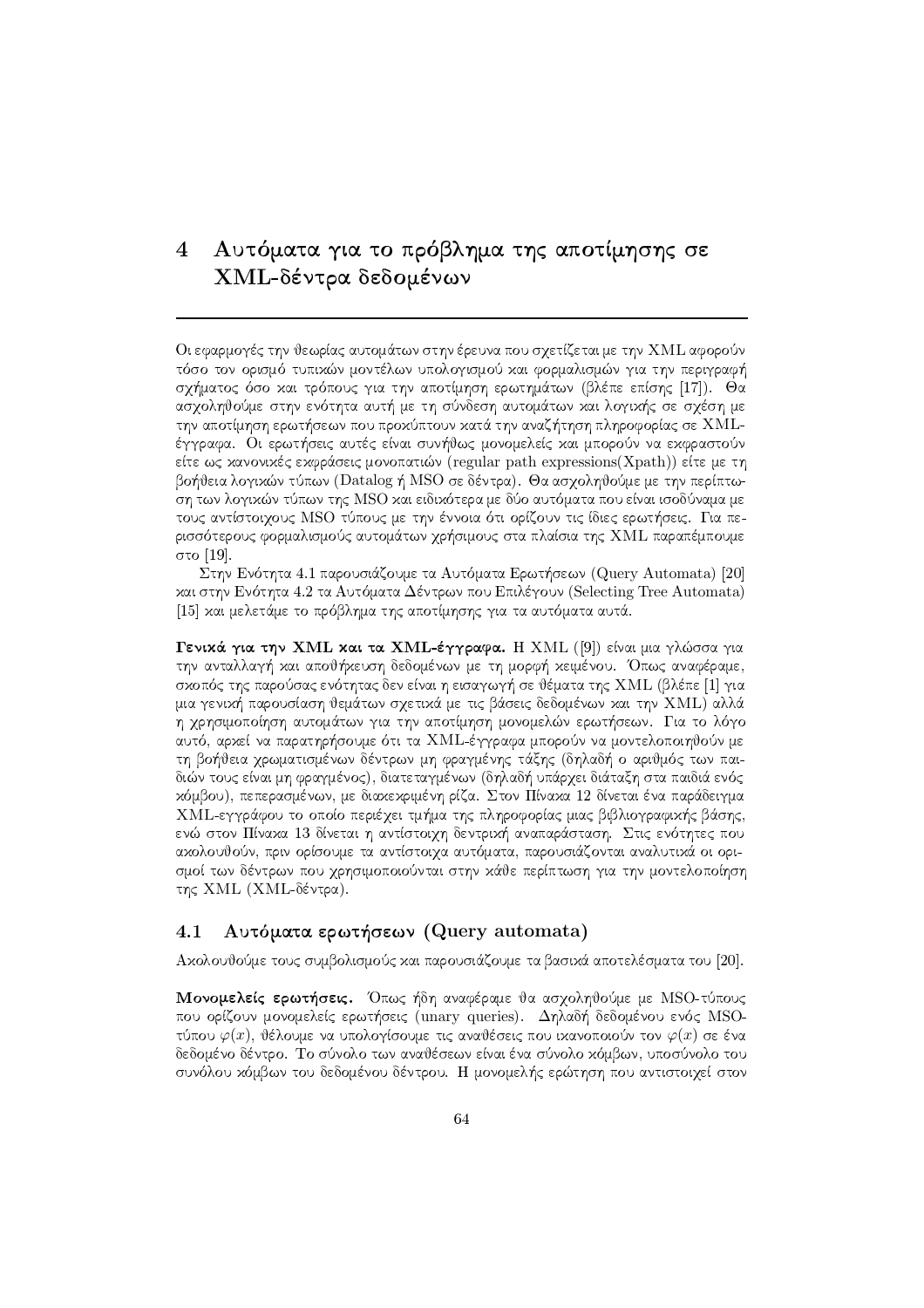# 4 Αυτόματα για το πρόβλημα της αποτίμησης σε XML-δέντρα δεδομένων

Οι εφαρμογές την θεωρίας αυτομάτων στην έρευνα που σχετίζεται με την XML αφορούν τόσο τον ορισμό τυπικών μοντέλων υπολογισμού και φορμαλισμών για την περιγραφή σχήματος όσο και τρόπους για την αποτίμηση ερωτημάτων (βλέπε επίσης [17]). Θα ασχοληθούμε στην ενότητα αυτή με τη σύνδεση αυτομάτων και λογικής σε σχέση με την αποτίμηση ερωτήσεων που προκύπτουν κατά την αναζήτηση πληροφορίας σε XML-έγγραφα. Οι ερωτήσεις αυτές είναι συνήθως μονομελείς και μπορούν να εκφραστούν είτε ως κανονικές εκφράσεις μονοπατιών (regular path expressions(Xpath)) είτε με τη βοήθεια λογικών τύπων (Datalog ή MSO σε δέντρα). Θα ασχοληθούμε με την περίπτωση των λογικών τύπων της MSO και ειδικότερα με δύο αυτόματα που είναι ισοδύναμα με τους αντίστοιχους MSO τύπους με την έννοια ότι ορίζουν τις ίδιες ερωτήσεις. Για περισσότερους φορμαλισμούς αυτομάτων χρήσιμους στα πλαίσια της XML παραπέμπουμε στο [19].

Στην Ενότητα 4.1 παρουσιάζουμε τα Αυτόματα Ερωτήσεων (Query Automata) [20] και στην Ενότητα 4.2 τα Αυτόματα Δέντρων που Επιλέγουν (Selecting Tree Automata) [15] και μελετάμε το πρόβλημα της αποτίμησης για τα αυτόματα αυτά.

**Γενικά για την XML και τα XML-έγγραφα.** Η XML ([9]) είναι μια γλώσσα για την ανταλλαγή και αποθήκευση δεδομένων με τη μορφή κειμένου. Όπως αναφέραμε, σκοπός της παρούσας ενότητας δεν είναι η εισαγωγή σε θέματα της XML (βλέπε [1] για μια γενική παρουσίαση θεμάτων σχετικά με τις βάσεις δεδομένων και την XML) αλλά η χρησιμοποίηση αυτομάτων για την αποτίμηση μονομελών ερωτήσεων. Για το λόγο αυτό, αρκεί να παρατηρήσουμε ότι τα XML-έγγραφα μπορούν να μοντελοποιηθούν με τη βοήθεια χρωματισμένων δέντρων μη φραγμένης τάξης (δηλαδή ο αριθμός των παιδιών τους είναι μη φραγμένος), διατεταγμένων (δηλαδή υπάρχει διάταξη στα παιδιά ενός κόμβου), πεπερασμένων, με διακεκριμένη ρίζα. Στον Πίνακα 12 δίνεται ένα παράδειγμα XML-εγγράφου το οποίο περιέχει τμήμα της πληροφορίας μιας βιβλιογραφικής βάσης, ενώ στον Πίνακα 13 δίνεται η αντίστοιχη δεντρική αναπαράσταση. Στις ενότητες που ακολουθούν, πριν ορίσουμε τα αντίστοιχα αυτόματα, παρουσιάζονται αναλυτικά οι ορισμοί των δέντρων που χρησιμοποιούνται στην κάθε περίπτωση για την μοντελοποίηση της XML (XML-δέντρα).

## 4.1 Αυτόματα ερωτήσεων (Query automata)

Ακολουθούμε τους συμβολισμούς και παρουσιάζουμε τα βασικά αποτελέσματα του [20].

**Μονομελείς ερωτήσεις.** Όπως ήδη αναφέραμε θα ασχοληθούμε με MSO-τύπους που ορίζουν μονομελείς ερωτήσεις (unary queries). Δηλαδή δεδομένου ενός MSO-τύπου $\varphi(x)$, θέλουμε να υπολογίσουμε τις αναθέσεις που ικανοποιούν τον $\varphi(x)$ σε ένα δεδομένο δέντρο. Το σύνολο των αναθέσεων είναι ένα σύνολο κόμβων, υποσύνολο του συνόλου κόμβων του δεδομένου δέντρου. Η μονομελής ερώτηση που αντιστοιχεί στον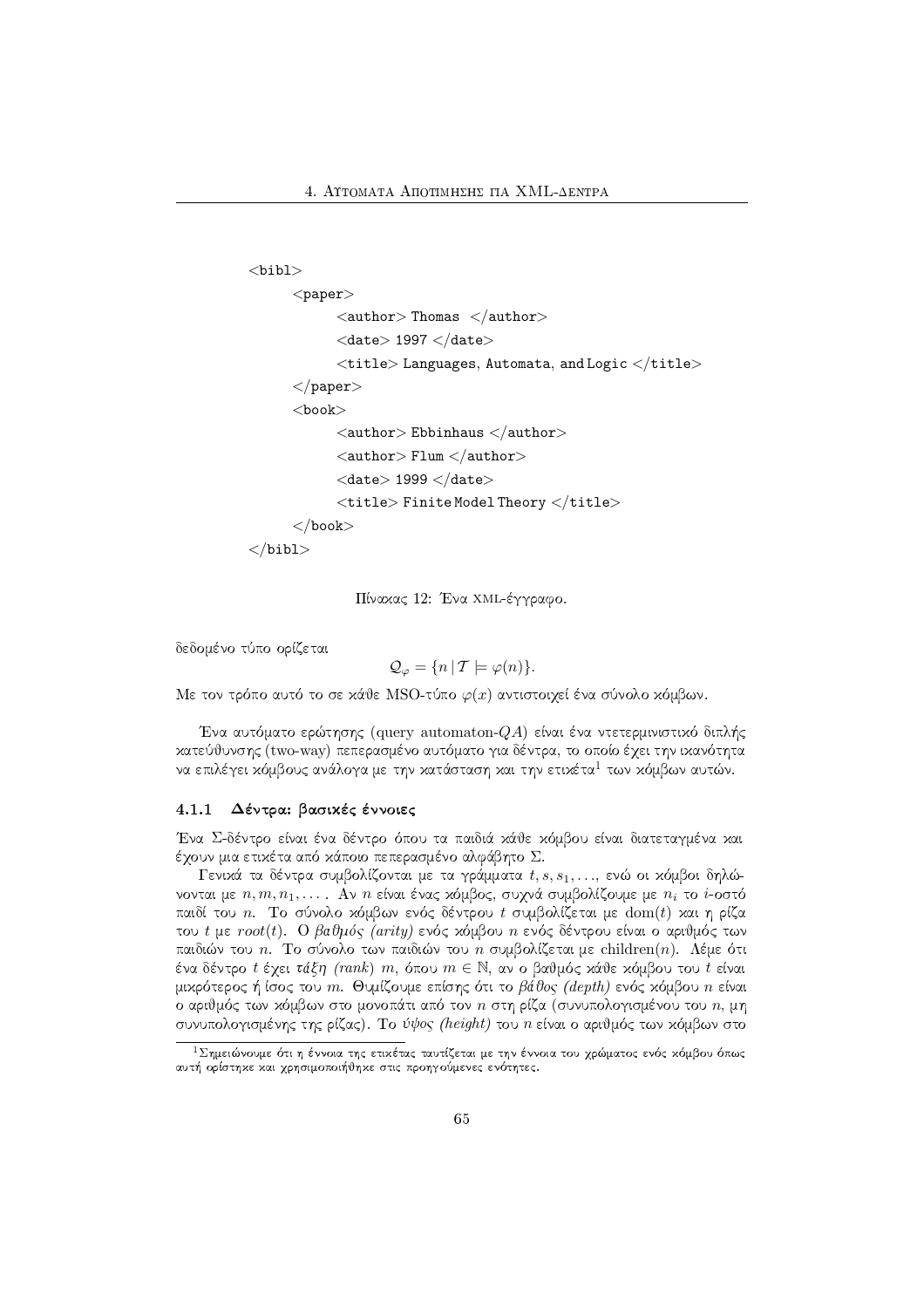```
<bibl>
    <paper>
        <author> Thomas </author>
        <date> 1997 </date>
        <title> Languages, Automata, and Logic </title>
    </paper>
    <book>
        <author> Ebbinhaus </author>
        <author> Flum </author>
        <date> 1999 </date>
        <title> Finite Model Theory </title>
    </book>
</bibl>
```

Πίνακας 12: Ένα XML-έγγραφο.

δεδομένο τύπο ορίζεται

$$\mathcal{Q}_{\varphi} = \{n \,|\, \mathcal{T} \models \varphi(n)\}.$$

Με τον τρόπο αυτό το σε κάθε MSO-τύπο $\varphi(x)$ αντιστοιχεί ένα σύνολο κόμβων.

Ένα αυτόματο ερώτησης (query automaton-$QA$) είναι ένα ντετερμινιστικό διπλής κατεύθυνσης (two-way) πεπερασμένο αυτόματο για δέντρα, το οποίο έχει την ικανότητα να επιλέγει κόμβους ανάλογα με την κατάσταση και την ετικέτα[1] των κόμβων αυτών.

### 4.1.1 Δέντρα: βασικές έννοιες

Ένα $\Sigma$-δέντρο είναι ένα δέντρο όπου τα παιδιά κάθε κόμβου είναι διατεταγμένα και έχουν μια ετικέτα από κάποιο πεπερασμένο αλφάβητο $\Sigma$.

Γενικά τα δέντρα συμβολίζονται με τα γράμματα $t, s, s_1, \ldots$, ενώ οι κόμβοι δηλώνονται με $n, m, n_1, \ldots$ . Αν $n$ είναι ένας κόμβος, συχνά συμβολίζουμε με $n_i$ το $i$-οστό παιδί του $n$. Το σύνολο κόμβων ενός δέντρου $t$ συμβολίζεται με $\mathrm{dom}(t)$ και η ρίζα του $t$ με $root(t)$. Ο *βαθμός (arity)* ενός κόμβου $n$ ενός δέντρου είναι ο αριθμός των παιδιών του $n$. Το σύνολο των παιδιών του $n$ συμβολίζεται με $\mathrm{children}(n)$. Λέμε ότι ένα δέντρο $t$ έχει *τάξη (rank)* $m$, όπου $m \in \mathbb{N}$, αν ο βαθμός κάθε κόμβου του $t$ είναι μικρότερος ή ίσος του $m$. Θυμίζουμε επίσης ότι το *βάθος (depth)* ενός κόμβου $n$ είναι ο αριθμός των κόμβων στο μονοπάτι από τον $n$ στη ρίζα (συνυπολογισμένου του $n$, μη συνυπολογισμένης της ρίζας). Το *ύψος (height)* του $n$ είναι ο αριθμός των κόμβων στο

[1] Σημειώνουμε ότι η έννοια της ετικέτας ταυτίζεται με την έννοια του χρώματος ενός κόμβου όπως αυτή ορίστηκε και χρησιμοποιήθηκε στις προηγούμενες ενότητες.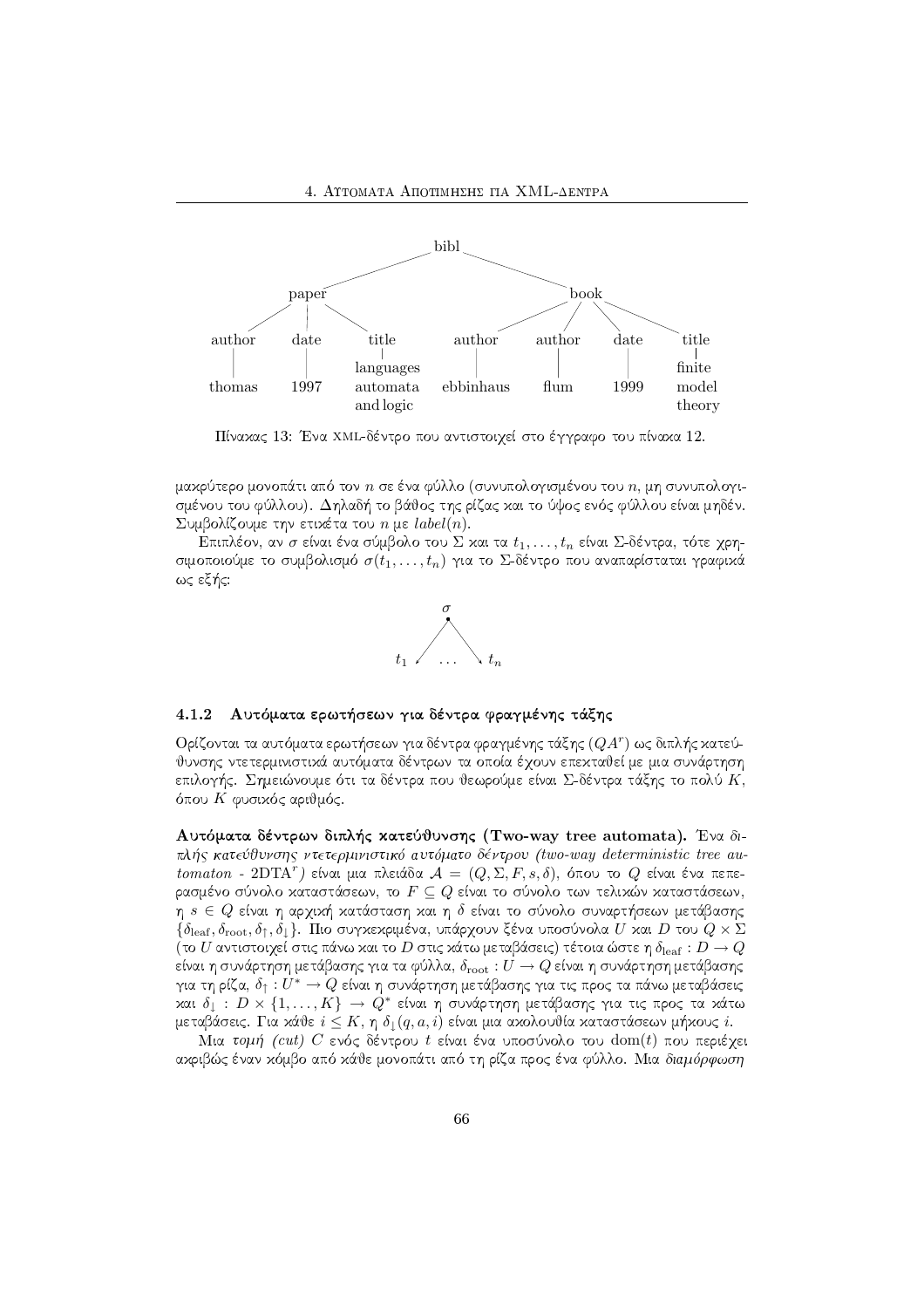```
                          bibl
             paper                          book
   author    date    title       author    author    date    title
                     languages                              finite
   thomas    1997    automata    ebbinhaus   flum    1999    model
                     and logic                              theory
```

Πίνακας 13: Ένα XML-δέντρο που αντιστοιχεί στο έγγραφο του πίνακα 12.

μακρύτερο μονοπάτι από τον $n$ σε ένα φύλλο (συνυπολογισμένου του $n$, μη συνυπολογισμένου του φύλλου). Δηλαδή το βάθος της ρίζας και το ύψος ενός φύλλου είναι μηδέν. Συμβολίζουμε την ετικέτα του $n$ με $label(n)$.

Επιπλέον, αν $\sigma$ είναι ένα σύμβολο του $\Sigma$ και τα $t_1, \ldots, t_n$ είναι $\Sigma$-δέντρα, τότε χρησιμοποιούμε το συμβολισμό $\sigma(t_1, \ldots, t_n)$ για το $\Sigma$-δέντρο που αναπαρίσταται γραφικά ως εξής:

```
        σ
       / \
    t1  ...  tn
```

### 4.1.2 Αυτόματα ερωτήσεων για δέντρα φραγμένης τάξης

Ορίζονται τα αυτόματα ερωτήσεων για δέντρα φραγμένης τάξης ($QA^r$) ως διπλής κατεύθυνσης ντετερμινιστικά αυτόματα δέντρων τα οποία έχουν επεκταθεί με μια συνάρτηση επιλογής. Σημειώνουμε ότι τα δέντρα που θεωρούμε είναι $\Sigma$-δέντρα τάξης το πολύ $K$, όπου $K$ φυσικός αριθμός.

**Αυτόματα δέντρων διπλής κατεύθυνσης (Two-way tree automata).** Ένα *διπλής κατεύθυνσης ντετερμινιστικό αυτόματο δέντρου (two-way deterministic tree automaton* - $2\text{DTA}^r$*)* είναι μια πλειάδα $\mathcal{A} = (Q, \Sigma, F, s, \delta)$, όπου το $Q$ είναι ένα πεπερασμένο σύνολο καταστάσεων, το $F \subseteq Q$ είναι το σύνολο των τελικών καταστάσεων, η $s \in Q$ είναι η αρχική κατάσταση και η $\delta$ είναι το σύνολο συναρτήσεων μετάβασης $\{\delta_{\text{leaf}}, \delta_{\text{root}}, \delta_{\uparrow}, \delta_{\downarrow}\}$. Πιο συγκεκριμένα, υπάρχουν ξένα υποσύνολα $U$ και $D$ του $Q \times \Sigma$ (το $U$ αντιστοιχεί στις πάνω και το $D$ στις κάτω μεταβάσεις) τέτοια ώστε η $\delta_{\text{leaf}} : D \to Q$ είναι η συνάρτηση μετάβασης για τα φύλλα, $\delta_{\text{root}} : U \to Q$ είναι η συνάρτηση μετάβασης για τη ρίζα, $\delta_{\uparrow} : U^* \to Q$ είναι η συνάρτηση μετάβασης για τις προς τα πάνω μεταβάσεις και $\delta_{\downarrow} : D \times \{1, \ldots, K\} \to Q^*$ είναι η συνάρτηση μετάβασης για τις προς τα κάτω μεταβάσεις. Για κάθε $i \leq K$, η $\delta_{\downarrow}(q, a, i)$ είναι μια ακολουθία καταστάσεων μήκους $i$.

Μια *τομή (cut)* $C$ ενός δέντρου $t$ είναι ένα υποσύνολο του $\text{dom}(t)$ που περιέχει ακριβώς έναν κόμβο από κάθε μονοπάτι από τη ρίζα προς ένα φύλλο. Μια *διαμόρφωση*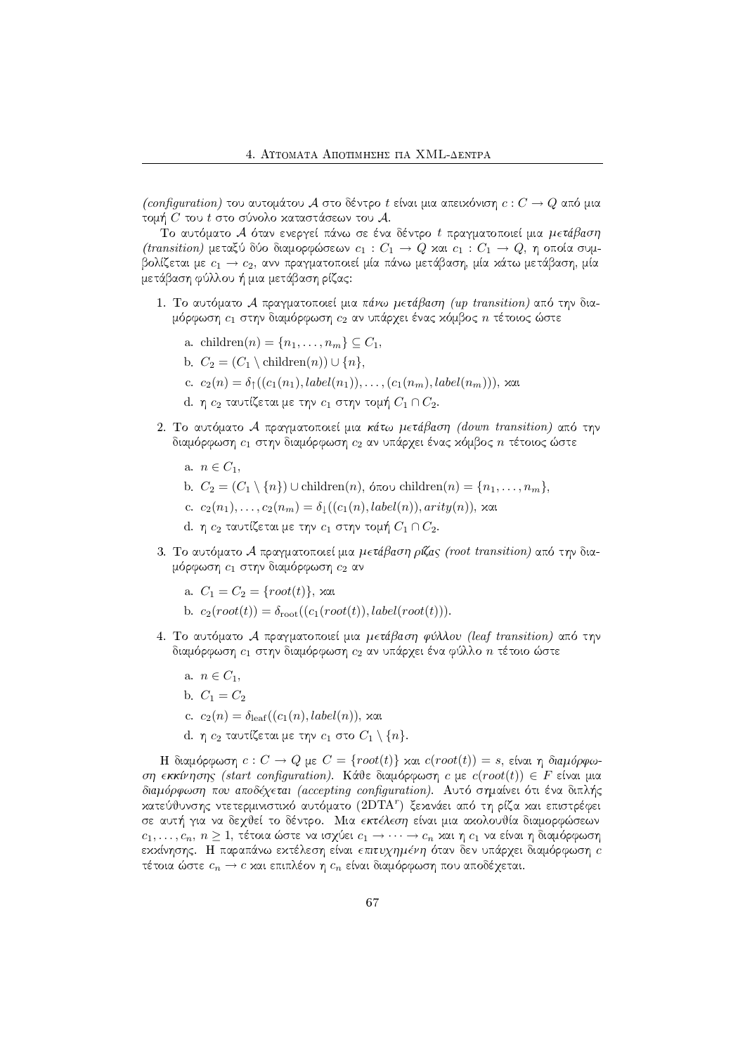*(configuration)* του αυτομάτου $\mathcal{A}$ στο δέντρο $t$ είναι μια απεικόνιση $c : C \to Q$ από μια τομή $C$ του $t$ στο σύνολο καταστάσεων του $\mathcal{A}$.

Το αυτόματο $\mathcal{A}$ όταν ενεργεί πάνω σε ένα δέντρο $t$ πραγματοποιεί μια *μετάβαση (transition)* μεταξύ δύο διαμορφώσεων $c_1 : C_1 \to Q$ και $c_1 : C_1 \to Q$, η οποία συμβολίζεται με $c_1 \to c_2$, ανν πραγματοποιεί μία πάνω μετάβαση, μία κάτω μετάβαση, μία μετάβαση φύλλου ή μια μετάβαση ρίζας:

1. Το αυτόματο $\mathcal{A}$ πραγματοποιεί μια *πάνω μετάβαση (up transition)* από την διαμόρφωση $c_1$ στην διαμόρφωση $c_2$ αν υπάρχει ένας κόμβος $n$ τέτοιος ώστε
   - a. $\text{children}(n) = \{n_1, \dots, n_m\} \subseteq C_1$,
   - b. $C_2 = (C_1 \setminus \text{children}(n)) \cup \{n\}$,
   - c. $c_2(n) = \delta_{\uparrow}((c_1(n_1), label(n_1)), \dots, (c_1(n_m), label(n_m)))$, και
   - d. η $c_2$ ταυτίζεται με την $c_1$ στην τομή $C_1 \cap C_2$.
2. Το αυτόματο $\mathcal{A}$ πραγματοποιεί μια *κάτω μετάβαση (down transition)* από την διαμόρφωση $c_1$ στην διαμόρφωση $c_2$ αν υπάρχει ένας κόμβος $n$ τέτοιος ώστε
   - a. $n \in C_1$,
   - b. $C_2 = (C_1 \setminus \{n\}) \cup \text{children}(n)$, όπου $\text{children}(n) = \{n_1, \dots, n_m\}$,
   - c. $c_2(n_1), \dots, c_2(n_m) = \delta_{\downarrow}((c_1(n), label(n)), arity(n))$, και
   - d. η $c_2$ ταυτίζεται με την $c_1$ στην τομή $C_1 \cap C_2$.
3. Το αυτόματο $\mathcal{A}$ πραγματοποιεί μια *μετάβαση ρίζας (root transition)* από την διαμόρφωση $c_1$ στην διαμόρφωση $c_2$ αν
   - a. $C_1 = C_2 = \{root(t)\}$, και
   - b. $c_2(root(t)) = \delta_{\text{root}}((c_1(root(t)), label(root(t)))$.
4. Το αυτόματο $\mathcal{A}$ πραγματοποιεί μια *μετάβαση φύλλου (leaf transition)* από την διαμόρφωση $c_1$ στην διαμόρφωση $c_2$ αν υπάρχει ένα φύλλο $n$ τέτοιο ώστε
   - a. $n \in C_1$,
   - b. $C_1 = C_2$
   - c. $c_2(n) = \delta_{\text{leaf}}((c_1(n), label(n))$, και
   - d. η $c_2$ ταυτίζεται με την $c_1$ στο $C_1 \setminus \{n\}$.

Η διαμόρφωση $c : C \to Q$ με $C = \{root(t)\}$ και $c(root(t)) = s$, είναι η *διαμόρφωση εκκίνησης (start configuration)*. Κάθε διαμόρφωση $c$ με $c(root(t)) \in F$ είναι μια *διαμόρφωση που αποδέχεται (accepting configuration)*. Αυτό σημαίνει ότι ένα διπλής κατεύθυνσης ντετερμινιστικό αυτόματο ($2\text{DTA}^r$) ξεκινάει από τη ρίζα και επιστρέφει σε αυτή για να δεχθεί το δέντρο. Μια *εκτέλεση* είναι μια ακολουθία διαμορφώσεων $c_1, \dots, c_n$, $n \geq 1$, τέτοια ώστε να ισχύει $c_1 \to \dots \to c_n$ και η $c_1$ να είναι η διαμόρφωση εκκίνησης. Η παραπάνω εκτέλεση είναι *επιτυχημένη* όταν δεν υπάρχει διαμόρφωση $c$ τέτοια ώστε $c_n \to c$ και επιπλέον η $c_n$ είναι διαμόρφωση που αποδέχεται.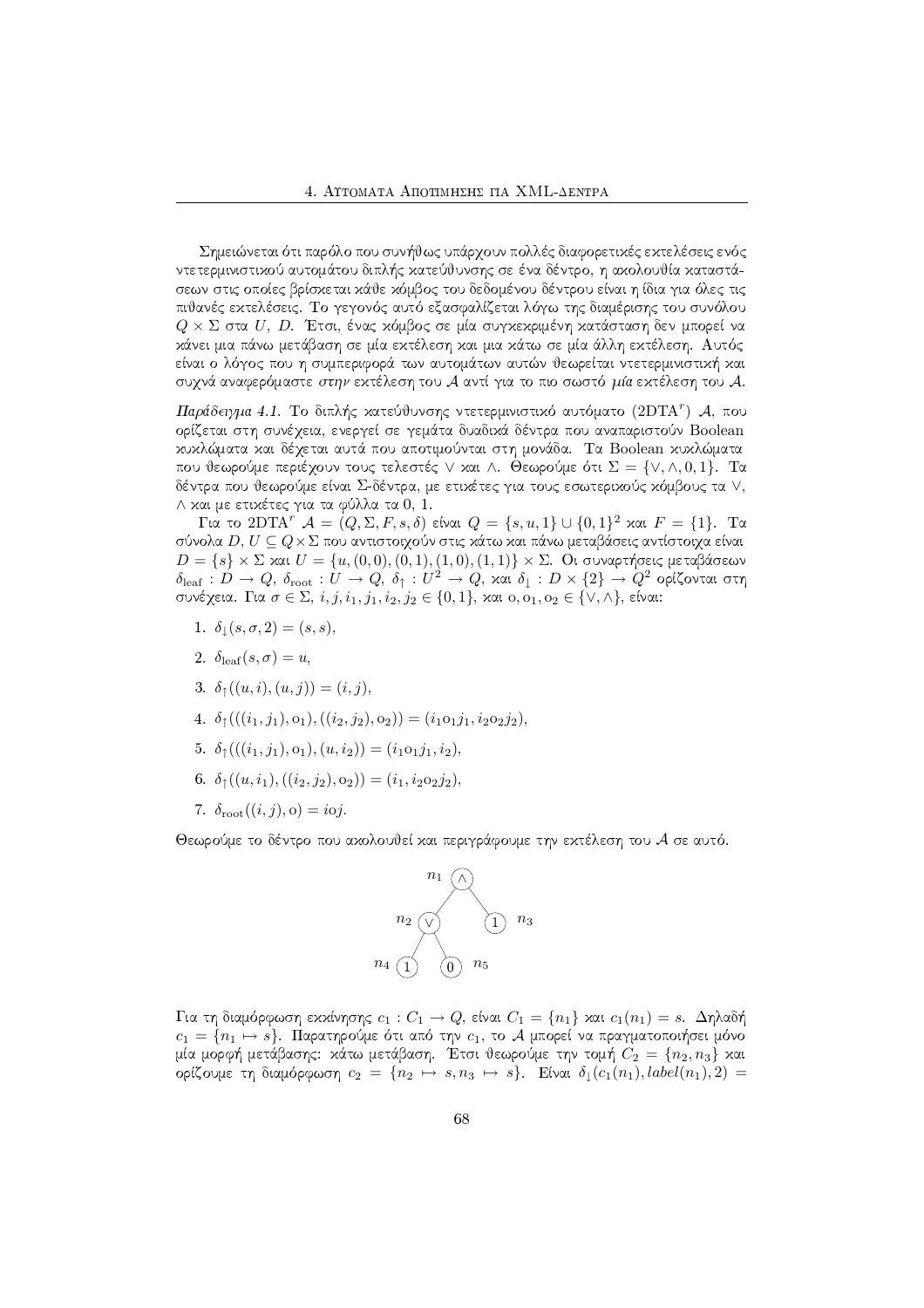Σημειώνεται ότι παρόλο που συνήθως υπάρχουν πολλές διαφορετικές εκτελέσεις ενός ντετερμινιστικού αυτομάτου διπλής κατεύθυνσης σε ένα δέντρο, η ακολουθία καταστάσεων στις οποίες βρίσκεται κάθε κόμβος του δεδομένου δέντρου είναι η ίδια για όλες τις πιθανές εκτελέσεις. Το γεγονός αυτό εξασφαλίζεται λόγω της διαμέρισης του συνόλου $Q \times \Sigma$ στα $U$, $D$. Έτσι, ένας κόμβος σε μία συγκεκριμένη κατάσταση δεν μπορεί να κάνει μια πάνω μετάβαση σε μία εκτέλεση και μια κάτω σε μία άλλη εκτέλεση. Αυτός είναι ο λόγος που η συμπεριφορά των αυτομάτων αυτών θεωρείται ντετερμινιστική και συχνά αναφερόμαστε *στην* εκτέλεση του $\mathcal{A}$ αντί για το πιο σωστό *μία* εκτέλεση του $\mathcal{A}$.

***Παράδειγμα 4.1.*** Το διπλής κατεύθυνσης ντετερμινιστικό αυτόματο ($2\mathrm{DTA}^r$) $\mathcal{A}$, που ορίζεται στη συνέχεια, ενεργεί σε γεμάτα δυαδικά δέντρα που αναπαριστούν Boolean κυκλώματα και δέχεται αυτά που αποτιμούνται στη μονάδα. Τα Boolean κυκλώματα που θεωρούμε περιέχουν τους τελεστές $\vee$ και $\wedge$. Θεωρούμε ότι $\Sigma = \{\vee, \wedge, 0, 1\}$. Τα δέντρα που θεωρούμε είναι $\Sigma$-δέντρα, με ετικέτες για τους εσωτερικούς κόμβους τα $\vee$, $\wedge$ και με ετικέτες για τα φύλλα τα 0, 1.

Για το $2\mathrm{DTA}^r$ $\mathcal{A} = (Q, \Sigma, F, s, \delta)$ είναι $Q = \{s, u, 1\} \cup \{0,1\}^2$ και $F = \{1\}$. Τα σύνολα $D, U \subseteq Q \times \Sigma$ που αντιστοιχούν στις κάτω και πάνω μεταβάσεις αντίστοιχα είναι $D = \{s\} \times \Sigma$ και $U = \{u, (0,0), (0,1), (1,0), (1,1)\} \times \Sigma$. Οι συναρτήσεις μεταβάσεων $\delta_{\mathrm{leaf}} : D \to Q$, $\delta_{\mathrm{root}} : U \to Q$, $\delta_{\uparrow} : U^2 \to Q$, και $\delta_{\downarrow} : D \times \{2\} \to Q^2$ ορίζονται στη συνέχεια. Για $\sigma \in \Sigma$, $i, j, i_1, j_1, i_2, j_2 \in \{0, 1\}$, και $\mathrm{o}, \mathrm{o}_1, \mathrm{o}_2 \in \{\vee, \wedge\}$, είναι:

1. $\delta_{\downarrow}(s, \sigma, 2) = (s, s)$,
2. $\delta_{\mathrm{leaf}}(s, \sigma) = u$,
3. $\delta_{\uparrow}((u, i), (u, j)) = (i, j)$,
4. $\delta_{\uparrow}(((i_1, j_1), \mathrm{o}_1), ((i_2, j_2), \mathrm{o}_2)) = (i_1 \mathrm{o}_1 j_1, i_2 \mathrm{o}_2 j_2)$,
5. $\delta_{\uparrow}(((i_1, j_1), \mathrm{o}_1), (u, i_2)) = (i_1 \mathrm{o}_1 j_1, i_2)$,
6. $\delta_{\uparrow}((u, i_1), ((i_2, j_2), \mathrm{o}_2)) = (i_1, i_2 \mathrm{o}_2 j_2)$,
7. $\delta_{\mathrm{root}}((i, j), \mathrm{o}) = i \mathrm{o} j$.

Θεωρούμε το δέντρο που ακολουθεί και περιγράφουμε την εκτέλεση του $\mathcal{A}$ σε αυτό.

```
        n1 (∧)
          /   \
   n2 (∨)     (1) n3
     /   \
n4 (1)   (0) n5
```

Για τη διαμόρφωση εκκίνησης $c_1 : C_1 \to Q$, είναι $C_1 = \{n_1\}$ και $c_1(n_1) = s$. Δηλαδή $c_1 = \{n_1 \mapsto s\}$. Παρατηρούμε ότι από την $c_1$, το $\mathcal{A}$ μπορεί να πραγματοποιήσει μόνο μία μορφή μετάβασης: κάτω μετάβαση. Έτσι θεωρούμε την τομή $C_2 = \{n_2, n_3\}$ και ορίζουμε τη διαμόρφωση $c_2 = \{n_2 \mapsto s, n_3 \mapsto s\}$. Είναι $\delta_{\downarrow}(c_1(n_1), label(n_1), 2) =$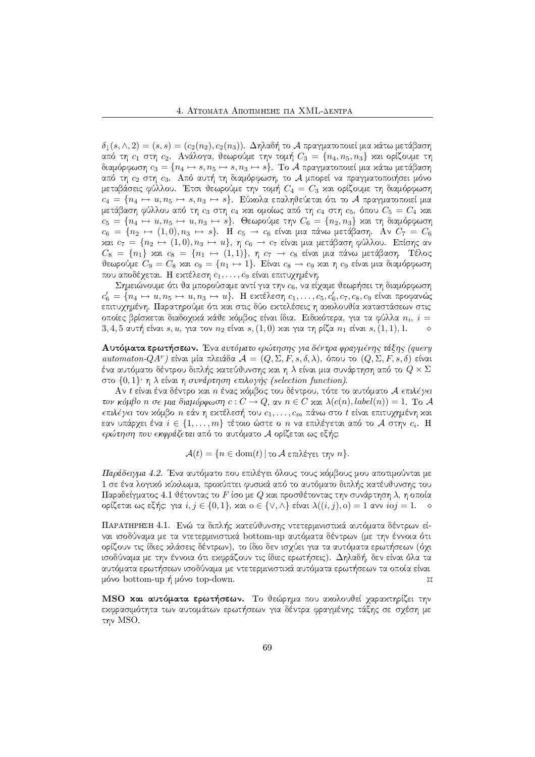$\delta_\downarrow(s, \wedge, 2) = (s, s) = (c_2(n_2), c_2(n_3))$. Δηλαδή το $\mathcal{A}$ πραγματοποιεί μια κάτω μετάβαση από τη $c_1$ στη $c_2$. Ανάλογα, θεωρούμε την τομή $C_3 = \{n_4, n_5, n_3\}$ και ορίζουμε τη διαμόρφωση $c_3 = \{n_4 \mapsto s, n_5 \mapsto s, n_3 \mapsto s\}$. Το $\mathcal{A}$ πραγματοποιεί μια κάτω μετάβαση από τη $c_2$ στη $c_3$. Από αυτή τη διαμόρφωση, το $\mathcal{A}$ μπορεί να πραγματοποιήσει μόνο μεταβάσεις φύλλου. Έτσι θεωρούμε την τομή $C_4 = C_3$ και ορίζουμε τη διαμόρφωση $c_4 = \{n_4 \mapsto u, n_5 \mapsto s, n_3 \mapsto s\}$. Εύκολα επαληθεύεται ότι το $\mathcal{A}$ πραγματοποιεί μια μετάβαση φύλλου από τη $c_3$ στη $c_4$ και ομοίως από τη $c_4$ στη $c_5$, όπου $C_5 = C_4$ και $c_5 = \{n_4 \mapsto u, n_5 \mapsto u, n_3 \mapsto s\}$. Θεωρούμε την $C_6 = \{n_2, n_3\}$ και τη διαμόρφωση $c_6 = \{n_2 \mapsto (1, 0), n_3 \mapsto s\}$. Η $c_5 \to c_6$ είναι μια πάνω μετάβαση. Αν $C_7 = C_6$ και $c_7 = \{n_2 \mapsto (1, 0), n_3 \mapsto u\}$, η $c_6 \to c_7$ είναι μια μετάβαση φύλλου. Επίσης αν $C_8 = \{n_1\}$ και $c_8 = \{n_1 \mapsto (1, 1)\}$, η $c_7 \to c_8$ είναι μια πάνω μετάβαση. Τέλος θεωρούμε $C_9 = C_8$ και $c_9 = \{n_1 \mapsto 1\}$. Είναι $c_8 \to c_9$ και η $c_9$ είναι μια διαμόρφωση που αποδέχεται. Η εκτέλεση $c_1, \ldots, c_9$ είναι επιτυχημένη.

Σημειώνουμε ότι θα μπορούσαμε αντί για την $c_6$, να είχαμε θεωρήσει τη διαμόρφωση $c'_6 = \{n_4 \mapsto u, n_5 \mapsto u, n_3 \mapsto u\}$. Η εκτέλεση $c_1, \ldots, c_5, c'_6, c_7, c_8, c_9$ είναι προφανώς επιτυχημένη. Παρατηρούμε ότι και στις δύο εκτελέσεις η ακολουθία καταστάσεων στις οποίες βρίσκεται διαδοχικά κάθε κόμβος είναι ίδια. Ειδικότερα, για τα φύλλα $n_i$, $i = 3, 4, 5$ αυτή είναι $s, u$, για τον $n_2$ είναι $s, (1, 0)$ και για τη ρίζα $n_1$ είναι $s, (1, 1), 1$. $\diamond$

**Αυτόματα ερωτήσεων.** Ένα *αυτόματο ερώτησης για δέντρα φραγμένης τάξης (query automaton-$QA^r$)* είναι μία πλειάδα $\mathcal{A} = (Q, \Sigma, F, s, \delta, \lambda)$, όπου το $(Q, \Sigma, F, s, \delta)$ είναι ένα αυτόματο δέντρου διπλής κατεύθυνσης και η $\lambda$ είναι μια συνάρτηση από το $Q \times \Sigma$ στο $\{0, 1\}$· η $\lambda$ είναι η *συνάρτηση επιλογής (selection function)*.

Αν $t$ είναι ένα δέντρο και $n$ ένας κόμβος του δέντρου, τότε το αυτόματο $\mathcal{A}$ *επιλέγει τον κόμβο $n$ σε μια διαμόρφωση* $c : C \to Q$, αν $n \in C$ και $\lambda(c(n), label(n)) = 1$. Το $\mathcal{A}$ *επιλέγει* τον κόμβο $n$ εάν η εκτέλεσή του $c_1, \ldots, c_m$ πάνω στο $t$ είναι επιτυχημένη και εαν υπάρχει ένα $i \in \{1, \ldots, m\}$ τέτοιο ώστε ο $n$ να επιλέγεται από το $\mathcal{A}$ στην $c_i$. Η *ερώτηση που εκφράζεται* από το αυτόματο $\mathcal{A}$ ορίζεται ως εξής:

$$\mathcal{A}(t) = \{n \in \mathrm{dom}(t) \,|\, \text{το } \mathcal{A} \text{ επιλέγει την } n\}.$$

*Παράδειγμα 4.2.* Ένα αυτόματο που επιλέγει όλους τους κόμβους μου αποτιμούνται με 1 σε ένα λογικό κύκλωμα, προκύπτει φυσικά από το αυτόματο διπλής κατεύθυνσης του Παραδείγματος 4.1 θέτοντας το $F$ ίσο με $Q$ και προσθέτοντας την συνάρτηση $\lambda$, η οποία ορίζεται ως εξής: για $i, j \in \{0, 1\}$, και $o \in \{\vee, \wedge\}$ είναι $\lambda((i, j), o) = 1$ ανν $ioj = 1$. $\diamond$

Παρατηρηση 4.1. Ενώ τα διπλής κατεύθυνσης ντετερμινιστικά αυτόματα δέντρων είναι ισοδύναμα με τα ντετερμινιστικά bottom-up αυτόματα δέντρων (με την έννοια ότι ορίζουν τις ίδιες κλάσεις δέντρων), το ίδιο δεν ισχύει για τα αυτόματα ερωτήσεων (όχι ισοδύναμα με την έννοια ότι εκφράζουν τις ίδιες ερωτήσεις). Δηλαδή, δεν είναι όλα τα αυτόματα ερωτήσεων ισοδύναμα με ντετερμινιστικά αυτόματα ερωτήσεων τα οποία είναι μόνο bottom-up ή μόνο top-down. ⌑

**MSO και αυτόματα ερωτήσεων.** Το θεώρημα που ακολουθεί χαρακτηρίζει την εκφρασιμότητα των αυτομάτων ερωτήσεων για δέντρα φραγμένης τάξης σε σχέση με την MSO.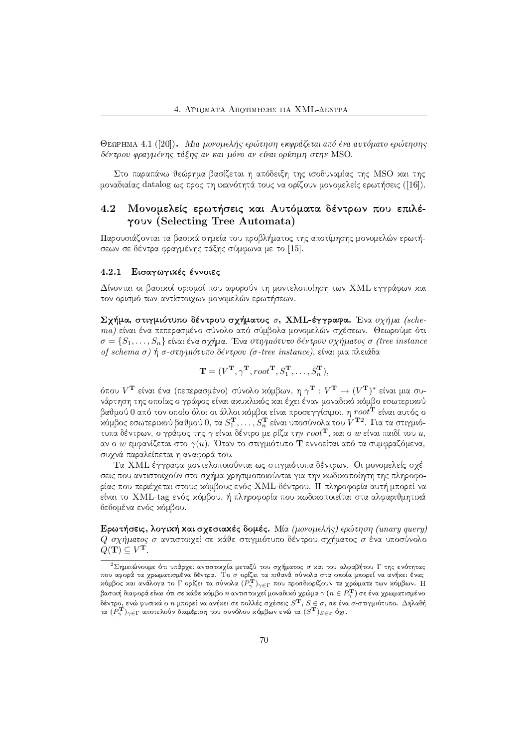Θεωρημα 4.1 ([20]). *Μια μονομελής ερώτηση εκφράζεται από ένα αυτόματο ερώτησης δέντρου φραγμένης τάξης αν και μόνο αν είναι ορίσιμη στην* MSO.

Στο παραπάνω θεώρημα βασίζεται η απόδειξη της ισοδυναμίας της MSO και της μοναδιαίας datalog ως προς τη ικανότητά τους να ορίζουν μονομελείς ερωτήσεις ([16]).

## 4.2 Μονομελείς ερωτήσεις και Αυτόματα δέντρων που επιλέγουν (Selecting Tree Automata)

Παρουσιάζονται τα βασικά σημεία του προβλήματος της αποτίμησης μονομελών ερωτήσεων σε δέντρα φραγμένης τάξης σύμφωνα με το [15].

### 4.2.1 Εισαγωγικές έννοιες

Δίνονται οι βασικοί ορισμοί που αφορούν τη μοντελοποίηση των XML-εγγράφων και τον ορισμό των αντίστοιχων μονομελών ερωτήσεων.

**Σχήμα, στιγμιότυπο δέντρου σχήματος $\sigma$, XML-έγγραφα.** Ένα *σχήμα (schema)* είναι ένα πεπερασμένο σύνολο από σύμβολα μονομελών σχέσεων. Θεωρούμε ότι $\sigma = \{S_1, \ldots, S_n\}$ είναι ένα σχήμα. Ένα *στιγμιότυπο δέντρου σχήματος $\sigma$ (tree instance of schema $\sigma$)* ή *$\sigma$-στιγμιότυπο δέντρου ($\sigma$-tree instance)*, είναι μια πλειάδα

$$\mathbf{T} = (V^{\mathbf{T}}, \gamma^{\mathbf{T}}, root^{\mathbf{T}}, S_1^{\mathbf{T}}, \ldots, S_n^{\mathbf{T}}),$$

όπου $V^{\mathbf{T}}$ είναι ένα (πεπερασμένο) σύνολο κόμβων, η $\gamma^{\mathbf{T}} : V^{\mathbf{T}} \rightarrow (V^{\mathbf{T}})^*$ είναι μια συνάρτηση της οποίας ο γράφος είναι ακυκλικός και έχει έναν μοναδικό κόμβο εσωτερικού βαθμού 0 από τον οποίο όλοι οι άλλοι κόμβοι είναι προσεγγίσιμοι, η $root^{\mathbf{T}}$ είναι αυτός ο κόμβος εσωτερικού βαθμού 0, τα $S_1^{\mathbf{T}}, \ldots, S_n^{\mathbf{T}}$ είναι υποσύνολα του $V^{\mathbf{T}}$[2]. Για τα στιγμιότυπα δέντρων, ο γράφος της $\gamma$ είναι δέντρο με ρίζα την $root^{\mathbf{T}}$, και ο $w$ είναι παιδί του $u$, αν ο $w$ εμφανίζεται στο $\gamma(u)$. Όταν το στιγμιότυπο $\mathbf{T}$ εννοείται από τα συμφραζόμενα, συχνά παραλείπεται η αναφορά του.

Τα XML-έγγραφα μοντελοποιούνται ως στιγμιότυπα δέντρων. Οι μονομελείς σχέσεις που αντιστοιχούν στο σχήμα χρησιμοποιούνται για την κωδικοποίηση της πληροφορίας που περιέχεται στους κόμβους ενός XML-δέντρου. Η πληροφορία αυτή μπορεί να είναι το XML-tag ενός κόμβου, ή πληροφορία που κωδικοποιείται στα αλφαριθμητικά δεδομένα ενός κόμβου.

**Ερωτήσεις, λογική και σχεσιακές δομές.** Μία *(μονομελής) ερώτηση (unary query)* $Q$ *σχήματος* $\sigma$ αντιστοιχεί σε κάθε στιγμιότυπο δέντρου σχήματος $\sigma$ ένα υποσύνολο $Q(\mathbf{T}) \subseteq V^{\mathbf{T}}$.

---

[2] Σημειώνουμε ότι υπάρχει αντιστοιχία μεταξύ του σχήματος $\sigma$ και του αλφαβήτου $\Gamma$ της ενότητας που αφορά τα χρωματισμένα δέντρα. Το $\sigma$ ορίζει τα πιθανά σύνολα στα οποία μπορεί να ανήκει ένας κόμβος και ανάλογα το $\Gamma$ ορίζει τα σύνολα $(P_\gamma^{\mathbf{T}})_{\gamma \in \Gamma}$ που προσδιορίζουν τα χρώματα των κόμβων. Η βασική διαφορά είναι ότι σε κάθε κόμβο $n$ αντιστοιχεί μοναδικό χρώμα $\gamma$ ($n \in P_\gamma^{\mathbf{T}}$) σε ένα χρωματισμένο δέντρο, ενώ φυσικά ο $n$ μπορεί να ανήκει σε πολλές σχέσεις $S^{\mathbf{T}}$, $S \in \sigma$, σε ένα $\sigma$-στιγμιότυπο. Δηλαδή τα $(P_\gamma^{\mathbf{T}})_{\gamma \in \Gamma}$ αποτελούν διαμέριση του συνόλου κόμβων ενώ τα $(S^{\mathbf{T}})_{S \in \sigma}$ όχι.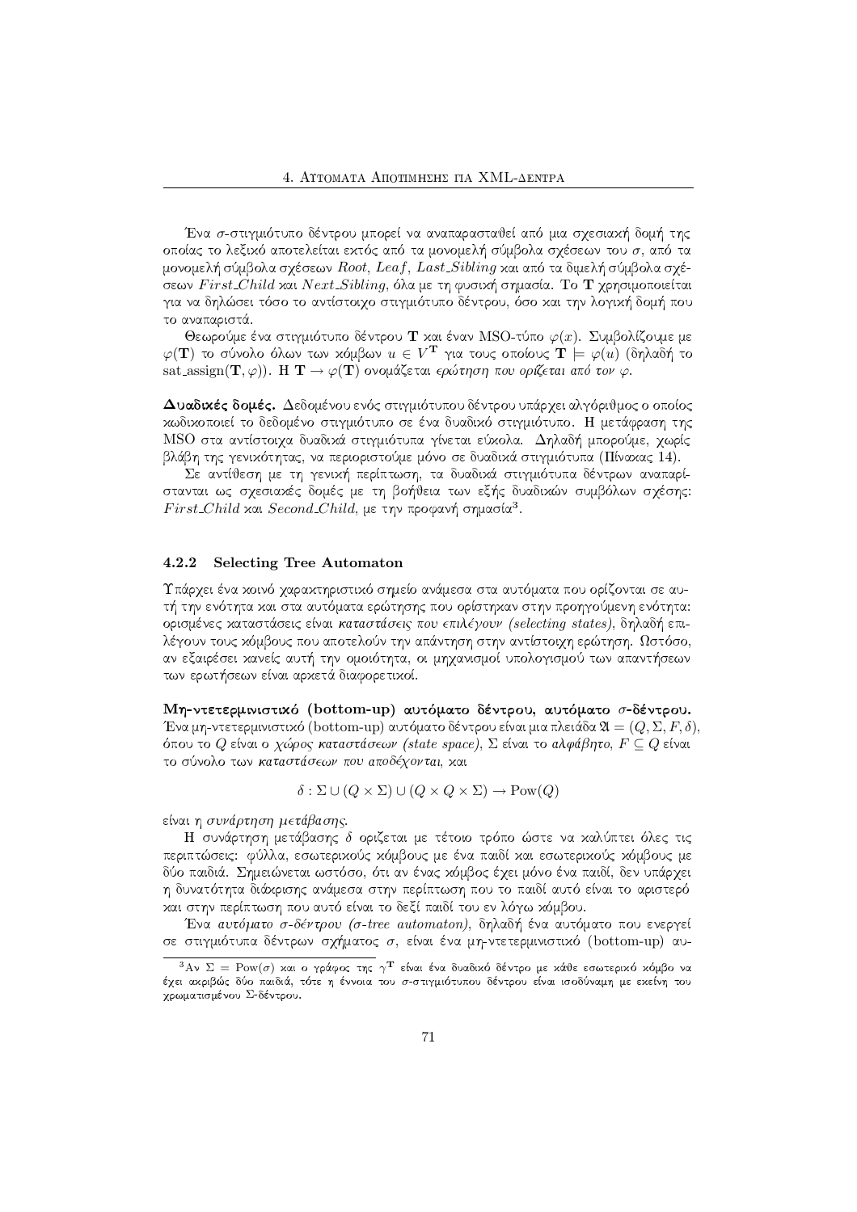Ένα $\sigma$-στιγμιότυπο δέντρου μπορεί να αναπαρασταθεί από μια σχεσιακή δομή της οποίας το λεξικό αποτελείται εκτός από τα μονομελή σύμβολα σχέσεων του $\sigma$, από τα μονομελή σύμβολα σχέσεων $Root$, $Leaf$, $Last\_Sibling$ και από τα διμελή σύμβολα σχέσεων $First\_Child$ και $Next\_Sibling$, όλα με τη φυσική σημασία. Το $\mathbf{T}$ χρησιμοποιείται για να δηλώσει τόσο το αντίστοιχο στιγμιότυπο δέντρου, όσο και την λογική δομή που το αναπαριστά.

Θεωρούμε ένα στιγμιότυπο δέντρου $\mathbf{T}$ και έναν MSO-τύπο $\varphi(x)$. Συμβολίζουμε με $\varphi(\mathbf{T})$ το σύνολο όλων των κόμβων $u \in V^{\mathbf{T}}$ για τους οποίους $\mathbf{T} \models \varphi(u)$ (δηλαδή το $\text{sat\_assign}(\mathbf{T}, \varphi)$). Η $\mathbf{T} \rightarrow \varphi(\mathbf{T})$ ονομάζεται *ερώτηση που ορίζεται από τον* $\varphi$.

**Δυαδικές δομές.** Δεδομένου ενός στιγμιότυπου δέντρου υπάρχει αλγόριθμος ο οποίος κωδικοποιεί το δεδομένο στιγμιότυπο σε ένα δυαδικό στιγμιότυπο. Η μετάφραση της MSO στα αντίστοιχα δυαδικά στιγμιότυπα γίνεται εύκολα. Δηλαδή μπορούμε, χωρίς βλάβη της γενικότητας, να περιοριστούμε μόνο σε δυαδικά στιγμιότυπα (Πίνακας 14).

Σε αντίθεση με τη γενική περίπτωση, τα δυαδικά στιγμιότυπα δέντρων αναπαρίστανται ως σχεσιακές δομές με τη βοήθεια των εξής δυαδικών συμβόλων σχέσης: $First\_Child$ και $Second\_Child$, με την προφανή σημασία[3].

### 4.2.2 Selecting Tree Automaton

Υπάρχει ένα κοινό χαρακτηριστικό σημείο ανάμεσα στα αυτόματα που ορίζονται σε αυτή την ενότητα και στα αυτόματα ερώτησης που ορίστηκαν στην προηγούμενη ενότητα: ορισμένες καταστάσεις είναι ***καταστάσεις*** *που επιλέγουν (selecting states)*, δηλαδή επιλέγουν τους κόμβους που αποτελούν την απάντηση στην αντίστοιχη ερώτηση. Ωστόσο, αν εξαιρέσει κανείς αυτή την ομοιότητα, οι μηχανισμοί υπολογισμού των απαντήσεων των ερωτήσεων είναι αρκετά διαφορετικοί.

**Μη-ντετερμινιστικό (bottom-up) αυτόματο δέντρου, αυτόματο $\sigma$-δέντρου.** Ένα μη-ντετερμινιστικό (bottom-up) αυτόματο δέντρου είναι μια πλειάδα $\mathfrak{A} = (Q, \Sigma, F, \delta)$, όπου το $Q$ είναι ο *χώρος* ***καταστάσεων*** *(state space)*, $\Sigma$ είναι το ***αλφάβητο***, $F \subseteq Q$ είναι το σύνολο των ***καταστάσεων*** *που αποδέχονται*, και

$$\delta : \Sigma \cup (Q \times \Sigma) \cup (Q \times Q \times \Sigma) \rightarrow \text{Pow}(Q)$$

είναι η *συνάρτηση μετάβασης*.

Η συνάρτηση μετάβασης $\delta$ ορίζεται με τέτοιο τρόπο ώστε να καλύπτει όλες τις περιπτώσεις: φύλλα, εσωτερικούς κόμβους με ένα παιδί και εσωτερικούς κόμβους με δύο παιδιά. Σημειώνεται ωστόσο, ότι αν ένας κόμβος έχει μόνο ένα παιδί, δεν υπάρχει η δυνατότητα διάκρισης ανάμεσα στην περίπτωση που το παιδί αυτό είναι το αριστερό και στην περίπτωση που αυτό είναι το δεξί παιδί του εν λόγω κόμβου.

Ένα *αυτόματο $\sigma$-δέντρου ($\sigma$-tree automaton)*, δηλαδή ένα αυτόματο που ενεργεί σε στιγμιότυπα δέντρων σχήματος $\sigma$, είναι ένα μη-ντετερμινιστικό (bottom-up) αυ-

[3] Αν $\Sigma = \text{Pow}(\sigma)$ και ο γράφος της $\gamma^{\mathbf{T}}$ είναι ένα δυαδικό δέντρο με κάθε εσωτερικό κόμβο να έχει ακριβώς δύο παιδιά, τότε η έννοια του $\sigma$-στιγμιότυπου δέντρου είναι ισοδύναμη με εκείνη του χρωματισμένου $\Sigma$-δέντρου.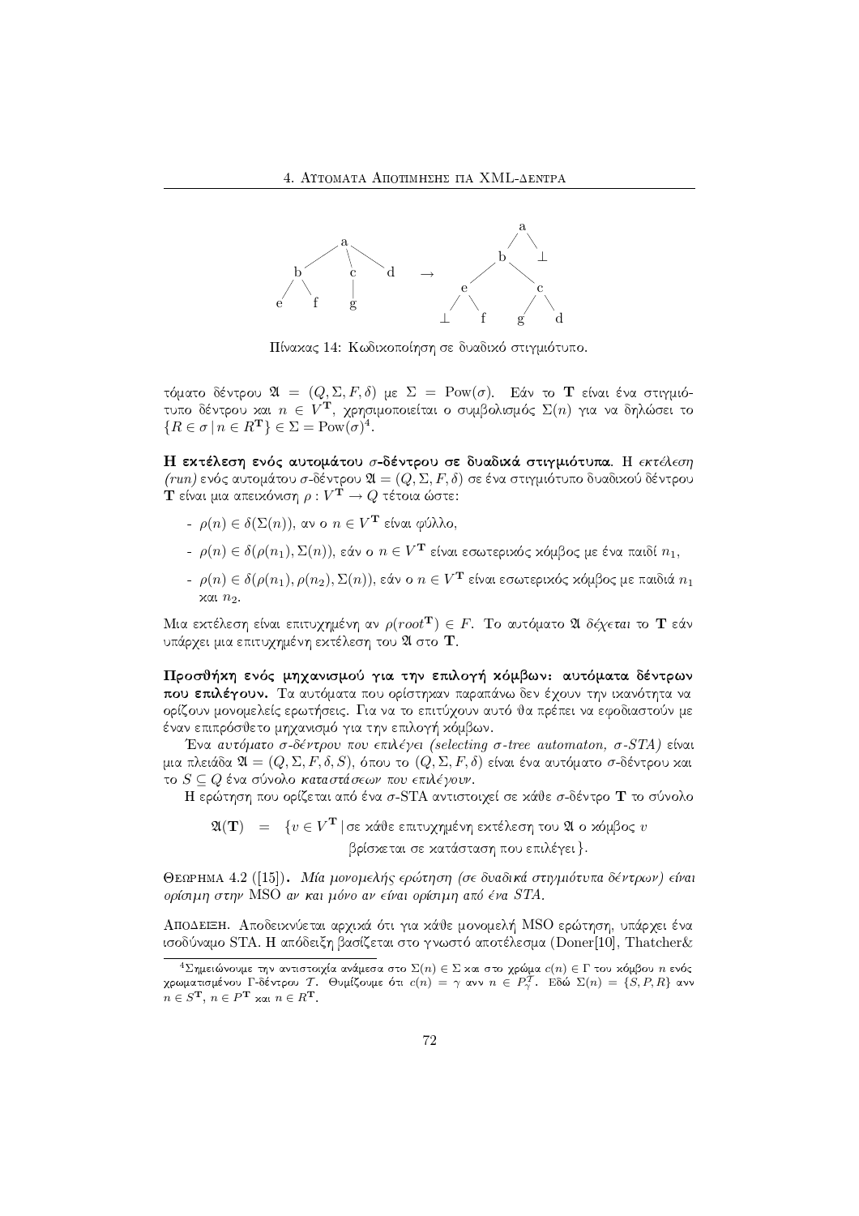Πίνακας 14: Κωδικοποίηση σε δυαδικό στιγμιότυπο.

τόματο δέντρου $\mathfrak{A} = (Q, \Sigma, F, \delta)$ με $\Sigma = \mathrm{Pow}(\sigma)$. Εάν το $\mathbf{T}$ είναι ένα στιγμιότυπο δέντρου και $n \in V^{\mathbf{T}}$, χρησιμοποιείται ο συμβολισμός $\Sigma(n)$ για να δηλώσει το $\{R \in \sigma \,|\, n \in R^{\mathbf{T}}\} \in \Sigma = \mathrm{Pow}(\sigma)$[4].

**Η εκτέλεση ενός αυτομάτου σ-δέντρου σε δυαδικά στιγμιότυπα.** Η *εκτέλεση (run)* ενός αυτομάτου σ-δέντρου $\mathfrak{A} = (Q, \Sigma, F, \delta)$ σε ένα στιγμιότυπο δυαδικού δέντρου $\mathbf{T}$ είναι μια απεικόνιση $\rho : V^{\mathbf{T}} \to Q$ τέτοια ώστε:

- $\rho(n) \in \delta(\Sigma(n))$, αν ο $n \in V^{\mathbf{T}}$ είναι φύλλο,
- $\rho(n) \in \delta(\rho(n_1), \Sigma(n))$, εάν ο $n \in V^{\mathbf{T}}$ είναι εσωτερικός κόμβος με ένα παιδί $n_1$,
- $\rho(n) \in \delta(\rho(n_1), \rho(n_2), \Sigma(n))$, εάν ο $n \in V^{\mathbf{T}}$ είναι εσωτερικός κόμβος με παιδιά $n_1$ και $n_2$.

Μια εκτέλεση είναι επιτυχημένη αν $\rho(root^{\mathbf{T}}) \in F$. Το αυτόματο $\mathfrak{A}$ *δέχεται* το $\mathbf{T}$ εάν υπάρχει μια επιτυχημένη εκτέλεση του $\mathfrak{A}$ στο $\mathbf{T}$.

**Προσθήκη ενός μηχανισμού για την επιλογή κόμβων: αυτόματα δέντρων που επιλέγουν.** Τα αυτόματα που ορίστηκαν παραπάνω δεν έχουν την ικανότητα να ορίζουν μονομελείς ερωτήσεις. Για να το επιτύχουν αυτό θα πρέπει να εφοδιαστούν με έναν επιπρόσθετο μηχανισμό για την επιλογή κόμβων.

Ένα *αυτόματο σ-δέντρου που επιλέγει (selecting σ-tree automaton, σ-STA)* είναι μια πλειάδα $\mathfrak{A} = (Q, \Sigma, F, \delta, S)$, όπου το $(Q, \Sigma, F, \delta)$ είναι ένα αυτόματο σ-δέντρου και το $S \subseteq Q$ ένα σύνολο *καταστάσεων που επιλέγουν*.

Η ερώτηση που ορίζεται από ένα σ-STA αντιστοιχεί σε κάθε σ-δέντρο $\mathbf{T}$ το σύνολο

$$\mathfrak{A}(\mathbf{T}) \;=\; \{v \in V^{\mathbf{T}} \,|\, \text{σε κάθε επιτυχημένη εκτέλεση του } \mathfrak{A} \text{ ο κόμβος } v \text{ βρίσκεται σε κατάσταση που επιλέγει}\}.$$

Θεωρημα 4.2 ([15]). *Μία μονομελής ερώτηση (σε δυαδικά στιγμιότυπα δέντρων) είναι ορίσιμη στην MSO αν και μόνο αν είναι ορίσιμη από ένα STA.*

Αποδειξη. Αποδεικνύεται αρχικά ότι για κάθε μονομελή MSO ερώτηση, υπάρχει ένα ισοδύναμο STA. Η απόδειξη βασίζεται στο γνωστό αποτέλεσμα (Doner[10], Thatcher&

[4] Σημειώνουμε την αντιστοιχία ανάμεσα στο $\Sigma(n) \in \Sigma$ και στο χρώμα $c(n) \in \Gamma$ του κόμβου $n$ ενός χρωματισμένου Γ-δέντρου $\mathcal{T}$. Θυμίζουμε ότι $c(n) = \gamma$ ανν $n \in P^{\mathcal{T}}_{\gamma}$. Εδώ $\Sigma(n) = \{S, P, R\}$ ανν $n \in S^{\mathbf{T}}$, $n \in P^{\mathbf{T}}$ και $n \in R^{\mathbf{T}}$.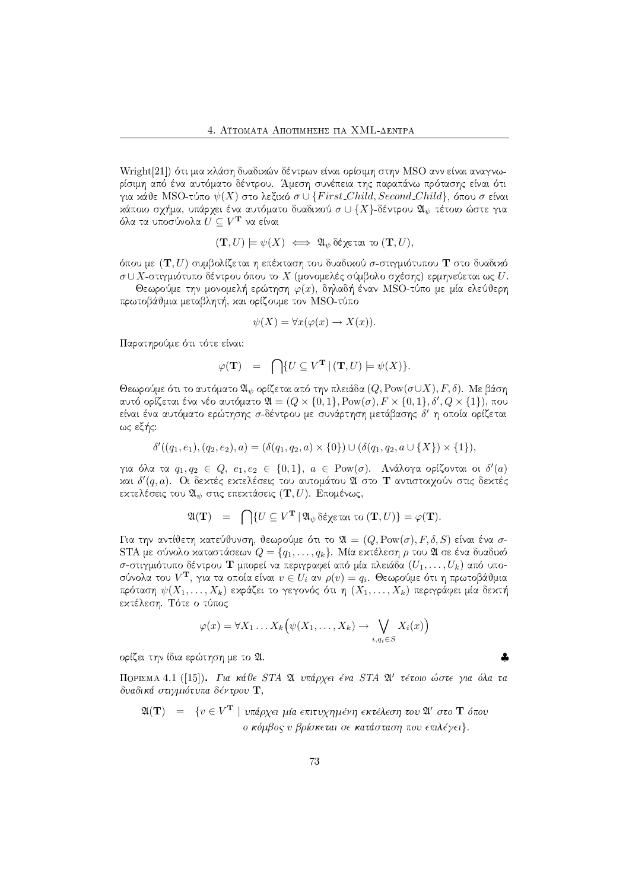Wright[21]) ότι μια κλάση δυαδικών δέντρων είναι ορίσιμη στην MSO ανν είναι αναγνωρίσιμη από ένα αυτόματο δέντρου. Άμεση συνέπεια της παραπάνω πρότασης είναι ότι για κάθε MSO-τύπο $\psi(X)$ στο λεξικό $\sigma \cup \{First\_Child, Second\_Child\}$, όπου $\sigma$ είναι κάποιο σχήμα, υπάρχει ένα αυτόματο δυαδικού $\sigma \cup \{X\}$-δέντρου $\mathfrak{A}_\psi$ τέτοιο ώστε για όλα τα υποσύνολα $U \subseteq V^{\mathbf{T}}$ να είναι

$$(\mathbf{T}, U) \models \psi(X) \iff \mathfrak{A}_\psi \text{ δέχεται το } (\mathbf{T}, U),$$

όπου με $(\mathbf{T}, U)$ συμβολίζεται η επέκταση του δυαδικού $\sigma$-στιγμιότυπου $\mathbf{T}$ στο δυαδικό $\sigma \cup X$-στιγμιότυπο δέντρου όπου το $X$ (μονομελές σύμβολο σχέσης) ερμηνεύεται ως $U$.

Θεωρούμε την μονομελή ερώτηση $\varphi(x)$, δηλαδή έναν MSO-τύπο με μία ελεύθερη πρωτοβάθμια μεταβλητή, και ορίζουμε τον MSO-τύπο

$$\psi(X) = \forall x(\varphi(x) \rightarrow X(x)).$$

Παρατηρούμε ότι τότε είναι:

$$\varphi(\mathbf{T}) \quad = \quad \bigcap \{U \subseteq V^{\mathbf{T}} \mid (\mathbf{T}, U) \models \psi(X)\}.$$

Θεωρούμε ότι το αυτόματο $\mathfrak{A}_\psi$ ορίζεται από την πλειάδα $(Q, \mathrm{Pow}(\sigma \cup X), F, \delta)$. Με βάση αυτό ορίζεται ένα νέο αυτόματο $\mathfrak{A} = (Q \times \{0,1\}, \mathrm{Pow}(\sigma), F \times \{0,1\}, \delta', Q \times \{1\})$, που είναι ένα αυτόματο ερώτησης $\sigma$-δέντρου με συνάρτηση μετάβασης $\delta'$ η οποία ορίζεται ως εξής:

$$\delta'((q_1, e_1), (q_2, e_2), a) = (\delta(q_1, q_2, a) \times \{0\}) \cup (\delta(q_1, q_2, a \cup \{X\}) \times \{1\}),$$

για όλα τα $q_1, q_2 \in Q$, $e_1, e_2 \in \{0,1\}$, $a \in \mathrm{Pow}(\sigma)$. Ανάλογα ορίζονται οι $\delta'(a)$ και $\delta'(q, a)$. Οι δεκτές εκτελέσεις του αυτομάτου $\mathfrak{A}$ στο $\mathbf{T}$ αντιστοιχούν στις δεκτές εκτελέσεις του $\mathfrak{A}_\psi$ στις επεκτάσεις $(\mathbf{T}, U)$. Επομένως,

$$\mathfrak{A}(\mathbf{T}) \quad = \quad \bigcap \{U \subseteq V^{\mathbf{T}} \mid \mathfrak{A}_\psi \text{ δέχεται το } (\mathbf{T}, U)\} = \varphi(\mathbf{T}).$$

Για την αντίθετη κατεύθυνση, θεωρούμε ότι το $\mathfrak{A} = (Q, \mathrm{Pow}(\sigma), F, \delta, S)$ είναι ένα $\sigma$-STA με σύνολο καταστάσεων $Q = \{q_1, \ldots, q_k\}$. Μία εκτέλεση $\rho$ του $\mathfrak{A}$ σε ένα δυαδικό $\sigma$-στιγμιότυπο δέντρου $\mathbf{T}$ μπορεί να περιγραφεί από μία πλειάδα $(U_1, \ldots, U_k)$ από υποσύνολα του $V^{\mathbf{T}}$, για τα οποία είναι $v \in U_i$ αν $\rho(v) = q_i$. Θεωρούμε ότι η πρωτοβάθμια πρόταση $\psi(X_1, \ldots, X_k)$ εκφράζει το γεγονός ότι η $(X_1, \ldots, X_k)$ περιγράφει μία δεκτή εκτέλεση. Τότε ο τύπος

$$\varphi(x) = \forall X_1 \ldots X_k \Big(\psi(X_1, \ldots, X_k) \rightarrow \bigvee_{i, q_i \in S} X_i(x)\Big)$$

ορίζει την ίδια ερώτηση με το $\mathfrak{A}$. ♣

Πορισμα 4.1 ([15]). *Για κάθε STA $\mathfrak{A}$ υπάρχει ένα STA $\mathfrak{A}'$ τέτοιο ώστε για όλα τα δυαδικά στιγμιότυπα δέντρου $\mathbf{T}$,*

$$\mathfrak{A}(\mathbf{T}) \quad = \quad \{v \in V^{\mathbf{T}} \mid \text{υπάρχει μία επιτυχημένη εκτέλεση του } \mathfrak{A}' \text{ στο } \mathbf{T} \text{ όπου ο κόμβος } v \text{ βρίσκεται σε κατάσταση που επιλέγει}\}.$$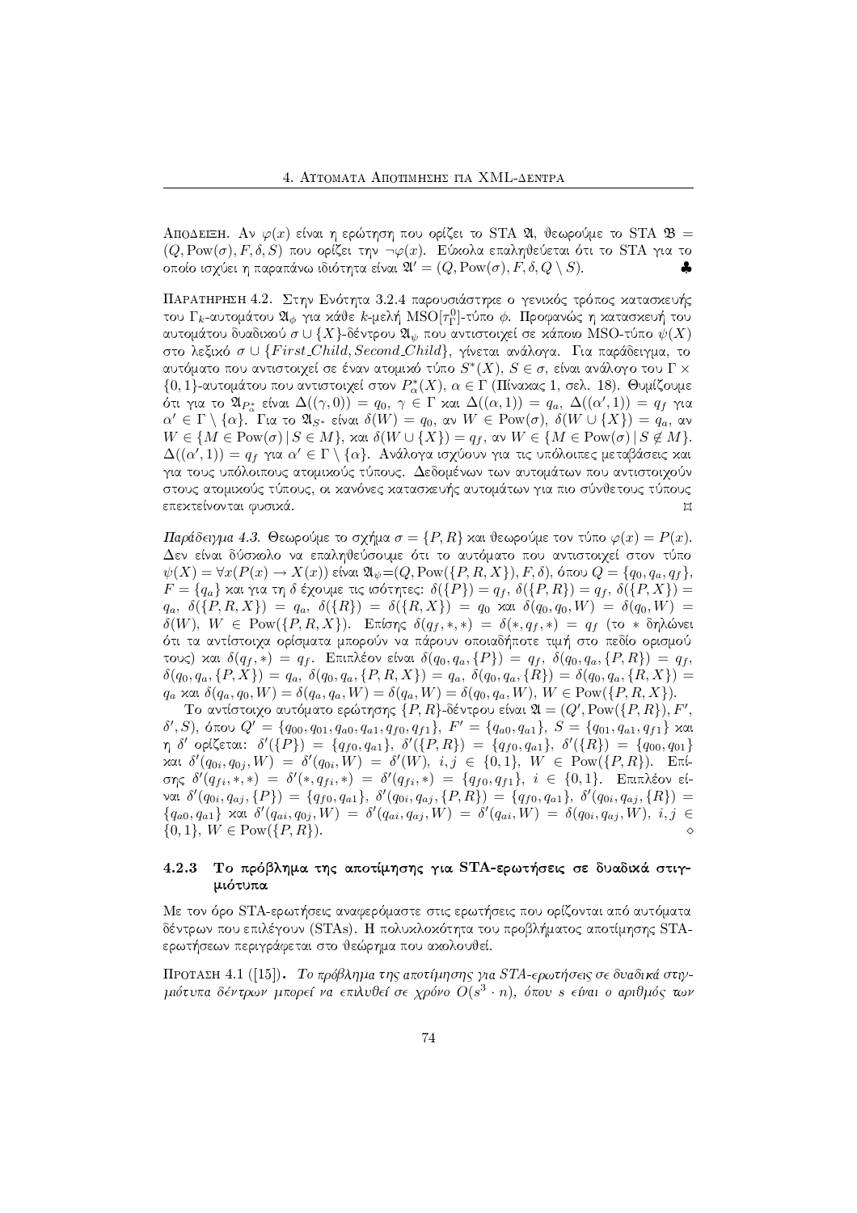Απόδειξη. Αν $\varphi(x)$ είναι η ερώτηση που ορίζει το STA $\mathfrak{A}$, θεωρούμε το STA $\mathfrak{B} = (Q, \text{Pow}(\sigma), F, \delta, S)$ που ορίζει την $\neg\varphi(x)$. Εύκολα επαληθεύεται ότι το STA για το οποίο ισχύει η παραπάνω ιδιότητα είναι $\mathfrak{A}' = (Q, \text{Pow}(\sigma), F, \delta, Q \setminus S)$. ♣

Παρατήρηση 4.2. Στην Ενότητα 3.2.4 παρουσιάστηκε ο γενικός τρόπος κατασκευής του $\Gamma_k$-αυτομάτου $\mathfrak{A}_\phi$ για κάθε $k$-μελή MSO$[\tau_\Gamma^0]$-τύπο $\phi$. Προφανώς η κατασκευή του αυτομάτου δυαδικού $\sigma \cup \{X\}$-δέντρου $\mathfrak{A}_\psi$ που αντιστοιχεί σε κάποιο MSO-τύπο $\psi(X)$ στο λεξικό $\sigma \cup \{First\_Child, Second\_Child\}$, γίνεται ανάλογα. Για παράδειγμα, το αυτόματο που αντιστοιχεί σε έναν ατομικό τύπο $S^*(X)$, $S \in \sigma$, είναι ανάλογο του $\Gamma \times \{0,1\}$-αυτομάτου που αντιστοιχεί στον $P^*_\alpha(X)$, $\alpha \in \Gamma$ (Πίνακας 1, σελ. 18). Θυμίζουμε ότι για το $\mathfrak{A}_{P^*_\alpha}$ είναι $\Delta((\gamma, 0)) = q_0$, $\gamma \in \Gamma$ και $\Delta((\alpha, 1)) = q_a$, $\Delta((\alpha', 1)) = q_f$ για $\alpha' \in \Gamma \setminus \{\alpha\}$. Για το $\mathfrak{A}_{S^*}$ είναι $\delta(W) = q_0$, αν $W \in \text{Pow}(\sigma)$, $\delta(W \cup \{X\}) = q_a$, αν $W \in \{M \in \text{Pow}(\sigma) \,|\, S \in M\}$, και $\delta(W \cup \{X\}) = q_f$, αν $W \in \{M \in \text{Pow}(\sigma) \,|\, S \notin M\}$. $\Delta((\alpha', 1)) = q_f$ για $\alpha' \in \Gamma \setminus \{\alpha\}$. Ανάλογα ισχύουν για τις υπόλοιπες μεταβάσεις και για τους υπόλοιπους ατομικούς τύπους. Δεδομένων των αυτομάτων που αντιστοιχούν στους ατομικούς τύπους, οι κανόνες κατασκευής αυτομάτων για πιο σύνθετους τύπους επεκτείνονται φυσικά. ⌑

*Παράδειγμα 4.3.* Θεωρούμε το σχήμα $\sigma = \{P, R\}$ και θεωρούμε τον τύπο $\varphi(x) = P(x)$. Δεν είναι δύσκολο να επαληθεύσουμε ότι το αυτόματο που αντιστοιχεί στον τύπο $\psi(X) = \forall x(P(x) \to X(x))$ είναι $\mathfrak{A}_\psi = (Q, \text{Pow}(\{P, R, X\}), F, \delta)$, όπου $Q = \{q_0, q_a, q_f\}$, $F = \{q_a\}$ και για τη $\delta$ έχουμε τις ισότητες: $\delta(\{P\}) = q_f$, $\delta(\{P, R\}) = q_f$, $\delta(\{P, X\}) = q_a$, $\delta(\{P, R, X\}) = q_a$, $\delta(\{R\}) = \delta(\{R, X\}) = q_0$ και $\delta(q_0, q_0, W) = \delta(q_0, W) = \delta(W)$, $W \in \text{Pow}(\{P, R, X\})$. Επίσης $\delta(q_f, *, *) = \delta(*, q_f, *) = q_f$ (το $*$ δηλώνει ότι τα αντίστοιχα ορίσματα μπορούν να πάρουν οποιαδήποτε τιμή στο πεδίο ορισμού τους) και $\delta(q_f, *) = q_f$. Επιπλέον είναι $\delta(q_0, q_a, \{P\}) = q_f$, $\delta(q_0, q_a, \{P, R\}) = q_f$, $\delta(q_0, q_a, \{P, X\}) = q_a$, $\delta(q_0, q_a, \{P, R, X\}) = q_a$, $\delta(q_0, q_a, \{R\}) = \delta(q_0, q_a, \{R, X\}) = q_a$ και $\delta(q_a, q_0, W) = \delta(q_a, q_a, W) = \delta(q_a, W) = \delta(q_0, q_a, W)$, $W \in \text{Pow}(\{P, R, X\})$.

Το αντίστοιχο αυτόματο ερώτησης $\{P, R\}$-δέντρου είναι $\mathfrak{A} = (Q', \text{Pow}(\{P, R\}), F', \delta', S)$, όπου $Q' = \{q_{00}, q_{01}, q_{a0}, q_{a1}, q_{f0}, q_{f1}\}$, $F' = \{q_{a0}, q_{a1}\}$, $S = \{q_{01}, q_{a1}, q_{f1}\}$ και η $\delta'$ ορίζεται: $\delta'(\{P\}) = \{q_{f0}, q_{a1}\}$, $\delta'(\{P, R\}) = \{q_{f0}, q_{a1}\}$, $\delta'(\{R\}) = \{q_{00}, q_{01}\}$ και $\delta'(q_{0i}, q_{0j}, W) = \delta'(q_{0i}, W) = \delta'(W)$, $i, j \in \{0, 1\}$, $W \in \text{Pow}(\{P, R\})$. Επίσης $\delta'(q_{fi}, *, *) = \delta'(*, q_{fi}, *) = \delta'(q_{fi}, *) = \{q_{f0}, q_{f1}\}$, $i \in \{0, 1\}$. Επιπλέον είναι $\delta'(q_{0i}, q_{aj}, \{P\}) = \{q_{f0}, q_{a1}\}$, $\delta'(q_{0i}, q_{aj}, \{P, R\}) = \{q_{f0}, q_{a1}\}$, $\delta'(q_{0i}, q_{aj}, \{R\}) = \{q_{a0}, q_{a1}\}$ και $\delta'(q_{ai}, q_{0j}, W) = \delta'(q_{ai}, q_{aj}, W) = \delta'(q_{ai}, W) = \delta(q_{0i}, q_{aj}, W)$, $i, j \in \{0, 1\}$, $W \in \text{Pow}(\{P, R\})$. ◇

### 4.2.3 Το πρόβλημα της αποτίμησης για STA-ερωτήσεις σε δυαδικά στιγμιότυπα

Με τον όρο STA-ερωτήσεις αναφερόμαστε στις ερωτήσεις που ορίζονται από αυτόματα δέντρων που επιλέγουν (STAs). Η πολυπλοκότητα του προβλήματος αποτίμησης STA-ερωτήσεων περιγράφεται στο θεώρημα που ακολουθεί.

Πρόταση 4.1 ([15]). *Το πρόβλημα της αποτίμησης για STA-ερωτήσεις σε δυαδικά στιγμιότυπα δέντρων μπορεί να επιλυθεί σε χρόνο $O(s^3 \cdot n)$, όπου $s$ είναι ο αριθμός των*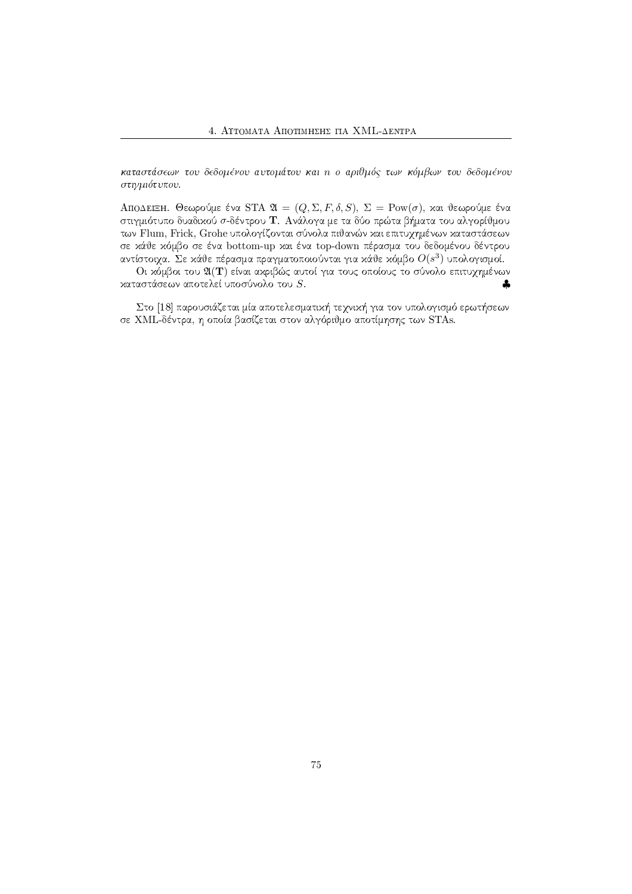*καταστάσεων του δεδομένου αυτομάτου και $n$ ο αριθμός των κόμβων του δεδομένου στιγμιότυπου.*

Απόδειξη. Θεωρούμε ένα STA $\mathfrak{A} = (Q, \Sigma, F, \delta, S)$, $\Sigma = \text{Pow}(\sigma)$, και θεωρούμε ένα στιγμιότυπο δυαδικού $\sigma$-δέντρου $\mathbf{T}$. Ανάλογα με τα δύο πρώτα βήματα του αλγορίθμου των Flum, Frick, Grohe υπολογίζονται σύνολα πιθανών και επιτυχημένων καταστάσεων σε κάθε κόμβο σε ένα bottom-up και ένα top-down πέρασμα του δεδομένου δέντρου αντίστοιχα. Σε κάθε πέρασμα πραγματοποιούνται για κάθε κόμβο $O(s^3)$ υπολογισμοί.

Οι κόμβοι του $\mathfrak{A}(\mathbf{T})$ είναι ακριβώς αυτοί για τους οποίους το σύνολο επιτυχημένων καταστάσεων αποτελεί υποσύνολο του $S$. ♣

Στο [18] παρουσιάζεται μία αποτελεσματική τεχνική για τον υπολογισμό ερωτήσεων σε XML-δέντρα, η οποία βασίζεται στον αλγόριθμο αποτίμησης των STAs.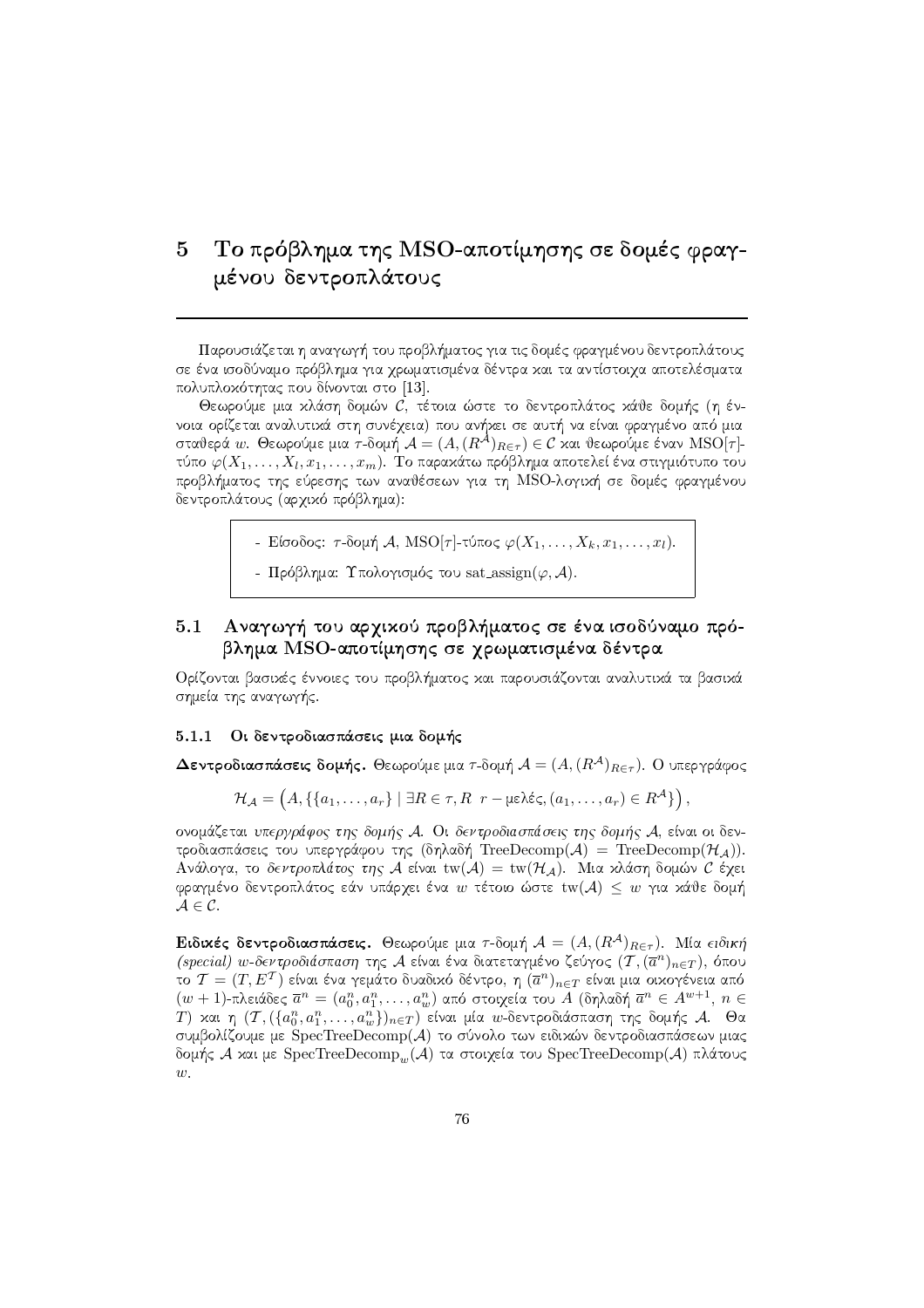# 5 Το πρόβλημα της MSO-αποτίμησης σε δομές φραγμένου δεντροπλάτους

Παρουσιάζεται η αναγωγή του προβλήματος για τις δομές φραγμένου δεντροπλάτους σε ένα ισοδύναμο πρόβλημα για χρωματισμένα δέντρα και τα αντίστοιχα αποτελέσματα πολυπλοκότητας που δίνονται στο [13].

Θεωρούμε μια κλάση δομών $\mathcal{C}$, τέτοια ώστε το δεντροπλάτος κάθε δομής (η έννοια ορίζεται αναλυτικά στη συνέχεια) που ανήκει σε αυτή να είναι φραγμένο από μια σταθερά $w$. Θεωρούμε μια $\tau$-δομή $\mathcal{A} = (A, (R^{\mathcal{A}})_{R \in \tau}) \in \mathcal{C}$ και θεωρούμε έναν MSO$[\tau]$-τύπο $\varphi(X_1, \ldots, X_l, x_1, \ldots, x_m)$. Το παρακάτω πρόβλημα αποτελεί ένα στιγμιότυπο του προβλήματος της εύρεσης των αναθέσεων για τη MSO-λογική σε δομές φραγμένου δεντροπλάτους (αρχικό πρόβλημα):

> - Είσοδος: $\tau$-δομή $\mathcal{A}$, MSO$[\tau]$-τύπος $\varphi(X_1, \ldots, X_k, x_1, \ldots, x_l)$.
> - Πρόβλημα: Υπολογισμός του sat_assign$(\varphi, \mathcal{A})$.

## 5.1 Αναγωγή του αρχικού προβλήματος σε ένα ισοδύναμο πρόβλημα MSO-αποτίμησης σε χρωματισμένα δέντρα

Ορίζονται βασικές έννοιες του προβλήματος και παρουσιάζονται αναλυτικά τα βασικά σημεία της αναγωγής.

### 5.1.1 Οι δεντροδιασπάσεις μια δομής

**Δεντροδιασπάσεις δομής.** Θεωρούμε μια $\tau$-δομή $\mathcal{A} = (A, (R^{\mathcal{A}})_{R \in \tau})$. Ο υπεργράφος

$$\mathcal{H}_{\mathcal{A}} = \left(A, \{\{a_1, \ldots, a_r\} \mid \exists R \in \tau, R \ \ r-\text{μελές}, (a_1, \ldots, a_r) \in R^{\mathcal{A}}\}\right),$$

ονομάζεται *υπεργράφος της δομής* $\mathcal{A}$. Οι *δεντροδιασπάσεις της δομής* $\mathcal{A}$, είναι οι δεντροδιασπάσεις του υπεργράφου της (δηλαδή TreeDecomp$(\mathcal{A})$ = TreeDecomp$(\mathcal{H}_{\mathcal{A}})$). Ανάλογα, το *δεντροπλάτος της* $\mathcal{A}$ είναι $\text{tw}(\mathcal{A}) = \text{tw}(\mathcal{H}_{\mathcal{A}})$. Μια κλάση δομών $\mathcal{C}$ έχει φραγμένο δεντροπλάτος εάν υπάρχει ένα $w$ τέτοιο ώστε $\text{tw}(\mathcal{A}) \leq w$ για κάθε δομή $\mathcal{A} \in \mathcal{C}$.

**Ειδικές δεντροδιασπάσεις.** Θεωρούμε μια $\tau$-δομή $\mathcal{A} = (A, (R^{\mathcal{A}})_{R \in \tau})$. Μία *ειδική (special) $w$-δεντροδιάσπαση* της $\mathcal{A}$ είναι ένα διατεταγμένο ζεύγος $(\mathcal{T}, (\overline{a}^n)_{n \in T})$, όπου το $\mathcal{T} = (T, E^{\mathcal{T}})$ είναι ένα γεμάτο δυαδικό δέντρο, η $(\overline{a}^n)_{n \in T}$ είναι μια οικογένεια από $(w+1)$-πλειάδες $\overline{a}^n = (a_0^n, a_1^n, \ldots, a_w^n)$ από στοιχεία του $A$ (δηλαδή $\overline{a}^n \in A^{w+1}$, $n \in T$) και η $(\mathcal{T}, (\{a_0^n, a_1^n, \ldots, a_w^n\})_{n \in T})$ είναι μία $w$-δεντροδιάσπαση της δομής $\mathcal{A}$. Θα συμβολίζουμε με SpecTreeDecomp$(\mathcal{A})$ το σύνολο των ειδικών δεντροδιασπάσεων μιας δομής $\mathcal{A}$ και με SpecTreeDecomp$_w(\mathcal{A})$ τα στοιχεία του SpecTreeDecomp$(\mathcal{A})$ πλάτους $w$.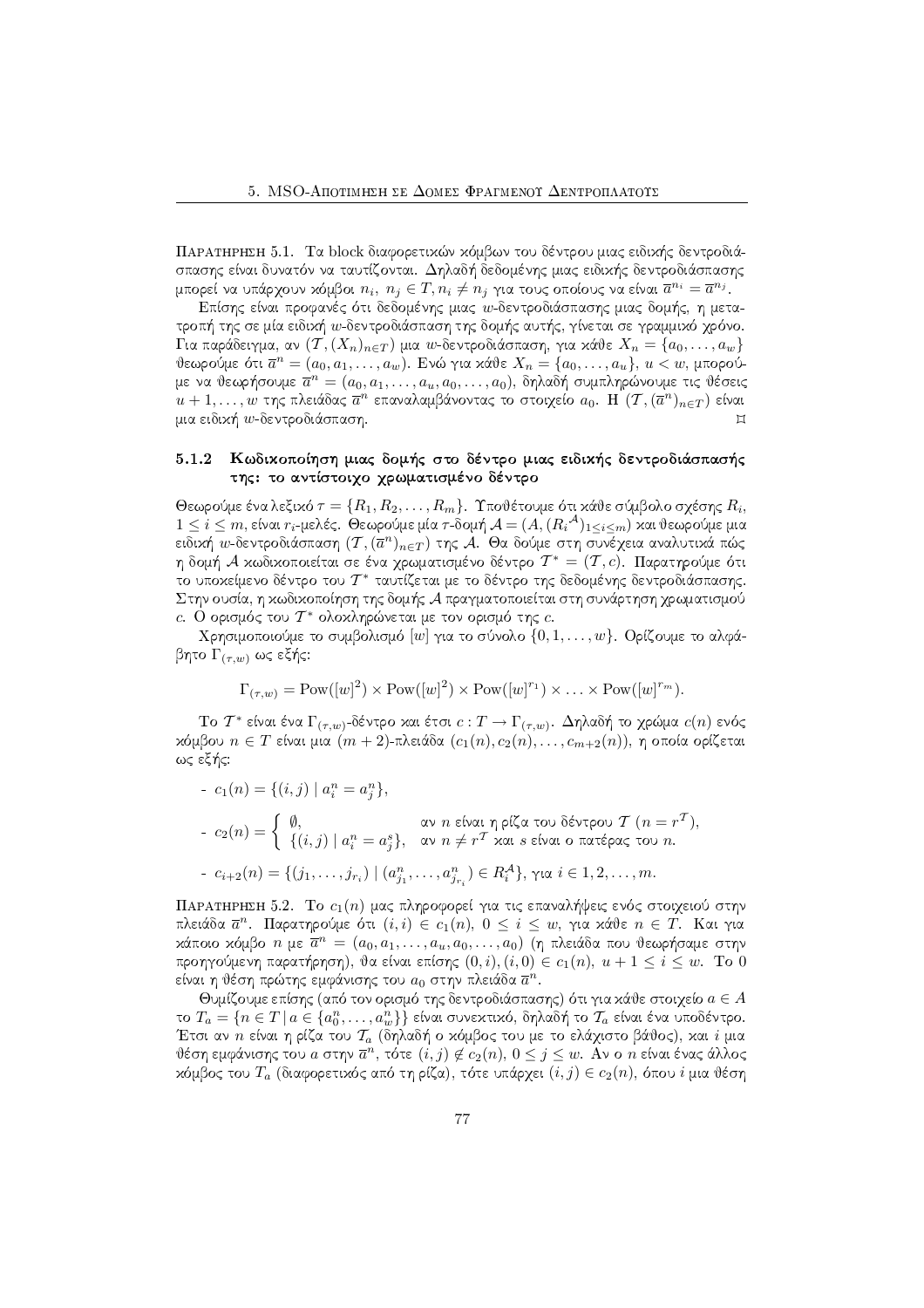**Παρατηρηση 5.1.** Τα block διαφορετικών κόμβων του δέντρου μιας ειδικής δεντροδιάσπασης είναι δυνατόν να ταυτίζονται. Δηλαδή δεδομένης μιας ειδικής δεντροδιάσπασης μπορεί να υπάρχουν κόμβοι $n_i$, $n_j \in T, n_i \neq n_j$ για τους οποίους να είναι $\overline{a}^{n_i} = \overline{a}^{n_j}$.

Επίσης είναι προφανές ότι δεδομένης μιας $w$-δεντροδιάσπασης μιας δομής, η μετατροπή της σε μία ειδική $w$-δεντροδιάσπαση της δομής αυτής, γίνεται σε γραμμικό χρόνο. Για παράδειγμα, αν $(\mathcal{T}, (X_n)_{n \in T})$ μια $w$-δεντροδιάσπαση, για κάθε $X_n = \{a_0, \ldots, a_w\}$ θεωρούμε ότι $\overline{a}^n = (a_0, a_1, \ldots, a_w)$. Ενώ για κάθε $X_n = \{a_0, \ldots, a_u\}$, $u < w$, μπορούμε να θεωρήσουμε $\overline{a}^n = (a_0, a_1, \ldots, a_u, a_0, \ldots, a_0)$, δηλαδή συμπληρώνουμε τις θέσεις $u+1, \ldots, w$ της πλειάδας $\overline{a}^n$ επαναλαμβάνοντας το στοιχείο $a_0$. Η $(\mathcal{T}, (\overline{a}^n)_{n \in T})$ είναι μια ειδική $w$-δεντροδιάσπαση. ⌑

### 5.1.2 Κωδικοποίηση μιας δομής στο δέντρο μιας ειδικής δεντροδιάσπασής της: το αντίστοιχο χρωματισμένο δέντρο

Θεωρούμε ένα λεξικό $\tau = \{R_1, R_2, \ldots, R_m\}$. Υποθέτουμε ότι κάθε σύμβολο σχέσης $R_i$, $1 \leq i \leq m$, είναι $r_i$-μελές. Θεωρούμε μία $\tau$-δομή $\mathcal{A} = (A, (R_i^{\mathcal{A}})_{1 \leq i \leq m})$ και θεωρούμε μια ειδική $w$-δεντροδιάσπαση $(\mathcal{T}, (\overline{a}^n)_{n \in T})$ της $\mathcal{A}$. Θα δούμε στη συνέχεια αναλυτικά πώς η δομή $\mathcal{A}$ κωδικοποιείται σε ένα χρωματισμένο δέντρο $\mathcal{T}^* = (\mathcal{T}, c)$. Παρατηρούμε ότι το υποκείμενο δέντρο του $\mathcal{T}^*$ ταυτίζεται με το δέντρο της δεδομένης δεντροδιάσπασης. Στην ουσία, η κωδικοποίηση της δομής $\mathcal{A}$ πραγματοποιείται στη συνάρτηση χρωματισμού $c$. Ο ορισμός του $\mathcal{T}^*$ ολοκληρώνεται με τον ορισμό της $c$.

Χρησιμοποιούμε το συμβολισμό $[w]$ για το σύνολο $\{0, 1, \ldots, w\}$. Ορίζουμε το αλφάβητο $\Gamma_{(\tau,w)}$ ως εξής:

$$\Gamma_{(\tau,w)} = \mathrm{Pow}([w]^2) \times \mathrm{Pow}([w]^2) \times \mathrm{Pow}([w]^{r_1}) \times \ldots \times \mathrm{Pow}([w]^{r_m}).$$

Το $\mathcal{T}^*$ είναι ένα $\Gamma_{(\tau,w)}$-δέντρο και έτσι $c : T \to \Gamma_{(\tau,w)}$. Δηλαδή το χρώμα $c(n)$ ενός κόμβου $n \in T$ είναι μια $(m+2)$-πλειάδα $(c_1(n), c_2(n), \ldots, c_{m+2}(n))$, η οποία ορίζεται ως εξής:

- $c_1(n) = \{(i,j) \mid a_i^n = a_j^n\}$,

- $c_2(n) = \begin{cases} \emptyset, & \text{αν } n \text{ είναι η ρίζα του δέντρου } \mathcal{T} \ (n = r^{\mathcal{T}}), \\ \{(i,j) \mid a_i^n = a_j^s\}, & \text{αν } n \neq r^{\mathcal{T}} \text{ και } s \text{ είναι ο πατέρας του } n. \end{cases}$

- $c_{i+2}(n) = \{(j_1, \ldots, j_{r_i}) \mid (a_{j_1}^n, \ldots, a_{j_{r_i}}^n) \in R_i^{\mathcal{A}}\}$, για $i \in 1, 2, \ldots, m$.

**Παρατηρηση 5.2.** Το $c_1(n)$ μας πληροφορεί για τις επαναλήψεις ενός στοιχειού στην πλειάδα $\overline{a}^n$. Παρατηρούμε ότι $(i,i) \in c_1(n)$, $0 \leq i \leq w$, για κάθε $n \in T$. Και για κάποιο κόμβο $n$ με $\overline{a}^n = (a_0, a_1, \ldots, a_u, a_0, \ldots, a_0)$ (η πλειάδα που θεωρήσαμε στην προηγούμενη παρατήρηση), θα είναι επίσης $(0,i), (i,0) \in c_1(n)$, $u+1 \leq i \leq w$. Το 0 είναι η θέση πρώτης εμφάνισης του $a_0$ στην πλειάδα $\overline{a}^n$.

Θυμίζουμε επίσης (από τον ορισμό της δεντροδιάσπασης) ότι για κάθε στοιχείο $a \in A$ το $T_a = \{n \in T \mid a \in \{a_0^n, \ldots, a_w^n\}\}$ είναι συνεκτικό, δηλαδή το $\mathcal{T}_a$ είναι ένα υποδέντρο. Έτσι αν $n$ είναι η ρίζα του $\mathcal{T}_a$ (δηλαδή ο κόμβος του με το ελάχιστο βάθος), και $i$ μια θέση εμφάνισης του $a$ στην $\overline{a}^n$, τότε $(i,j) \notin c_2(n)$, $0 \leq j \leq w$. Αν ο $n$ είναι ένας άλλος κόμβος του $T_a$ (διαφορετικός από τη ρίζα), τότε υπάρχει $(i,j) \in c_2(n)$, όπου $i$ μια θέση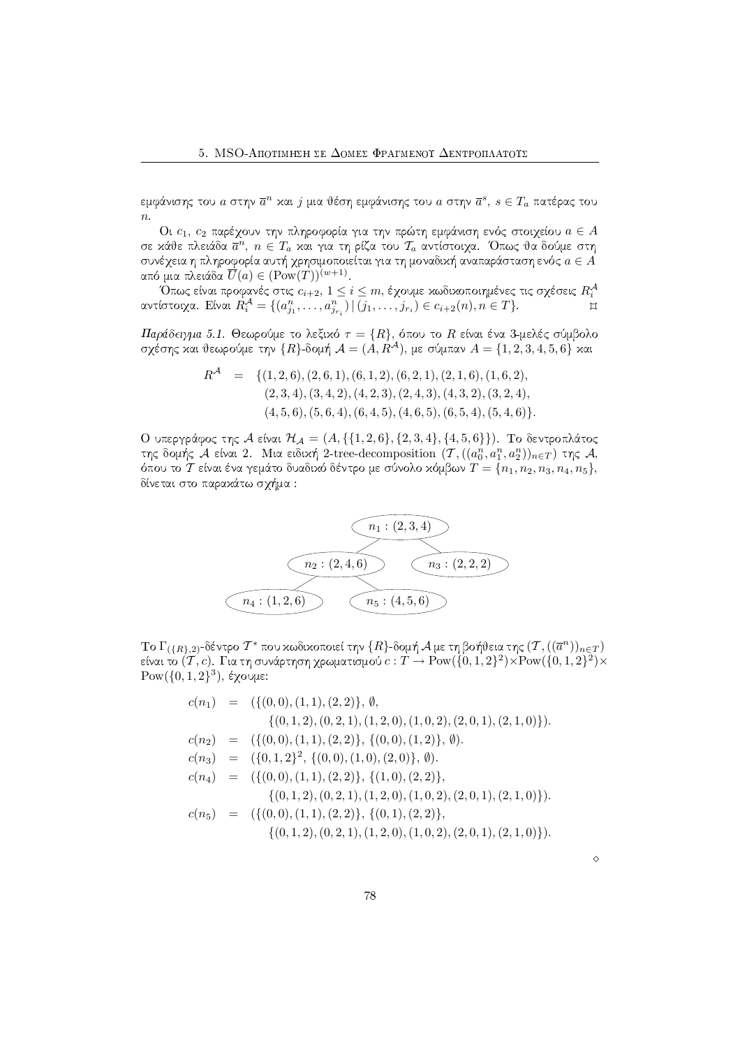εμφάνισης του $a$ στην $\overline{a}^n$ και $j$ μια θέση εμφάνισης του $a$ στην $\overline{a}^s$, $s \in T_a$ πατέρας του $n$.

Οι $c_1$, $c_2$ παρέχουν την πληροφορία για την πρώτη εμφάνιση ενός στοιχείου $a \in A$ σε κάθε πλειάδα $\overline{a}^n$, $n \in T_a$ και για τη ρίζα του $\mathcal{T}_a$ αντίστοιχα. Όπως θα δούμε στη συνέχεια η πληροφορία αυτή χρησιμοποιείται για τη μοναδική αναπαράσταση ενός $a \in A$ από μια πλειάδα $\overline{U}(a) \in (\mathrm{Pow}(T))^{(w+1)}$.

Όπως είναι προφανές στις $c_{i+2}$, $1 \leq i \leq m$, έχουμε κωδικοποιημένες τις σχέσεις $R_i^{\mathcal{A}}$ αντίστοιχα. Είναι $R_i^{\mathcal{A}} = \{(a_{j_1}^n, \ldots, a_{j_{r_i}}^n) \mid (j_1, \ldots, j_{r_i}) \in c_{i+2}(n), n \in T\}$. ⌑

*Παράδειγμα 5.1.* Θεωρούμε το λεξικό $\tau = \{R\}$, όπου το $R$ είναι ένα 3-μελές σύμβολο σχέσης και θεωρούμε την $\{R\}$-δομή $\mathcal{A} = (A, R^{\mathcal{A}})$, με σύμπαν $A = \{1, 2, 3, 4, 5, 6\}$ και

$$\begin{aligned} R^{\mathcal{A}} \;=\; & \{(1,2,6),(2,6,1),(6,1,2),(6,2,1),(2,1,6),(1,6,2),\\ & (2,3,4),(3,4,2),(4,2,3),(2,4,3),(4,3,2),(3,2,4),\\ & (4,5,6),(5,6,4),(6,4,5),(4,6,5),(6,5,4),(5,4,6)\}. \end{aligned}$$

Ο υπεργράφος της $\mathcal{A}$ είναι $\mathcal{H}_{\mathcal{A}} = (A, \{\{1,2,6\},\{2,3,4\},\{4,5,6\}\})$. Το δεντροπλάτος της δομής $\mathcal{A}$ είναι 2. Μια ειδική 2-tree-decomposition $(\mathcal{T}, ((a_0^n, a_1^n, a_2^n))_{n \in T})$ της $\mathcal{A}$, όπου το $\mathcal{T}$ είναι ένα γεμάτο δυαδικό δέντρο με σύνολο κόμβων $T = \{n_1, n_2, n_3, n_4, n_5\}$, δίνεται στο παρακάτω σχήμα :

```
                 n1 : (2,3,4)
                /            \
        n2 : (2,4,6)      n3 : (2,2,2)
        /          \
  n4 : (1,2,6)   n5 : (4,5,6)
```

Το $\Gamma_{(\{R\},2)}$-δέντρο $\mathcal{T}^*$ που κωδικοποιεί την $\{R\}$-δομή $\mathcal{A}$ με τη βοήθεια της $(\mathcal{T}, (\overline{a}^n)_{n \in T})$ είναι το $(\mathcal{T}, c)$. Για τη συνάρτηση χρωματισμού $c : T \to \mathrm{Pow}(\{0,1,2\}^2) \times \mathrm{Pow}(\{0,1,2\}^2) \times \mathrm{Pow}(\{0,1,2\}^3)$, έχουμε:

$$\begin{aligned} c(n_1) &= (\{(0,0),(1,1),(2,2)\},\ \emptyset,\\ &\qquad \{(0,1,2),(0,2,1),(1,2,0),(1,0,2),(2,0,1),(2,1,0)\}).\\ c(n_2) &= (\{(0,0),(1,1),(2,2)\},\ \{(0,0),(1,2)\},\ \emptyset).\\ c(n_3) &= (\{0,1,2\}^2,\ \{(0,0),(1,0),(2,0)\},\ \emptyset).\\ c(n_4) &= (\{(0,0),(1,1),(2,2)\},\ \{(1,0),(2,2)\},\\ &\qquad \{(0,1,2),(0,2,1),(1,2,0),(1,0,2),(2,0,1),(2,1,0)\}).\\ c(n_5) &= (\{(0,0),(1,1),(2,2)\},\ \{(0,1),(2,2)\},\\ &\qquad \{(0,1,2),(0,2,1),(1,2,0),(1,0,2),(2,0,1),(2,1,0)\}). \end{aligned}$$

◇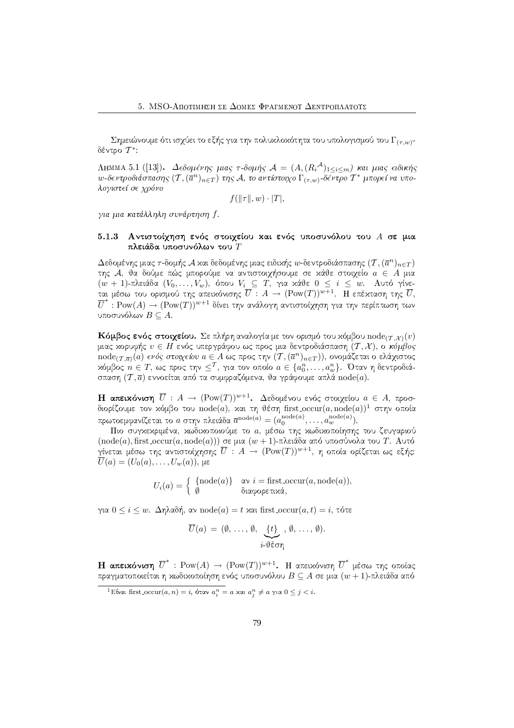Σημειώνουμε ότι ισχύει το εξής για την πολυπλοκότητα του υπολογισμού του $\Gamma_{(\tau,w)}$-δέντρο $\mathcal{T}^*$:

Λημμα 5.1 ([13]). *Δεδομένης μιας $\tau$-δομής $\mathcal{A} = (A, (R_i^{\mathcal{A}})_{1 \le i \le m})$ και μιας ειδικής $w$-δεντροδιάσπασης $(\mathcal{T}, (\overline{a}^n)_{n \in T})$ της $\mathcal{A}$, το αντίστοιχο $\Gamma_{(\tau,w)}$-δέντρο $\mathcal{T}^*$ μπορεί να υπολογιστεί σε χρόνο*

$$f(\|\tau\|, w) \cdot |T|,$$

*για μια κατάλληλη συνάρτηση $f$.*

### 5.1.3 Αντιστοίχηση ενός στοιχείου και ενός υποσυνόλου του $A$ σε μια πλειάδα υποσυνόλων του $T$

Δεδομένης μιας $\tau$-δομής $\mathcal{A}$ και δεδομένης μιας ειδικής $w$-δεντροδιάσπασης $(\mathcal{T}, (\overline{a}^n)_{n \in T})$ της $\mathcal{A}$, θα δούμε πώς μπορούμε να αντιστοιχήσουμε σε κάθε στοιχείο $a \in A$ μια $(w+1)$-πλειάδα $(V_0, \ldots, V_w)$, όπου $V_i \subseteq T$, για κάθε $0 \le i \le w$. Αυτό γίνεται μέσω του ορισμού της απεικόνισης $\overline{U} : A \to (\text{Pow}(T))^{w+1}$. Η επέκταση της $\overline{U}$, $\overline{U}^* : \text{Pow}(A) \to (\text{Pow}(T))^{w+1}$ δίνει την ανάλογη αντιστοίχηση για την περίπτωση των υποσυνόλων $B \subseteq A$.

**Κόμβος ενός στοιχείου.** Σε πλήρη αναλογία με τον ορισμό του κόμβου $\text{node}_{(\mathcal{T},\mathcal{X})}(v)$ μιας κορυφής $v \in H$ ενός υπεργράφου ως προς μια δεντροδιάσπαση $(\mathcal{T}, \mathcal{X})$, ο *κόμβος* $\text{node}_{(\mathcal{T},\overline{a})}(a)$ *ενός στοιχείου* $a \in A$ ως προς την $(\mathcal{T}, (\overline{a}^n)_{n \in T})$), ονομάζεται ο ελάχιστος κόμβος $n \in T$, ως προς την $\le^{\mathcal{T}}$, για τον οποίο $a \in \{a_0^n, \ldots, a_w^n\}$. Όταν η δεντροδιάσπαση $(\mathcal{T}, \overline{a})$ εννοείται από τα συμφραζόμενα, θα γράφουμε απλά $\text{node}(a)$.

**Η απεικόνιση $\overline{U} : A \to (\text{Pow}(T))^{w+1}$.** Δεδομένου ενός στοιχείου $a \in A$, προσδιορίζουμε τον κόμβο του $\text{node}(a)$, και τη θέση $\text{first\_occur}(a, \text{node}(a))$[1] στην οποία πρωτοεμφανίζεται το $a$ στην πλειάδα $\overline{a}^{\text{node}(a)} = (a_0^{\text{node}(a)}, \ldots, a_w^{\text{node}(a)})$.

Πιο συγκεκριμένα, κωδικοποιούμε το $a$, μέσω της κωδικοποίησης του ζευγαριού $(\text{node}(a), \text{first\_occur}(a, \text{node}(a)))$ σε μια $(w+1)$-πλειάδα από υποσύνολα του $T$. Αυτό γίνεται μέσω της αντιστοίχησης $\overline{U} : A \to (\text{Pow}(T))^{w+1}$, η οποία ορίζεται ως εξής: $\overline{U}(a) = (U_0(a), \ldots, U_w(a))$, με

$$U_i(a) = \begin{cases} \{\text{node}(a)\} & \text{αν } i = \text{first\_occur}(a, \text{node}(a)), \\ \emptyset & \text{διαφορετικά,} \end{cases}$$

για $0 \le i \le w$. Δηλαδή, αν $\text{node}(a) = t$ και $\text{first\_occur}(a, t) = i$, τότε

$$\overline{U}(a) = (\emptyset, \ldots, \emptyset, \underbrace{\{t\}}_{i\text{-θέση}}, \emptyset, \ldots, \emptyset).$$

**Η απεικόνιση $\overline{U}^* : \text{Pow}(A) \to (\text{Pow}(T))^{w+1}$.** Η απεικόνιση $\overline{U}^*$ μέσω της οποίας πραγματοποιείται η κωδικοποίηση ενός υποσυνόλου $B \subseteq A$ σε μια $(w+1)$-πλειάδα από

[1] Είναι $\text{first\_occur}(a, n) = i$, όταν $a_i^n = a$ και $a_j^n \neq a$ για $0 \le j < i$.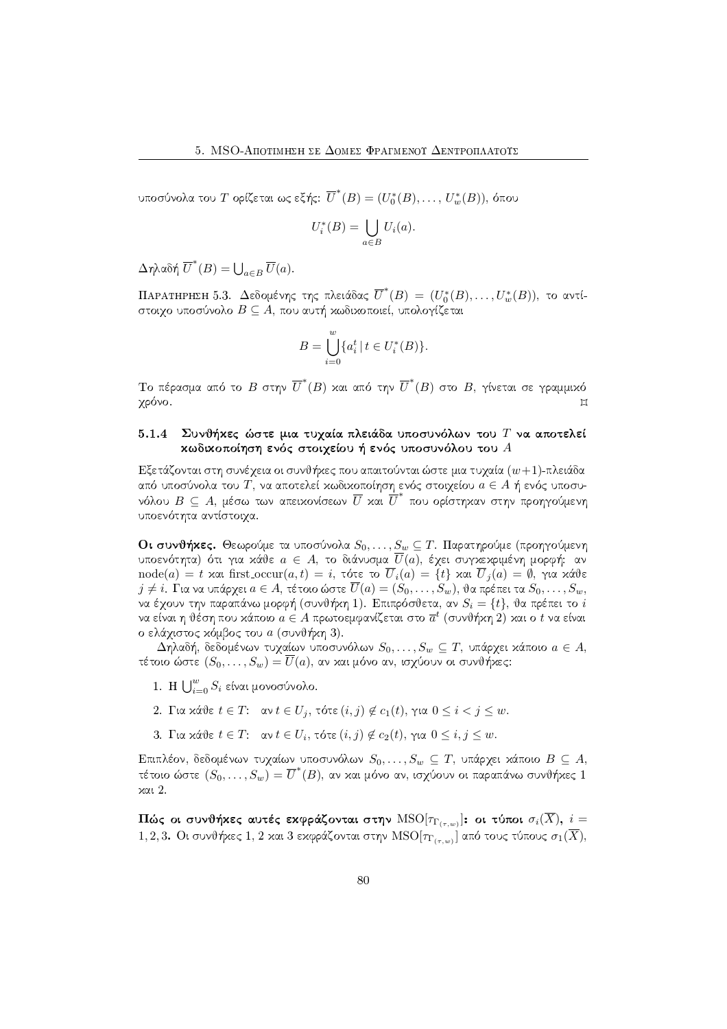υποσύνολα του $T$ ορίζεται ως εξής: $\overline{U}^*(B) = (U_0^*(B), \ldots, U_w^*(B))$, όπου

$$U_i^*(B) = \bigcup_{a \in B} U_i(a).$$

Δηλαδή $\overline{U}^*(B) = \bigcup_{a \in B} \overline{U}(a)$.

Παρατηρηση 5.3. Δεδομένης της πλειάδας $\overline{U}^*(B) = (U_0^*(B), \ldots, U_w^*(B))$, το αντίστοιχο υποσύνολο $B \subseteq A$, που αυτή κωδικοποιεί, υπολογίζεται

$$B = \bigcup_{i=0}^{w} \{a_i^t \mid t \in U_i^*(B)\}.$$

Το πέρασμα από το $B$ στην $\overline{U}^*(B)$ και από την $\overline{U}^*(B)$ στο $B$, γίνεται σε γραμμικό χρόνο. ⌑

### 5.1.4 Συνθήκες ώστε μια τυχαία πλειάδα υποσυνόλων του $T$ να αποτελεί κωδικοποίηση ενός στοιχείου ή ενός υποσυνόλου του $A$

Εξετάζονται στη συνέχεια οι συνθήκες που απαιτούνται ώστε μια τυχαία $(w+1)$-πλειάδα από υποσύνολα του $T$, να αποτελεί κωδικοποίηση ενός στοιχείου $a \in A$ ή ενός υποσυνόλου $B \subseteq A$, μέσω των απεικονίσεων $\overline{U}$ και $\overline{U}^*$ που ορίστηκαν στην προηγούμενη υποενότητα αντίστοιχα.

**Οι συνθήκες.** Θεωρούμε τα υποσύνολα $S_0, \ldots, S_w \subseteq T$. Παρατηρούμε (προηγούμενη υποενότητα) ότι για κάθε $a \in A$, το διάνυσμα $\overline{U}(a)$, έχει συγκεκριμένη μορφή: αν $\text{node}(a) = t$ και $\text{first\_occur}(a,t) = i$, τότε το $\overline{U}_i(a) = \{t\}$ και $\overline{U}_j(a) = \emptyset$, για κάθε $j \neq i$. Για να υπάρχει $a \in A$, τέτοιο ώστε $\overline{U}(a) = (S_0, \ldots, S_w)$, θα πρέπει τα $S_0, \ldots, S_w$, να έχουν την παραπάνω μορφή (συνθήκη 1). Επιπρόσθετα, αν $S_i = \{t\}$, θα πρέπει το $i$ να είναι η θέση που κάποιο $a \in A$ πρωτοεμφανίζεται στο $\overline{a}^t$ (συνθήκη 2) και ο $t$ να είναι ο ελάχιστος κόμβος του $a$ (συνθήκη 3).

Δηλαδή, δεδομένων τυχαίων υποσυνόλων $S_0, \ldots, S_w \subseteq T$, υπάρχει κάποιο $a \in A$, τέτοιο ώστε $(S_0, \ldots, S_w) = \overline{U}(a)$, αν και μόνο αν, ισχύουν οι συνθήκες:

1. Η $\bigcup_{i=0}^{w} S_i$ είναι μονοσύνολο.
2. Για κάθε $t \in T$: αν $t \in U_j$, τότε $(i,j) \notin c_1(t)$, για $0 \le i < j \le w$.
3. Για κάθε $t \in T$: αν $t \in U_i$, τότε $(i,j) \notin c_2(t)$, για $0 \le i, j \le w$.

Επιπλέον, δεδομένων τυχαίων υποσυνόλων $S_0, \ldots, S_w \subseteq T$, υπάρχει κάποιο $B \subseteq A$, τέτοιο ώστε $(S_0, \ldots, S_w) = \overline{U}^*(B)$, αν και μόνο αν, ισχύουν οι παραπάνω συνθήκες 1 και 2.

**Πώς οι συνθήκες αυτές εκφράζονται στην $\mathrm{MSO}[\tau_{\Gamma_{(\tau,w)}}]$: οι τύποι $\sigma_i(\overline{X})$, $i = 1, 2, 3$.** Οι συνθήκες 1, 2 και 3 εκφράζονται στην $\mathrm{MSO}[\tau_{\Gamma_{(\tau,w)}}]$ από τους τύπους $\sigma_1(\overline{X})$,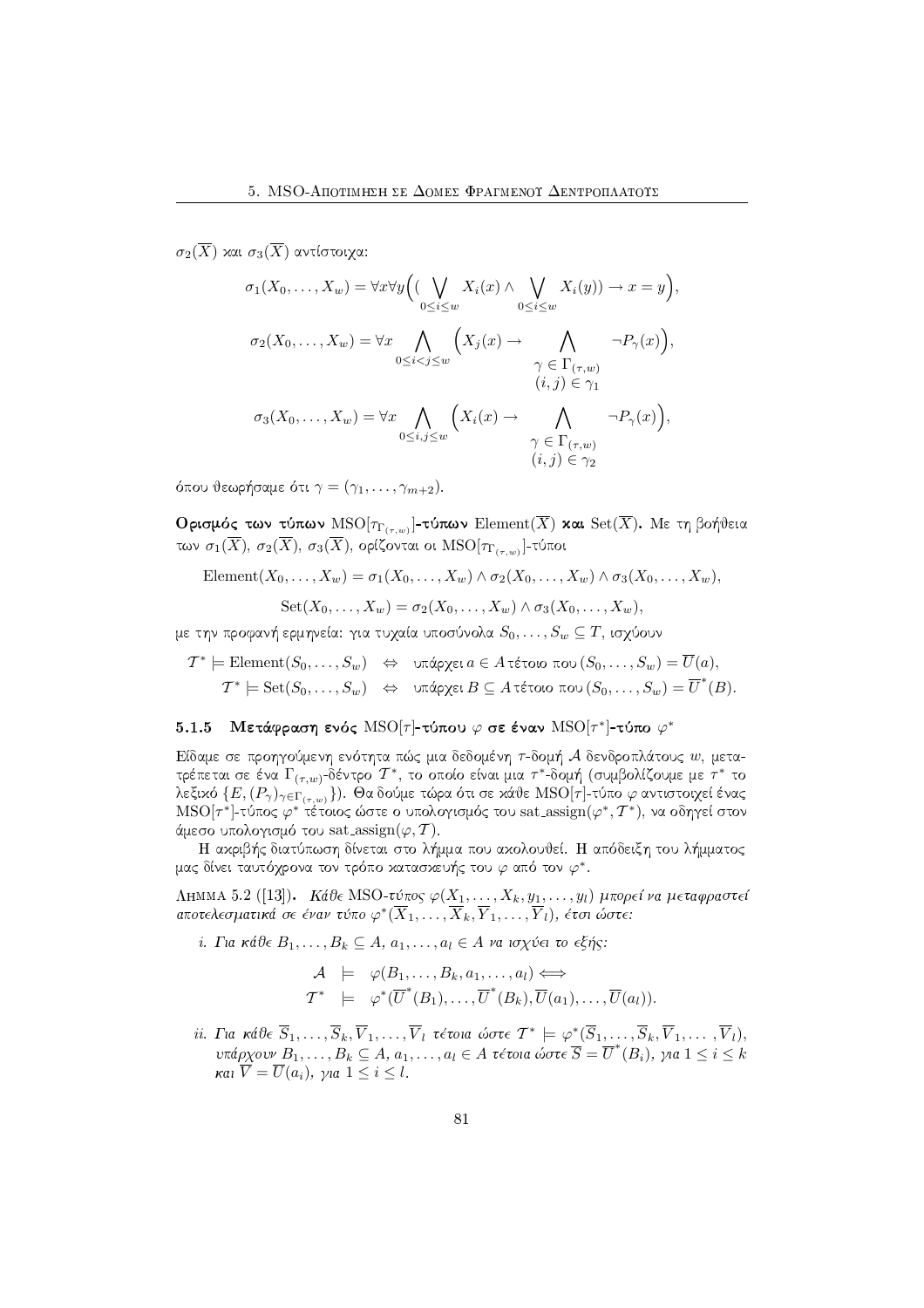$\sigma_2(\overline{X})$ και $\sigma_3(\overline{X})$ αντίστοιχα:

$$\sigma_1(X_0,\ldots,X_w) = \forall x \forall y \Big( (\bigvee_{0\le i\le w} X_i(x) \wedge \bigvee_{0\le i\le w} X_i(y)) \rightarrow x = y \Big),$$

$$\sigma_2(X_0,\ldots,X_w) = \forall x \bigwedge_{0\le i<j\le w} \Big( X_j(x) \rightarrow \bigwedge_{\substack{\gamma\in\Gamma_{(\tau,w)} \\ (i,j)\in\gamma_1}} \neg P_\gamma(x) \Big),$$

$$\sigma_3(X_0,\ldots,X_w) = \forall x \bigwedge_{0\le i,j\le w} \Big( X_i(x) \rightarrow \bigwedge_{\substack{\gamma\in\Gamma_{(\tau,w)} \\ (i,j)\in\gamma_2}} \neg P_\gamma(x) \Big),$$

όπου θεωρήσαμε ότι $\gamma = (\gamma_1,\ldots,\gamma_{m+2})$.

**Ορισμός των τύπων $\mathrm{MSO}[\tau_{\Gamma_{(\tau,w)}}]$-τύπων $\mathrm{Element}(\overline{X})$ και $\mathrm{Set}(\overline{X})$.** Με τη βοήθεια των $\sigma_1(\overline{X})$, $\sigma_2(\overline{X})$, $\sigma_3(\overline{X})$, ορίζονται οι $\mathrm{MSO}[\tau_{\Gamma_{(\tau,w)}}]$-τύποι

$$\mathrm{Element}(X_0,\ldots,X_w) = \sigma_1(X_0,\ldots,X_w) \wedge \sigma_2(X_0,\ldots,X_w) \wedge \sigma_3(X_0,\ldots,X_w),$$

$$\mathrm{Set}(X_0,\ldots,X_w) = \sigma_2(X_0,\ldots,X_w) \wedge \sigma_3(X_0,\ldots,X_w),$$

με την προφανή ερμηνεία: για τυχαία υποσύνολα $S_0,\ldots,S_w \subseteq T$, ισχύουν

$$\mathcal{T}^* \models \mathrm{Element}(S_0,\ldots,S_w) \quad\Leftrightarrow\quad \text{υπάρχει } a\in A \text{ τέτοιο που } (S_0,\ldots,S_w) = \overline{U}(a),$$

$$\mathcal{T}^* \models \mathrm{Set}(S_0,\ldots,S_w) \quad\Leftrightarrow\quad \text{υπάρχει } B\subseteq A \text{ τέτοιο που } (S_0,\ldots,S_w) = \overline{U}^*(B).$$

### 5.1.5 Μετάφραση ενός $\mathrm{MSO}[\tau]$-τύπου $\varphi$ σε έναν $\mathrm{MSO}[\tau^*]$-τύπο $\varphi^*$

Είδαμε σε προηγούμενη ενότητα πώς μια δεδομένη $\tau$-δομή $\mathcal{A}$ δενδροπλάτους $w$, μετατρέπεται σε ένα $\Gamma_{(\tau,w)}$-δέντρο $\mathcal{T}^*$, το οποίο είναι μια $\tau^*$-δομή (συμβολίζουμε με $\tau^*$ το λεξικό $\{E,(P_\gamma)_{\gamma\in\Gamma_{(\tau,w)}}\}$). Θα δούμε τώρα ότι σε κάθε $\mathrm{MSO}[\tau]$-τύπο $\varphi$ αντιστοιχεί ένας $\mathrm{MSO}[\tau^*]$-τύπος $\varphi^*$ τέτοιος ώστε ο υπολογισμός του $\mathrm{sat\_assign}(\varphi^*,\mathcal{T}^*)$, να οδηγεί στον άμεσο υπολογισμό του $\mathrm{sat\_assign}(\varphi,\mathcal{T})$.

Η ακριβής διατύπωση δίνεται στο λήμμα που ακολουθεί. Η απόδειξη του λήμματος μας δίνει ταυτόχρονα τον τρόπο κατασκευής του $\varphi$ από τον $\varphi^*$.

Λημμα 5.2 ([13]). *Κάθε MSO-τύπος $\varphi(X_1,\ldots,X_k,y_1,\ldots,y_l)$ μπορεί να μεταφραστεί αποτελεσματικά σε έναν τύπο $\varphi^*(\overline{X}_1,\ldots,\overline{X}_k,\overline{Y}_1,\ldots,\overline{Y}_l)$, έτσι ώστε:*

*i. Για κάθε $B_1,\ldots,B_k\subseteq A$, $a_1,\ldots,a_l\in A$ να ισχύει το εξής:*

$$\begin{aligned}\mathcal{A} &\models \varphi(B_1,\ldots,B_k,a_1,\ldots,a_l) \Longleftrightarrow \\ \mathcal{T}^* &\models \varphi^*(\overline{U}^*(B_1),\ldots,\overline{U}^*(B_k),\overline{U}(a_1),\ldots,\overline{U}(a_l)).\end{aligned}$$

*ii. Για κάθε $\overline{S}_1,\ldots,\overline{S}_k,\overline{V}_1,\ldots,\overline{V}_l$ τέτοια ώστε $\mathcal{T}^*\models\varphi^*(\overline{S}_1,\ldots,\overline{S}_k,\overline{V}_1,\ldots,\overline{V}_l)$, υπάρχουν $B_1,\ldots,B_k\subseteq A$, $a_1,\ldots,a_l\in A$ τέτοια ώστε $\overline{S}=\overline{U}^*(B_i)$, για $1\le i\le k$ και $\overline{V}=\overline{U}(a_i)$, για $1\le i\le l$.*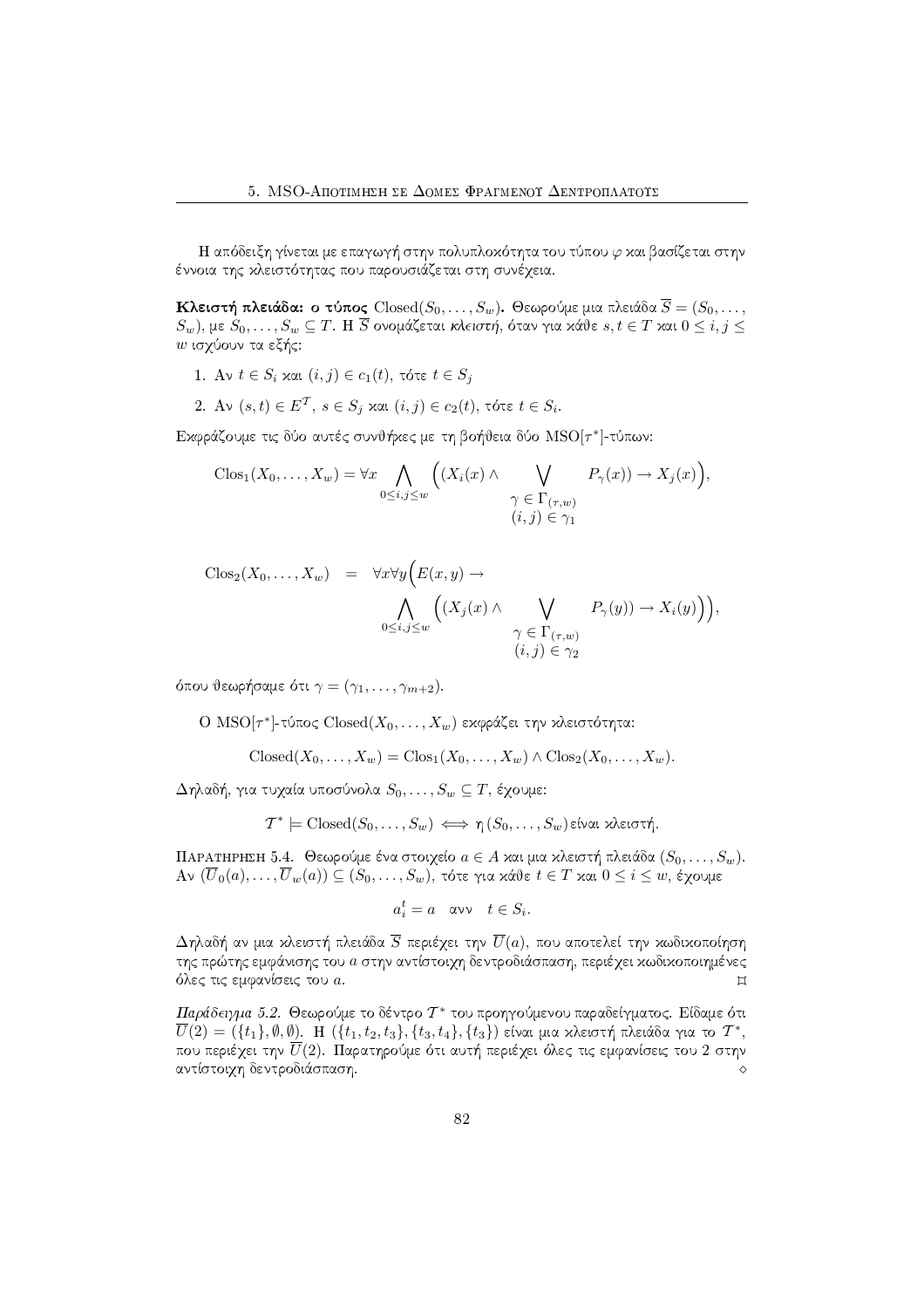Η απόδειξη γίνεται με επαγωγή στην πολυπλοκότητα του τύπου $\varphi$ και βασίζεται στην έννοια της κλειστότητας που παρουσιάζεται στη συνέχεια.

**Κλειστή πλειάδα: ο τύπος** $\text{Closed}(S_0, \ldots, S_w)$**.** Θεωρούμε μια πλειάδα $\overline{S} = (S_0, \ldots, S_w)$, με $S_0, \ldots, S_w \subseteq T$. Η $\overline{S}$ ονομάζεται *κλειστή*, όταν για κάθε $s, t \in T$ και $0 \leq i, j \leq w$ ισχύουν τα εξής:

1. Αν $t \in S_i$ και $(i,j) \in c_1(t)$, τότε $t \in S_j$
2. Αν $(s,t) \in E^{\mathcal{T}}$, $s \in S_j$ και $(i,j) \in c_2(t)$, τότε $t \in S_i$.

Εκφράζουμε τις δύο αυτές συνθήκες με τη βοήθεια δύο MSO$[\tau^*]$-τύπων:

$$\text{Clos}_1(X_0, \ldots, X_w) = \forall x \bigwedge_{0 \leq i,j \leq w} \Big( (X_i(x) \wedge \bigvee_{\substack{\gamma \in \Gamma_{(\tau,w)} \\ (i,j) \in \gamma_1}} P_\gamma(x)) \rightarrow X_j(x) \Big),$$

$$\text{Clos}_2(X_0, \ldots, X_w) \;=\; \forall x \forall y \Big( E(x,y) \rightarrow \bigwedge_{0 \leq i,j \leq w} \Big( (X_j(x) \wedge \bigvee_{\substack{\gamma \in \Gamma_{(\tau,w)} \\ (i,j) \in \gamma_2}} P_\gamma(y)) \rightarrow X_i(y) \Big) \Big),$$

όπου θεωρήσαμε ότι $\gamma = (\gamma_1, \ldots, \gamma_{m+2})$.

Ο MSO$[\tau^*]$-τύπος $\text{Closed}(X_0, \ldots, X_w)$ εκφράζει την κλειστότητα:

$$\text{Closed}(X_0, \ldots, X_w) = \text{Clos}_1(X_0, \ldots, X_w) \wedge \text{Clos}_2(X_0, \ldots, X_w).$$

Δηλαδή, για τυχαία υποσύνολα $S_0, \ldots, S_w \subseteq T$, έχουμε:

$$\mathcal{T}^* \models \text{Closed}(S_0, \ldots, S_w) \iff \text{η}\,(S_0, \ldots, S_w)\,\text{είναι κλειστή}.$$

Παρατηρηση 5.4. Θεωρούμε ένα στοιχείο $a \in A$ και μια κλειστή πλειάδα $(S_0, \ldots, S_w)$. Αν $(\overline{U}_0(a), \ldots, \overline{U}_w(a)) \subseteq (S_0, \ldots, S_w)$, τότε για κάθε $t \in T$ και $0 \leq i \leq w$, έχουμε

$$a_i^t = a \quad \text{ανν} \quad t \in S_i.$$

Δηλαδή αν μια κλειστή πλειάδα $\overline{S}$ περιέχει την $\overline{U}(a)$, που αποτελεί την κωδικοποίηση της πρώτης εμφάνισης του $a$ στην αντίστοιχη δεντροδιάσπαση, περιέχει κωδικοποιημένες όλες τις εμφανίσεις του $a$. ⌑

*Παράδειγμα 5.2.* Θεωρούμε το δέντρο $\mathcal{T}^*$ του προηγούμενου παραδείγματος. Είδαμε ότι $\overline{U}(2) = (\{t_1\}, \emptyset, \emptyset)$. Η $(\{t_1, t_2, t_3\}, \{t_3, t_4\}, \{t_3\})$ είναι μια κλειστή πλειάδα για το $\mathcal{T}^*$, που περιέχει την $\overline{U}(2)$. Παρατηρούμε ότι αυτή περιέχει όλες τις εμφανίσεις του 2 στην αντίστοιχη δεντροδιάσπαση. ◇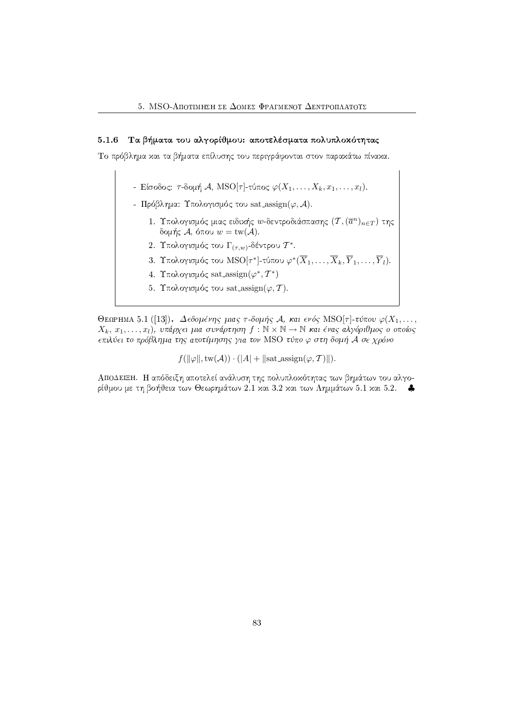### 5.1.6 Τα βήματα του αλγορίθμου: αποτελέσματα πολυπλοκότητας

Το πρόβλημα και τα βήματα επίλυσης του περιγράφονται στον παρακάτω πίνακα.

- Είσοδος: $\tau$-δομή $\mathcal{A}$, MSO$[\tau]$-τύπος $\varphi(X_1, \ldots, X_k, x_1, \ldots, x_l)$.
- Πρόβλημα: Υπολογισμός του sat_assign$(\varphi, \mathcal{A})$.
  1. Υπολογισμός μιας ειδικής $w$-δεντροδιάσπασης $(\mathcal{T}, (\overline{a}^n)_{n \in T})$ της δομής $\mathcal{A}$, όπου $w = \text{tw}(\mathcal{A})$.
  2. Υπολογισμός του $\Gamma_{(\tau,w)}$-δέντρου $\mathcal{T}^*$.
  3. Υπολογισμός του MSO$[\tau^*]$-τύπου $\varphi^*(\overline{X}_1, \ldots, \overline{X}_k, \overline{Y}_1, \ldots, \overline{Y}_l)$.
  4. Υπολογισμός sat_assign$(\varphi^*, \mathcal{T}^*)$
  5. Υπολογισμός του sat_assign$(\varphi, \mathcal{T})$.

Θεωρημα 5.1 ([13]). *Δεδομένης μιας $\tau$-δομής $\mathcal{A}$, και ενός MSO$[\tau]$-τύπου $\varphi(X_1, \ldots, X_k, x_1, \ldots, x_l)$, υπάρχει μια συνάρτηση $f : \mathbb{N} \times \mathbb{N} \to \mathbb{N}$ και ένας αλγόριθμος ο οποίος επιλύει το πρόβλημα της αποτίμησης για τον MSO τύπο $\varphi$ στη δομή $\mathcal{A}$ σε χρόνο*

$$f(\|\varphi\|, \text{tw}(\mathcal{A})) \cdot (|A| + \|\text{sat\_assign}(\varphi, \mathcal{T})\|).$$

Αποδειξη. Η απόδειξη αποτελεί ανάλυση της πολυπλοκότητας των βημάτων του αλγορίθμου με τη βοήθεια των Θεωρημάτων 2.1 και 3.2 και των Λημμάτων 5.1 και 5.2. ♣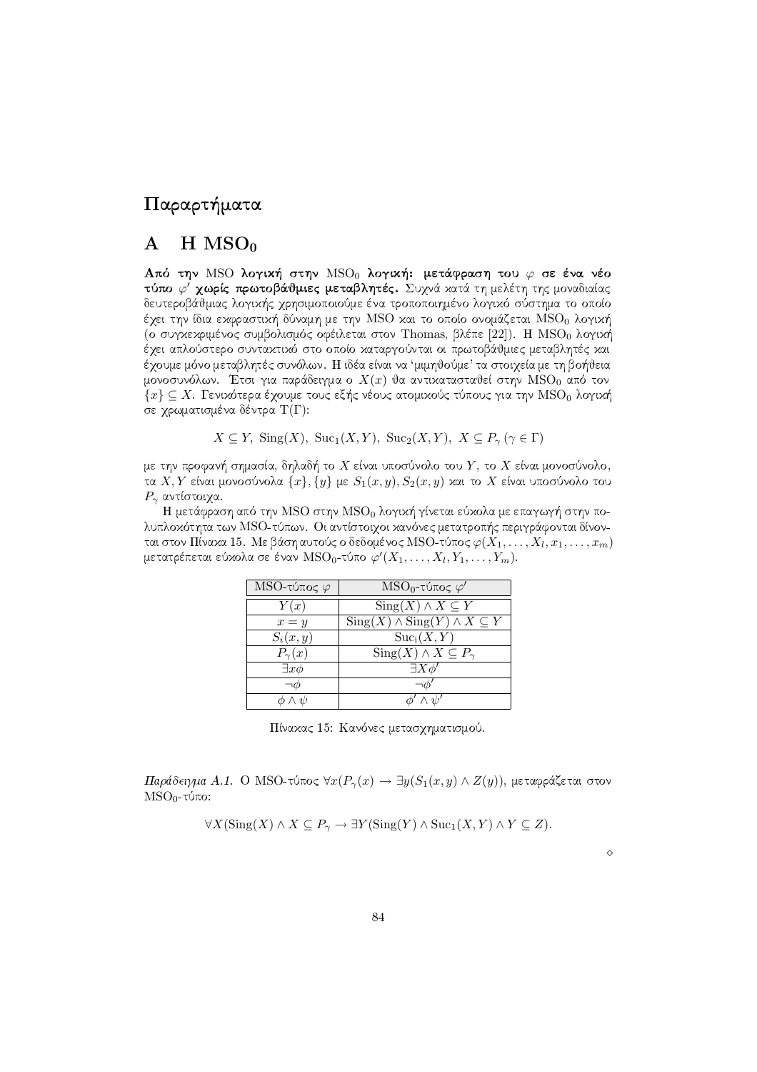# Παραρτήματα

## A Η $\mathbf{MSO_0}$

**Από την MSO λογική στην $\mathrm{MSO_0}$ λογική: μετάφραση του $\varphi$ σε ένα νέο τύπο $\varphi'$ χωρίς πρωτοβάθμιες μεταβλητές.** Συχνά κατά τη μελέτη της μοναδιαίας δευτεροβάθμιας λογικής χρησιμοποιούμε ένα τροποποιημένο λογικό σύστημα το οποίο έχει την ίδια εκφραστική δύναμη με την MSO και το οποίο ονομάζεται $\mathrm{MSO_0}$ λογική (ο συγκεκριμένος συμβολισμός οφείλεται στον Thomas, βλέπε [22]). Η $\mathrm{MSO_0}$ λογική έχει απλούστερο συντακτικό στο οποίο καταργούνται οι πρωτοβάθμιες μεταβλητές και έχουμε μόνο μεταβλητές συνόλων. Η ιδέα είναι να 'μιμηθούμε' τα στοιχεία με τη βοήθεια μονοσυνόλων. Έτσι για παράδειγμα ο $X(x)$ θα αντικατασταθεί στην $\mathrm{MSO_0}$ από τον $\{x\} \subseteq X$. Γενικότερα έχουμε τους εξής νέους ατομικούς τύπους για την $\mathrm{MSO_0}$ λογική σε χρωματισμένα δέντρα $\mathrm{T}(\Gamma)$:

$$X \subseteq Y,\ \mathrm{Sing}(X),\ \mathrm{Suc}_1(X,Y),\ \mathrm{Suc}_2(X,Y),\ X \subseteq P_\gamma\ (\gamma \in \Gamma)$$

με την προφανή σημασία, δηλαδή το $X$ είναι υποσύνολο του $Y$, το $X$ είναι μονοσύνολο, τα $X, Y$ είναι μονοσύνολα $\{x\}, \{y\}$ με $S_1(x,y), S_2(x,y)$ και το $X$ είναι υποσύνολο του $P_\gamma$ αντίστοιχα.

Η μετάφραση από την MSO στην $\mathrm{MSO_0}$ λογική γίνεται εύκολα με επαγωγή στην πολυπλοκότητα των MSO-τύπων. Οι αντίστοιχοι κανόνες μετατροπής περιγράφονται δίνονται στον Πίνακα 15. Με βάση αυτούς ο δεδομένος MSO-τύπος $\varphi(X_1, \ldots, X_l, x_1, \ldots, x_m)$ μετατρέπεται εύκολα σε έναν $\mathrm{MSO_0}$-τύπο $\varphi'(X_1, \ldots, X_l, Y_1, \ldots, Y_m)$.

| MSO-τύπος $\varphi$ | $\mathrm{MSO_0}$-τύπος $\varphi'$ |
|---|---|
| $Y(x)$ | $\mathrm{Sing}(X) \wedge X \subseteq Y$ |
| $x = y$ | $\mathrm{Sing}(X) \wedge \mathrm{Sing}(Y) \wedge X \subseteq Y$ |
| $S_i(x,y)$ | $\mathrm{Suc}_i(X,Y)$ |
| $P_\gamma(x)$ | $\mathrm{Sing}(X) \wedge X \subseteq P_\gamma$ |
| $\exists x \phi$ | $\exists X \phi'$ |
| $\neg \phi$ | $\neg \phi'$ |
| $\phi \wedge \psi$ | $\phi' \wedge \psi'$ |

Πίνακας 15: Κανόνες μετασχηματισμού.

*Παράδειγμα A.1.* Ο MSO-τύπος $\forall x(P_\gamma(x) \rightarrow \exists y(S_1(x,y) \wedge Z(y)))$, μεταφράζεται στον $\mathrm{MSO_0}$-τύπο:

$$\forall X(\mathrm{Sing}(X) \wedge X \subseteq P_\gamma \rightarrow \exists Y(\mathrm{Sing}(Y) \wedge \mathrm{Suc}_1(X,Y) \wedge Y \subseteq Z).$$

◇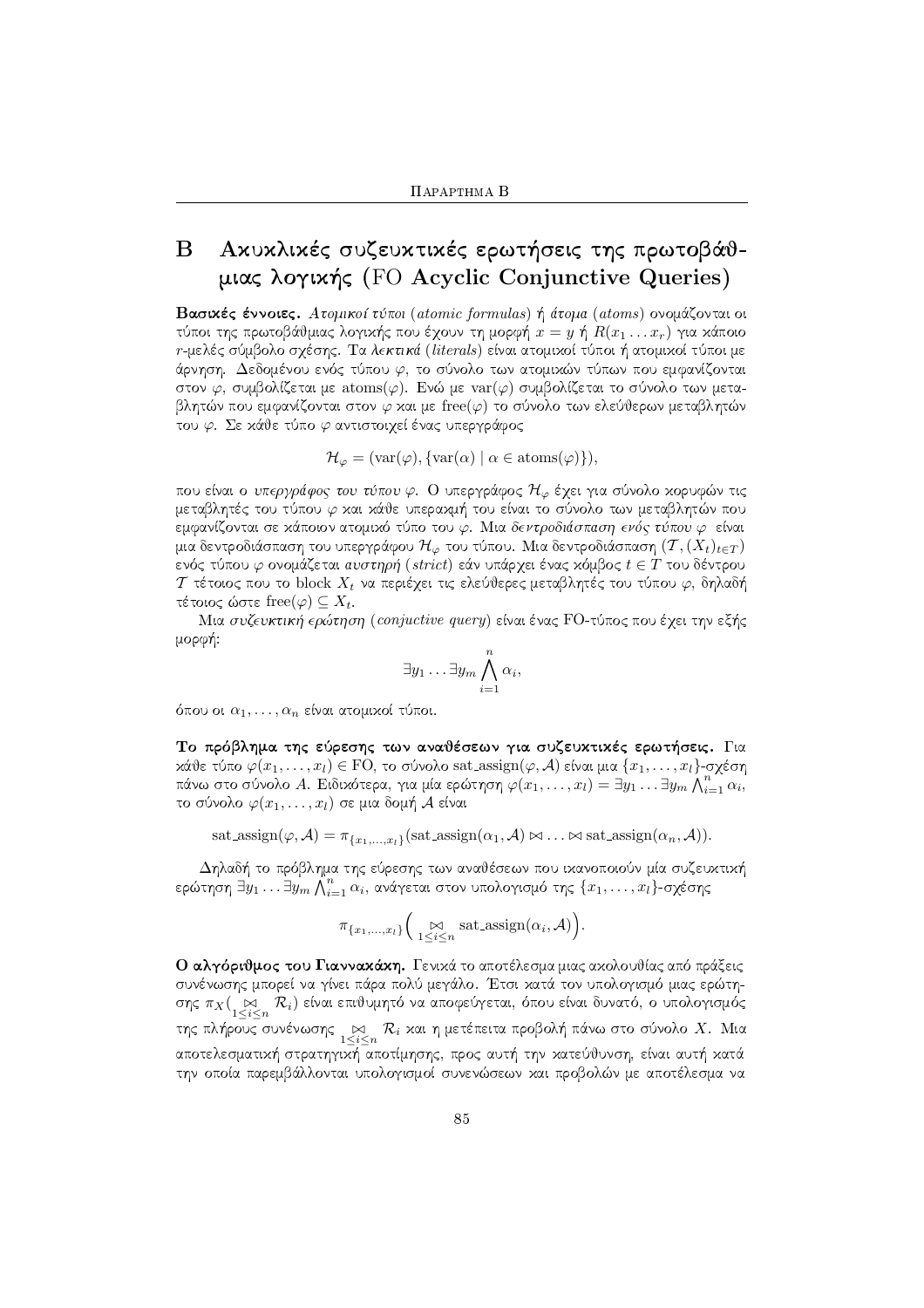# B Ακυκλικές συζευκτικές ερωτήσεις της πρωτοβάθμιας λογικής (FO Acyclic Conjunctive Queries)

**Βασικές έννοιες.** *Ατομικοί τύποι* (*atomic formulas*) ή *άτομα* (*atoms*) ονομάζονται οι τύποι της πρωτοβάθμιας λογικής που έχουν τη μορφή $x = y$ ή $R(x_1 \ldots x_r)$ για κάποιο $r$-μελές σύμβολο σχέσης. Τα *λεκτικά* (*literals*) είναι ατομικοί τύποι ή ατομικοί τύποι με άρνηση. Δεδομένου ενός τύπου $\varphi$, το σύνολο των ατομικών τύπων που εμφανίζονται στον $\varphi$, συμβολίζεται με $\mathrm{atoms}(\varphi)$. Ενώ με $\mathrm{var}(\varphi)$ συμβολίζεται το σύνολο των μεταβλητών που εμφανίζονται στον $\varphi$ και με $\mathrm{free}(\varphi)$ το σύνολο των ελεύθερων μεταβλητών του $\varphi$. Σε κάθε τύπο $\varphi$ αντιστοιχεί ένας υπεργράφος

$$\mathcal{H}_\varphi = (\mathrm{var}(\varphi), \{\mathrm{var}(\alpha) \mid \alpha \in \mathrm{atoms}(\varphi)\}),$$

που είναι ο *υπεργράφος του τύπου* $\varphi$. Ο υπεργράφος $\mathcal{H}_\varphi$ έχει για σύνολο κορυφών τις μεταβλητές του τύπου $\varphi$ και κάθε υπερακμή του είναι το σύνολο των μεταβλητών που εμφανίζονται σε κάποιον ατομικό τύπο του $\varphi$. Μια *δεντροδιάσπαση ενός τύπου* $\varphi$ είναι μια δεντροδιάσπαση του υπεργράφου $\mathcal{H}_\varphi$ του τύπου. Μια δεντροδιάσπαση $(\mathcal{T}, (X_t)_{t \in T})$ ενός τύπου $\varphi$ ονομάζεται *αυστηρή* (*strict*) εάν υπάρχει ένας κόμβος $t \in T$ του δέντρου $\mathcal{T}$ τέτοιος που το block $X_t$ να περιέχει τις ελεύθερες μεταβλητές του τύπου $\varphi$, δηλαδή τέτοιος ώστε $\mathrm{free}(\varphi) \subseteq X_t$.

Μια *συζευκτική ερώτηση* (*conjuctive query*) είναι ένας FO-τύπος που έχει την εξής μορφή:

$$\exists y_1 \ldots \exists y_m \bigwedge_{i=1}^{n} \alpha_i,$$

όπου οι $\alpha_1, \ldots, \alpha_n$ είναι ατομικοί τύποι.

**Το πρόβλημα της εύρεσης των αναθέσεων για συζευκτικές ερωτήσεις.** Για κάθε τύπο $\varphi(x_1, \ldots, x_l) \in \mathrm{FO}$, το σύνολο $\mathrm{sat\_assign}(\varphi, \mathcal{A})$ είναι μία $\{x_1, \ldots, x_l\}$-σχέση πάνω στο σύνολο $A$. Ειδικότερα, για μία ερώτηση $\varphi(x_1, \ldots, x_l) = \exists y_1 \ldots \exists y_m \bigwedge_{i=1}^{n} \alpha_i$, το σύνολο $\varphi(x_1, \ldots, x_l)$ σε μια δομή $\mathcal{A}$ είναι

$$\mathrm{sat\_assign}(\varphi, \mathcal{A}) = \pi_{\{x_1, \ldots, x_l\}}(\mathrm{sat\_assign}(\alpha_1, \mathcal{A}) \bowtie \ldots \bowtie \mathrm{sat\_assign}(\alpha_n, \mathcal{A})).$$

Δηλαδή το πρόβλημα της εύρεσης των αναθέσεων που ικανοποιούν μία συζευκτική ερώτηση $\exists y_1 \ldots \exists y_m \bigwedge_{i=1}^{n} \alpha_i$, ανάγεται στον υπολογισμό της $\{x_1, \ldots, x_l\}$-σχέσης

$$\pi_{\{x_1, \ldots, x_l\}}\Big( \mathop{\bowtie}_{1 \le i \le n} \mathrm{sat\_assign}(\alpha_i, \mathcal{A}) \Big).$$

**Ο αλγόριθμος του Γιαννακάκη.** Γενικά το αποτέλεσμα μιας ακολουθίας από πράξεις συνένωσης μπορεί να γίνει πάρα πολύ μεγάλο. Έτσι κατά τον υπολογισμό μιας ερώτησης $\pi_X(\mathop{\bowtie}_{1 \le i \le n} \mathcal{R}_i)$ είναι επιθυμητό να αποφεύγεται, όπου είναι δυνατό, ο υπολογισμός της πλήρους συνένωσης $\mathop{\bowtie}_{1 \le i \le n} \mathcal{R}_i$ και η μετέπειτα προβολή πάνω στο σύνολο $X$. Μια αποτελεσματική στρατηγική αποτίμησης, προς αυτή την κατεύθυνση, είναι αυτή κατά την οποία παρεμβάλλονται υπολογισμοί συνενώσεων και προβολών με αποτέλεσμα να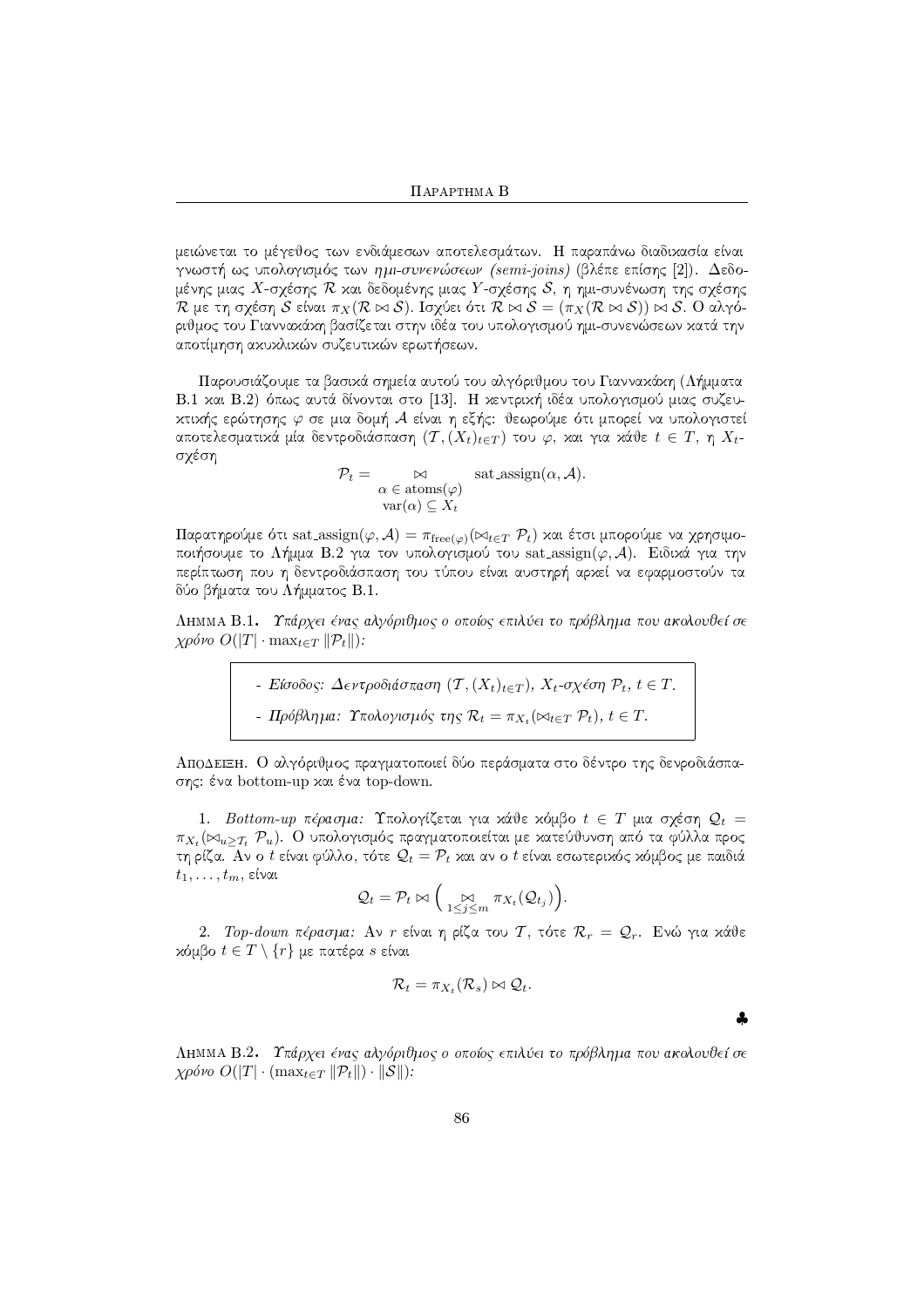μειώνεται το μέγεθος των ενδιάμεσων αποτελεσμάτων. Η παραπάνω διαδικασία είναι γνωστή ως υπολογισμός των *ημι-συνενώσεων (semi-joins)* (βλέπε επίσης [2]). Δεδομένης μιας $X$-σχέσης $\mathcal{R}$ και δεδομένης μιας $Y$-σχέσης $\mathcal{S}$, η ημι-συνένωση της σχέσης $\mathcal{R}$ με τη σχέση $\mathcal{S}$ είναι $\pi_X(\mathcal{R} \bowtie \mathcal{S})$. Ισχύει ότι $\mathcal{R} \bowtie \mathcal{S} = (\pi_X(\mathcal{R} \bowtie \mathcal{S})) \bowtie \mathcal{S}$. Ο αλγόριθμος του Γιαννακάκη βασίζεται στην ιδέα του υπολογισμού ημι-συνενώσεων κατά την αποτίμηση ακυκλικών συζευτικών ερωτήσεων.

Παρουσιάζουμε τα βασικά σημεία αυτού του αλγόριθμου του Γιαννακάκη (Λήμματα B.1 και B.2) όπως αυτά δίνονται στο [13]. Η κεντρική ιδέα υπολογισμού μιας συζευκτικής ερώτησης $\varphi$ σε μια δομή $\mathcal{A}$ είναι η εξής: θεωρούμε ότι μπορεί να υπολογιστεί αποτελεσματικά μία δεντροδιάσπαση $(\mathcal{T}, (X_t)_{t \in T})$ του $\varphi$, και για κάθε $t \in T$, η $X_t$-σχέση

$$\mathcal{P}_t = \bigotimes_{\substack{\alpha \in \text{atoms}(\varphi) \\ \text{var}(\alpha) \subseteq X_t}} \text{sat\_assign}(\alpha, \mathcal{A}).$$

Παρατηρούμε ότι $\text{sat\_assign}(\varphi, \mathcal{A}) = \pi_{\text{free}(\varphi)}(\bowtie_{t \in T} \mathcal{P}_t)$ και έτσι μπορούμε να χρησιμοποιήσουμε το Λήμμα B.2 για τον υπολογισμού του $\text{sat\_assign}(\varphi, \mathcal{A})$. Ειδικά για την περίπτωση που η δεντροδιάσπαση του τύπου είναι αυστηρή αρκεί να εφαρμοστούν τα δύο βήματα του Λήμματος B.1.

Λημμα B.1. *Υπάρχει ένας αλγόριθμος ο οποίος επιλύει το πρόβλημα που ακολουθεί σε χρόνο $O(|T| \cdot \max_{t \in T} \|\mathcal{P}_t\|)$:*

> - *Είσοδος: Δεντροδιάσπαση $(\mathcal{T}, (X_t)_{t \in T})$, $X_t$-σχέση $\mathcal{P}_t$, $t \in T$.*
> - *Πρόβλημα: Υπολογισμός της $\mathcal{R}_t = \pi_{X_t}(\bowtie_{t \in T} \mathcal{P}_t)$, $t \in T$.*

Αποδειξη. Ο αλγόριθμος πραγματοποιεί δύο περάσματα στο δέντρο της δενροδιάσπασης: ένα bottom-up και ένα top-down.

1. *Bottom-up πέρασμα:* Υπολογίζεται για κάθε κόμβο $t \in T$ μια σχέση $\mathcal{Q}_t = \pi_{X_t}(\bowtie_{u \geq_{\mathcal{T}} t} \mathcal{P}_u)$. Ο υπολογισμός πραγματοποιείται με κατεύθυνση από τα φύλλα προς τη ρίζα. Αν ο $t$ είναι φύλλο, τότε $\mathcal{Q}_t = \mathcal{P}_t$ και αν ο $t$ είναι εσωτερικός κόμβος με παιδιά $t_1, \ldots, t_m$, είναι

$$\mathcal{Q}_t = \mathcal{P}_t \bowtie \Big( \bigotimes_{1 \leq j \leq m} \pi_{X_t}(\mathcal{Q}_{t_j}) \Big).$$

2. *Top-down πέρασμα:* Αν $r$ είναι η ρίζα του $\mathcal{T}$, τότε $\mathcal{R}_r = \mathcal{Q}_r$. Ενώ για κάθε κόμβο $t \in T \setminus \{r\}$ με πατέρα $s$ είναι

$$\mathcal{R}_t = \pi_{X_t}(\mathcal{R}_s) \bowtie \mathcal{Q}_t.$$

♣

Λημμα B.2. *Υπάρχει ένας αλγόριθμος ο οποίος επιλύει το πρόβλημα που ακολουθεί σε χρόνο $O(|T| \cdot (\max_{t \in T} \|\mathcal{P}_t\|) \cdot \|\mathcal{S}\|)$:*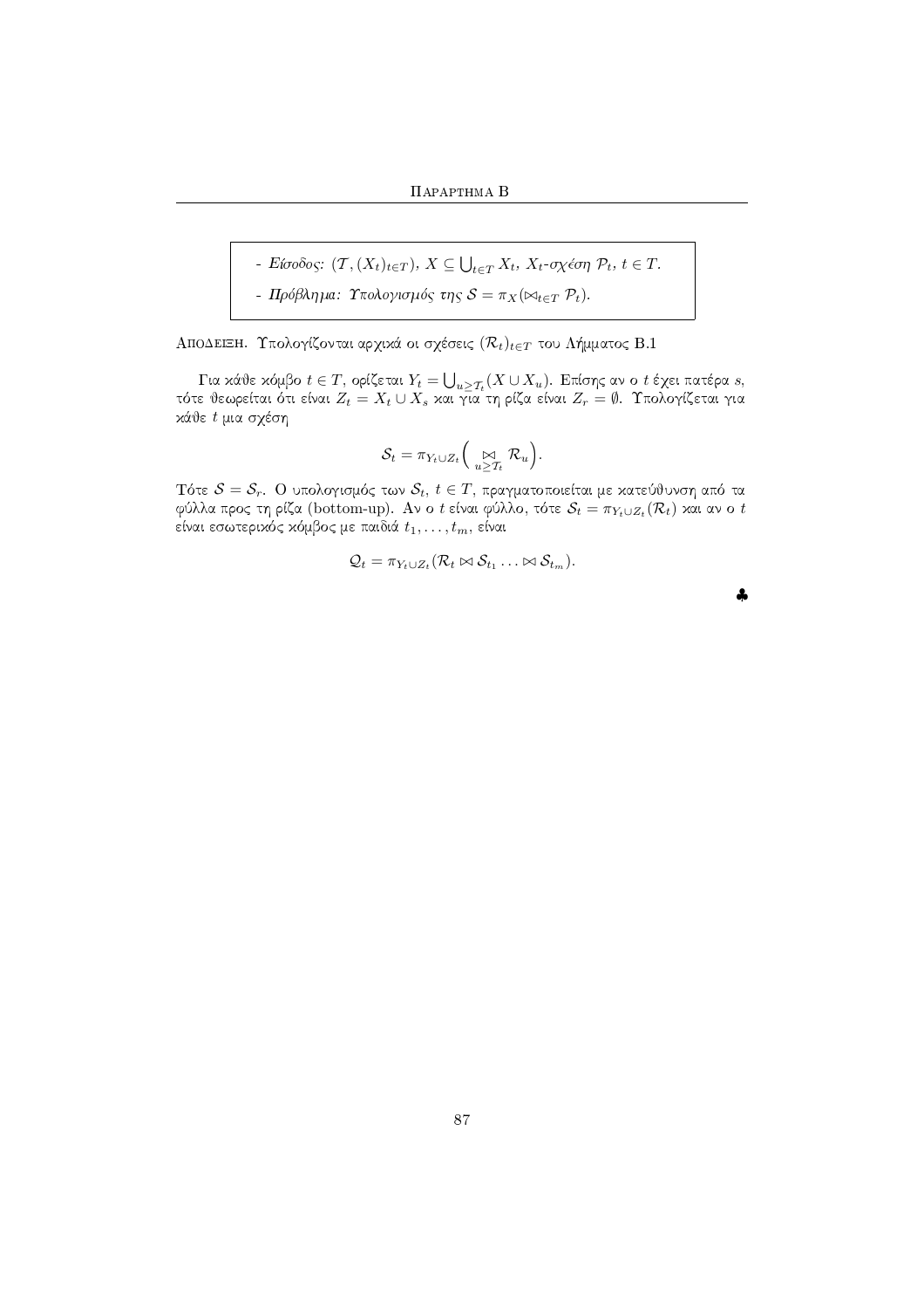- *Είσοδος:* $(\mathcal{T}, (X_t)_{t \in T})$, $X \subseteq \bigcup_{t \in T} X_t$, $X_t$*-σχέση* $\mathcal{P}_t$, $t \in T$.

- *Πρόβλημα: Υπολογισμός της* $\mathcal{S} = \pi_X(\bowtie_{t \in T} \mathcal{P}_t)$.

Απόδειξη. Υπολογίζονται αρχικά οι σχέσεις $(\mathcal{R}_t)_{t \in T}$ του Λήμματος B.1

Για κάθε κόμβο $t \in T$, ορίζεται $Y_t = \bigcup_{u \geq \mathcal{T}_t} (X \cup X_u)$. Επίσης αν ο $t$ έχει πατέρα $s$, τότε θεωρείται ότι είναι $Z_t = X_t \cup X_s$ και για τη ρίζα είναι $Z_r = \emptyset$. Υπολογίζεται για κάθε $t$ μια σχέση

$$\mathcal{S}_t = \pi_{Y_t \cup Z_t}\Big( \underset{u \geq \mathcal{T}_t}{\bowtie} \mathcal{R}_u \Big).$$

Τότε $\mathcal{S} = \mathcal{S}_r$. Ο υπολογισμός των $\mathcal{S}_t$, $t \in T$, πραγματοποιείται με κατεύθυνση από τα φύλλα προς τη ρίζα (bottom-up). Αν ο $t$ είναι φύλλο, τότε $\mathcal{S}_t = \pi_{Y_t \cup Z_t}(\mathcal{R}_t)$ και αν ο $t$ είναι εσωτερικός κόμβος με παιδιά $t_1, \ldots, t_m$, είναι

$$\mathcal{Q}_t = \pi_{Y_t \cup Z_t}(\mathcal{R}_t \bowtie \mathcal{S}_{t_1} \ldots \bowtie \mathcal{S}_{t_m}).$$

♣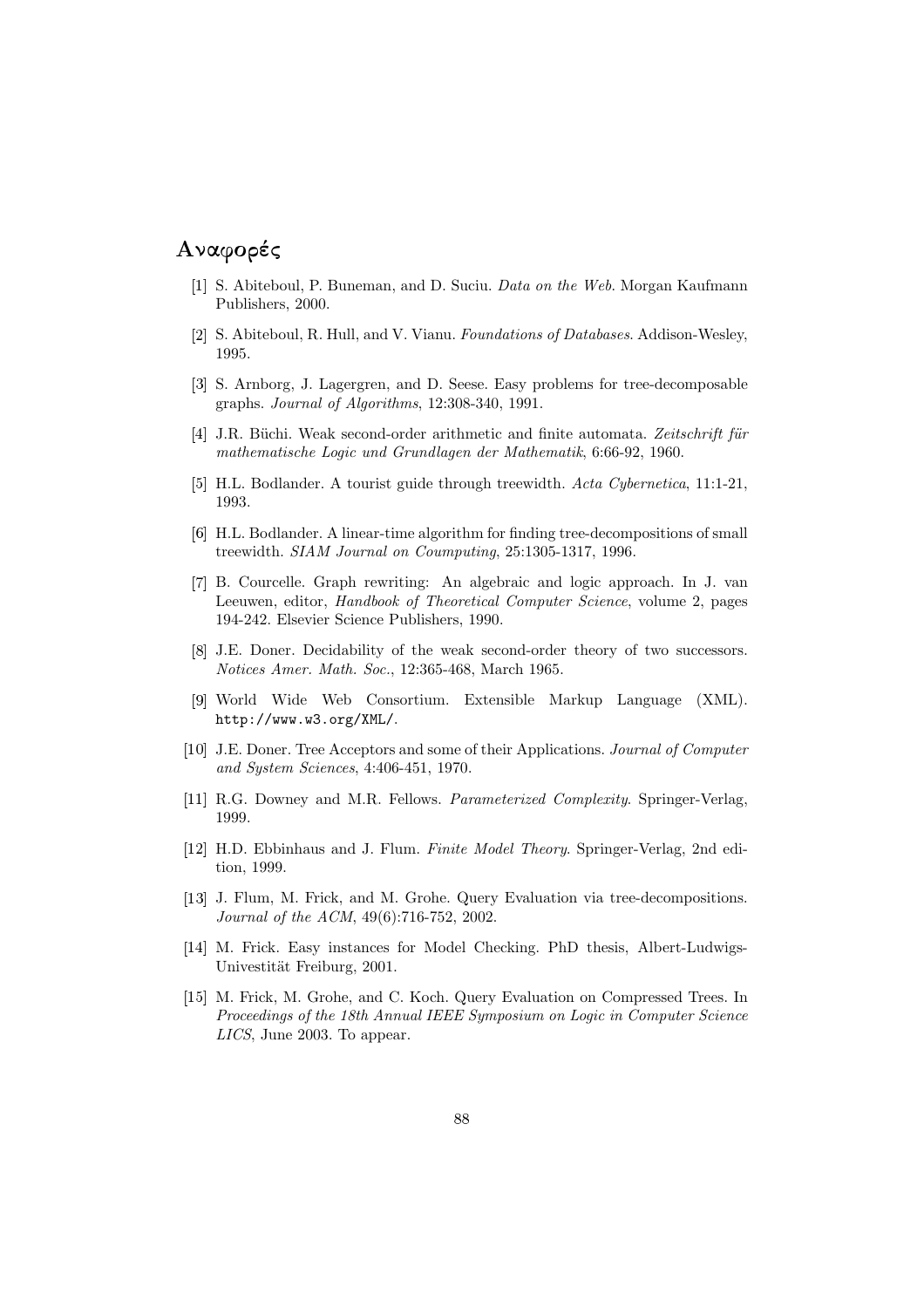# Αναφορές

[1] S. Abiteboul, P. Buneman, and D. Suciu. *Data on the Web*. Morgan Kaufmann Publishers, 2000.

[2] S. Abiteboul, R. Hull, and V. Vianu. *Foundations of Databases*. Addison-Wesley, 1995.

[3] S. Arnborg, J. Lagergren, and D. Seese. Easy problems for tree-decomposable graphs. *Journal of Algorithms*, 12:308-340, 1991.

[4] J.R. Büchi. Weak second-order arithmetic and finite automata. *Zeitschrift für mathematische Logic und Grundlagen der Mathematik*, 6:66-92, 1960.

[5] H.L. Bodlander. A tourist guide through treewidth. *Acta Cybernetica*, 11:1-21, 1993.

[6] H.L. Bodlander. A linear-time algorithm for finding tree-decompositions of small treewidth. *SIAM Journal on Coumputing*, 25:1305-1317, 1996.

[7] B. Courcelle. Graph rewriting: An algebraic and logic approach. In J. van Leeuwen, editor, *Handbook of Theoretical Computer Science*, volume 2, pages 194-242. Elsevier Science Publishers, 1990.

[8] J.E. Doner. Decidability of the weak second-order theory of two successors. *Notices Amer. Math. Soc.*, 12:365-468, March 1965.

[9] World Wide Web Consortium. Extensible Markup Language (XML). `http://www.w3.org/XML/`.

[10] J.E. Doner. Tree Acceptors and some of their Applications. *Journal of Computer and System Sciences*, 4:406-451, 1970.

[11] R.G. Downey and M.R. Fellows. *Parameterized Complexity*. Springer-Verlag, 1999.

[12] H.D. Ebbinhaus and J. Flum. *Finite Model Theory*. Springer-Verlag, 2nd edition, 1999.

[13] J. Flum, M. Frick, and M. Grohe. Query Evaluation via tree-decompositions. *Journal of the ACM*, 49(6):716-752, 2002.

[14] M. Frick. Easy instances for Model Checking. PhD thesis, Albert-Ludwigs-Univestität Freiburg, 2001.

[15] M. Frick, M. Grohe, and C. Koch. Query Evaluation on Compressed Trees. In *Proceedings of the 18th Annual IEEE Symposium on Logic in Computer Science LICS*, June 2003. To appear.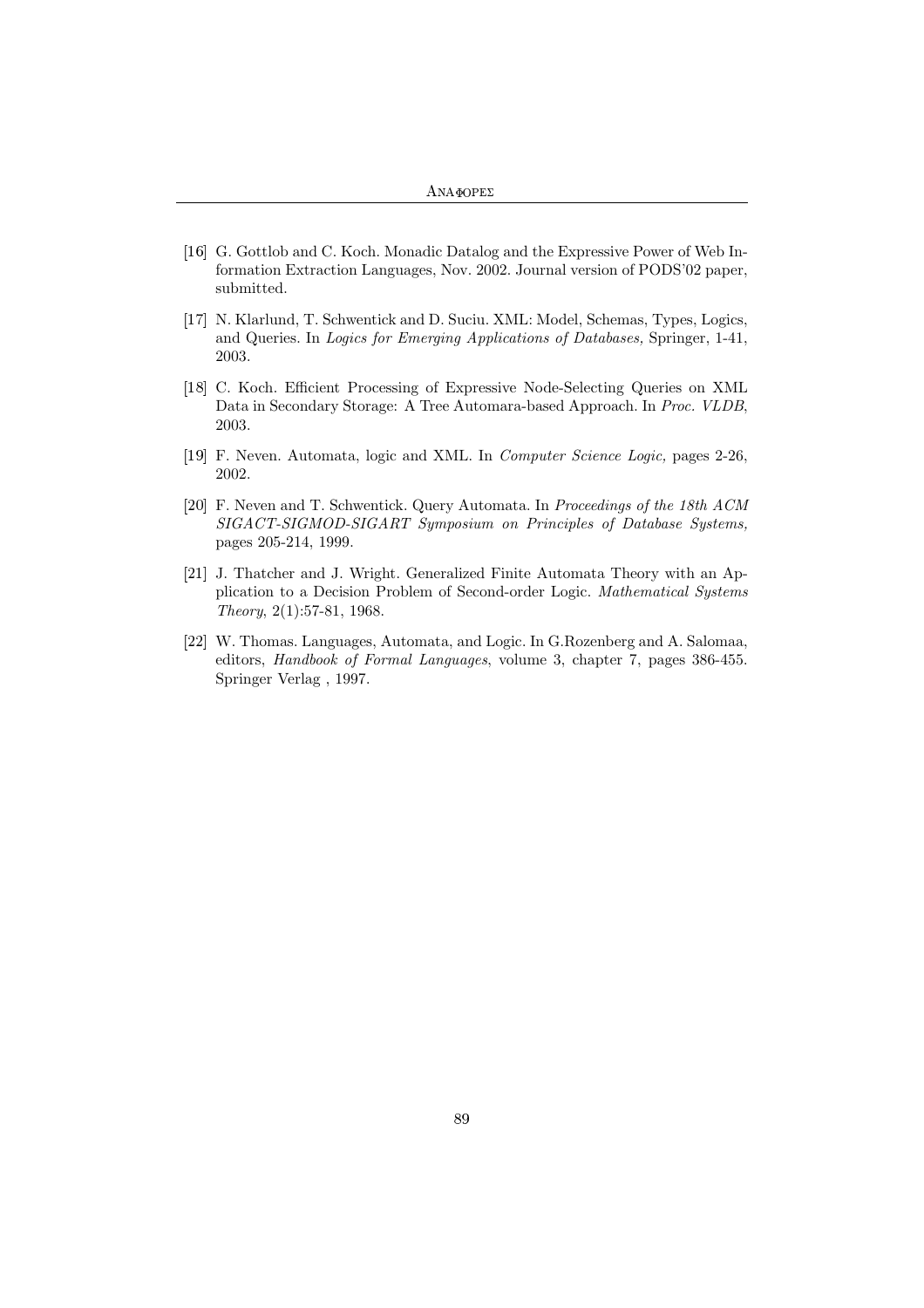[16] G. Gottlob and C. Koch. Monadic Datalog and the Expressive Power of Web Information Extraction Languages, Nov. 2002. Journal version of PODS'02 paper, submitted.

[17] N. Klarlund, T. Schwentick and D. Suciu. XML: Model, Schemas, Types, Logics, and Queries. In *Logics for Emerging Applications of Databases,* Springer, 1-41, 2003.

[18] C. Koch. Efficient Processing of Expressive Node-Selecting Queries on XML Data in Secondary Storage: A Tree Automara-based Approach. In *Proc. VLDB*, 2003.

[19] F. Neven. Automata, logic and XML. In *Computer Science Logic,* pages 2-26, 2002.

[20] F. Neven and T. Schwentick. Query Automata. In *Proceedings of the 18th ACM SIGACT-SIGMOD-SIGART Symposium on Principles of Database Systems,* pages 205-214, 1999.

[21] J. Thatcher and J. Wright. Generalized Finite Automata Theory with an Application to a Decision Problem of Second-order Logic. *Mathematical Systems Theory*, 2(1):57-81, 1968.

[22] W. Thomas. Languages, Automata, and Logic. In G.Rozenberg and A. Salomaa, editors, *Handbook of Formal Languages*, volume 3, chapter 7, pages 386-455. Springer Verlag , 1997.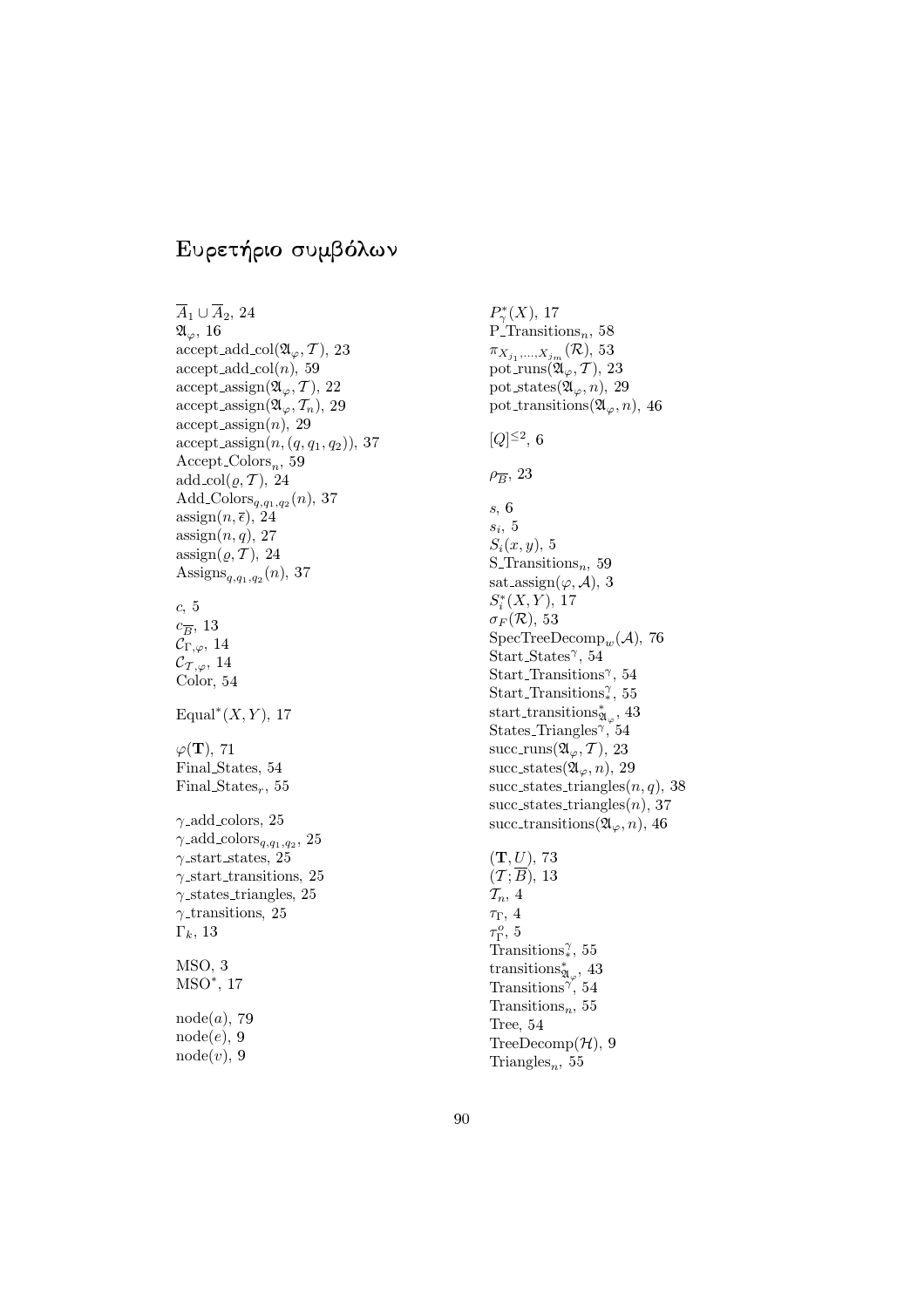# Ευρετήριο συμβόλων

$\overline{A}_1 \cup \overline{A}_2$, 24
$\mathfrak{A}_\varphi$, 16
accept_add_col($\mathfrak{A}_\varphi, \mathcal{T}$), 23
accept_add_col($n$), 59
accept_assign($\mathfrak{A}_\varphi, \mathcal{T}$), 22
accept_assign($\mathfrak{A}_\varphi, \mathcal{T}_n$), 29
accept_assign($n$), 29
accept_assign($n, (q, q_1, q_2)$), 37
Accept_Colors$_n$, 59
add_col($\varrho, \mathcal{T}$), 24
Add_Colors$_{q,q_1,q_2}(n)$, 37
assign($n, \overline{c}$), 24
assign($n, q$), 27
assign($\varrho, \mathcal{T}$), 24
Assigns$_{q,q_1,q_2}(n)$, 37

$c$, 5
$c_{\overline{B}}$, 13
$\mathcal{C}_{\Gamma,\varphi}$, 14
$\mathcal{C}_{\mathcal{T},\varphi}$, 14
Color, 54

Equal$^*(X, Y)$, 17

$\varphi(\mathbf{T})$, 71
Final_States, 54
Final_States$_r$, 55

$\gamma$_add_colors, 25
$\gamma$_add_colors$_{q,q_1,q_2}$, 25
$\gamma$_start_states, 25
$\gamma$_start_transitions, 25
$\gamma$_states_triangles, 25
$\gamma$_transitions, 25
$\Gamma_k$, 13

MSO, 3
MSO$^*$, 17

node($a$), 79
node($e$), 9
node($v$), 9

$P^*_\gamma(X)$, 17
P_Transitions$_n$, 58
$\pi_{X_{j_1},\ldots,X_{j_m}}(\mathcal{R})$, 53
pot_runs($\mathfrak{A}_\varphi, \mathcal{T}$), 23
pot_states($\mathfrak{A}_\varphi, n$), 29
pot_transitions($\mathfrak{A}_\varphi, n$), 46

$[Q]^{\leq 2}$, 6

$\rho_{\overline{B}}$, 23

$s$, 6
$s_i$, 5
$S_i(x, y)$, 5
S_Transitions$_n$, 59
sat_assign($\varphi, \mathcal{A}$), 3
$S^*_i(X, Y)$, 17
$\sigma_F(\mathcal{R})$, 53
SpecTreeDecomp$_w(\mathcal{A})$, 76
Start_States$^\gamma$, 54
Start_Transitions$^\gamma$, 54
Start_Transitions$^\gamma_*$, 55
start_transitions$^*_{\mathfrak{A}_\varphi}$, 43
States_Triangles$^\gamma$, 54
succ_runs($\mathfrak{A}_\varphi, \mathcal{T}$), 23
succ_states($\mathfrak{A}_\varphi, n$), 29
succ_states_triangles($n, q$), 38
succ_states_triangles($n$), 37
succ_transitions($\mathfrak{A}_\varphi, n$), 46

$(\mathbf{T}, U)$, 73
$(\mathcal{T}; \overline{B})$, 13
$\mathcal{T}_n$, 4
$\tau_\Gamma$, 4
$\tau^o_\Gamma$, 5
Transitions$^\gamma_*$, 55
transitions$^*_{\mathfrak{A}_\varphi}$, 43
Transitions$^\gamma$, 54
Transitions$_n$, 55
Tree, 54
TreeDecomp($\mathcal{H}$), 9
Triangles$_n$, 55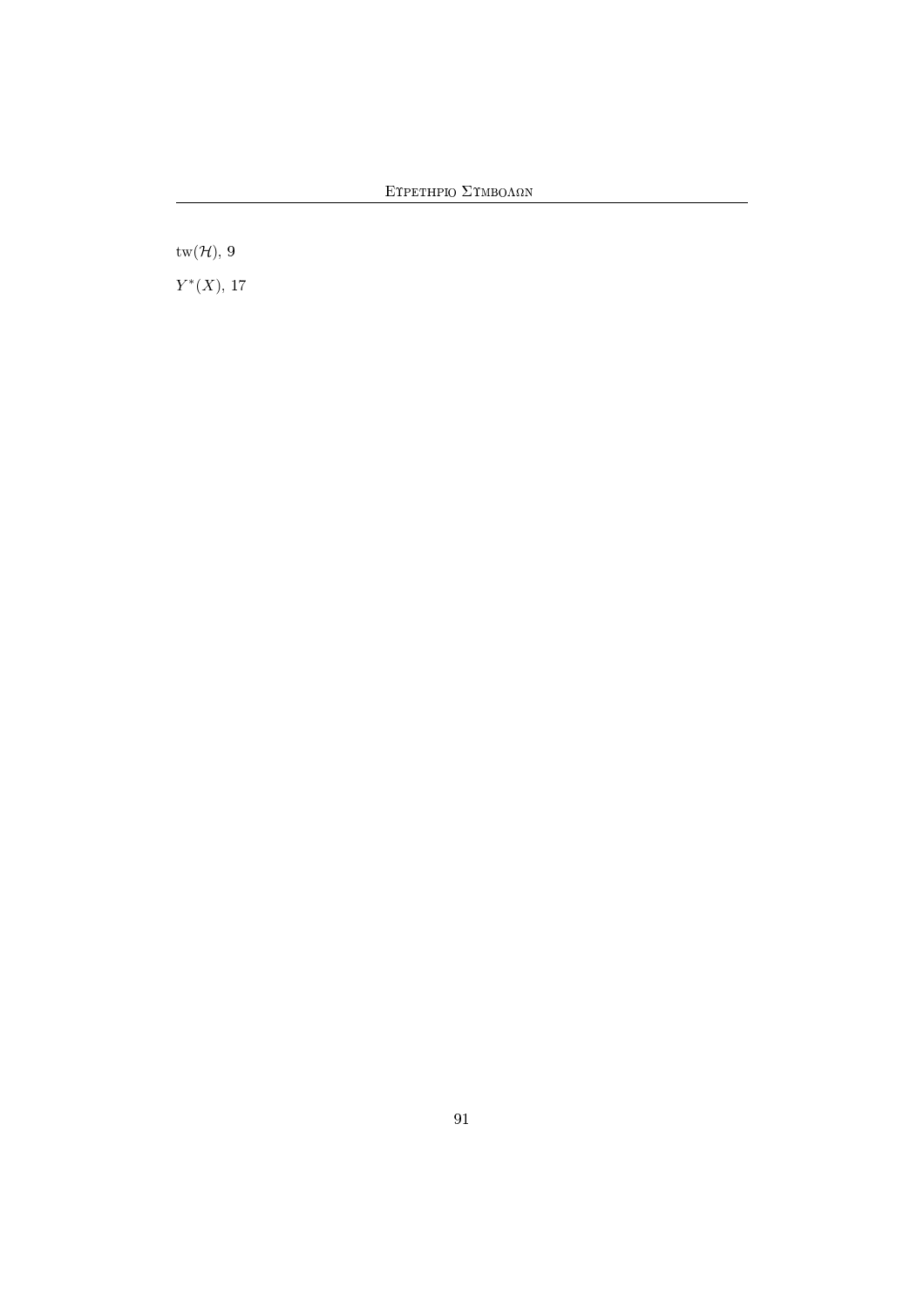$\mathrm{tw}(\mathcal{H})$, 9

$Y^*(X)$, 17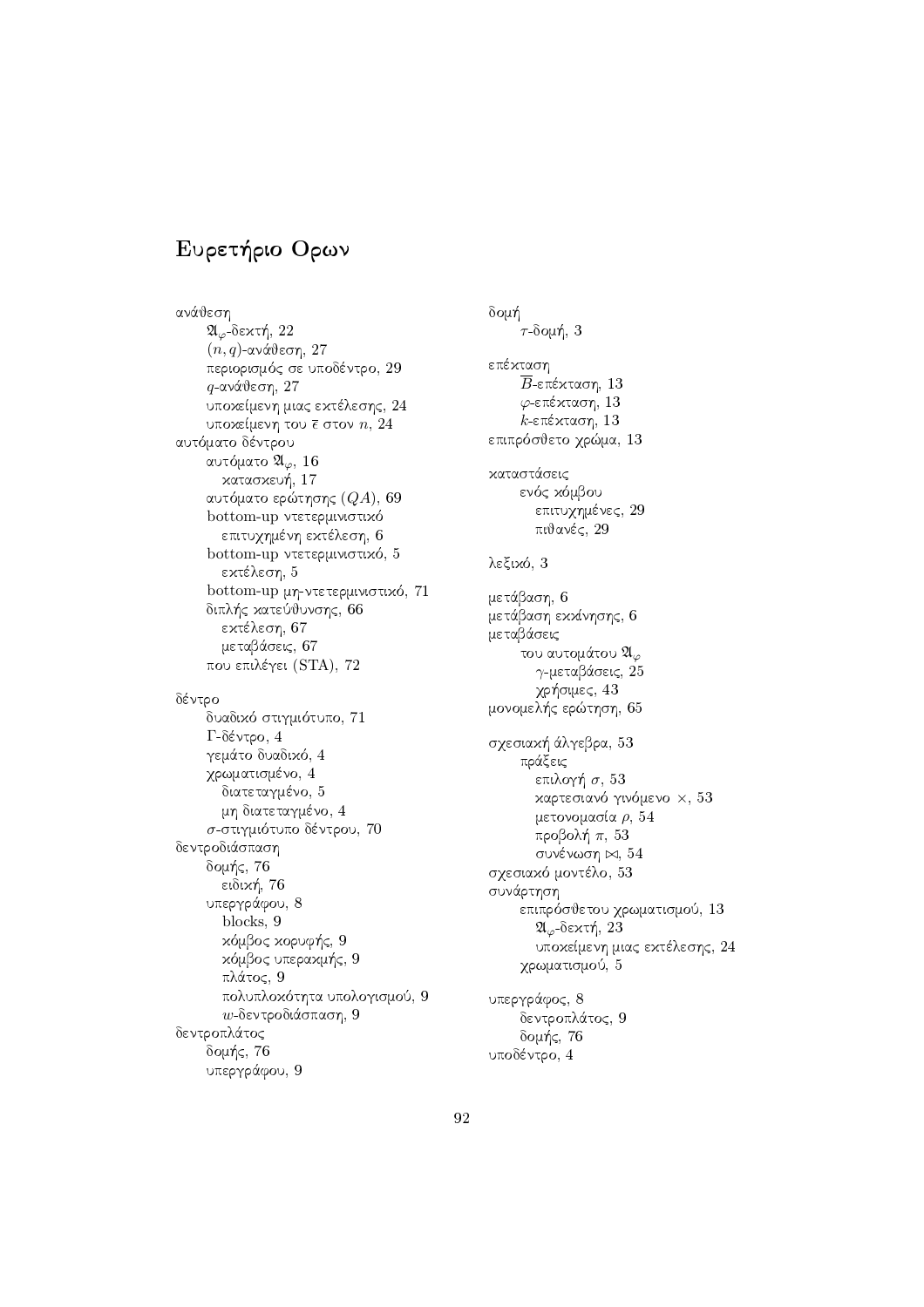# Ευρετήριο Ορων

ανάθεση
- $\mathfrak{A}_\varphi$-δεκτή, 22
- $(n, q)$-ανάθεση, 27
- περιορισμός σε υποδέντρο, 29
- $q$-ανάθεση, 27
- υποκείμενη μιας εκτέλεσης, 24
- υποκείμενη του $\overline{c}$ στον $n$, 24

αυτόματο δέντρου
- αυτόματο $\mathfrak{A}_\varphi$, 16
  - κατασκευή, 17
- αυτόματο ερώτησης $(QA)$, 69
- bottom-up ντετερμινιστικό
  - επιτυχημένη εκτέλεση, 6
- bottom-up ντετερμινιστικό, 5
  - εκτέλεση, 5
- bottom-up μη-ντετερμινιστικό, 71
- διπλής κατεύθυνσης, 66
  - εκτέλεση, 67
  - μεταβάσεις, 67
- που επιλέγει (STA), 72

δέντρο
- δυαδικό στιγμιότυπο, 71
- Γ-δέντρο, 4
- γεμάτο δυαδικό, 4
- χρωματισμένο, 4
  - διατεταγμένο, 5
  - μη διατεταγμένο, 4
- $\sigma$-στιγμιότυπο δέντρου, 70

δεντροδιάσπαση
- δομής, 76
  - ειδική, 76
- υπεργράφου, 8
  - blocks, 9
  - κόμβος κορυφής, 9
  - κόμβος υπερακμής, 9
  - πλάτος, 9
  - πολυπλοκότητα υπολογισμού, 9
  - $w$-δεντροδιάσπαση, 9

δεντροπλάτος
- δομής, 76
- υπεργράφου, 9

δομή
- $\tau$-δομή, 3

επέκταση
- $\overline{B}$-επέκταση, 13
- $\varphi$-επέκταση, 13
- $k$-επέκταση, 13

επιπρόσθετο χρώμα, 13

καταστάσεις
- ενός κόμβου
  - επιτυχημένες, 29
  - πιθανές, 29

λεξικό, 3

μετάβαση, 6

μετάβαση εκκίνησης, 6

μεταβάσεις
- του αυτομάτου $\mathfrak{A}_\varphi$
  - $\gamma$-μεταβάσεις, 25
  - χρήσιμες, 43

μονομελής ερώτηση, 65

σχεσιακή άλγεβρα, 53
- πράξεις
  - επιλογή $\sigma$, 53
  - καρτεσιανό γινόμενο $\times$, 53
  - μετονομασία $\rho$, 54
  - προβολή $\pi$, 53
  - συνένωση $\bowtie$, 54

σχεσιακό μοντέλο, 53

συνάρτηση
- επιπρόσθετου χρωματισμού, 13
  - $\mathfrak{A}_\varphi$-δεκτή, 23
  - υποκείμενη μιας εκτέλεσης, 24
- χρωματισμού, 5

υπεργράφος, 8
- δεντροπλάτος, 9
- δομής, 76

υποδέντρο, 4